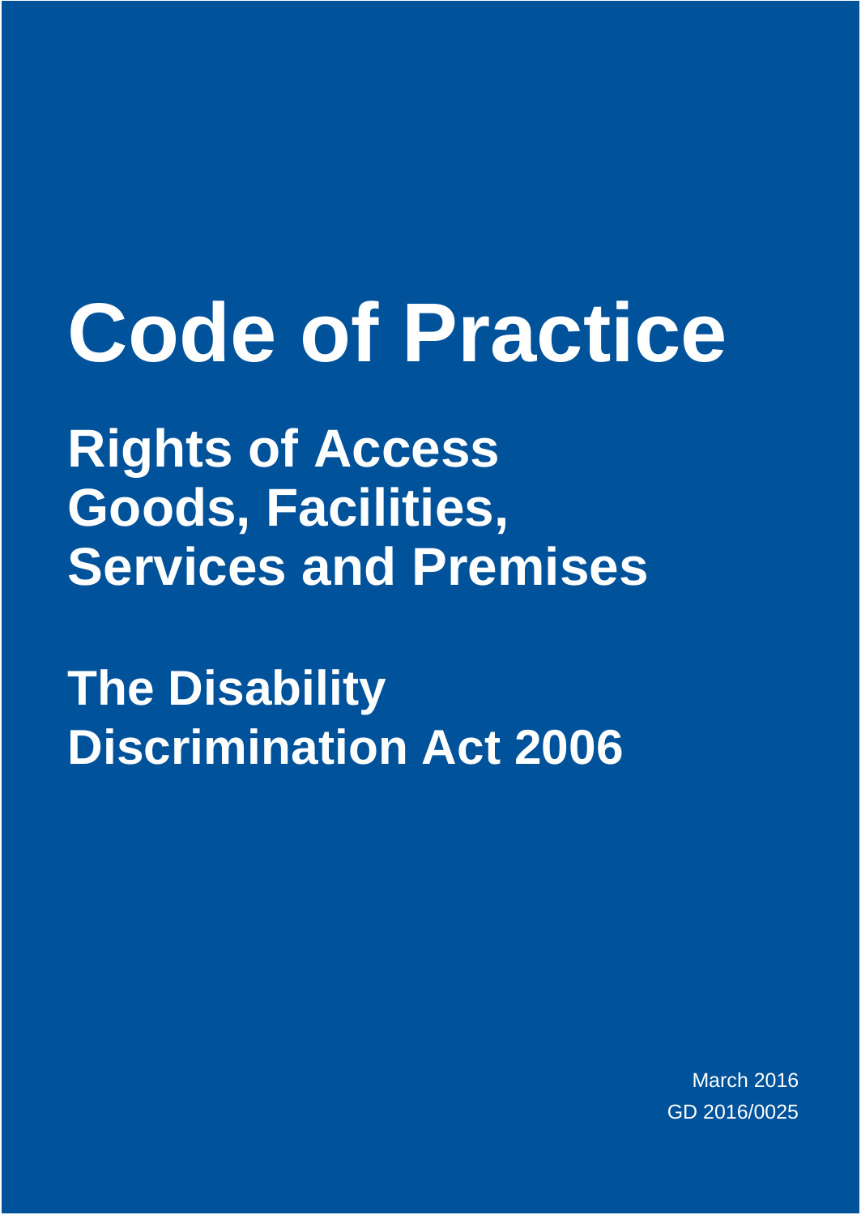# Code of Practice

## Rights of Access
## Goods, Facilities, Services and Premises

## The Disability Discrimination Act 2006

March 2016
GD 2016/0025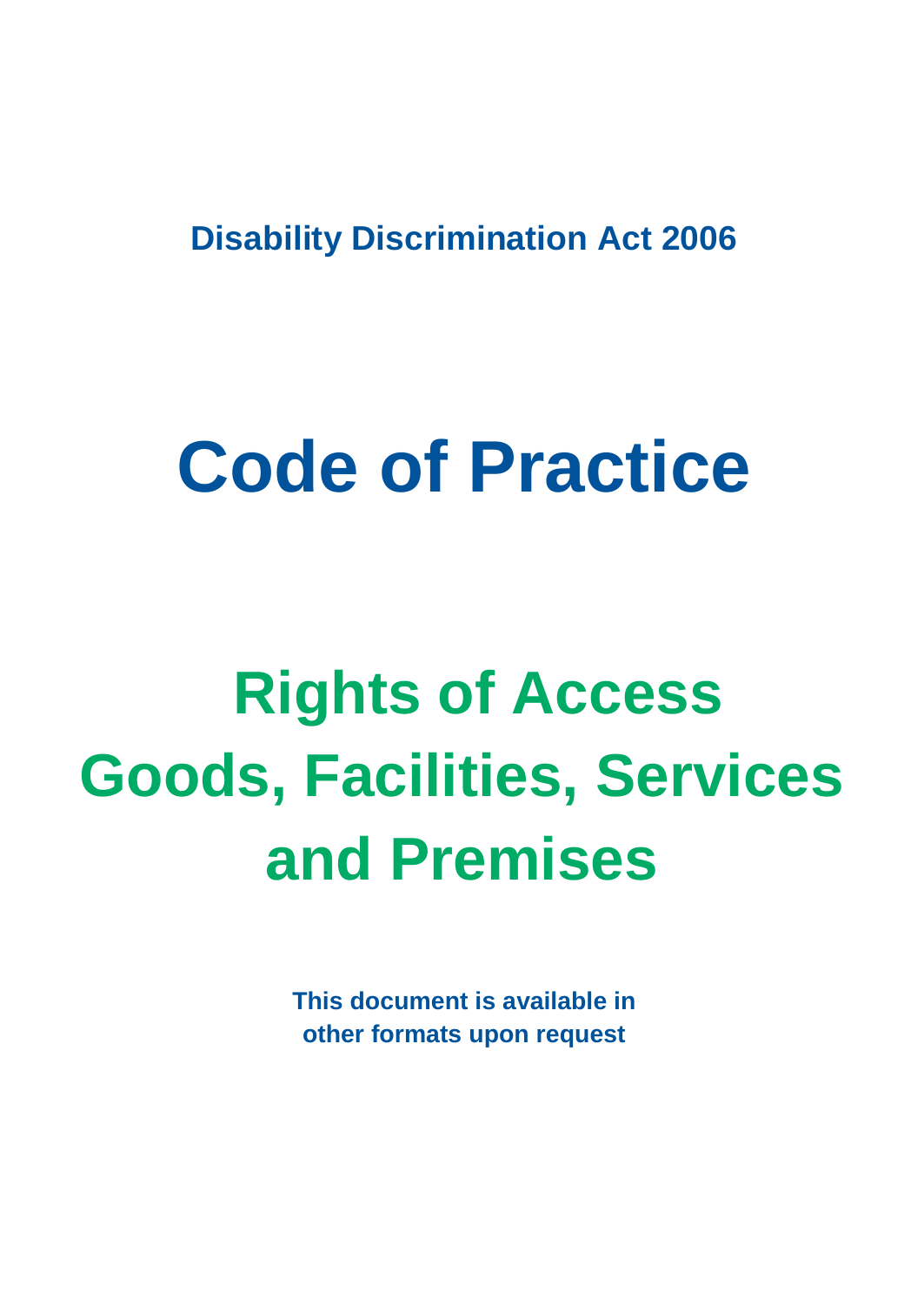**Disability Discrimination Act 2006**

# Code of Practice

## Rights of Access Goods, Facilities, Services and Premises

**This document is available in other formats upon request**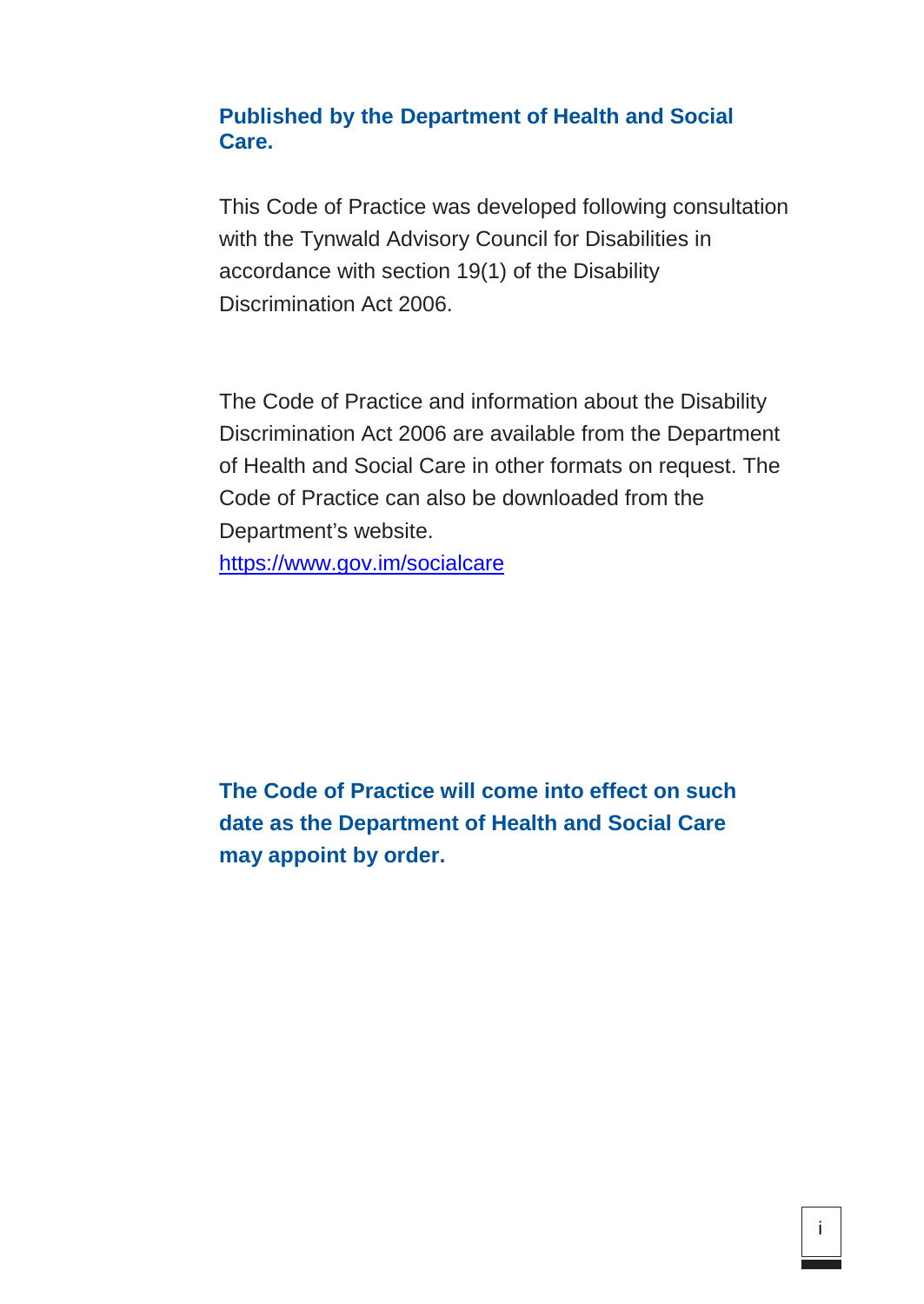**Published by the Department of Health and Social Care.**

This Code of Practice was developed following consultation with the Tynwald Advisory Council for Disabilities in accordance with section 19(1) of the Disability Discrimination Act 2006.

The Code of Practice and information about the Disability Discrimination Act 2006 are available from the Department of Health and Social Care in other formats on request. The Code of Practice can also be downloaded from the Department's website.
[https://www.gov.im/socialcare](https://www.gov.im/socialcare)

**The Code of Practice will come into effect on such date as the Department of Health and Social Care may appoint by order.**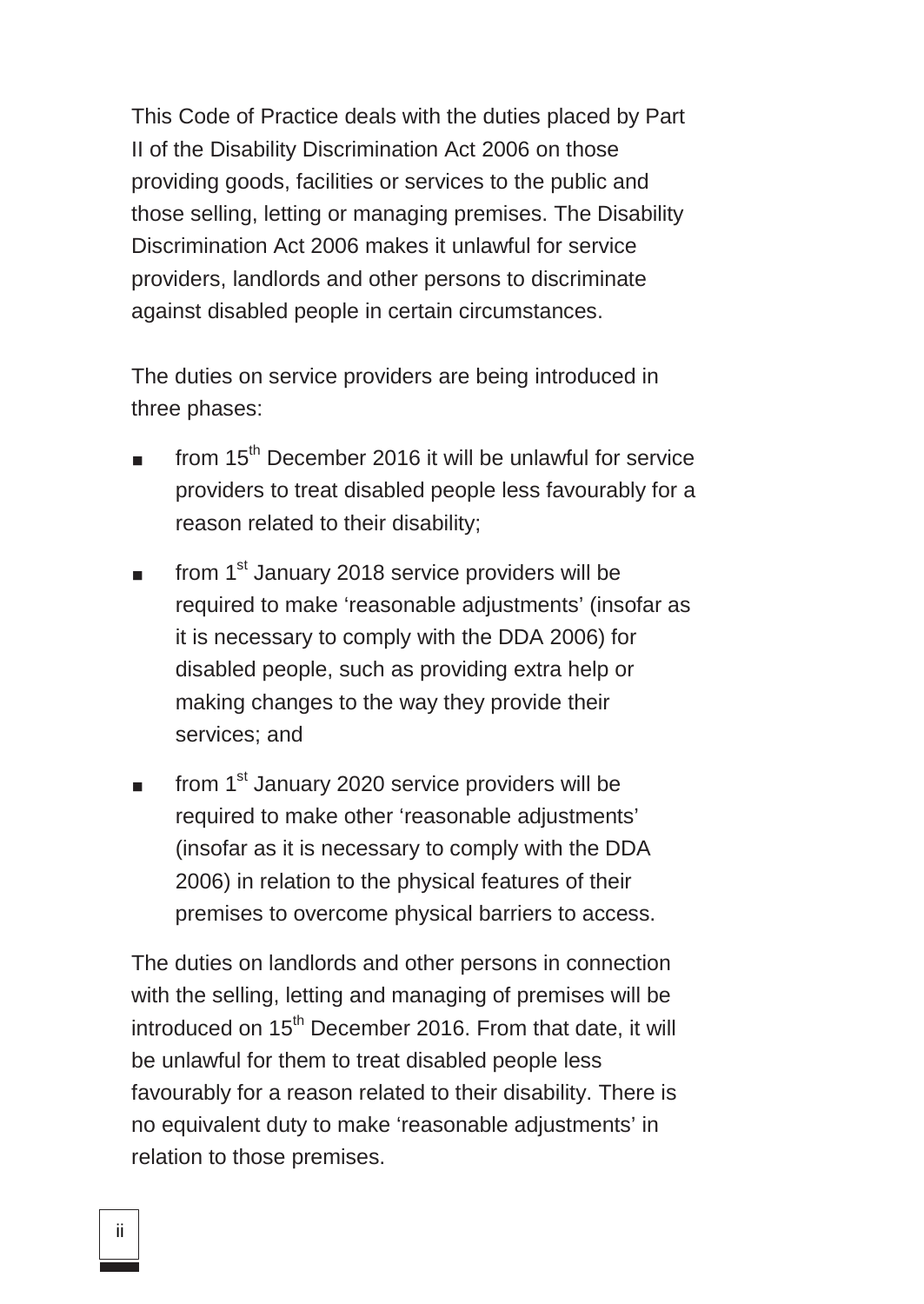This Code of Practice deals with the duties placed by Part II of the Disability Discrimination Act 2006 on those providing goods, facilities or services to the public and those selling, letting or managing premises. The Disability Discrimination Act 2006 makes it unlawful for service providers, landlords and other persons to discriminate against disabled people in certain circumstances.

The duties on service providers are being introduced in three phases:

- from 15th December 2016 it will be unlawful for service providers to treat disabled people less favourably for a reason related to their disability;
- from 1st January 2018 service providers will be required to make 'reasonable adjustments' (insofar as it is necessary to comply with the DDA 2006) for disabled people, such as providing extra help or making changes to the way they provide their services; and
- from 1st January 2020 service providers will be required to make other 'reasonable adjustments' (insofar as it is necessary to comply with the DDA 2006) in relation to the physical features of their premises to overcome physical barriers to access.

The duties on landlords and other persons in connection with the selling, letting and managing of premises will be introduced on 15th December 2016. From that date, it will be unlawful for them to treat disabled people less favourably for a reason related to their disability. There is no equivalent duty to make 'reasonable adjustments' in relation to those premises.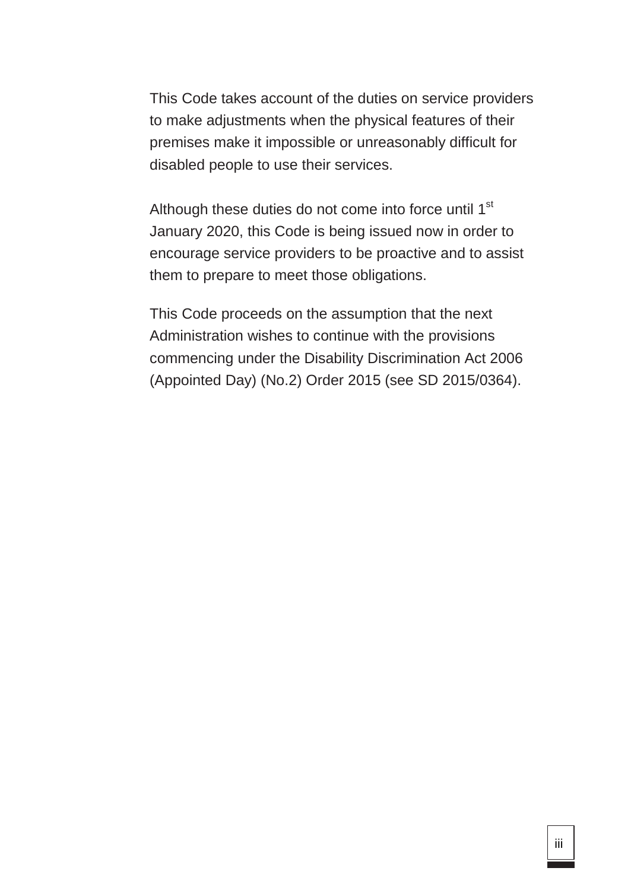This Code takes account of the duties on service providers to make adjustments when the physical features of their premises make it impossible or unreasonably difficult for disabled people to use their services.

Although these duties do not come into force until 1st January 2020, this Code is being issued now in order to encourage service providers to be proactive and to assist them to prepare to meet those obligations.

This Code proceeds on the assumption that the next Administration wishes to continue with the provisions commencing under the Disability Discrimination Act 2006 (Appointed Day) (No.2) Order 2015 (see SD 2015/0364).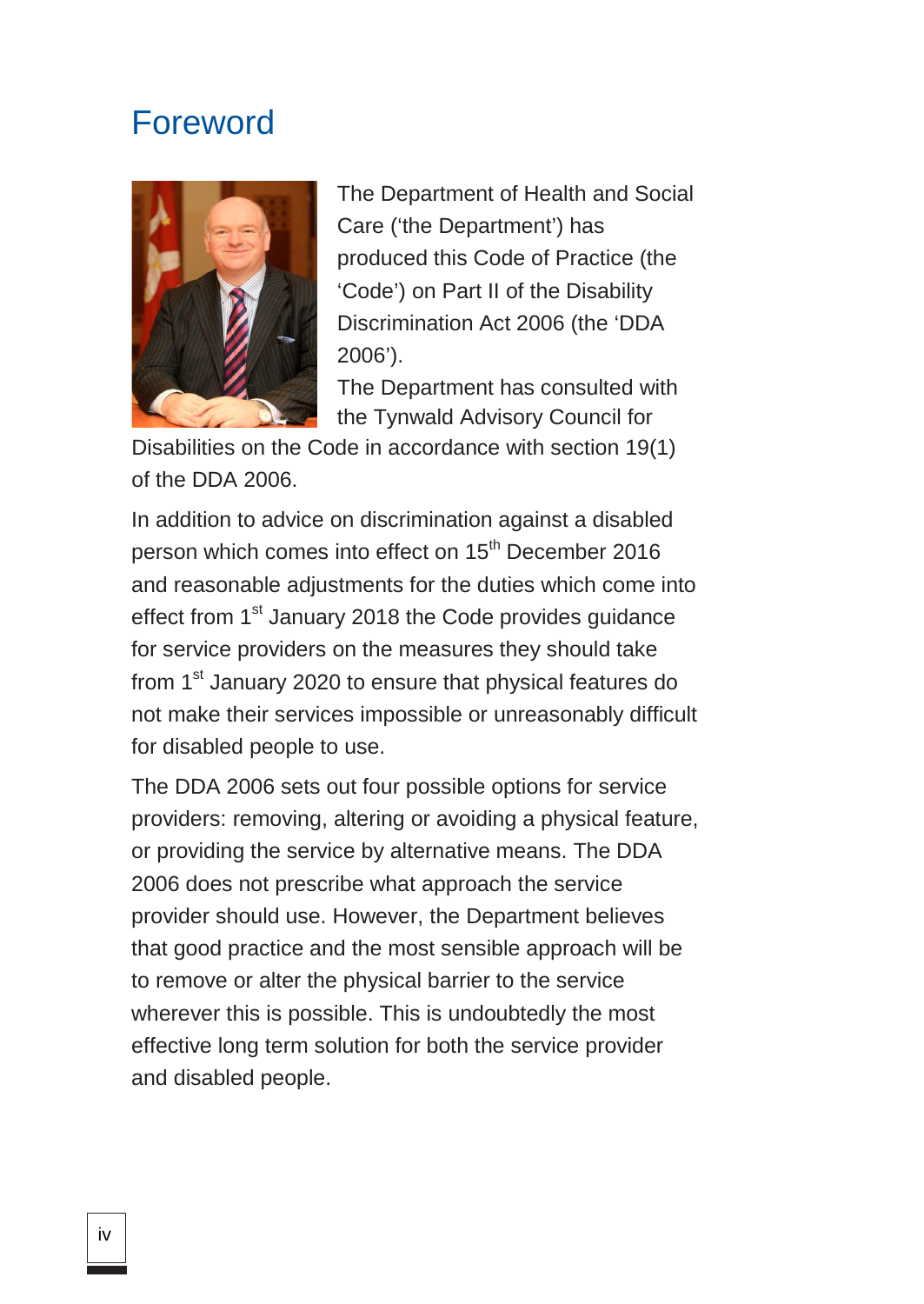# Foreword

The Department of Health and Social Care ('the Department') has produced this Code of Practice (the 'Code') on Part II of the Disability Discrimination Act 2006 (the 'DDA 2006').

The Department has consulted with the Tynwald Advisory Council for Disabilities on the Code in accordance with section 19(1) of the DDA 2006.

In addition to advice on discrimination against a disabled person which comes into effect on 15th December 2016 and reasonable adjustments for the duties which come into effect from 1st January 2018 the Code provides guidance for service providers on the measures they should take from 1st January 2020 to ensure that physical features do not make their services impossible or unreasonably difficult for disabled people to use.

The DDA 2006 sets out four possible options for service providers: removing, altering or avoiding a physical feature, or providing the service by alternative means. The DDA 2006 does not prescribe what approach the service provider should use. However, the Department believes that good practice and the most sensible approach will be to remove or alter the physical barrier to the service wherever this is possible. This is undoubtedly the most effective long term solution for both the service provider and disabled people.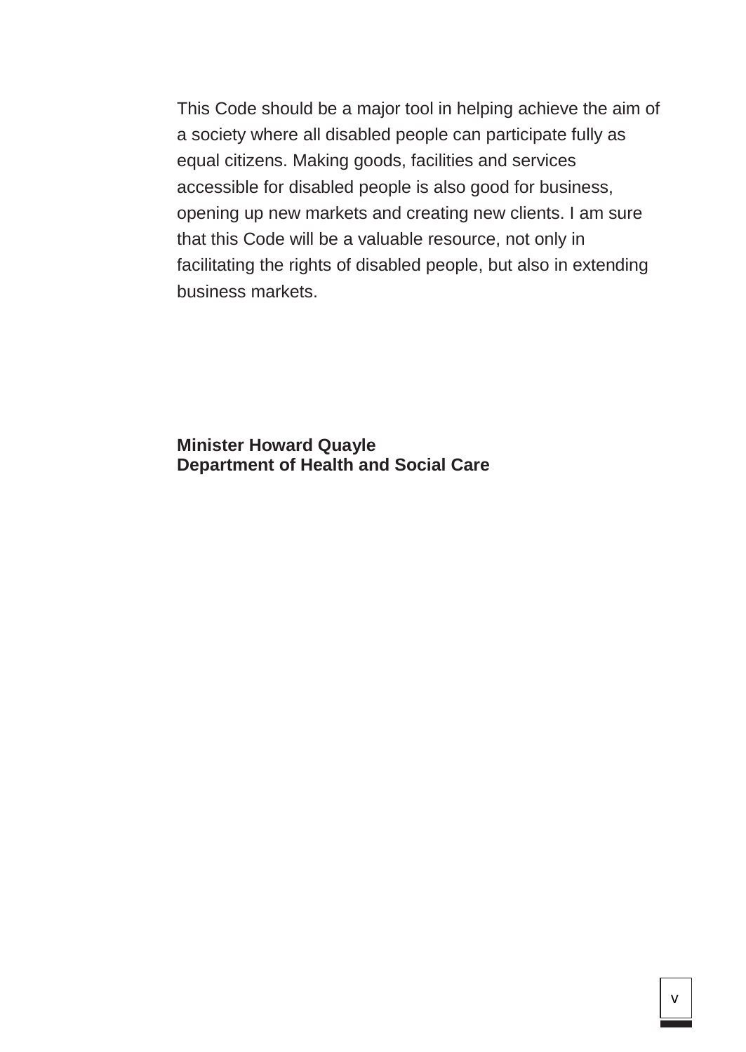This Code should be a major tool in helping achieve the aim of a society where all disabled people can participate fully as equal citizens. Making goods, facilities and services accessible for disabled people is also good for business, opening up new markets and creating new clients. I am sure that this Code will be a valuable resource, not only in facilitating the rights of disabled people, but also in extending business markets.

**Minister Howard Quayle**
**Department of Health and Social Care**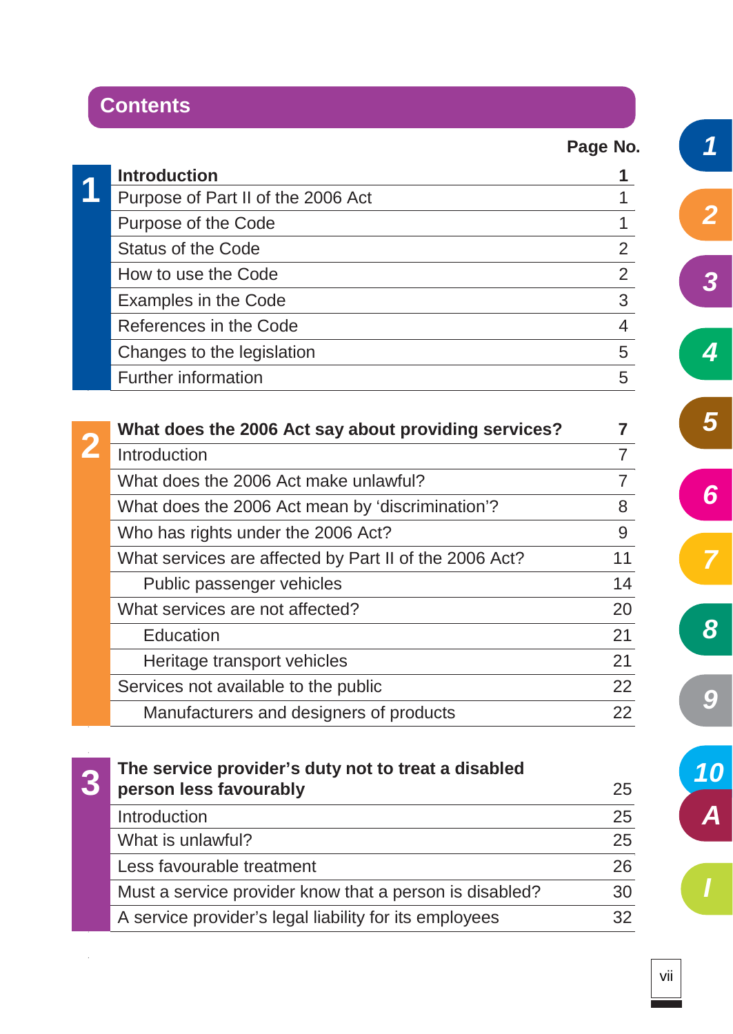# Contents

| | | Page No. |
|---|---|---|
| 1 | **Introduction** | **1** |
| | Purpose of Part II of the 2006 Act | 1 |
| | Purpose of the Code | 1 |
| | Status of the Code | 2 |
| | How to use the Code | 2 |
| | Examples in the Code | 3 |
| | References in the Code | 4 |
| | Changes to the legislation | 5 |
| | Further information | 5 |
| 2 | **What does the 2006 Act say about providing services?** | **7** |
| | Introduction | 7 |
| | What does the 2006 Act make unlawful? | 7 |
| | What does the 2006 Act mean by 'discrimination'? | 8 |
| | Who has rights under the 2006 Act? | 9 |
| | What services are affected by Part II of the 2006 Act? | 11 |
| | Public passenger vehicles | 14 |
| | What services are not affected? | 20 |
| | Education | 21 |
| | Heritage transport vehicles | 21 |
| | Services not available to the public | 22 |
| | Manufacturers and designers of products | 22 |
| 3 | **The service provider's duty not to treat a disabled person less favourably** | 25 |
| | Introduction | 25 |
| | What is unlawful? | 25 |
| | Less favourable treatment | 26 |
| | Must a service provider know that a person is disabled? | 30 |
| | A service provider's legal liability for its employees | 32 |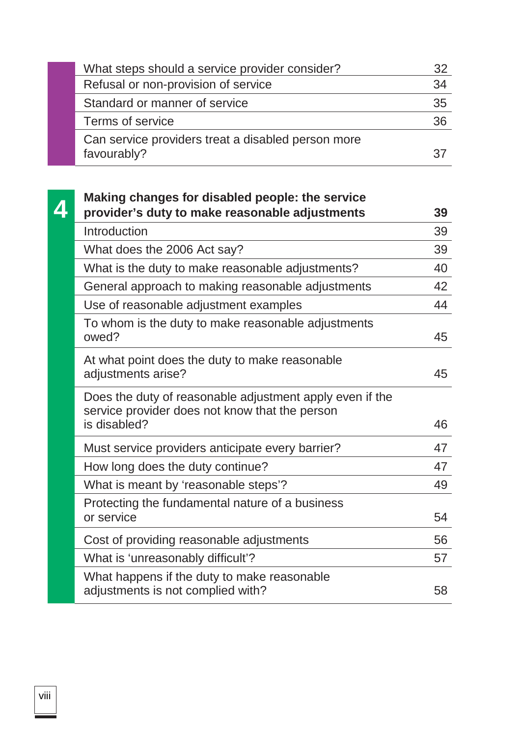| | |
|---|---|
| What steps should a service provider consider? | 32 |
| Refusal or non-provision of service | 34 |
| Standard or manner of service | 35 |
| Terms of service | 36 |
| Can service providers treat a disabled person more favourably? | 37 |

| 4 | **Making changes for disabled people: the service provider's duty to make reasonable adjustments** | **39** |
|---|---|---|
| | Introduction | 39 |
| | What does the 2006 Act say? | 39 |
| | What is the duty to make reasonable adjustments? | 40 |
| | General approach to making reasonable adjustments | 42 |
| | Use of reasonable adjustment examples | 44 |
| | To whom is the duty to make reasonable adjustments owed? | 45 |
| | At what point does the duty to make reasonable adjustments arise? | 45 |
| | Does the duty of reasonable adjustment apply even if the service provider does not know that the person is disabled? | 46 |
| | Must service providers anticipate every barrier? | 47 |
| | How long does the duty continue? | 47 |
| | What is meant by 'reasonable steps'? | 49 |
| | Protecting the fundamental nature of a business or service | 54 |
| | Cost of providing reasonable adjustments | 56 |
| | What is 'unreasonably difficult'? | 57 |
| | What happens if the duty to make reasonable adjustments is not complied with? | 58 |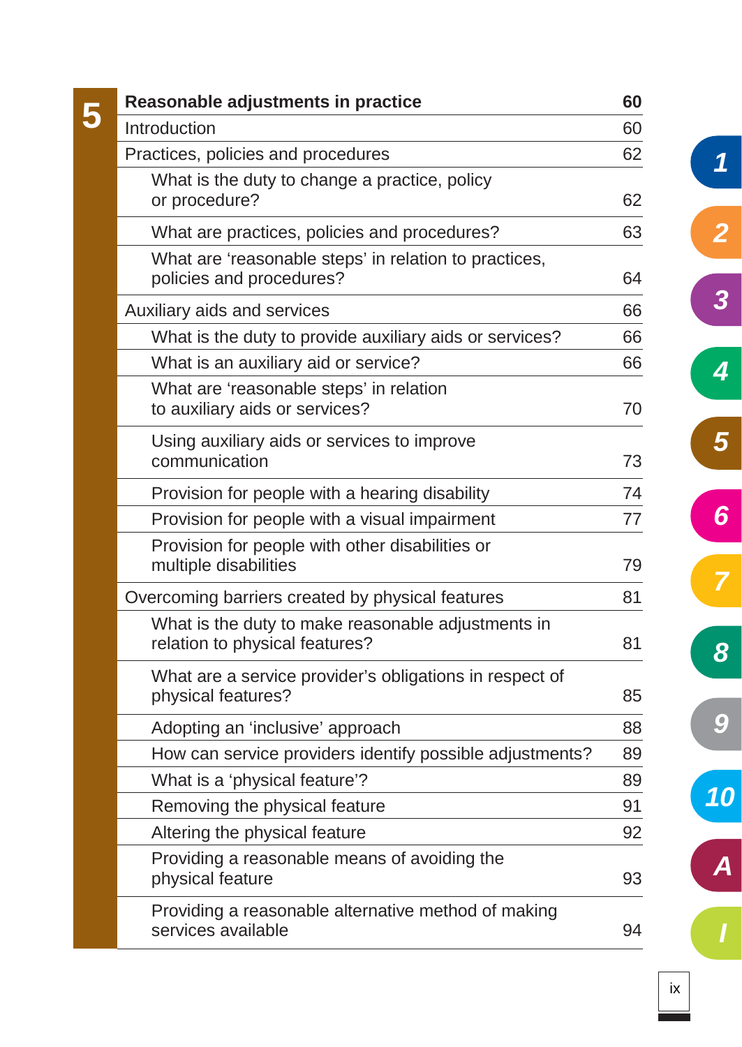| 5 | Reasonable adjustments in practice | 60 |
|---|---|---|
| | Introduction | 60 |
| | Practices, policies and procedures | 62 |
| | What is the duty to change a practice, policy or procedure? | 62 |
| | What are practices, policies and procedures? | 63 |
| | What are ‘reasonable steps’ in relation to practices, policies and procedures? | 64 |
| | Auxiliary aids and services | 66 |
| | What is the duty to provide auxiliary aids or services? | 66 |
| | What is an auxiliary aid or service? | 66 |
| | What are ‘reasonable steps’ in relation to auxiliary aids or services? | 70 |
| | Using auxiliary aids or services to improve communication | 73 |
| | Provision for people with a hearing disability | 74 |
| | Provision for people with a visual impairment | 77 |
| | Provision for people with other disabilities or multiple disabilities | 79 |
| | Overcoming barriers created by physical features | 81 |
| | What is the duty to make reasonable adjustments in relation to physical features? | 81 |
| | What are a service provider’s obligations in respect of physical features? | 85 |
| | Adopting an ‘inclusive’ approach | 88 |
| | How can service providers identify possible adjustments? | 89 |
| | What is a ‘physical feature’? | 89 |
| | Removing the physical feature | 91 |
| | Altering the physical feature | 92 |
| | Providing a reasonable means of avoiding the physical feature | 93 |
| | Providing a reasonable alternative method of making services available | 94 |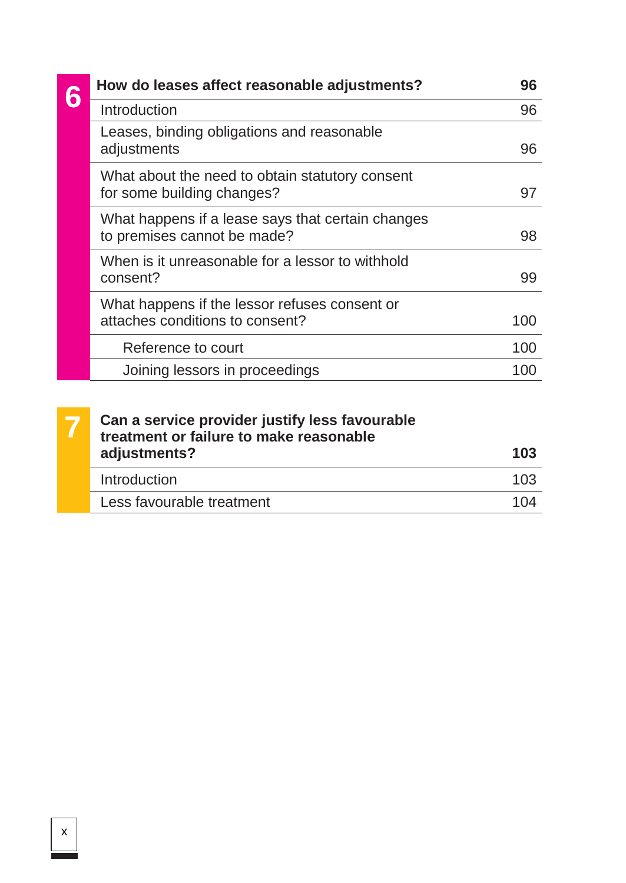| 6 | How do leases affect reasonable adjustments? | 96 |
|---|---|---|
| | Introduction | 96 |
| | Leases, binding obligations and reasonable adjustments | 96 |
| | What about the need to obtain statutory consent for some building changes? | 97 |
| | What happens if a lease says that certain changes to premises cannot be made? | 98 |
| | When is it unreasonable for a lessor to withhold consent? | 99 |
| | What happens if the lessor refuses consent or attaches conditions to consent? | 100 |
| | Reference to court | 100 |
| | Joining lessors in proceedings | 100 |

| 7 | Can a service provider justify less favourable treatment or failure to make reasonable adjustments? | 103 |
|---|---|---|
| | Introduction | 103 |
| | Less favourable treatment | 104 |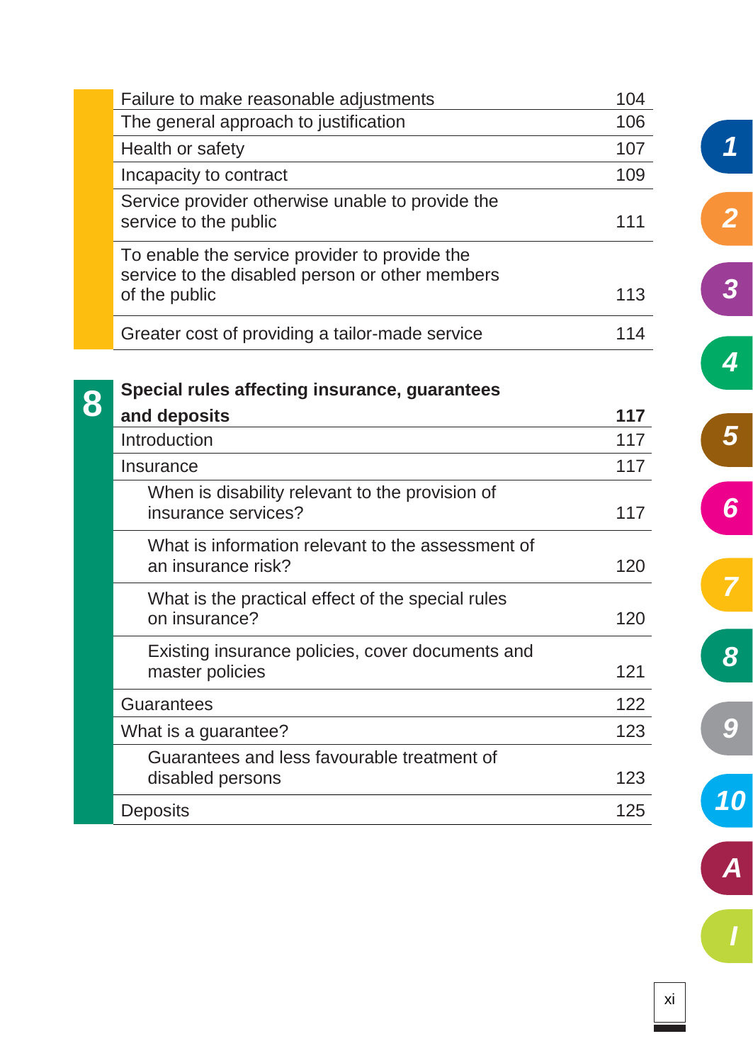| | |
|---|---|
| Failure to make reasonable adjustments | 104 |
| The general approach to justification | 106 |
| Health or safety | 107 |
| Incapacity to contract | 109 |
| Service provider otherwise unable to provide the service to the public | 111 |
| To enable the service provider to provide the service to the disabled person or other members of the public | 113 |
| Greater cost of providing a tailor-made service | 114 |

## 8 Special rules affecting insurance, guarantees and deposits — 117

| | |
|---|---|
| Introduction | 117 |
| Insurance | 117 |
| When is disability relevant to the provision of insurance services? | 117 |
| What is information relevant to the assessment of an insurance risk? | 120 |
| What is the practical effect of the special rules on insurance? | 120 |
| Existing insurance policies, cover documents and master policies | 121 |
| Guarantees | 122 |
| What is a guarantee? | 123 |
| Guarantees and less favourable treatment of disabled persons | 123 |
| Deposits | 125 |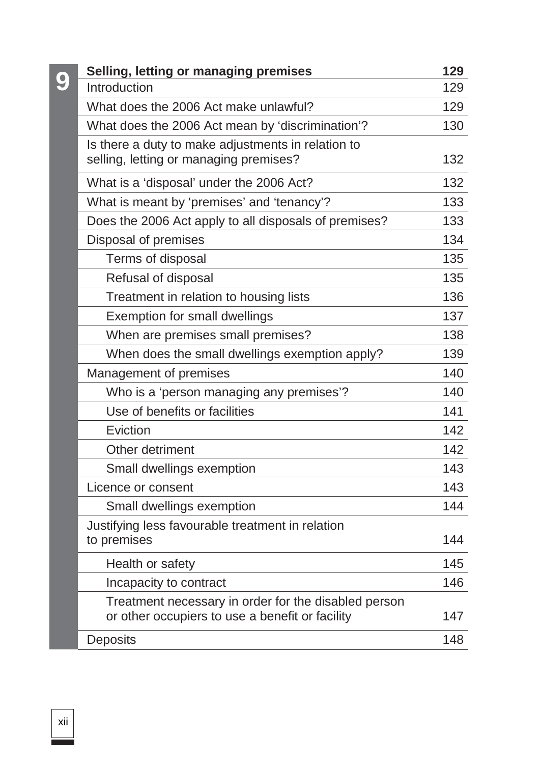| 9 | **Selling, letting or managing premises** | **129** |
|---|---|---|
| | Introduction | 129 |
| | What does the 2006 Act make unlawful? | 129 |
| | What does the 2006 Act mean by 'discrimination'? | 130 |
| | Is there a duty to make adjustments in relation to selling, letting or managing premises? | 132 |
| | What is a 'disposal' under the 2006 Act? | 132 |
| | What is meant by 'premises' and 'tenancy'? | 133 |
| | Does the 2006 Act apply to all disposals of premises? | 133 |
| | Disposal of premises | 134 |
| | Terms of disposal | 135 |
| | Refusal of disposal | 135 |
| | Treatment in relation to housing lists | 136 |
| | Exemption for small dwellings | 137 |
| | When are premises small premises? | 138 |
| | When does the small dwellings exemption apply? | 139 |
| | Management of premises | 140 |
| | Who is a 'person managing any premises'? | 140 |
| | Use of benefits or facilities | 141 |
| | Eviction | 142 |
| | Other detriment | 142 |
| | Small dwellings exemption | 143 |
| | Licence or consent | 143 |
| | Small dwellings exemption | 144 |
| | Justifying less favourable treatment in relation to premises | 144 |
| | Health or safety | 145 |
| | Incapacity to contract | 146 |
| | Treatment necessary in order for the disabled person or other occupiers to use a benefit or facility | 147 |
| | Deposits | 148 |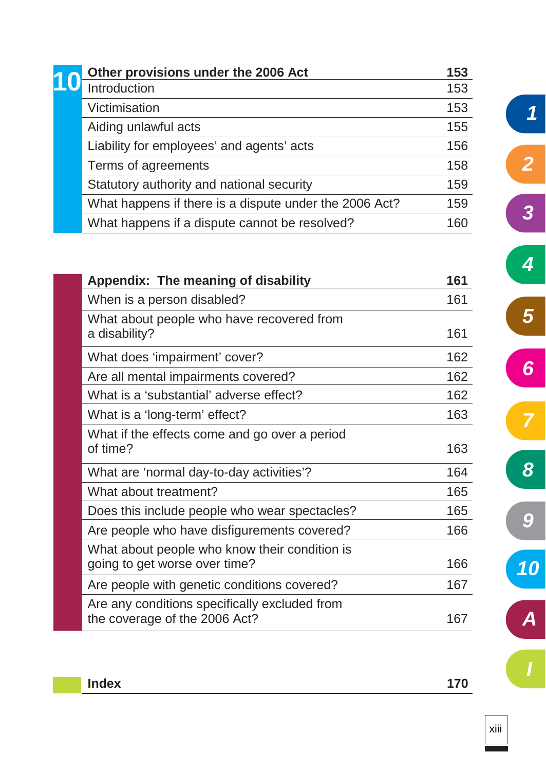| 10 | Other provisions under the 2006 Act | 153 |
|---|---|---|
| | Introduction | 153 |
| | Victimisation | 153 |
| | Aiding unlawful acts | 155 |
| | Liability for employees' and agents' acts | 156 |
| | Terms of agreements | 158 |
| | Statutory authority and national security | 159 |
| | What happens if there is a dispute under the 2006 Act? | 159 |
| | What happens if a dispute cannot be resolved? | 160 |

| **Appendix: The meaning of disability** | **161** |
|---|---|
| When is a person disabled? | 161 |
| What about people who have recovered from a disability? | 161 |
| What does 'impairment' cover? | 162 |
| Are all mental impairments covered? | 162 |
| What is a 'substantial' adverse effect? | 162 |
| What is a 'long-term' effect? | 163 |
| What if the effects come and go over a period of time? | 163 |
| What are 'normal day-to-day activities'? | 164 |
| What about treatment? | 165 |
| Does this include people who wear spectacles? | 165 |
| Are people who have disfigurements covered? | 166 |
| What about people who know their condition is going to get worse over time? | 166 |
| Are people with genetic conditions covered? | 167 |
| Are any conditions specifically excluded from the coverage of the 2006 Act? | 167 |

| **Index** | **170** |
|---|---|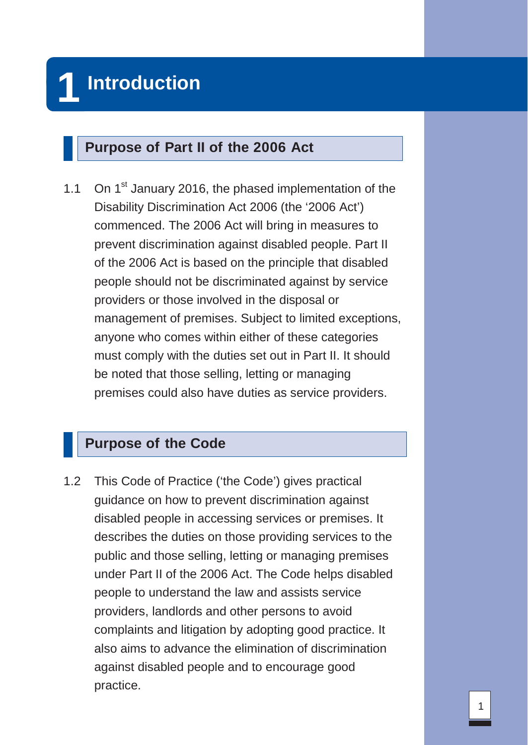# 1 Introduction

## Purpose of Part II of the 2006 Act

1.1 On 1st January 2016, the phased implementation of the Disability Discrimination Act 2006 (the '2006 Act') commenced. The 2006 Act will bring in measures to prevent discrimination against disabled people. Part II of the 2006 Act is based on the principle that disabled people should not be discriminated against by service providers or those involved in the disposal or management of premises. Subject to limited exceptions, anyone who comes within either of these categories must comply with the duties set out in Part II. It should be noted that those selling, letting or managing premises could also have duties as service providers.

## Purpose of the Code

1.2 This Code of Practice ('the Code') gives practical guidance on how to prevent discrimination against disabled people in accessing services or premises. It describes the duties on those providing services to the public and those selling, letting or managing premises under Part II of the 2006 Act. The Code helps disabled people to understand the law and assists service providers, landlords and other persons to avoid complaints and litigation by adopting good practice. It also aims to advance the elimination of discrimination against disabled people and to encourage good practice.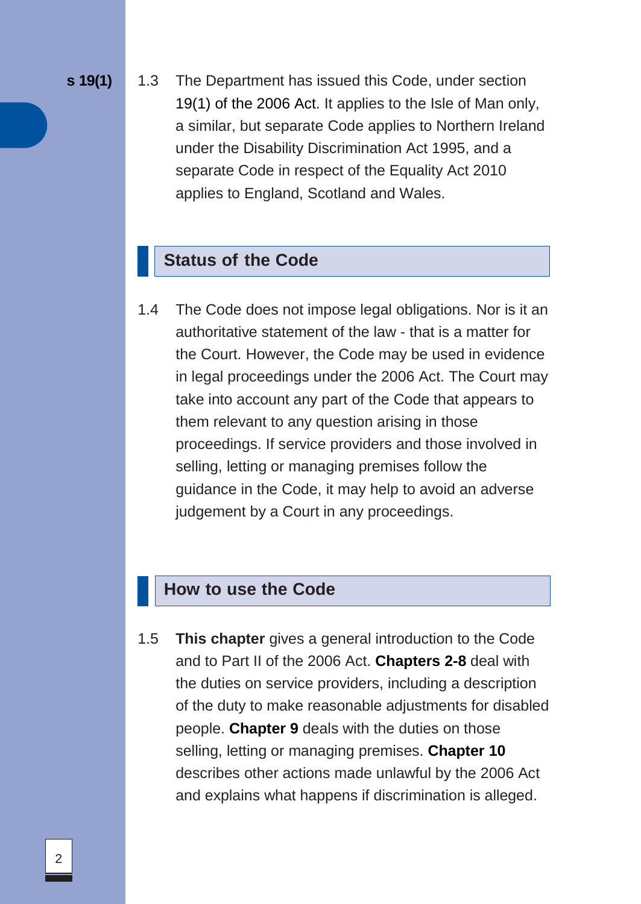s 19(1)

1.3 The Department has issued this Code, under section 19(1) of the 2006 Act. It applies to the Isle of Man only, a similar, but separate Code applies to Northern Ireland under the Disability Discrimination Act 1995, and a separate Code in respect of the Equality Act 2010 applies to England, Scotland and Wales.

## Status of the Code

1.4 The Code does not impose legal obligations. Nor is it an authoritative statement of the law - that is a matter for the Court. However, the Code may be used in evidence in legal proceedings under the 2006 Act. The Court may take into account any part of the Code that appears to them relevant to any question arising in those proceedings. If service providers and those involved in selling, letting or managing premises follow the guidance in the Code, it may help to avoid an adverse judgement by a Court in any proceedings.

## How to use the Code

1.5 **This chapter** gives a general introduction to the Code and to Part II of the 2006 Act. **Chapters 2-8** deal with the duties on service providers, including a description of the duty to make reasonable adjustments for disabled people. **Chapter 9** deals with the duties on those selling, letting or managing premises. **Chapter 10** describes other actions made unlawful by the 2006 Act and explains what happens if discrimination is alleged.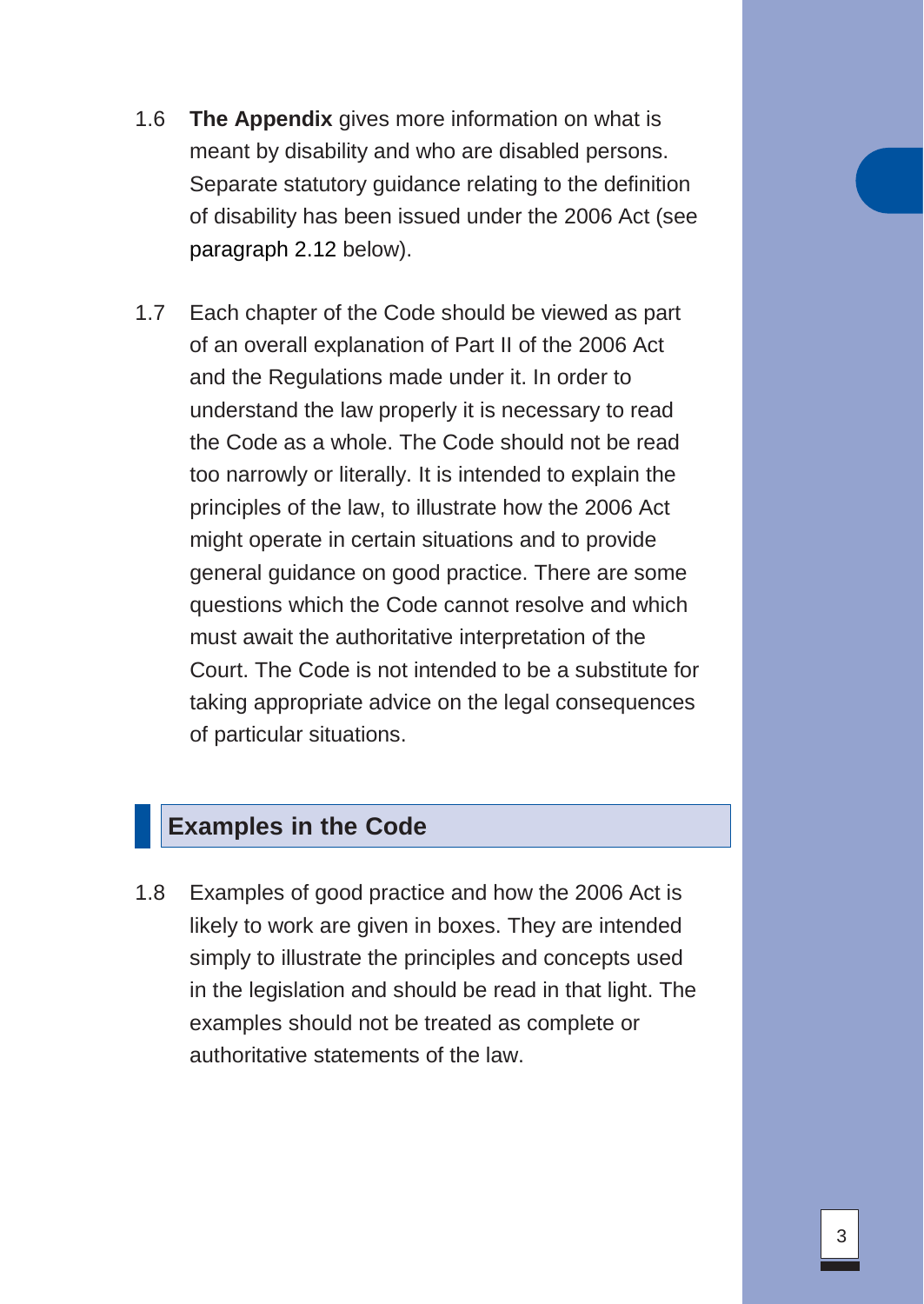1.6 **The Appendix** gives more information on what is meant by disability and who are disabled persons. Separate statutory guidance relating to the definition of disability has been issued under the 2006 Act (see paragraph 2.12 below).

1.7 Each chapter of the Code should be viewed as part of an overall explanation of Part II of the 2006 Act and the Regulations made under it. In order to understand the law properly it is necessary to read the Code as a whole. The Code should not be read too narrowly or literally. It is intended to explain the principles of the law, to illustrate how the 2006 Act might operate in certain situations and to provide general guidance on good practice. There are some questions which the Code cannot resolve and which must await the authoritative interpretation of the Court. The Code is not intended to be a substitute for taking appropriate advice on the legal consequences of particular situations.

## Examples in the Code

1.8 Examples of good practice and how the 2006 Act is likely to work are given in boxes. They are intended simply to illustrate the principles and concepts used in the legislation and should be read in that light. The examples should not be treated as complete or authoritative statements of the law.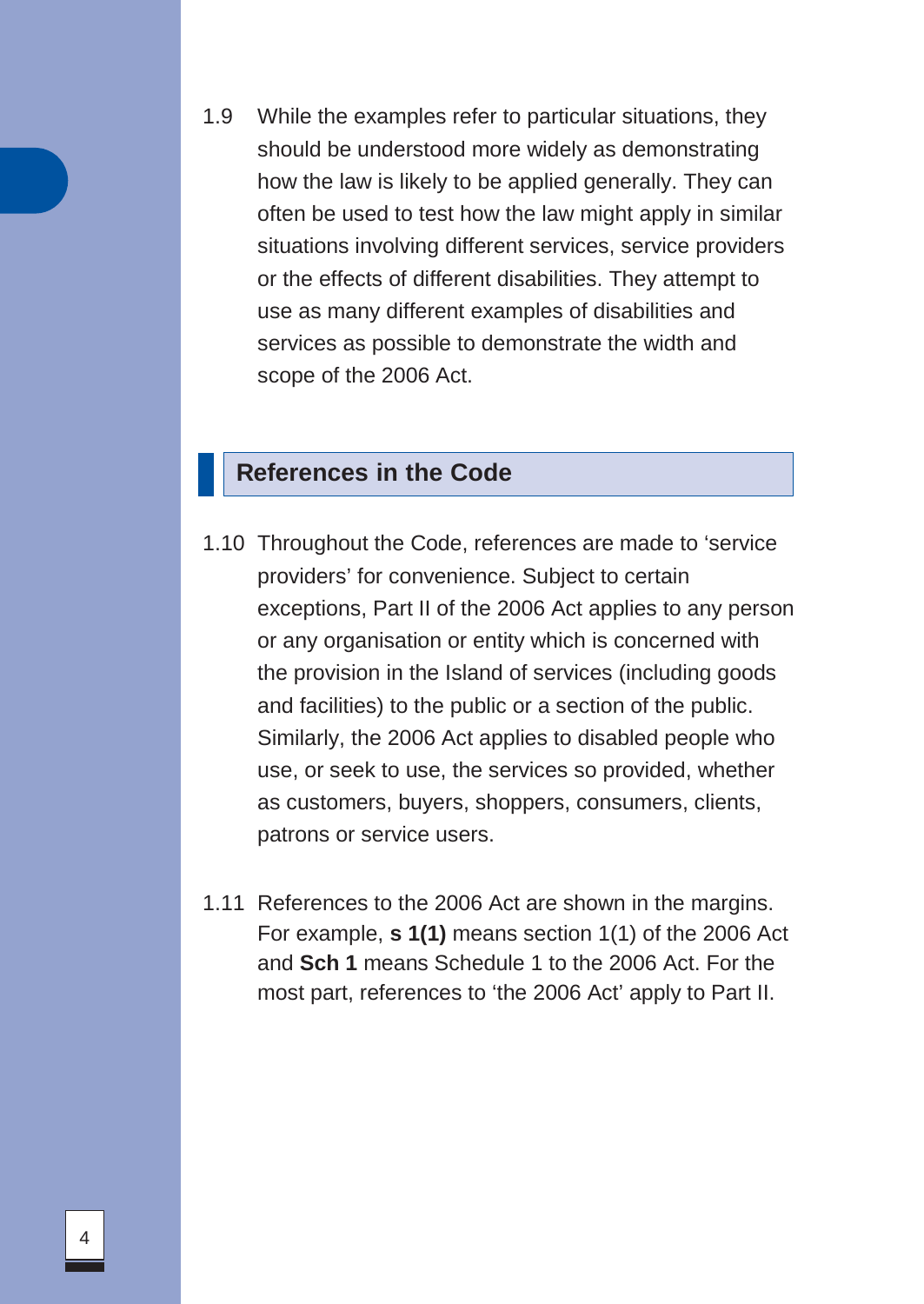1.9 While the examples refer to particular situations, they should be understood more widely as demonstrating how the law is likely to be applied generally. They can often be used to test how the law might apply in similar situations involving different services, service providers or the effects of different disabilities. They attempt to use as many different examples of disabilities and services as possible to demonstrate the width and scope of the 2006 Act.

## References in the Code

1.10 Throughout the Code, references are made to 'service providers' for convenience. Subject to certain exceptions, Part II of the 2006 Act applies to any person or any organisation or entity which is concerned with the provision in the Island of services (including goods and facilities) to the public or a section of the public. Similarly, the 2006 Act applies to disabled people who use, or seek to use, the services so provided, whether as customers, buyers, shoppers, consumers, clients, patrons or service users.

1.11 References to the 2006 Act are shown in the margins. For example, **s 1(1)** means section 1(1) of the 2006 Act and **Sch 1** means Schedule 1 to the 2006 Act. For the most part, references to 'the 2006 Act' apply to Part II.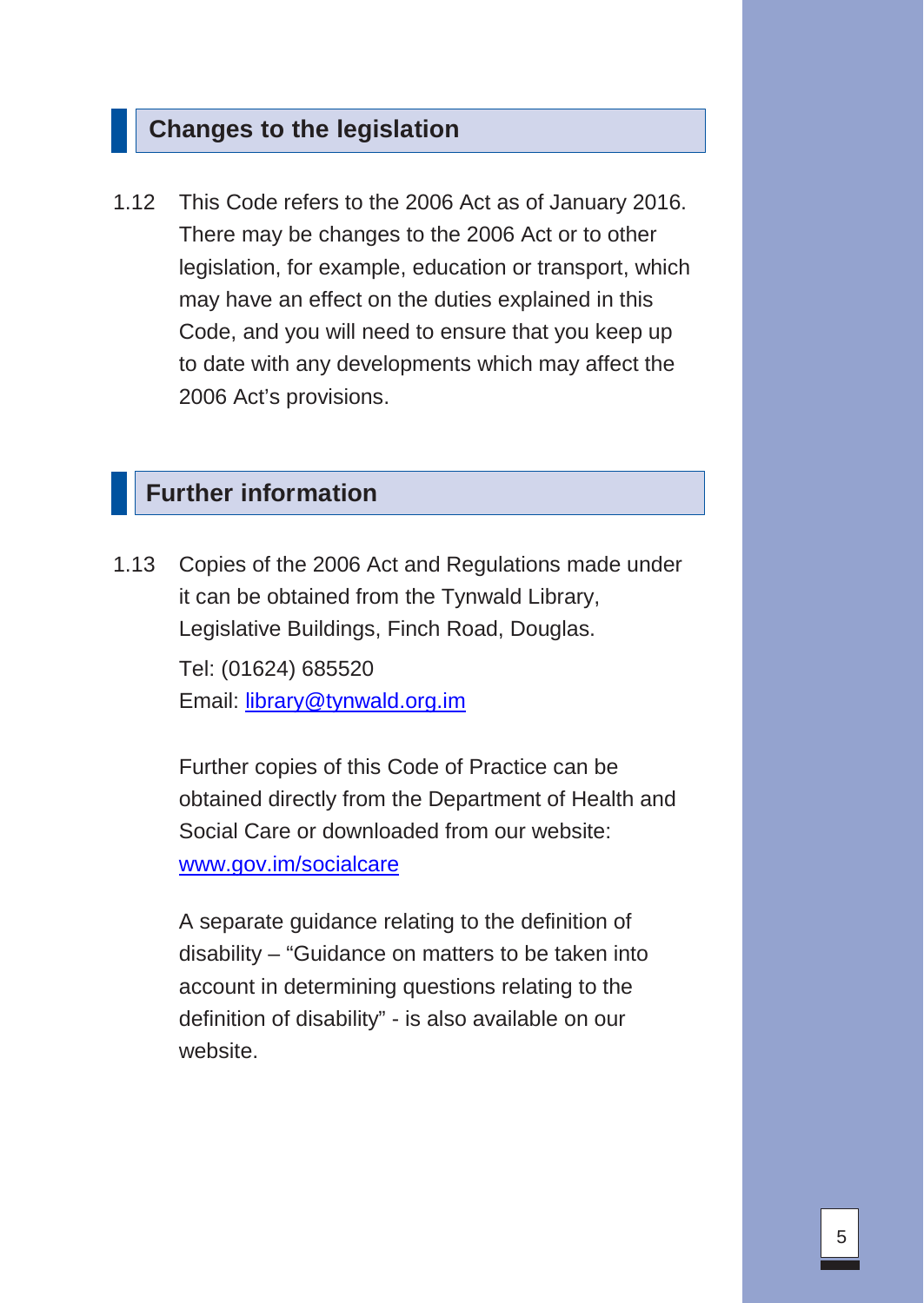## Changes to the legislation

1.12 This Code refers to the 2006 Act as of January 2016. There may be changes to the 2006 Act or to other legislation, for example, education or transport, which may have an effect on the duties explained in this Code, and you will need to ensure that you keep up to date with any developments which may affect the 2006 Act's provisions.

## Further information

1.13 Copies of the 2006 Act and Regulations made under it can be obtained from the Tynwald Library, Legislative Buildings, Finch Road, Douglas.

Tel: (01624) 685520
Email: library@tynwald.org.im

Further copies of this Code of Practice can be obtained directly from the Department of Health and Social Care or downloaded from our website: www.gov.im/socialcare

A separate guidance relating to the definition of disability – "Guidance on matters to be taken into account in determining questions relating to the definition of disability" - is also available on our website.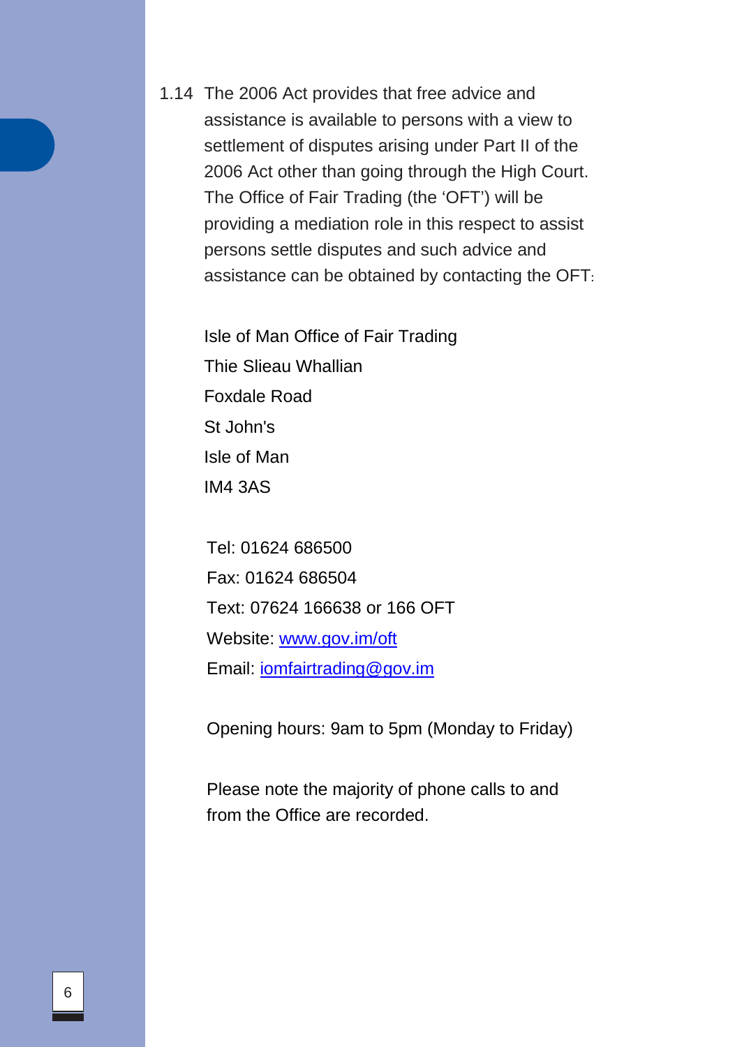1.14 The 2006 Act provides that free advice and assistance is available to persons with a view to settlement of disputes arising under Part II of the 2006 Act other than going through the High Court. The Office of Fair Trading (the 'OFT') will be providing a mediation role in this respect to assist persons settle disputes and such advice and assistance can be obtained by contacting the OFT:

Isle of Man Office of Fair Trading
Thie Slieau Whallian
Foxdale Road
St John's
Isle of Man
IM4 3AS

Tel: 01624 686500
Fax: 01624 686504
Text: 07624 166638 or 166 OFT
Website: www.gov.im/oft
Email: iomfairtrading@gov.im

Opening hours: 9am to 5pm (Monday to Friday)

Please note the majority of phone calls to and from the Office are recorded.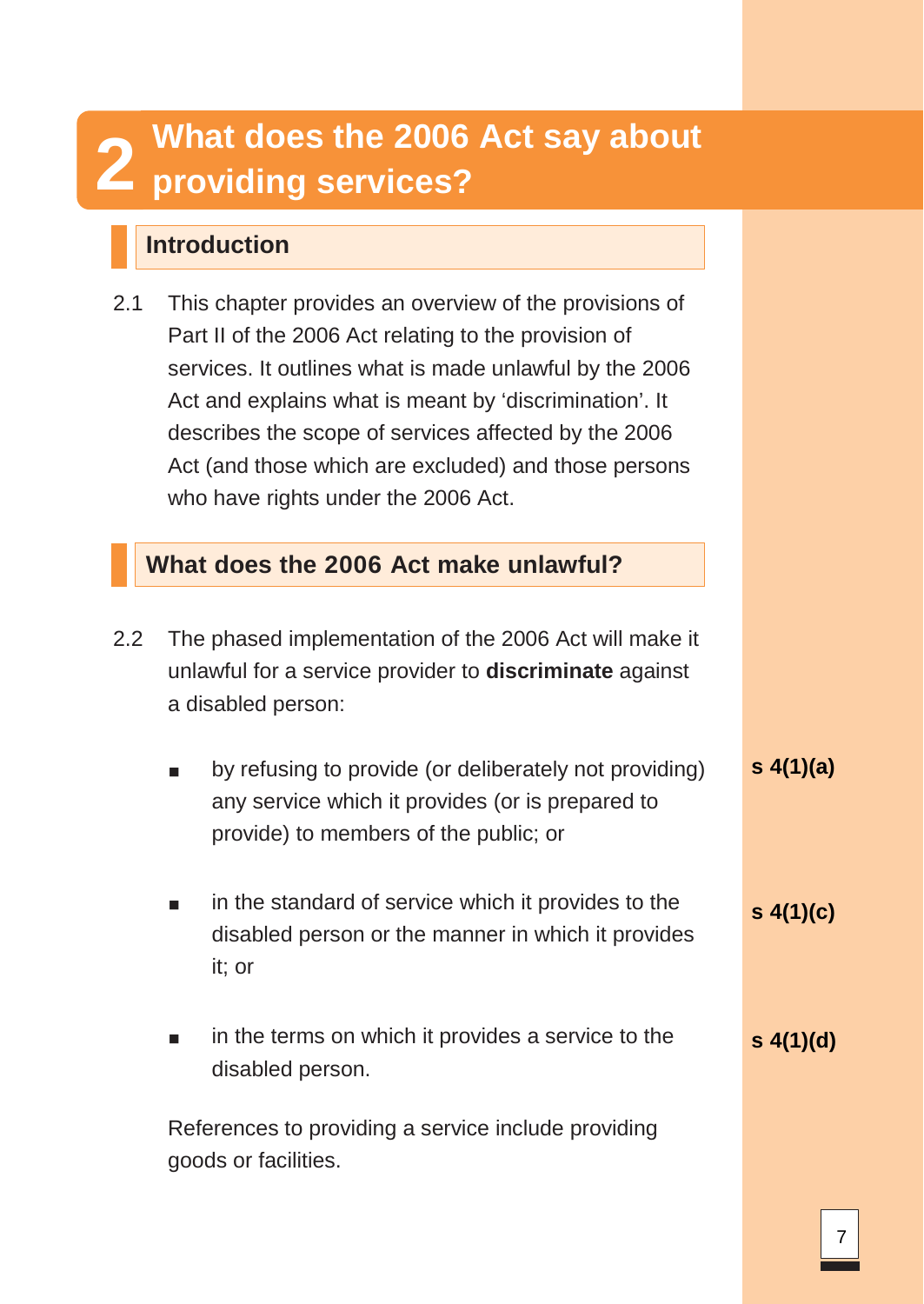# 2 What does the 2006 Act say about providing services?

## Introduction

2.1 This chapter provides an overview of the provisions of Part II of the 2006 Act relating to the provision of services. It outlines what is made unlawful by the 2006 Act and explains what is meant by 'discrimination'. It describes the scope of services affected by the 2006 Act (and those which are excluded) and those persons who have rights under the 2006 Act.

## What does the 2006 Act make unlawful?

2.2 The phased implementation of the 2006 Act will make it unlawful for a service provider to **discriminate** against a disabled person:

- by refusing to provide (or deliberately not providing) any service which it provides (or is prepared to provide) to members of the public; or **s 4(1)(a)**
- in the standard of service which it provides to the disabled person or the manner in which it provides it; or **s 4(1)(c)**
- in the terms on which it provides a service to the disabled person. **s 4(1)(d)**

References to providing a service include providing goods or facilities.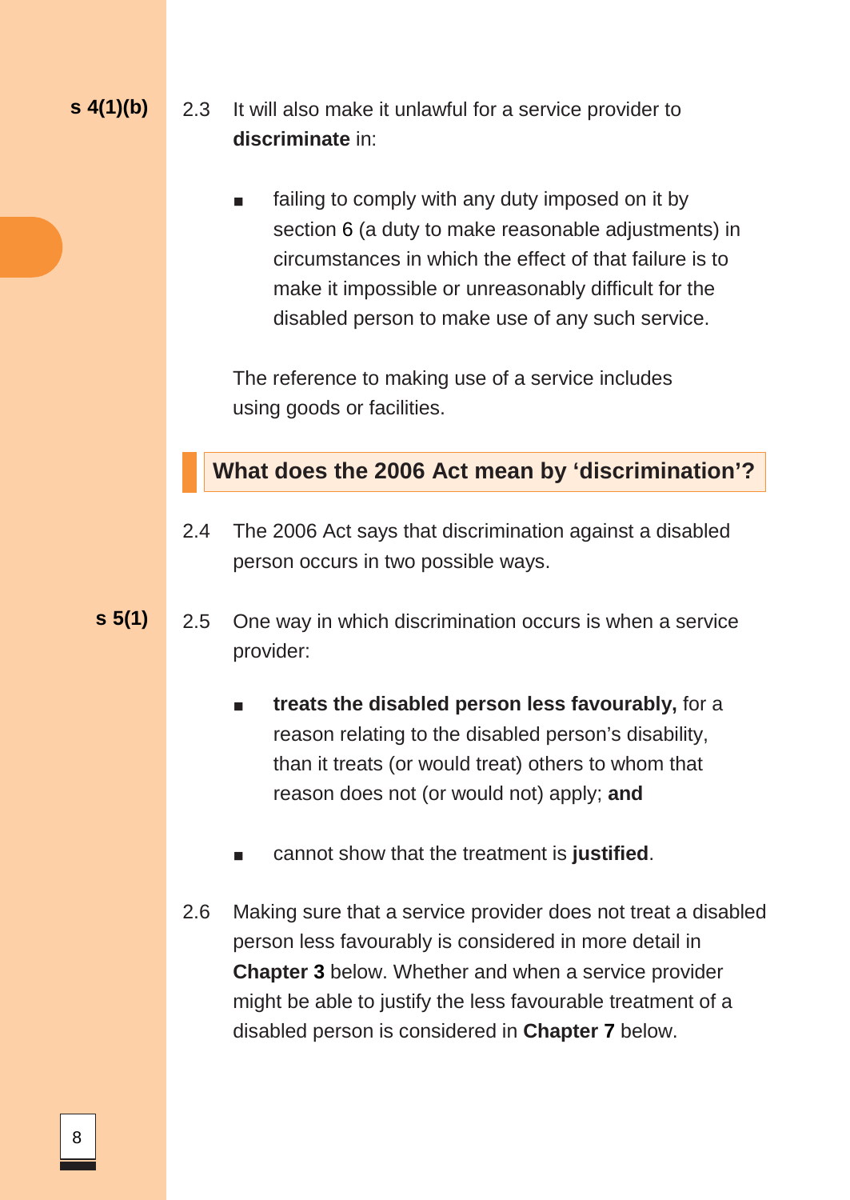s 4(1)(b)

2.3 It will also make it unlawful for a service provider to **discriminate** in:

- failing to comply with any duty imposed on it by section 6 (a duty to make reasonable adjustments) in circumstances in which the effect of that failure is to make it impossible or unreasonably difficult for the disabled person to make use of any such service.

The reference to making use of a service includes using goods or facilities.

## What does the 2006 Act mean by 'discrimination'?

2.4 The 2006 Act says that discrimination against a disabled person occurs in two possible ways.

s 5(1)

2.5 One way in which discrimination occurs is when a service provider:

- **treats the disabled person less favourably,** for a reason relating to the disabled person's disability, than it treats (or would treat) others to whom that reason does not (or would not) apply; **and**
- cannot show that the treatment is **justified**.

2.6 Making sure that a service provider does not treat a disabled person less favourably is considered in more detail in **Chapter 3** below. Whether and when a service provider might be able to justify the less favourable treatment of a disabled person is considered in **Chapter 7** below.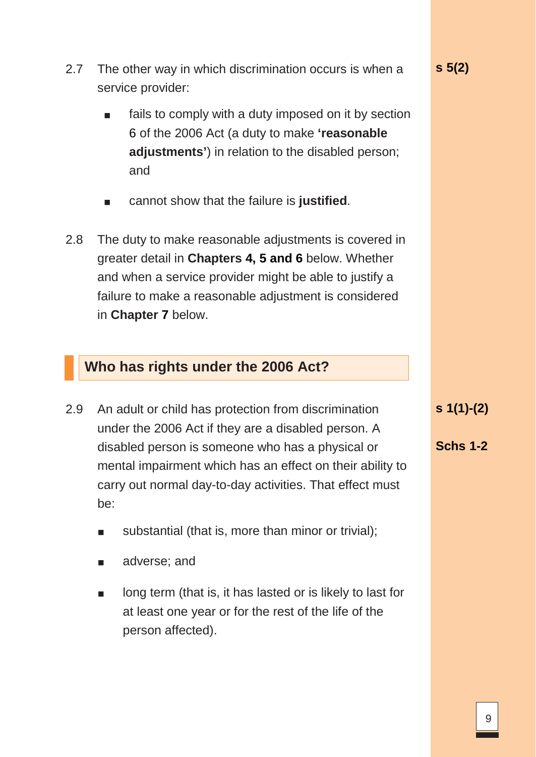2.7 The other way in which discrimination occurs is when a service provider:

s 5(2)

- fails to comply with a duty imposed on it by section 6 of the 2006 Act (a duty to make **'reasonable adjustments'**) in relation to the disabled person; and
- cannot show that the failure is **justified**.

2.8 The duty to make reasonable adjustments is covered in greater detail in **Chapters 4, 5 and 6** below. Whether and when a service provider might be able to justify a failure to make a reasonable adjustment is considered in **Chapter 7** below.

## Who has rights under the 2006 Act?

2.9 An adult or child has protection from discrimination under the 2006 Act if they are a disabled person. A disabled person is someone who has a physical or mental impairment which has an effect on their ability to carry out normal day-to-day activities. That effect must be:

s 1(1)-(2)

Schs 1-2

- substantial (that is, more than minor or trivial);
- adverse; and
- long term (that is, it has lasted or is likely to last for at least one year or for the rest of the life of the person affected).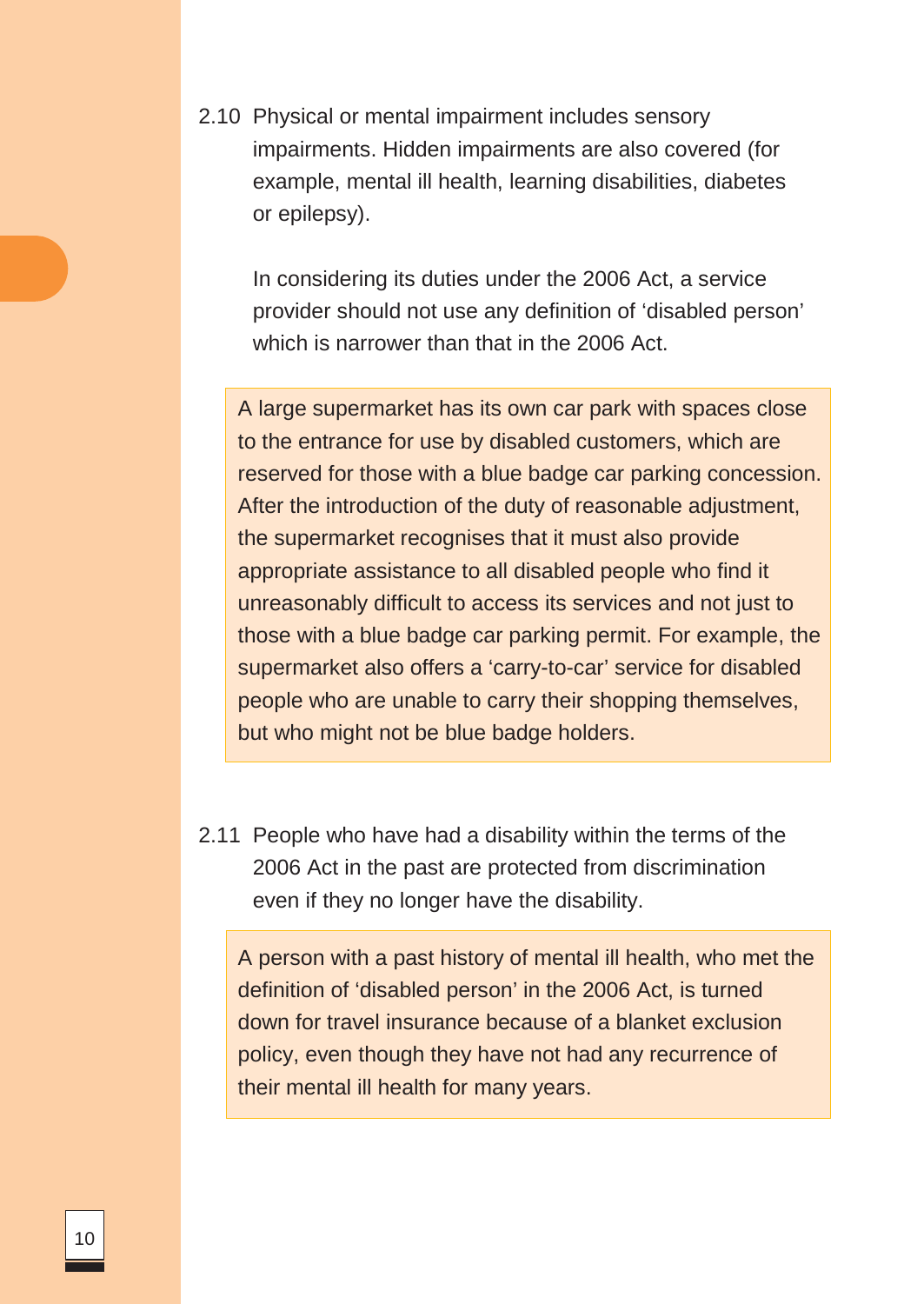2.10 Physical or mental impairment includes sensory impairments. Hidden impairments are also covered (for example, mental ill health, learning disabilities, diabetes or epilepsy).

In considering its duties under the 2006 Act, a service provider should not use any definition of 'disabled person' which is narrower than that in the 2006 Act.

> A large supermarket has its own car park with spaces close to the entrance for use by disabled customers, which are reserved for those with a blue badge car parking concession. After the introduction of the duty of reasonable adjustment, the supermarket recognises that it must also provide appropriate assistance to all disabled people who find it unreasonably difficult to access its services and not just to those with a blue badge car parking permit. For example, the supermarket also offers a 'carry-to-car' service for disabled people who are unable to carry their shopping themselves, but who might not be blue badge holders.

2.11 People who have had a disability within the terms of the 2006 Act in the past are protected from discrimination even if they no longer have the disability.

> A person with a past history of mental ill health, who met the definition of 'disabled person' in the 2006 Act, is turned down for travel insurance because of a blanket exclusion policy, even though they have not had any recurrence of their mental ill health for many years.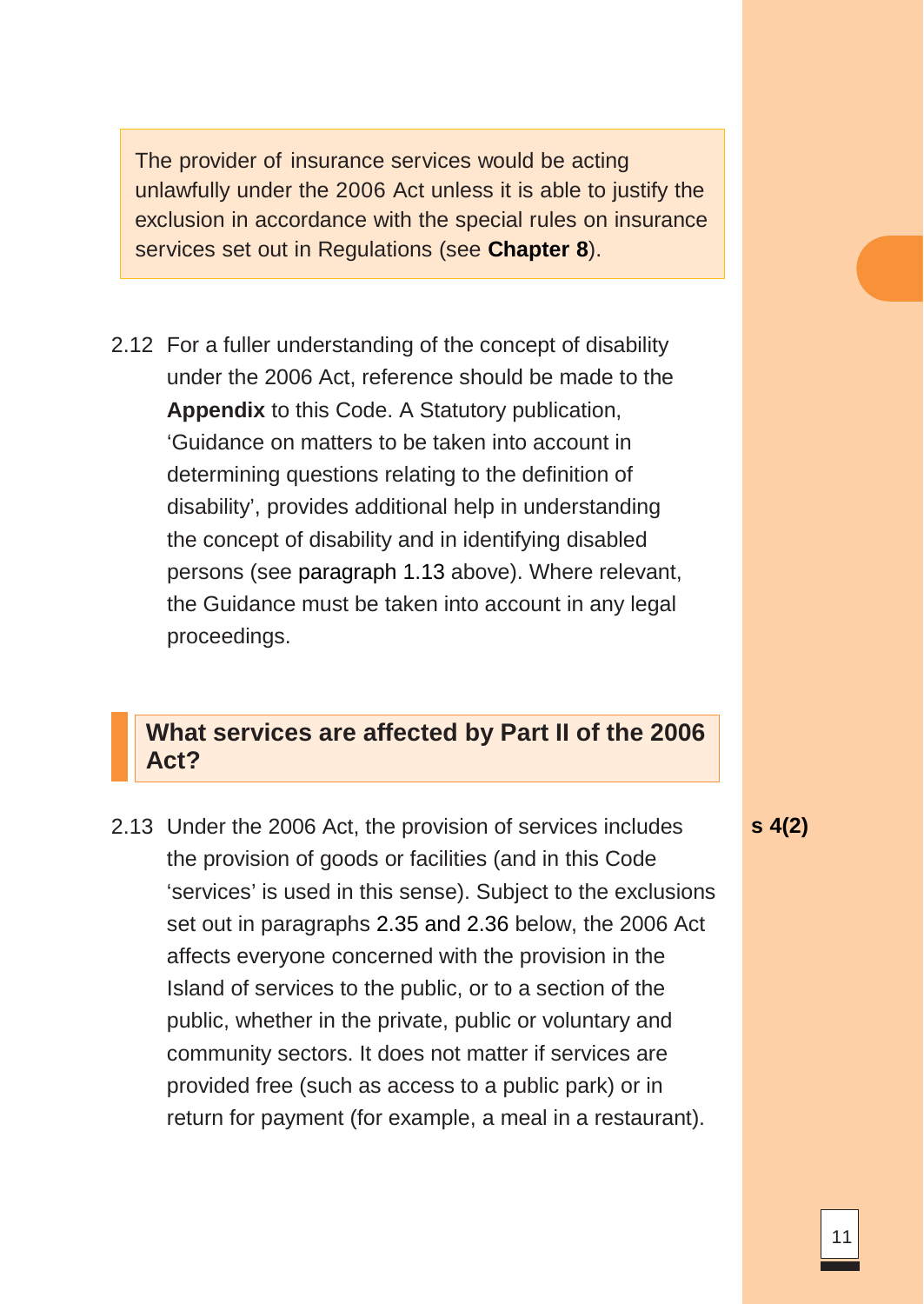The provider of insurance services would be acting unlawfully under the 2006 Act unless it is able to justify the exclusion in accordance with the special rules on insurance services set out in Regulations (see **Chapter 8**).

2.12 For a fuller understanding of the concept of disability under the 2006 Act, reference should be made to the **Appendix** to this Code. A Statutory publication, 'Guidance on matters to be taken into account in determining questions relating to the definition of disability', provides additional help in understanding the concept of disability and in identifying disabled persons (see paragraph 1.13 above). Where relevant, the Guidance must be taken into account in any legal proceedings.

## What services are affected by Part II of the 2006 Act?

2.13 Under the 2006 Act, the provision of services includes the provision of goods or facilities (and in this Code 'services' is used in this sense). Subject to the exclusions set out in paragraphs 2.35 and 2.36 below, the 2006 Act affects everyone concerned with the provision in the Island of services to the public, or to a section of the public, whether in the private, public or voluntary and community sectors. It does not matter if services are provided free (such as access to a public park) or in return for payment (for example, a meal in a restaurant).

**s 4(2)**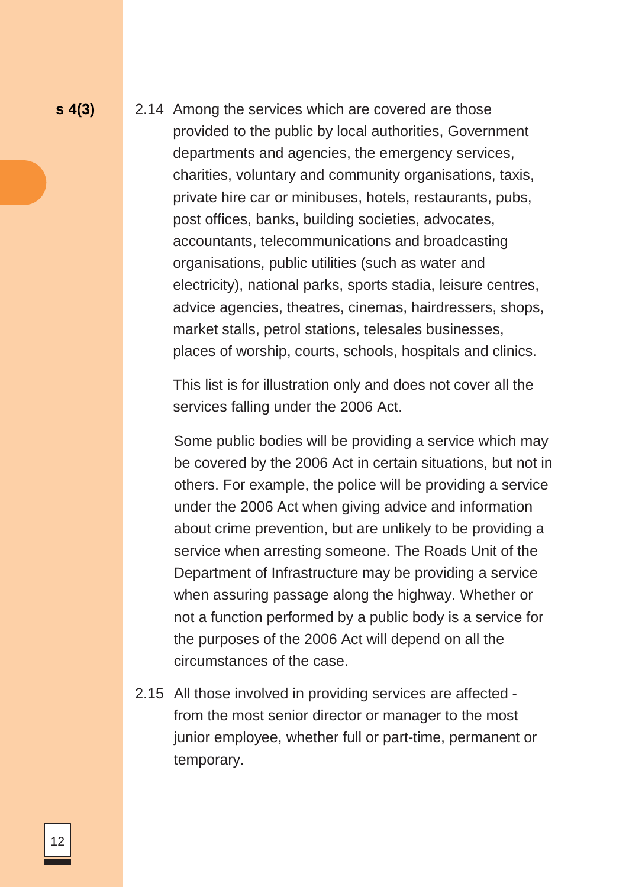**s 4(3)**

2.14 Among the services which are covered are those provided to the public by local authorities, Government departments and agencies, the emergency services, charities, voluntary and community organisations, taxis, private hire car or minibuses, hotels, restaurants, pubs, post offices, banks, building societies, advocates, accountants, telecommunications and broadcasting organisations, public utilities (such as water and electricity), national parks, sports stadia, leisure centres, advice agencies, theatres, cinemas, hairdressers, shops, market stalls, petrol stations, telesales businesses, places of worship, courts, schools, hospitals and clinics.

This list is for illustration only and does not cover all the services falling under the 2006 Act.

Some public bodies will be providing a service which may be covered by the 2006 Act in certain situations, but not in others. For example, the police will be providing a service under the 2006 Act when giving advice and information about crime prevention, but are unlikely to be providing a service when arresting someone. The Roads Unit of the Department of Infrastructure may be providing a service when assuring passage along the highway. Whether or not a function performed by a public body is a service for the purposes of the 2006 Act will depend on all the circumstances of the case.

2.15 All those involved in providing services are affected - from the most senior director or manager to the most junior employee, whether full or part-time, permanent or temporary.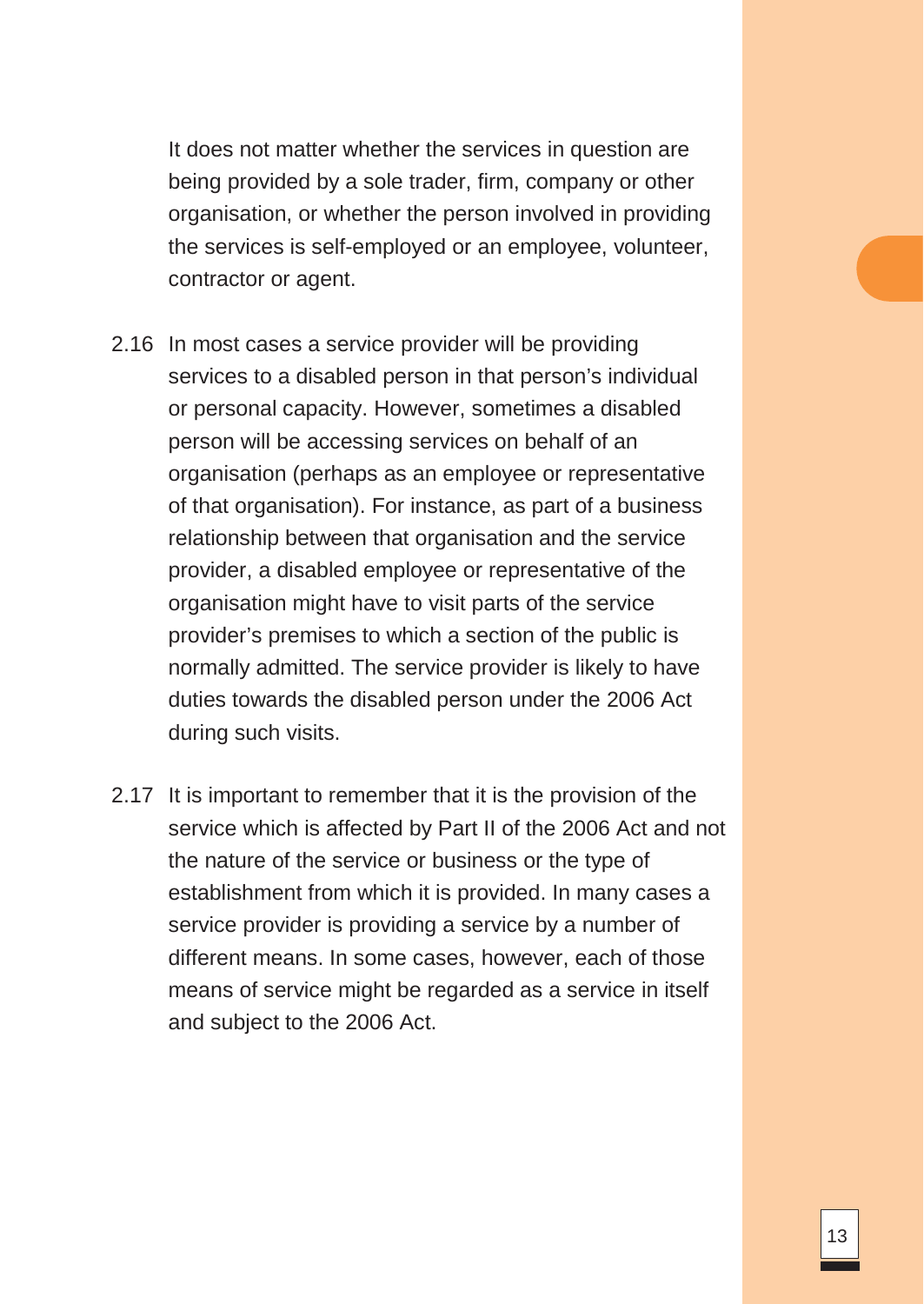It does not matter whether the services in question are being provided by a sole trader, firm, company or other organisation, or whether the person involved in providing the services is self-employed or an employee, volunteer, contractor or agent.

2.16 In most cases a service provider will be providing services to a disabled person in that person's individual or personal capacity. However, sometimes a disabled person will be accessing services on behalf of an organisation (perhaps as an employee or representative of that organisation). For instance, as part of a business relationship between that organisation and the service provider, a disabled employee or representative of the organisation might have to visit parts of the service provider's premises to which a section of the public is normally admitted. The service provider is likely to have duties towards the disabled person under the 2006 Act during such visits.

2.17 It is important to remember that it is the provision of the service which is affected by Part II of the 2006 Act and not the nature of the service or business or the type of establishment from which it is provided. In many cases a service provider is providing a service by a number of different means. In some cases, however, each of those means of service might be regarded as a service in itself and subject to the 2006 Act.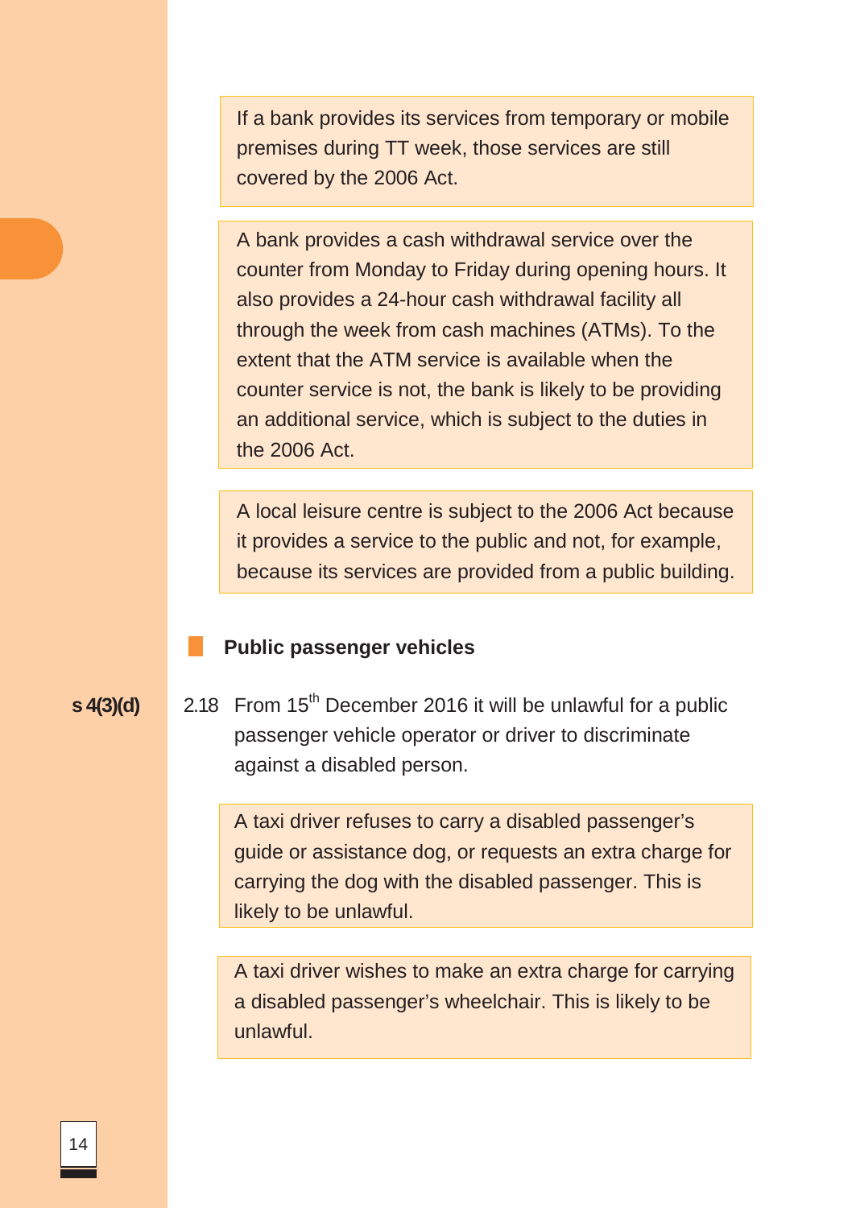> If a bank provides its services from temporary or mobile premises during TT week, those services are still covered by the 2006 Act.

> A bank provides a cash withdrawal service over the counter from Monday to Friday during opening hours. It also provides a 24-hour cash withdrawal facility all through the week from cash machines (ATMs). To the extent that the ATM service is available when the counter service is not, the bank is likely to be providing an additional service, which is subject to the duties in the 2006 Act.

> A local leisure centre is subject to the 2006 Act because it provides a service to the public and not, for example, because its services are provided from a public building.

### Public passenger vehicles

**s 4(3)(d)**

2.18 From 15th December 2016 it will be unlawful for a public passenger vehicle operator or driver to discriminate against a disabled person.

> A taxi driver refuses to carry a disabled passenger's guide or assistance dog, or requests an extra charge for carrying the dog with the disabled passenger. This is likely to be unlawful.

> A taxi driver wishes to make an extra charge for carrying a disabled passenger's wheelchair. This is likely to be unlawful.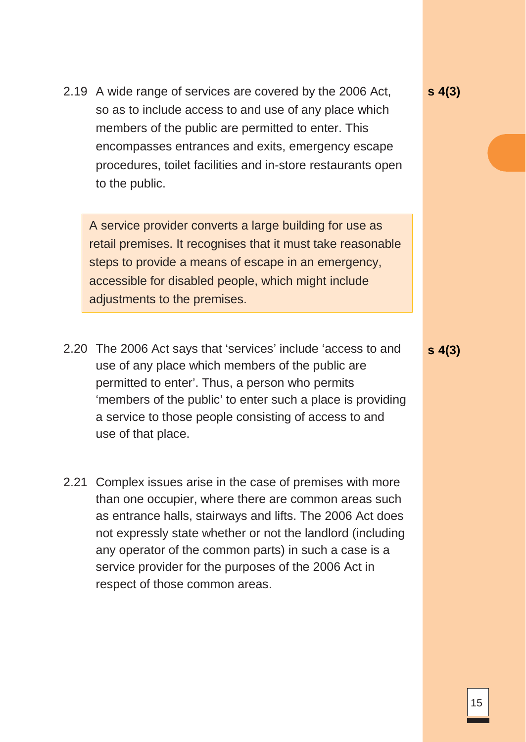2.19 A wide range of services are covered by the 2006 Act, so as to include access to and use of any place which members of the public are permitted to enter. This encompasses entrances and exits, emergency escape procedures, toilet facilities and in-store restaurants open to the public.

**s 4(3)**

> A service provider converts a large building for use as retail premises. It recognises that it must take reasonable steps to provide a means of escape in an emergency, accessible for disabled people, which might include adjustments to the premises.

2.20 The 2006 Act says that 'services' include 'access to and use of any place which members of the public are permitted to enter'. Thus, a person who permits 'members of the public' to enter such a place is providing a service to those people consisting of access to and use of that place.

**s 4(3)**

2.21 Complex issues arise in the case of premises with more than one occupier, where there are common areas such as entrance halls, stairways and lifts. The 2006 Act does not expressly state whether or not the landlord (including any operator of the common parts) in such a case is a service provider for the purposes of the 2006 Act in respect of those common areas.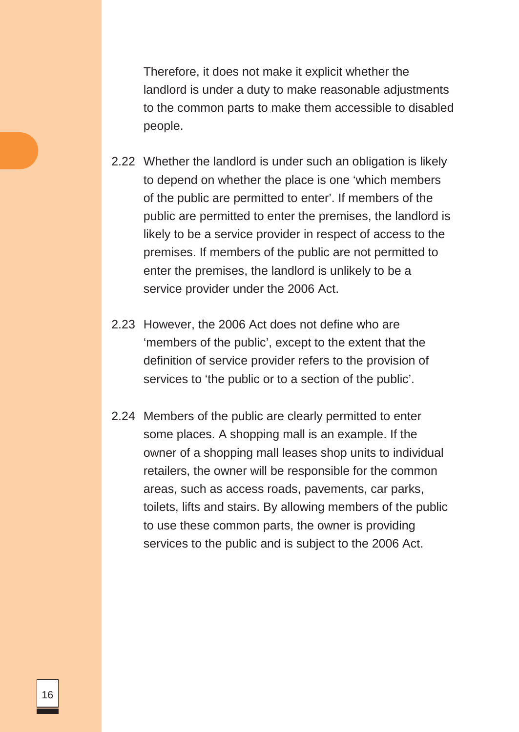Therefore, it does not make it explicit whether the landlord is under a duty to make reasonable adjustments to the common parts to make them accessible to disabled people.

2.22 Whether the landlord is under such an obligation is likely to depend on whether the place is one 'which members of the public are permitted to enter'. If members of the public are permitted to enter the premises, the landlord is likely to be a service provider in respect of access to the premises. If members of the public are not permitted to enter the premises, the landlord is unlikely to be a service provider under the 2006 Act.

2.23 However, the 2006 Act does not define who are 'members of the public', except to the extent that the definition of service provider refers to the provision of services to 'the public or to a section of the public'.

2.24 Members of the public are clearly permitted to enter some places. A shopping mall is an example. If the owner of a shopping mall leases shop units to individual retailers, the owner will be responsible for the common areas, such as access roads, pavements, car parks, toilets, lifts and stairs. By allowing members of the public to use these common parts, the owner is providing services to the public and is subject to the 2006 Act.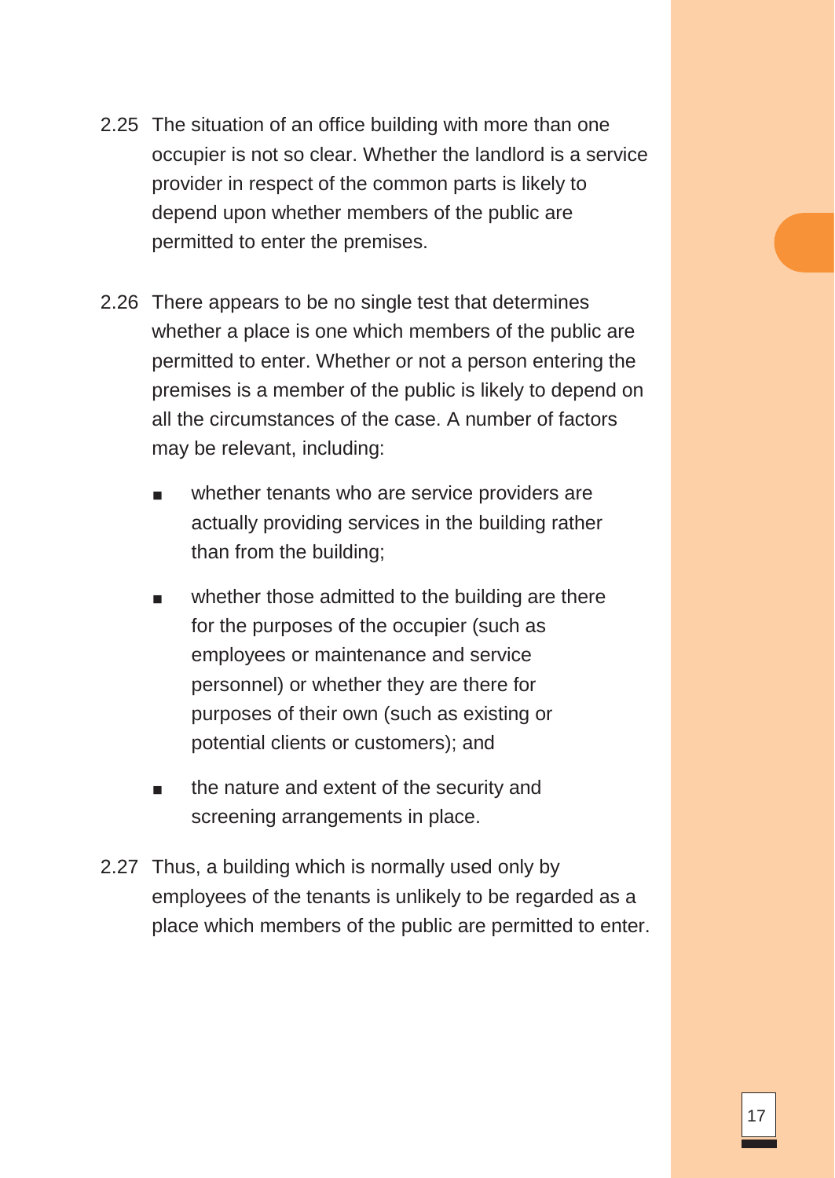2.25 The situation of an office building with more than one occupier is not so clear. Whether the landlord is a service provider in respect of the common parts is likely to depend upon whether members of the public are permitted to enter the premises.

2.26 There appears to be no single test that determines whether a place is one which members of the public are permitted to enter. Whether or not a person entering the premises is a member of the public is likely to depend on all the circumstances of the case. A number of factors may be relevant, including:

- whether tenants who are service providers are actually providing services in the building rather than from the building;
- whether those admitted to the building are there for the purposes of the occupier (such as employees or maintenance and service personnel) or whether they are there for purposes of their own (such as existing or potential clients or customers); and
- the nature and extent of the security and screening arrangements in place.

2.27 Thus, a building which is normally used only by employees of the tenants is unlikely to be regarded as a place which members of the public are permitted to enter.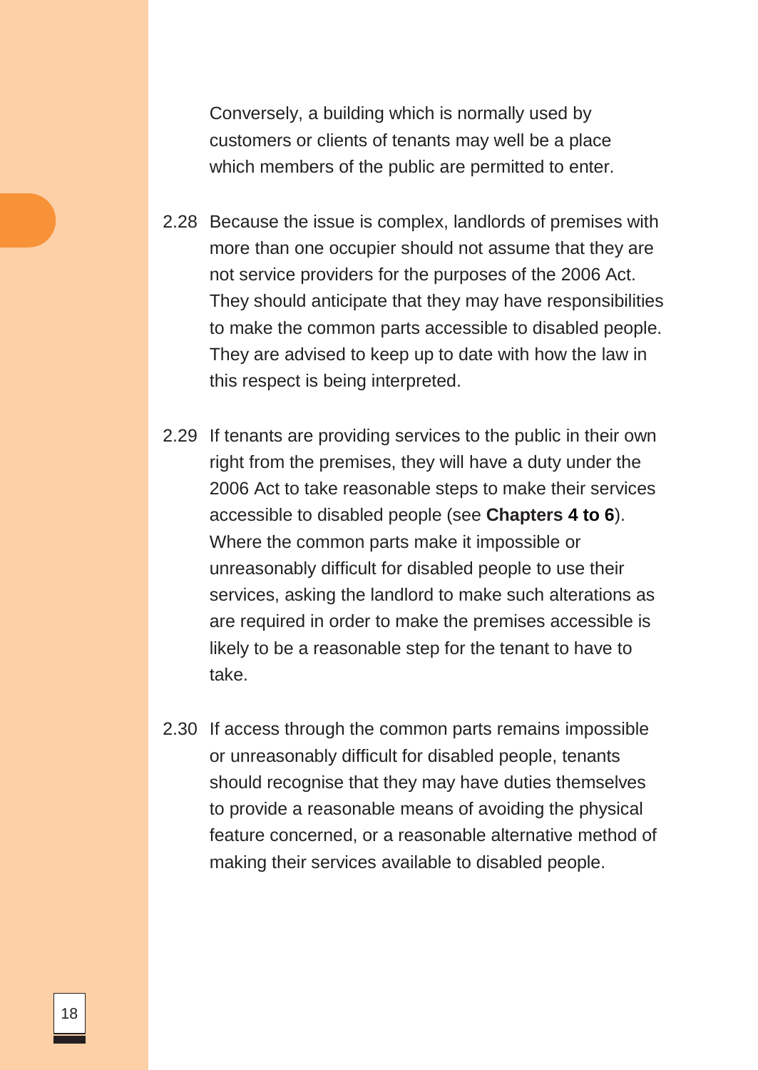Conversely, a building which is normally used by customers or clients of tenants may well be a place which members of the public are permitted to enter.

2.28 Because the issue is complex, landlords of premises with more than one occupier should not assume that they are not service providers for the purposes of the 2006 Act. They should anticipate that they may have responsibilities to make the common parts accessible to disabled people. They are advised to keep up to date with how the law in this respect is being interpreted.

2.29 If tenants are providing services to the public in their own right from the premises, they will have a duty under the 2006 Act to take reasonable steps to make their services accessible to disabled people (see **Chapters 4 to 6**). Where the common parts make it impossible or unreasonably difficult for disabled people to use their services, asking the landlord to make such alterations as are required in order to make the premises accessible is likely to be a reasonable step for the tenant to have to take.

2.30 If access through the common parts remains impossible or unreasonably difficult for disabled people, tenants should recognise that they may have duties themselves to provide a reasonable means of avoiding the physical feature concerned, or a reasonable alternative method of making their services available to disabled people.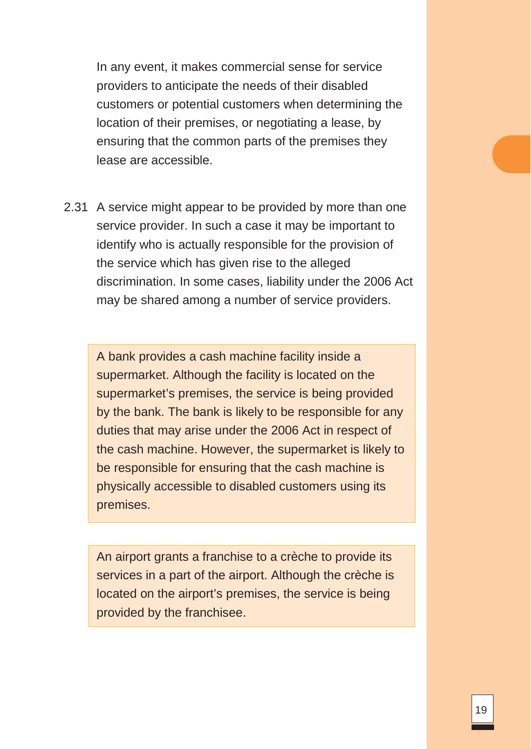In any event, it makes commercial sense for service providers to anticipate the needs of their disabled customers or potential customers when determining the location of their premises, or negotiating a lease, by ensuring that the common parts of the premises they lease are accessible.

2.31 A service might appear to be provided by more than one service provider. In such a case it may be important to identify who is actually responsible for the provision of the service which has given rise to the alleged discrimination. In some cases, liability under the 2006 Act may be shared among a number of service providers.

> A bank provides a cash machine facility inside a supermarket. Although the facility is located on the supermarket's premises, the service is being provided by the bank. The bank is likely to be responsible for any duties that may arise under the 2006 Act in respect of the cash machine. However, the supermarket is likely to be responsible for ensuring that the cash machine is physically accessible to disabled customers using its premises.

> An airport grants a franchise to a crèche to provide its services in a part of the airport. Although the crèche is located on the airport's premises, the service is being provided by the franchisee.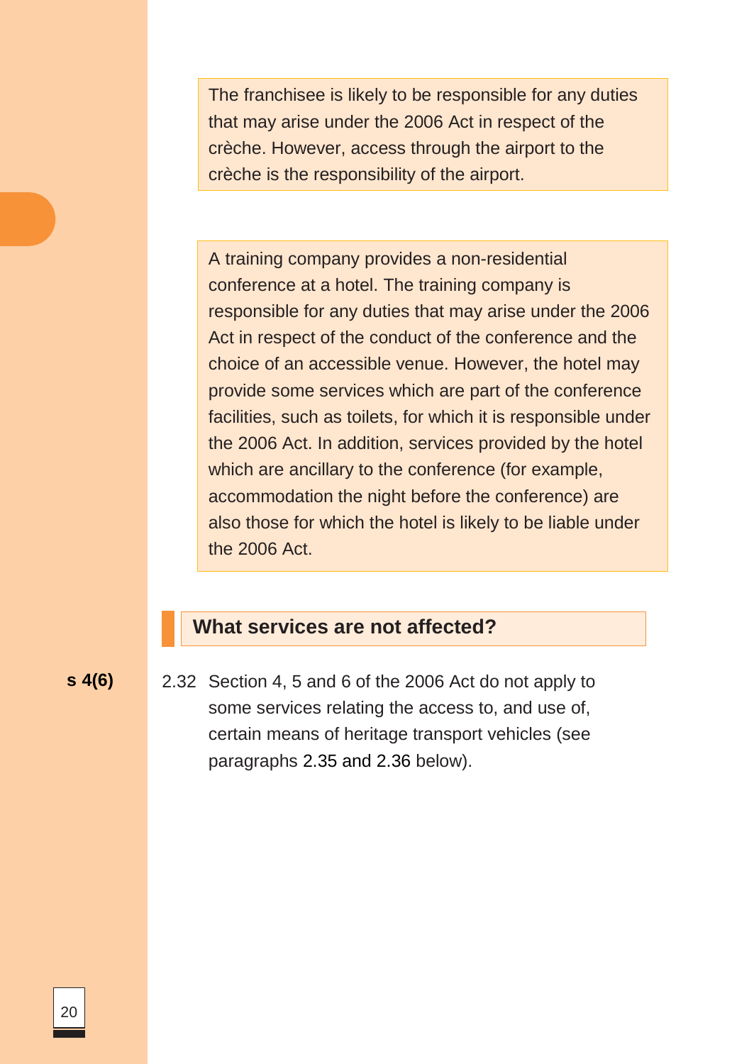> The franchisee is likely to be responsible for any duties that may arise under the 2006 Act in respect of the crèche. However, access through the airport to the crèche is the responsibility of the airport.

> A training company provides a non-residential conference at a hotel. The training company is responsible for any duties that may arise under the 2006 Act in respect of the conduct of the conference and the choice of an accessible venue. However, the hotel may provide some services which are part of the conference facilities, such as toilets, for which it is responsible under the 2006 Act. In addition, services provided by the hotel which are ancillary to the conference (for example, accommodation the night before the conference) are also those for which the hotel is likely to be liable under the 2006 Act.

## What services are not affected?

**s 4(6)**

2.32 Section 4, 5 and 6 of the 2006 Act do not apply to some services relating the access to, and use of, certain means of heritage transport vehicles (see paragraphs 2.35 and 2.36 below).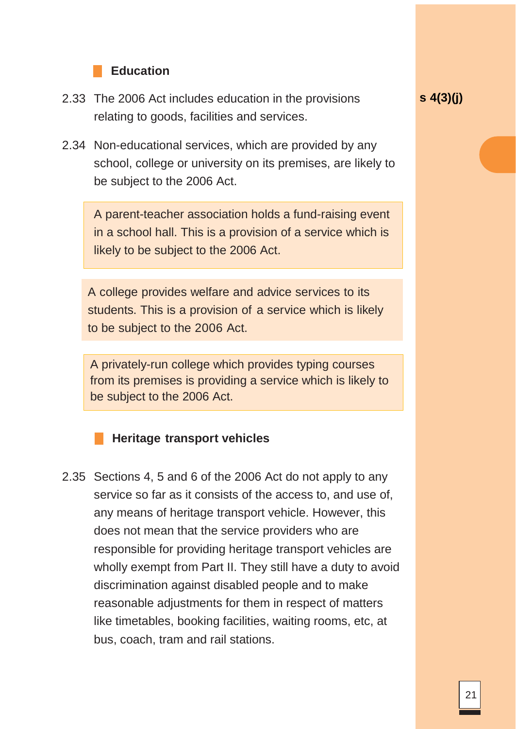## Education

2.33 The 2006 Act includes education in the provisions relating to goods, facilities and services.

**s 4(3)(j)**

2.34 Non-educational services, which are provided by any school, college or university on its premises, are likely to be subject to the 2006 Act.

> A parent-teacher association holds a fund-raising event in a school hall. This is a provision of a service which is likely to be subject to the 2006 Act.

> A college provides welfare and advice services to its students. This is a provision of a service which is likely to be subject to the 2006 Act.

> A privately-run college which provides typing courses from its premises is providing a service which is likely to be subject to the 2006 Act.

## Heritage transport vehicles

2.35 Sections 4, 5 and 6 of the 2006 Act do not apply to any service so far as it consists of the access to, and use of, any means of heritage transport vehicle. However, this does not mean that the service providers who are responsible for providing heritage transport vehicles are wholly exempt from Part II. They still have a duty to avoid discrimination against disabled people and to make reasonable adjustments for them in respect of matters like timetables, booking facilities, waiting rooms, etc, at bus, coach, tram and rail stations.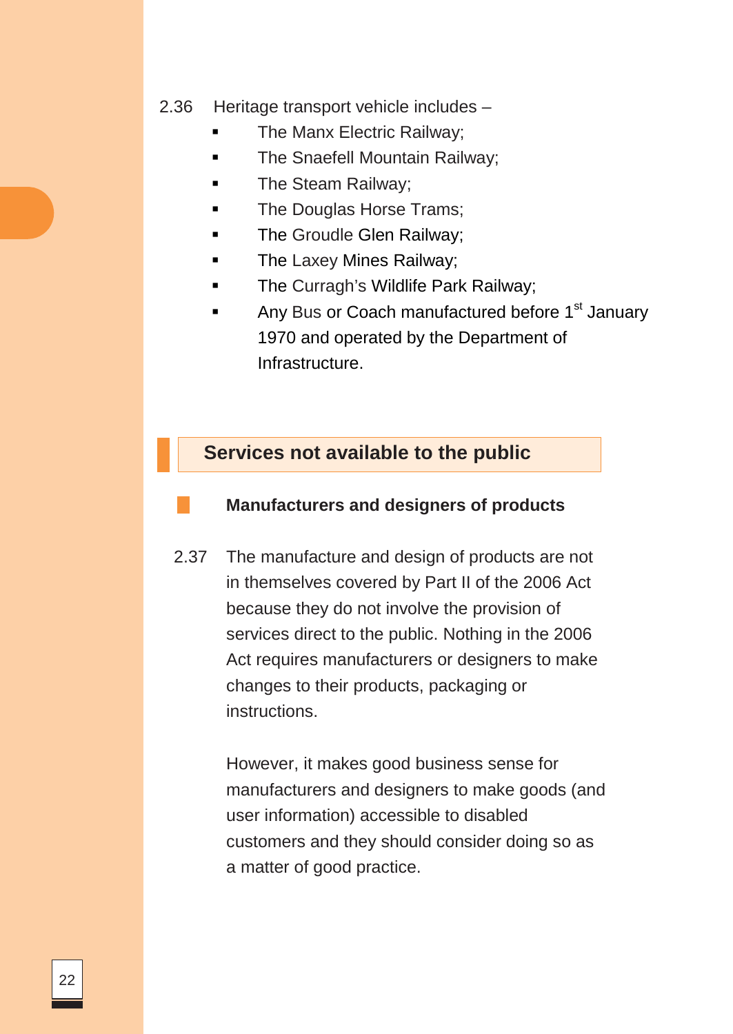2.36 Heritage transport vehicle includes –

- The Manx Electric Railway;
- The Snaefell Mountain Railway;
- The Steam Railway;
- The Douglas Horse Trams;
- The Groudle Glen Railway;
- The Laxey Mines Railway;
- The Curragh's Wildlife Park Railway;
- Any Bus or Coach manufactured before 1st January 1970 and operated by the Department of Infrastructure.

## Services not available to the public

### Manufacturers and designers of products

2.37 The manufacture and design of products are not in themselves covered by Part II of the 2006 Act because they do not involve the provision of services direct to the public. Nothing in the 2006 Act requires manufacturers or designers to make changes to their products, packaging or instructions.

However, it makes good business sense for manufacturers and designers to make goods (and user information) accessible to disabled customers and they should consider doing so as a matter of good practice.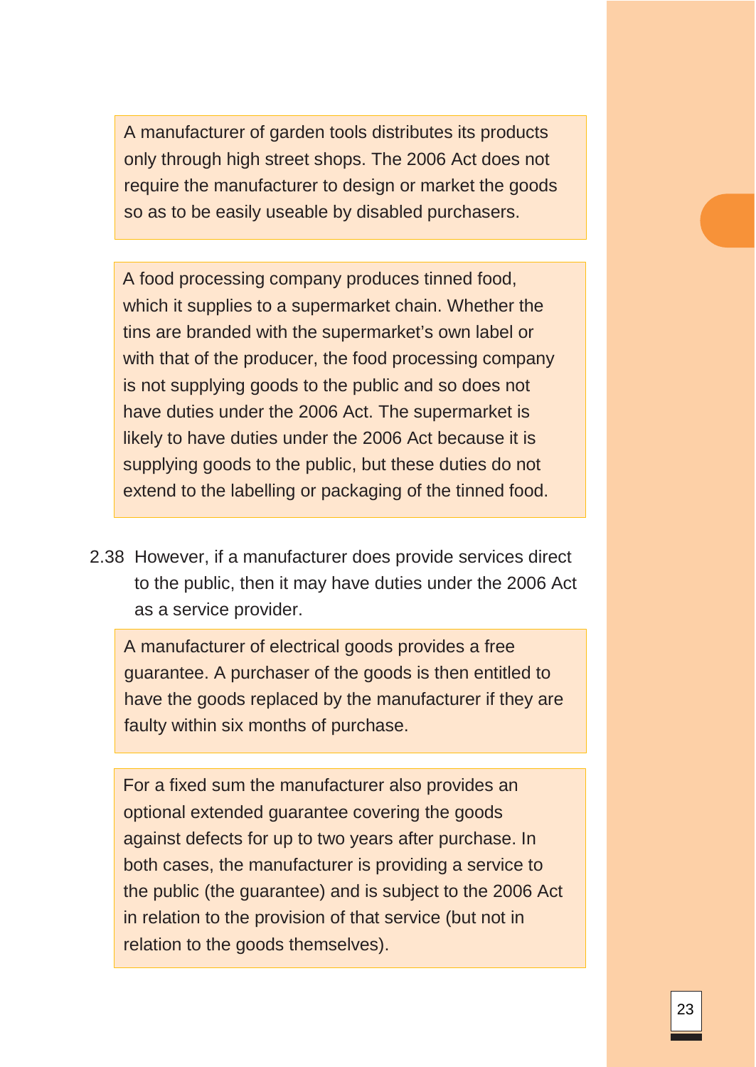A manufacturer of garden tools distributes its products only through high street shops. The 2006 Act does not require the manufacturer to design or market the goods so as to be easily useable by disabled purchasers.

A food processing company produces tinned food, which it supplies to a supermarket chain. Whether the tins are branded with the supermarket's own label or with that of the producer, the food processing company is not supplying goods to the public and so does not have duties under the 2006 Act. The supermarket is likely to have duties under the 2006 Act because it is supplying goods to the public, but these duties do not extend to the labelling or packaging of the tinned food.

2.38 However, if a manufacturer does provide services direct to the public, then it may have duties under the 2006 Act as a service provider.

A manufacturer of electrical goods provides a free guarantee. A purchaser of the goods is then entitled to have the goods replaced by the manufacturer if they are faulty within six months of purchase.

For a fixed sum the manufacturer also provides an optional extended guarantee covering the goods against defects for up to two years after purchase. In both cases, the manufacturer is providing a service to the public (the guarantee) and is subject to the 2006 Act in relation to the provision of that service (but not in relation to the goods themselves).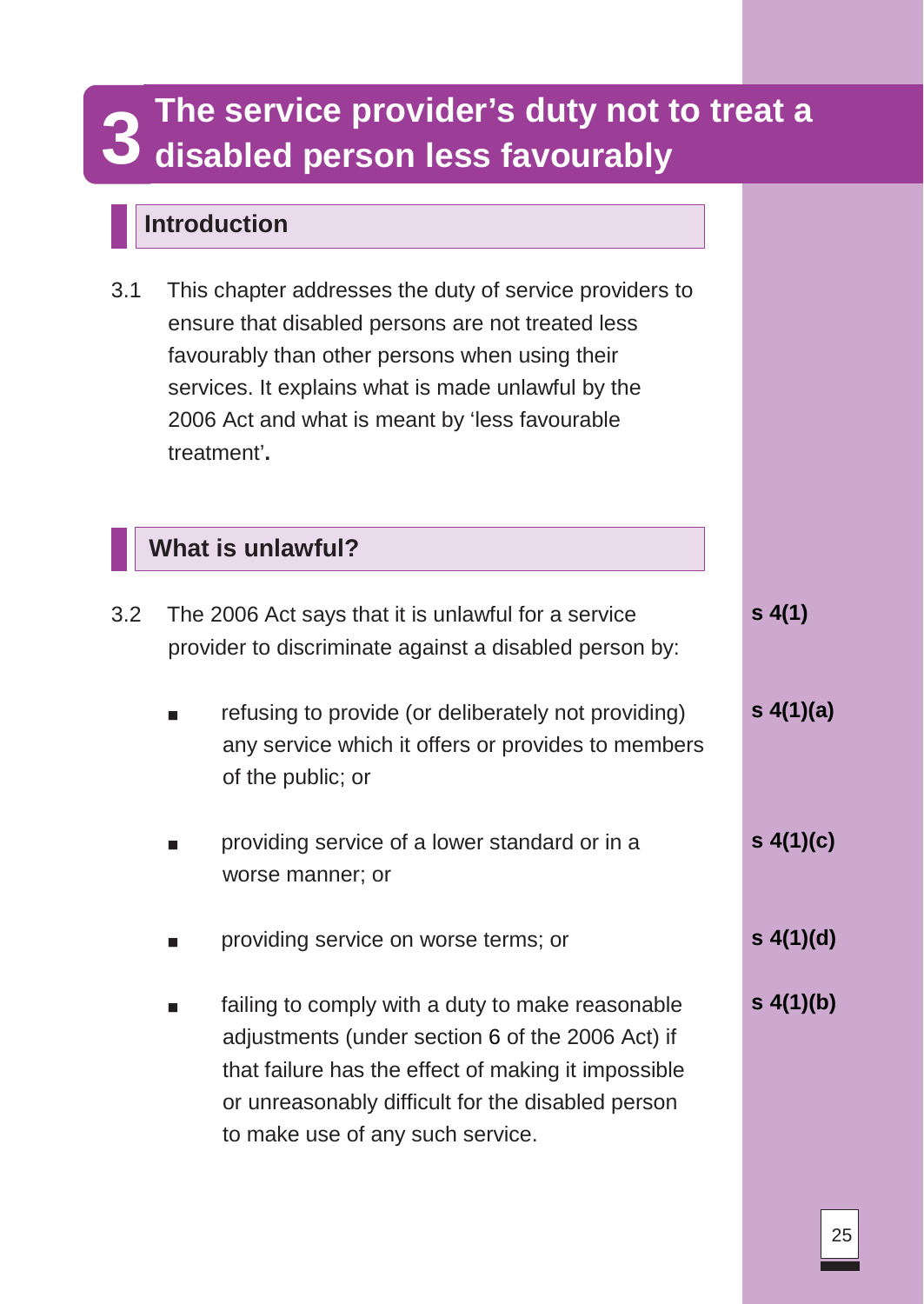# 3 The service provider's duty not to treat a disabled person less favourably

## Introduction

3.1 This chapter addresses the duty of service providers to ensure that disabled persons are not treated less favourably than other persons when using their services. It explains what is made unlawful by the 2006 Act and what is meant by 'less favourable treatment'.

## What is unlawful?

3.2 The 2006 Act says that it is unlawful for a service provider to discriminate against a disabled person by: **s 4(1)**

- refusing to provide (or deliberately not providing) any service which it offers or provides to members of the public; or **s 4(1)(a)**
- providing service of a lower standard or in a worse manner; or **s 4(1)(c)**
- providing service on worse terms; or **s 4(1)(d)**
- failing to comply with a duty to make reasonable adjustments (under section 6 of the 2006 Act) if that failure has the effect of making it impossible or unreasonably difficult for the disabled person to make use of any such service. **s 4(1)(b)**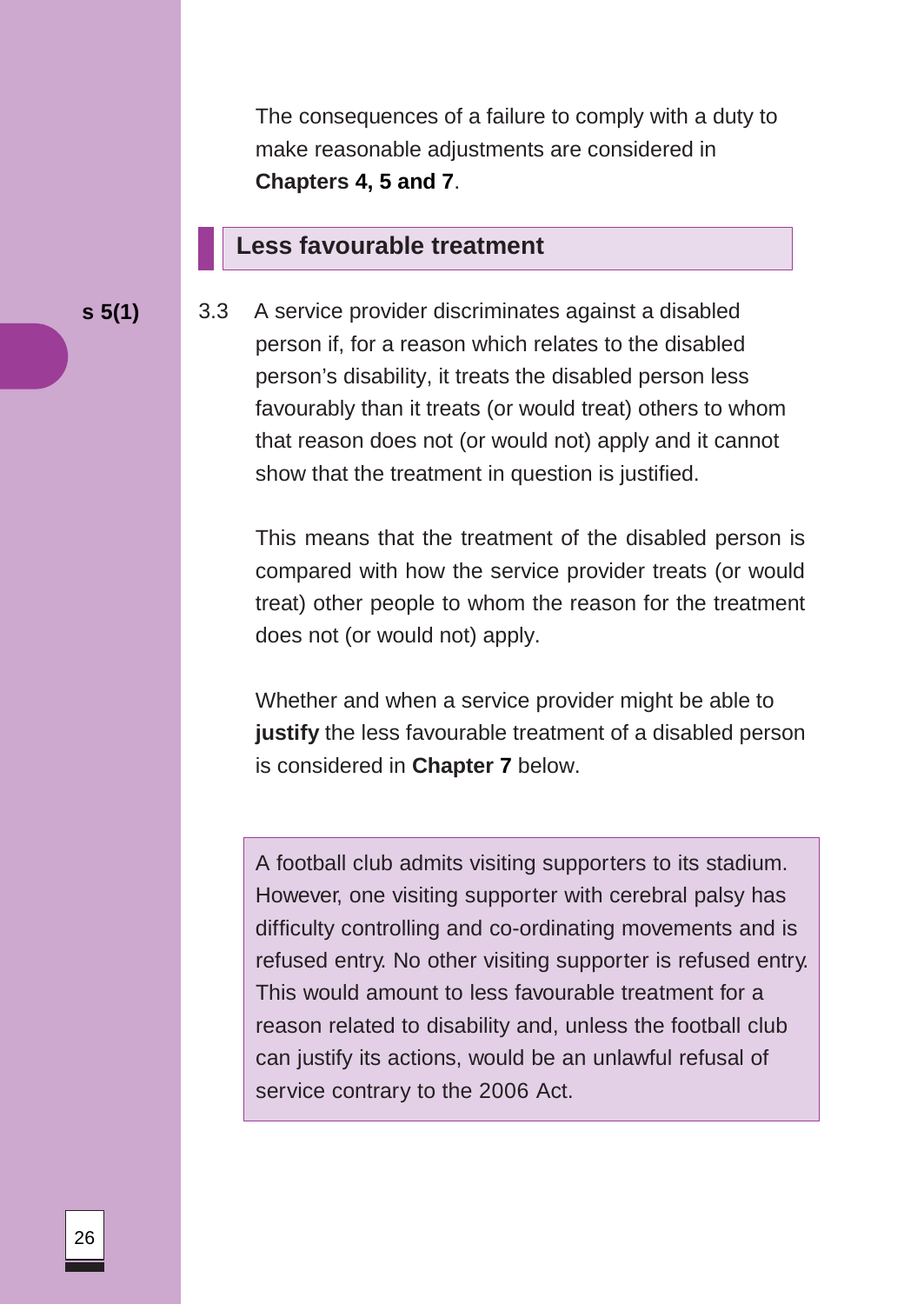The consequences of a failure to comply with a duty to make reasonable adjustments are considered in **Chapters 4, 5 and 7**.

## Less favourable treatment

**s 5(1)**

3.3 A service provider discriminates against a disabled person if, for a reason which relates to the disabled person's disability, it treats the disabled person less favourably than it treats (or would treat) others to whom that reason does not (or would not) apply and it cannot show that the treatment in question is justified.

This means that the treatment of the disabled person is compared with how the service provider treats (or would treat) other people to whom the reason for the treatment does not (or would not) apply.

Whether and when a service provider might be able to **justify** the less favourable treatment of a disabled person is considered in **Chapter 7** below.

> A football club admits visiting supporters to its stadium. However, one visiting supporter with cerebral palsy has difficulty controlling and co-ordinating movements and is refused entry. No other visiting supporter is refused entry. This would amount to less favourable treatment for a reason related to disability and, unless the football club can justify its actions, would be an unlawful refusal of service contrary to the 2006 Act.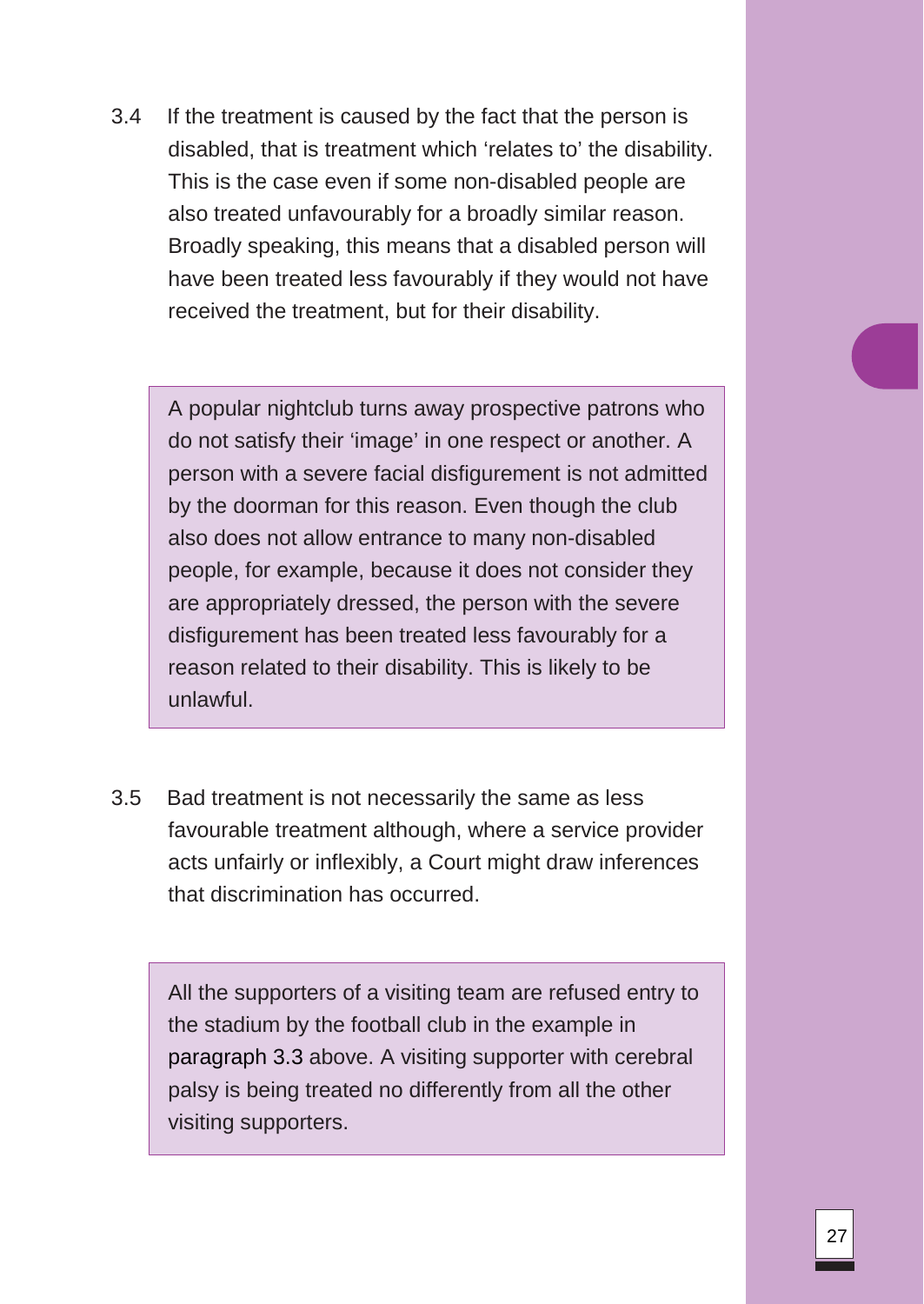3.4 If the treatment is caused by the fact that the person is disabled, that is treatment which ‘relates to’ the disability. This is the case even if some non-disabled people are also treated unfavourably for a broadly similar reason. Broadly speaking, this means that a disabled person will have been treated less favourably if they would not have received the treatment, but for their disability.

> A popular nightclub turns away prospective patrons who do not satisfy their ‘image’ in one respect or another. A person with a severe facial disfigurement is not admitted by the doorman for this reason. Even though the club also does not allow entrance to many non-disabled people, for example, because it does not consider they are appropriately dressed, the person with the severe disfigurement has been treated less favourably for a reason related to their disability. This is likely to be unlawful.

3.5 Bad treatment is not necessarily the same as less favourable treatment although, where a service provider acts unfairly or inflexibly, a Court might draw inferences that discrimination has occurred.

> All the supporters of a visiting team are refused entry to the stadium by the football club in the example in paragraph 3.3 above. A visiting supporter with cerebral palsy is being treated no differently from all the other visiting supporters.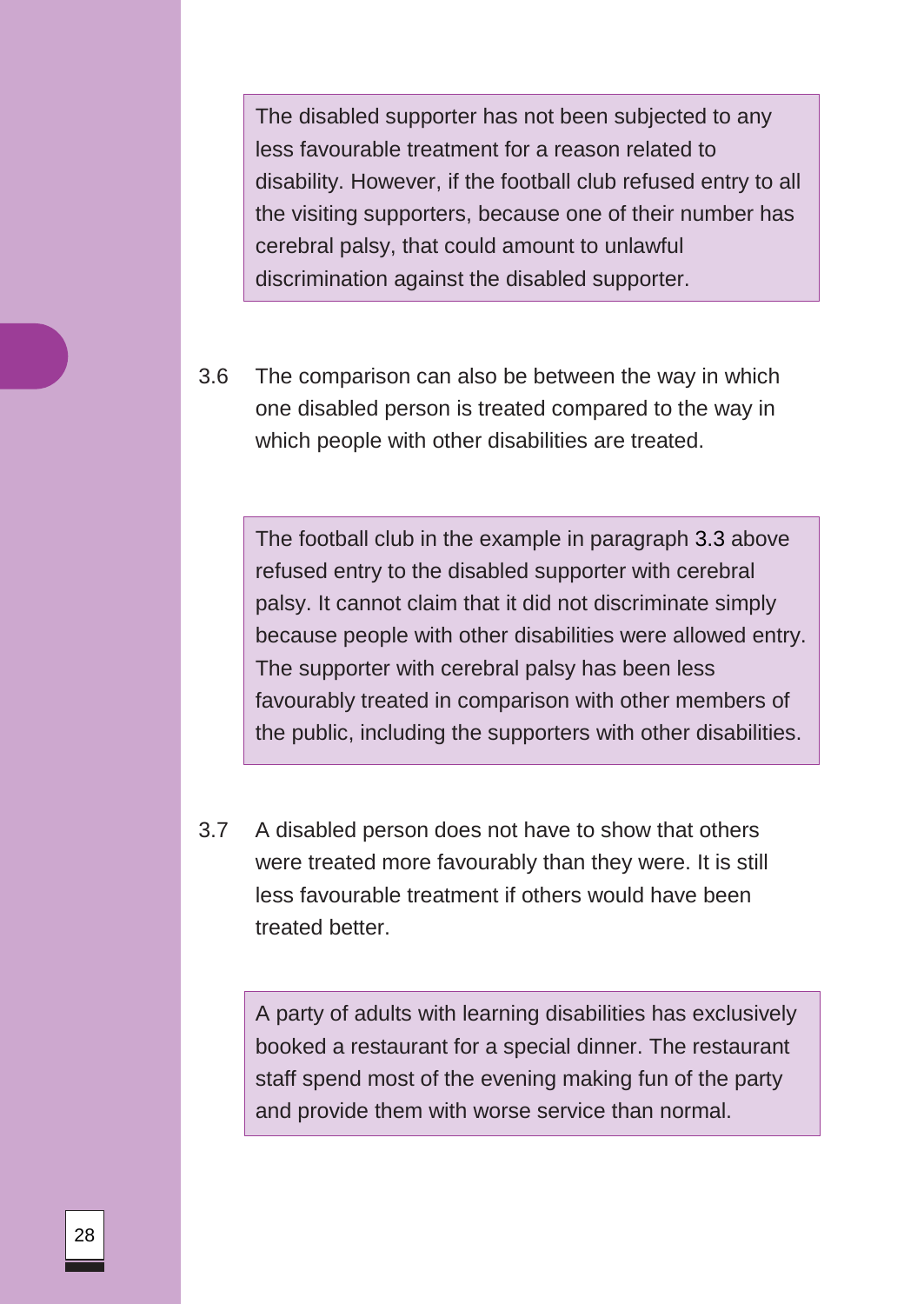> The disabled supporter has not been subjected to any less favourable treatment for a reason related to disability. However, if the football club refused entry to all the visiting supporters, because one of their number has cerebral palsy, that could amount to unlawful discrimination against the disabled supporter.

3.6 The comparison can also be between the way in which one disabled person is treated compared to the way in which people with other disabilities are treated.

> The football club in the example in paragraph 3.3 above refused entry to the disabled supporter with cerebral palsy. It cannot claim that it did not discriminate simply because people with other disabilities were allowed entry. The supporter with cerebral palsy has been less favourably treated in comparison with other members of the public, including the supporters with other disabilities.

3.7 A disabled person does not have to show that others were treated more favourably than they were. It is still less favourable treatment if others would have been treated better.

> A party of adults with learning disabilities has exclusively booked a restaurant for a special dinner. The restaurant staff spend most of the evening making fun of the party and provide them with worse service than normal.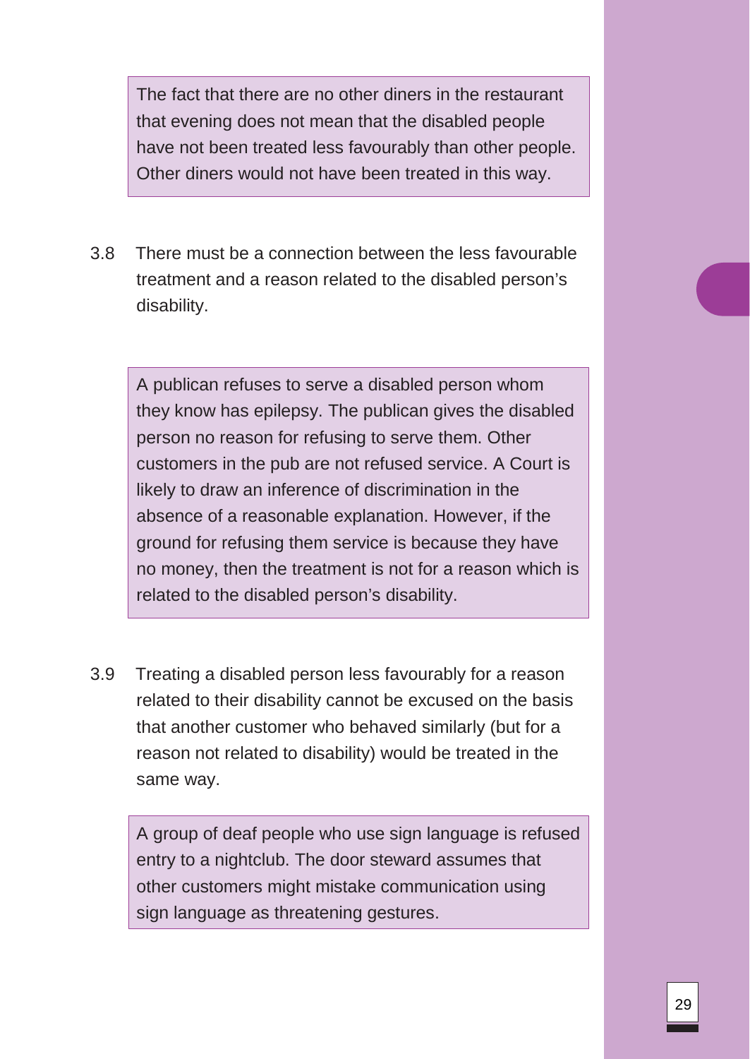> The fact that there are no other diners in the restaurant that evening does not mean that the disabled people have not been treated less favourably than other people. Other diners would not have been treated in this way.

3.8 There must be a connection between the less favourable treatment and a reason related to the disabled person's disability.

> A publican refuses to serve a disabled person whom they know has epilepsy. The publican gives the disabled person no reason for refusing to serve them. Other customers in the pub are not refused service. A Court is likely to draw an inference of discrimination in the absence of a reasonable explanation. However, if the ground for refusing them service is because they have no money, then the treatment is not for a reason which is related to the disabled person's disability.

3.9 Treating a disabled person less favourably for a reason related to their disability cannot be excused on the basis that another customer who behaved similarly (but for a reason not related to disability) would be treated in the same way.

> A group of deaf people who use sign language is refused entry to a nightclub. The door steward assumes that other customers might mistake communication using sign language as threatening gestures.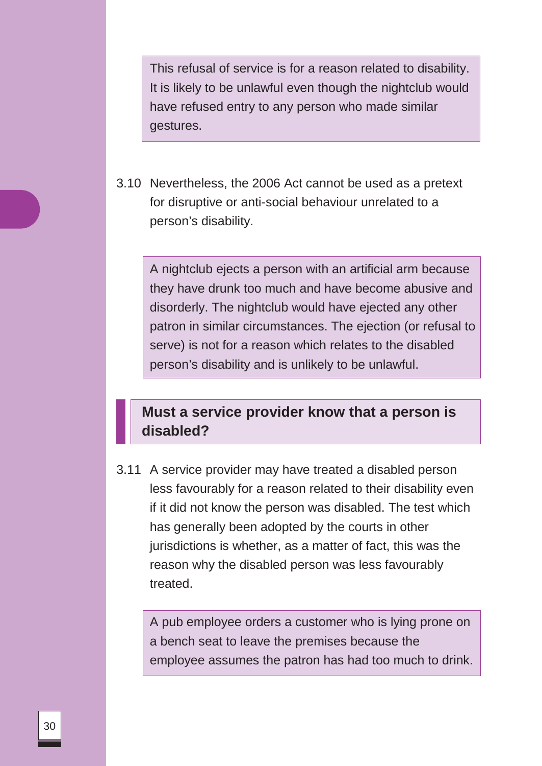> This refusal of service is for a reason related to disability. It is likely to be unlawful even though the nightclub would have refused entry to any person who made similar gestures.

3.10 Nevertheless, the 2006 Act cannot be used as a pretext for disruptive or anti-social behaviour unrelated to a person's disability.

> A nightclub ejects a person with an artificial arm because they have drunk too much and have become abusive and disorderly. The nightclub would have ejected any other patron in similar circumstances. The ejection (or refusal to serve) is not for a reason which relates to the disabled person's disability and is unlikely to be unlawful.

## Must a service provider know that a person is disabled?

3.11 A service provider may have treated a disabled person less favourably for a reason related to their disability even if it did not know the person was disabled. The test which has generally been adopted by the courts in other jurisdictions is whether, as a matter of fact, this was the reason why the disabled person was less favourably treated.

> A pub employee orders a customer who is lying prone on a bench seat to leave the premises because the employee assumes the patron has had too much to drink.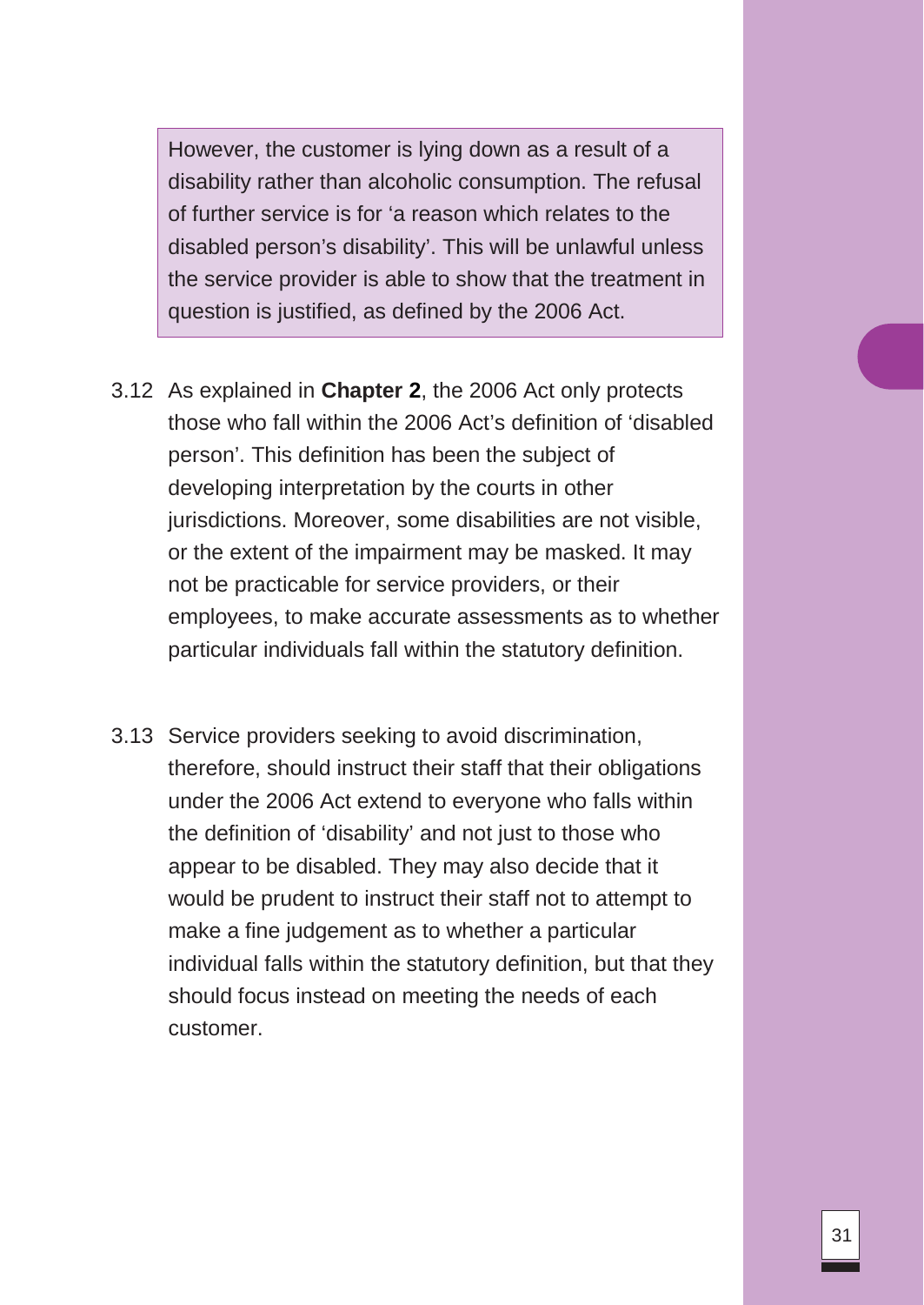However, the customer is lying down as a result of a disability rather than alcoholic consumption. The refusal of further service is for 'a reason which relates to the disabled person's disability'. This will be unlawful unless the service provider is able to show that the treatment in question is justified, as defined by the 2006 Act.

3.12 As explained in **Chapter 2**, the 2006 Act only protects those who fall within the 2006 Act's definition of 'disabled person'. This definition has been the subject of developing interpretation by the courts in other jurisdictions. Moreover, some disabilities are not visible, or the extent of the impairment may be masked. It may not be practicable for service providers, or their employees, to make accurate assessments as to whether particular individuals fall within the statutory definition.

3.13 Service providers seeking to avoid discrimination, therefore, should instruct their staff that their obligations under the 2006 Act extend to everyone who falls within the definition of 'disability' and not just to those who appear to be disabled. They may also decide that it would be prudent to instruct their staff not to attempt to make a fine judgement as to whether a particular individual falls within the statutory definition, but that they should focus instead on meeting the needs of each customer.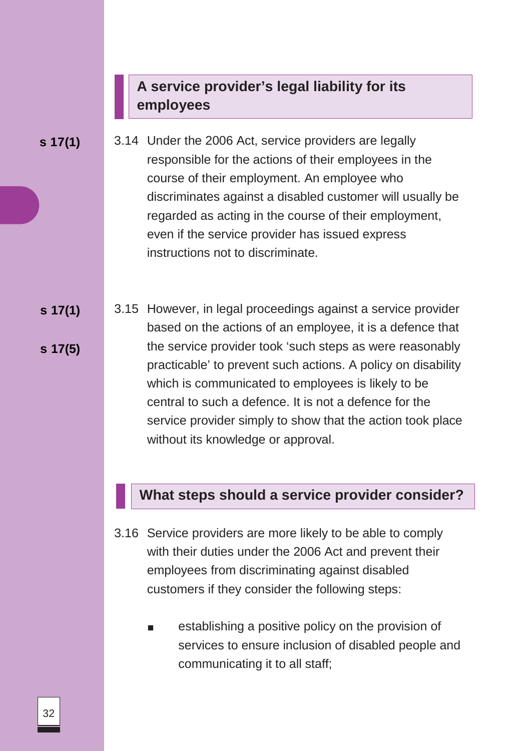## A service provider's legal liability for its employees

s 17(1)

3.14 Under the 2006 Act, service providers are legally responsible for the actions of their employees in the course of their employment. An employee who discriminates against a disabled customer will usually be regarded as acting in the course of their employment, even if the service provider has issued express instructions not to discriminate.

s 17(1)

s 17(5)

3.15 However, in legal proceedings against a service provider based on the actions of an employee, it is a defence that the service provider took 'such steps as were reasonably practicable' to prevent such actions. A policy on disability which is communicated to employees is likely to be central to such a defence. It is not a defence for the service provider simply to show that the action took place without its knowledge or approval.

## What steps should a service provider consider?

3.16 Service providers are more likely to be able to comply with their duties under the 2006 Act and prevent their employees from discriminating against disabled customers if they consider the following steps:

- establishing a positive policy on the provision of services to ensure inclusion of disabled people and communicating it to all staff;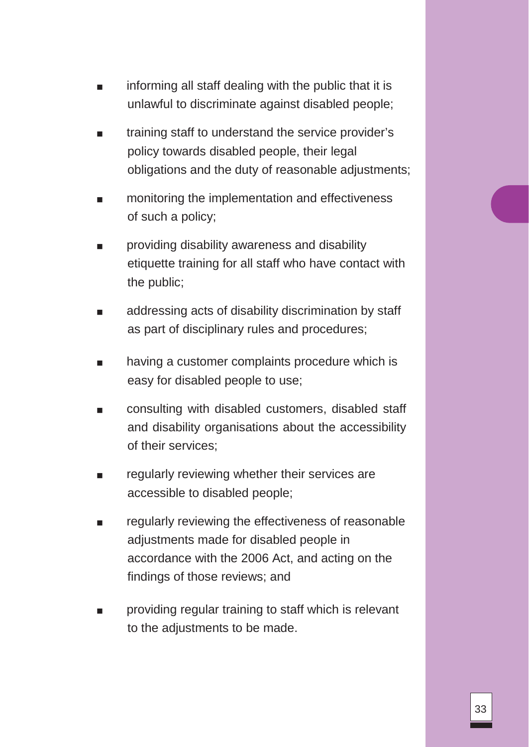- informing all staff dealing with the public that it is unlawful to discriminate against disabled people;
- training staff to understand the service provider's policy towards disabled people, their legal obligations and the duty of reasonable adjustments;
- monitoring the implementation and effectiveness of such a policy;
- providing disability awareness and disability etiquette training for all staff who have contact with the public;
- addressing acts of disability discrimination by staff as part of disciplinary rules and procedures;
- having a customer complaints procedure which is easy for disabled people to use;
- consulting with disabled customers, disabled staff and disability organisations about the accessibility of their services;
- regularly reviewing whether their services are accessible to disabled people;
- regularly reviewing the effectiveness of reasonable adjustments made for disabled people in accordance with the 2006 Act, and acting on the findings of those reviews; and
- providing regular training to staff which is relevant to the adjustments to be made.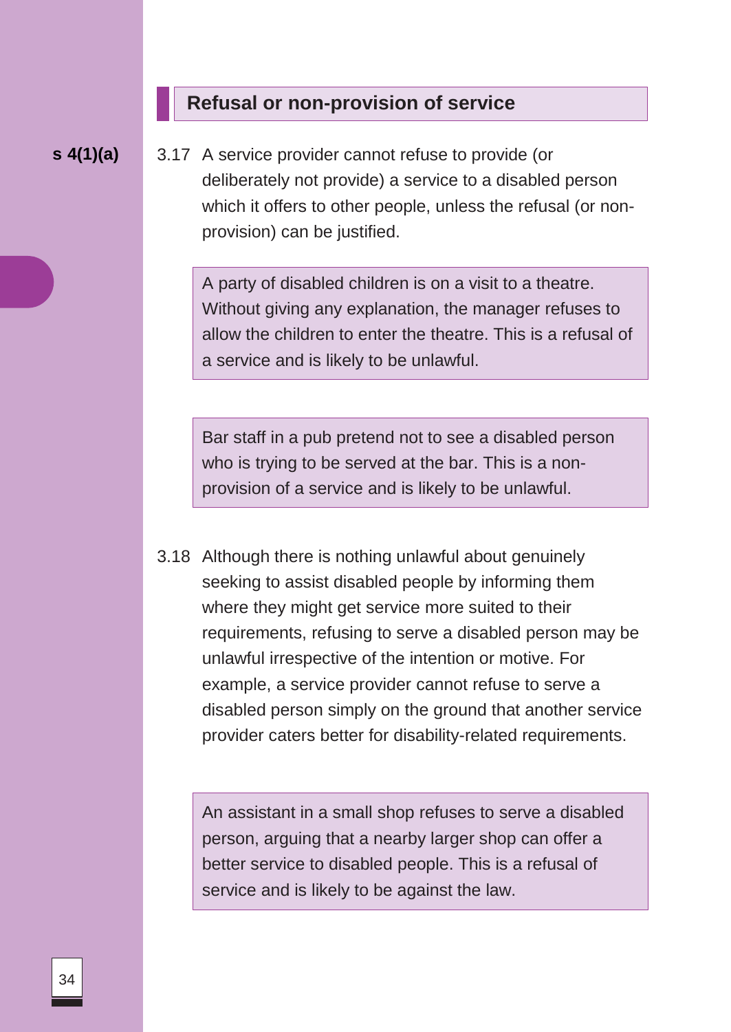## Refusal or non-provision of service

**s 4(1)(a)**

3.17 A service provider cannot refuse to provide (or deliberately not provide) a service to a disabled person which it offers to other people, unless the refusal (or non-provision) can be justified.

> A party of disabled children is on a visit to a theatre. Without giving any explanation, the manager refuses to allow the children to enter the theatre. This is a refusal of a service and is likely to be unlawful.

> Bar staff in a pub pretend not to see a disabled person who is trying to be served at the bar. This is a non-provision of a service and is likely to be unlawful.

3.18 Although there is nothing unlawful about genuinely seeking to assist disabled people by informing them where they might get service more suited to their requirements, refusing to serve a disabled person may be unlawful irrespective of the intention or motive. For example, a service provider cannot refuse to serve a disabled person simply on the ground that another service provider caters better for disability-related requirements.

> An assistant in a small shop refuses to serve a disabled person, arguing that a nearby larger shop can offer a better service to disabled people. This is a refusal of service and is likely to be against the law.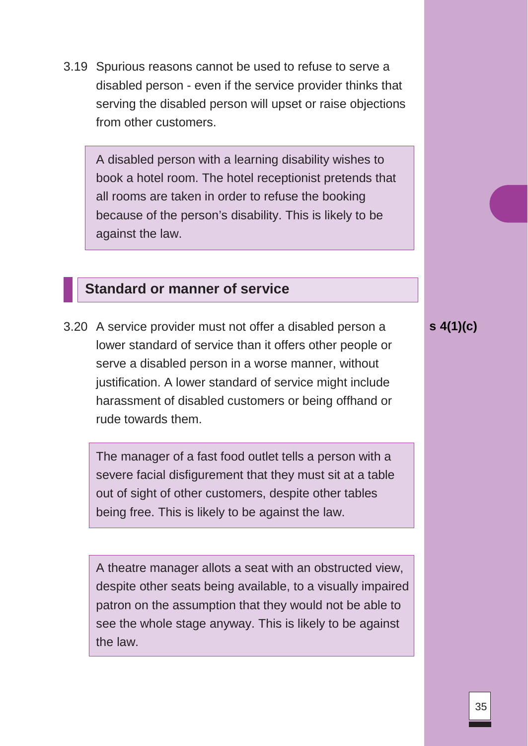3.19 Spurious reasons cannot be used to refuse to serve a disabled person - even if the service provider thinks that serving the disabled person will upset or raise objections from other customers.

> A disabled person with a learning disability wishes to book a hotel room. The hotel receptionist pretends that all rooms are taken in order to refuse the booking because of the person's disability. This is likely to be against the law.

## Standard or manner of service

**s 4(1)(c)**

3.20 A service provider must not offer a disabled person a lower standard of service than it offers other people or serve a disabled person in a worse manner, without justification. A lower standard of service might include harassment of disabled customers or being offhand or rude towards them.

> The manager of a fast food outlet tells a person with a severe facial disfigurement that they must sit at a table out of sight of other customers, despite other tables being free. This is likely to be against the law.

> A theatre manager allots a seat with an obstructed view, despite other seats being available, to a visually impaired patron on the assumption that they would not be able to see the whole stage anyway. This is likely to be against the law.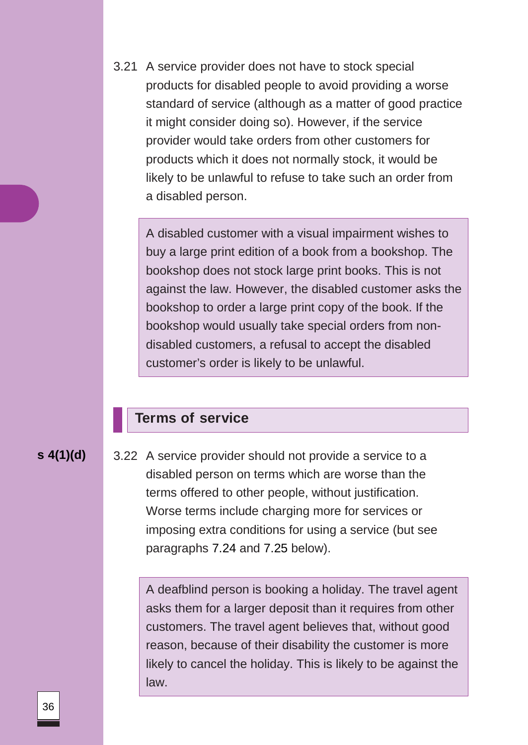3.21 A service provider does not have to stock special products for disabled people to avoid providing a worse standard of service (although as a matter of good practice it might consider doing so). However, if the service provider would take orders from other customers for products which it does not normally stock, it would be likely to be unlawful to refuse to take such an order from a disabled person.

> A disabled customer with a visual impairment wishes to buy a large print edition of a book from a bookshop. The bookshop does not stock large print books. This is not against the law. However, the disabled customer asks the bookshop to order a large print copy of the book. If the bookshop would usually take special orders from non-disabled customers, a refusal to accept the disabled customer's order is likely to be unlawful.

## Terms of service

**s 4(1)(d)**

3.22 A service provider should not provide a service to a disabled person on terms which are worse than the terms offered to other people, without justification. Worse terms include charging more for services or imposing extra conditions for using a service (but see paragraphs 7.24 and 7.25 below).

> A deafblind person is booking a holiday. The travel agent asks them for a larger deposit than it requires from other customers. The travel agent believes that, without good reason, because of their disability the customer is more likely to cancel the holiday. This is likely to be against the law.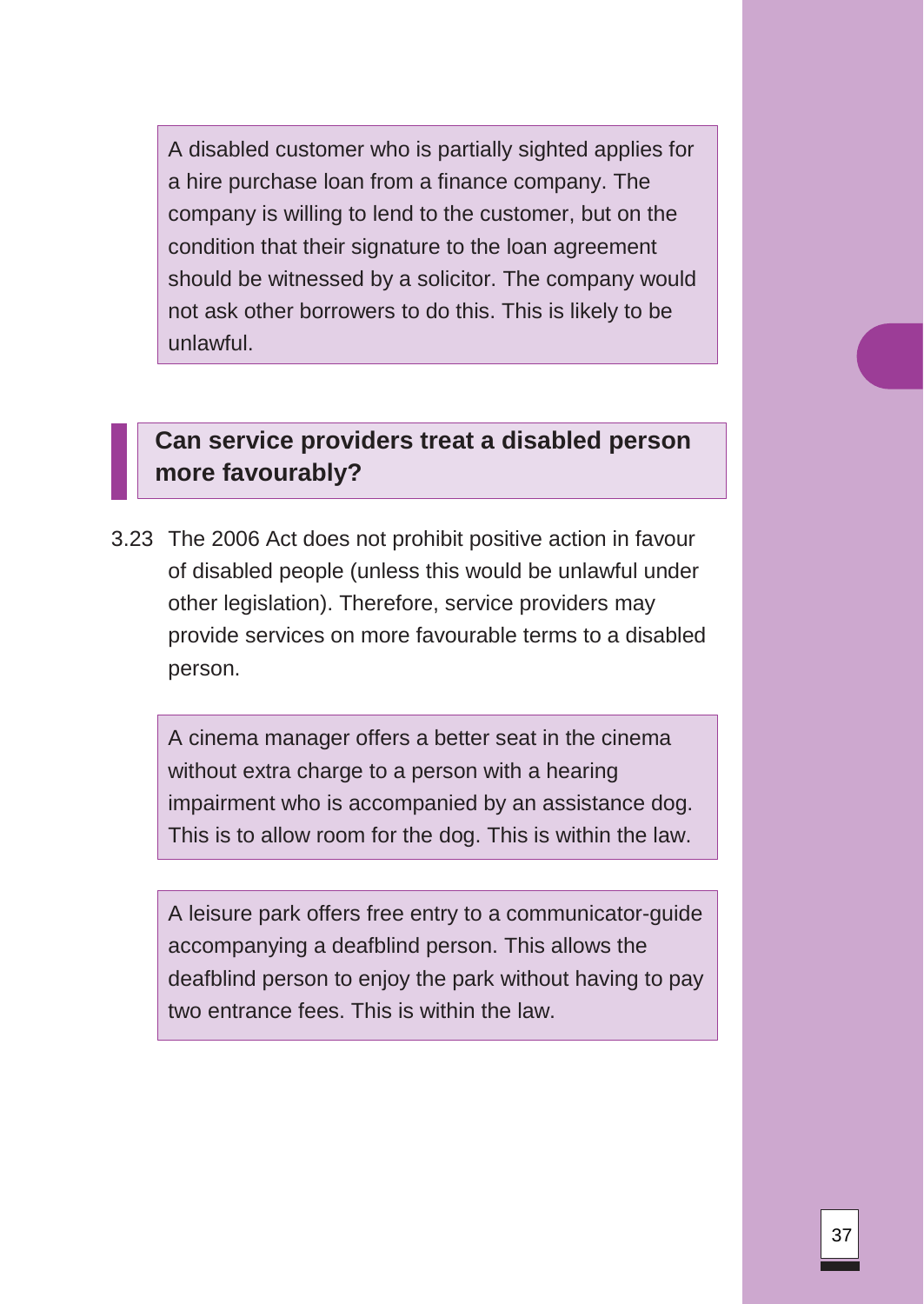> A disabled customer who is partially sighted applies for a hire purchase loan from a finance company. The company is willing to lend to the customer, but on the condition that their signature to the loan agreement should be witnessed by a solicitor. The company would not ask other borrowers to do this. This is likely to be unlawful.

## Can service providers treat a disabled person more favourably?

3.23 The 2006 Act does not prohibit positive action in favour of disabled people (unless this would be unlawful under other legislation). Therefore, service providers may provide services on more favourable terms to a disabled person.

> A cinema manager offers a better seat in the cinema without extra charge to a person with a hearing impairment who is accompanied by an assistance dog. This is to allow room for the dog. This is within the law.

> A leisure park offers free entry to a communicator-guide accompanying a deafblind person. This allows the deafblind person to enjoy the park without having to pay two entrance fees. This is within the law.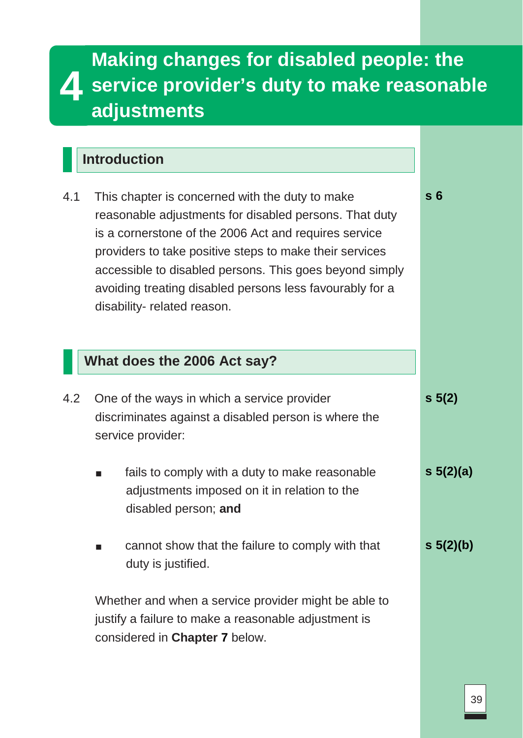# 4 Making changes for disabled people: the service provider's duty to make reasonable adjustments

## Introduction

4.1 This chapter is concerned with the duty to make reasonable adjustments for disabled persons. That duty is a cornerstone of the 2006 Act and requires service providers to take positive steps to make their services accessible to disabled persons. This goes beyond simply avoiding treating disabled persons less favourably for a disability- related reason. **s 6**

## What does the 2006 Act say?

4.2 One of the ways in which a service provider discriminates against a disabled person is where the service provider: **s 5(2)**

- fails to comply with a duty to make reasonable adjustments imposed on it in relation to the disabled person; **and** **s 5(2)(a)**
- cannot show that the failure to comply with that duty is justified. **s 5(2)(b)**

Whether and when a service provider might be able to justify a failure to make a reasonable adjustment is considered in **Chapter 7** below.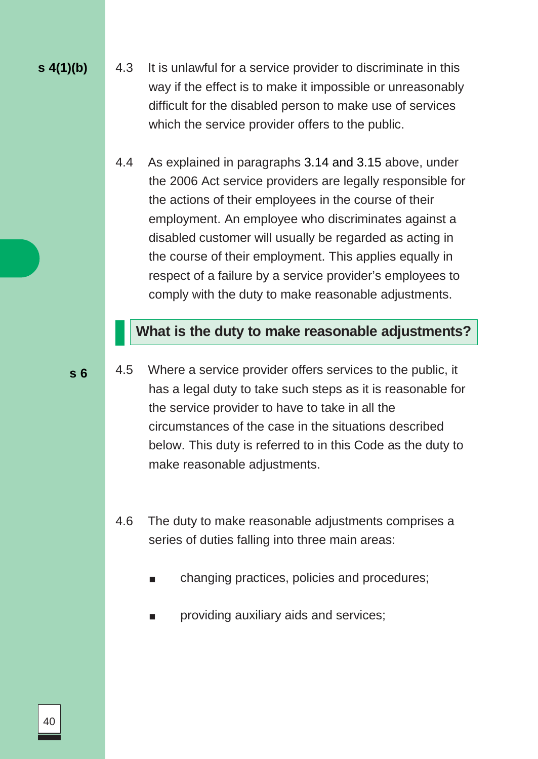s 4(1)(b)

4.3 It is unlawful for a service provider to discriminate in this way if the effect is to make it impossible or unreasonably difficult for the disabled person to make use of services which the service provider offers to the public.

4.4 As explained in paragraphs 3.14 and 3.15 above, under the 2006 Act service providers are legally responsible for the actions of their employees in the course of their employment. An employee who discriminates against a disabled customer will usually be regarded as acting in the course of their employment. This applies equally in respect of a failure by a service provider's employees to comply with the duty to make reasonable adjustments.

## What is the duty to make reasonable adjustments?

s 6

4.5 Where a service provider offers services to the public, it has a legal duty to take such steps as it is reasonable for the service provider to have to take in all the circumstances of the case in the situations described below. This duty is referred to in this Code as the duty to make reasonable adjustments.

4.6 The duty to make reasonable adjustments comprises a series of duties falling into three main areas:

- changing practices, policies and procedures;
- providing auxiliary aids and services;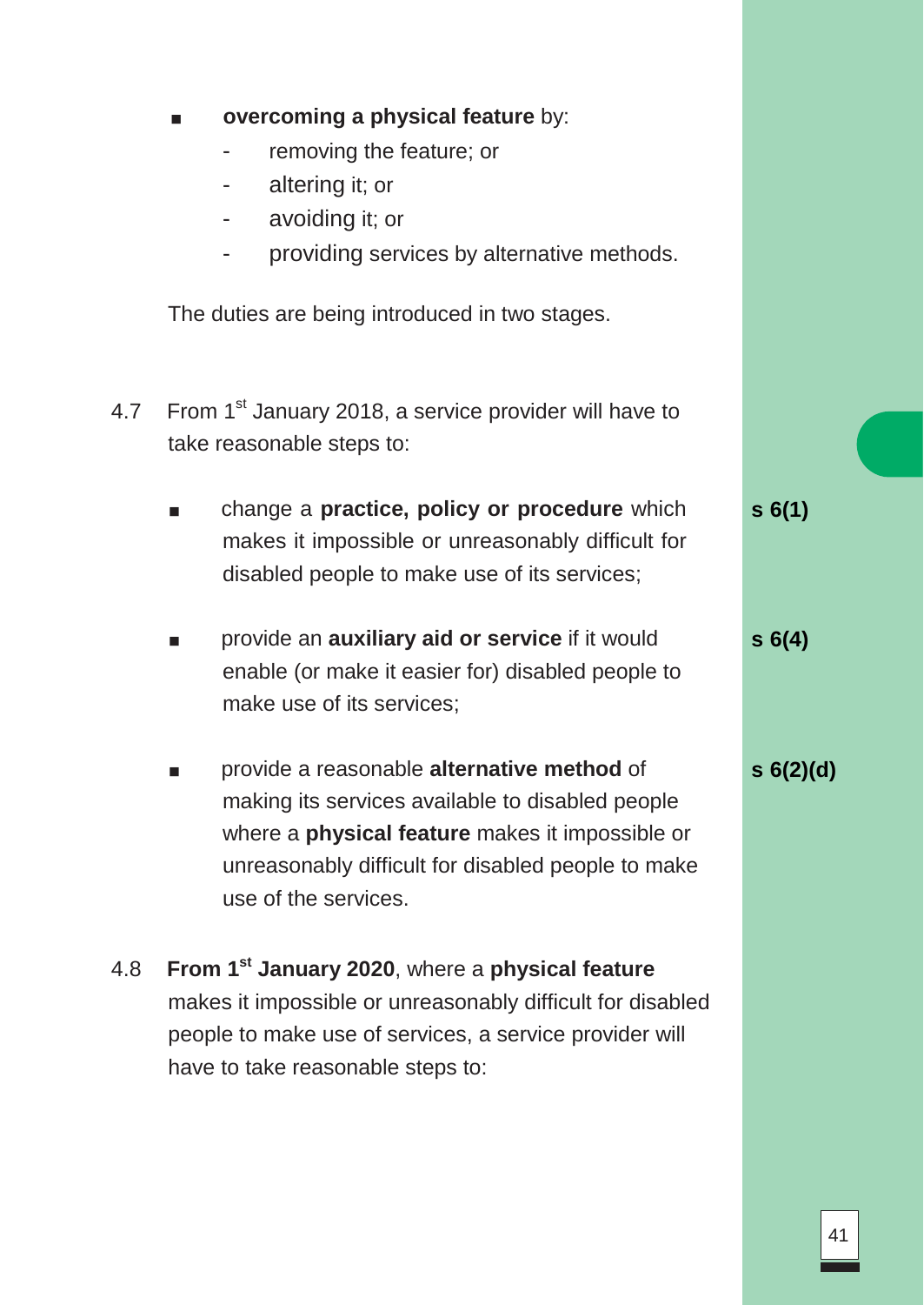- **overcoming a physical feature** by:
  - removing the feature; or
  - altering it; or
  - avoiding it; or
  - providing services by alternative methods.

The duties are being introduced in two stages.

4.7 From 1st January 2018, a service provider will have to take reasonable steps to:

- change a **practice, policy or procedure** which makes it impossible or unreasonably difficult for disabled people to make use of its services; **s 6(1)**

- provide an **auxiliary aid or service** if it would enable (or make it easier for) disabled people to make use of its services; **s 6(4)**

- provide a reasonable **alternative method** of making its services available to disabled people where a **physical feature** makes it impossible or unreasonably difficult for disabled people to make use of the services. **s 6(2)(d)**

4.8 **From 1st January 2020**, where a **physical feature** makes it impossible or unreasonably difficult for disabled people to make use of services, a service provider will have to take reasonable steps to: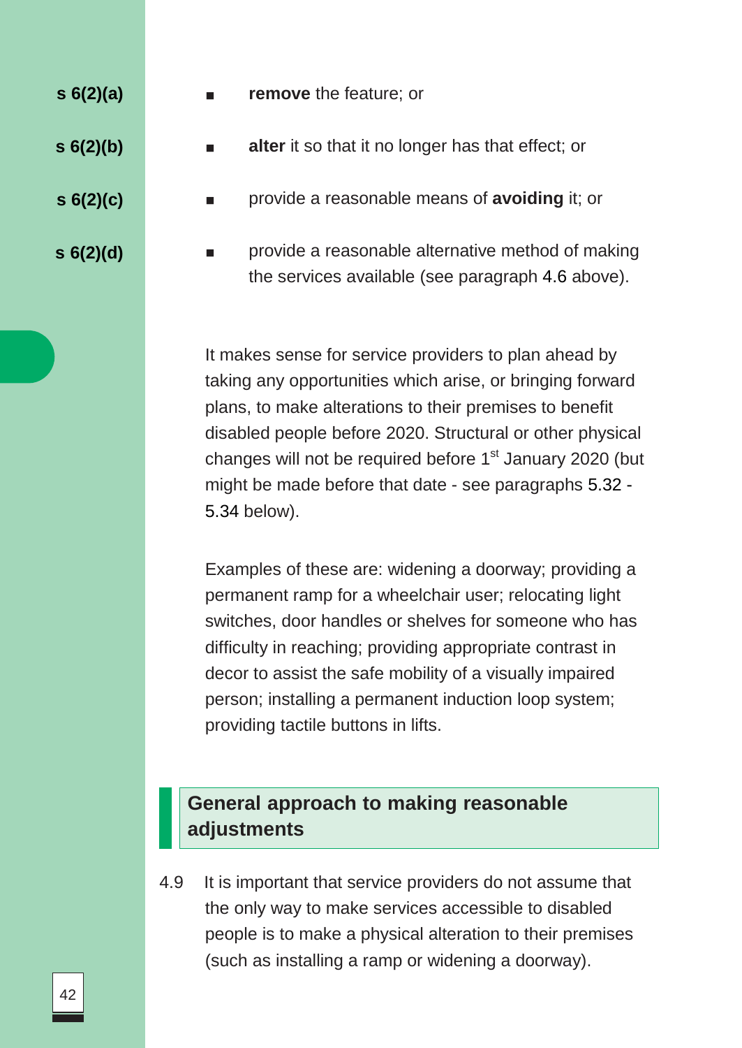- s 6(2)(a) — **remove** the feature; or
- s 6(2)(b) — **alter** it so that it no longer has that effect; or
- s 6(2)(c) — provide a reasonable means of **avoiding** it; or
- s 6(2)(d) — provide a reasonable alternative method of making the services available (see paragraph 4.6 above).

It makes sense for service providers to plan ahead by taking any opportunities which arise, or bringing forward plans, to make alterations to their premises to benefit disabled people before 2020. Structural or other physical changes will not be required before 1st January 2020 (but might be made before that date - see paragraphs 5.32 - 5.34 below).

Examples of these are: widening a doorway; providing a permanent ramp for a wheelchair user; relocating light switches, door handles or shelves for someone who has difficulty in reaching; providing appropriate contrast in decor to assist the safe mobility of a visually impaired person; installing a permanent induction loop system; providing tactile buttons in lifts.

## General approach to making reasonable adjustments

4.9 It is important that service providers do not assume that the only way to make services accessible to disabled people is to make a physical alteration to their premises (such as installing a ramp or widening a doorway).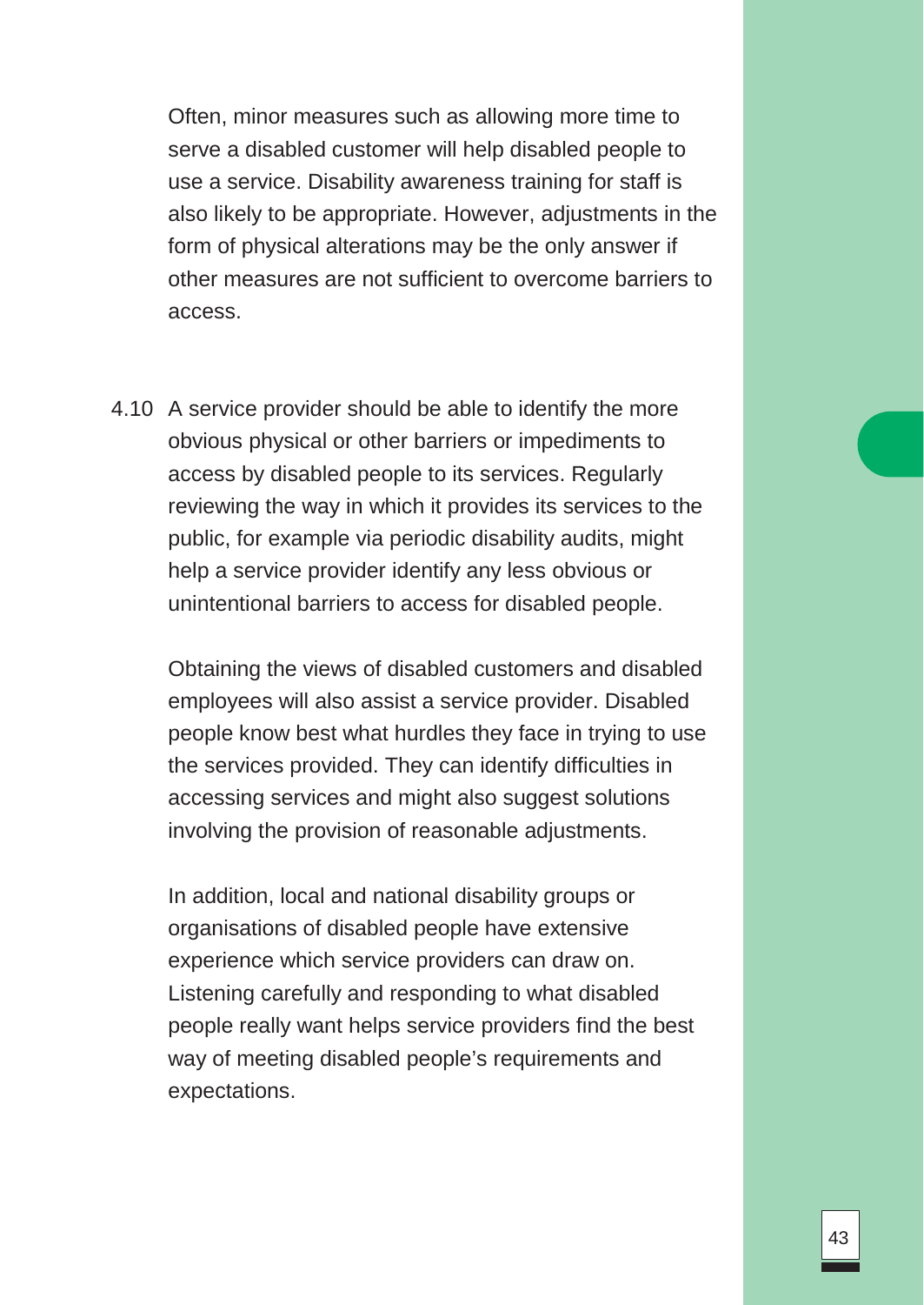Often, minor measures such as allowing more time to serve a disabled customer will help disabled people to use a service. Disability awareness training for staff is also likely to be appropriate. However, adjustments in the form of physical alterations may be the only answer if other measures are not sufficient to overcome barriers to access.

4.10 A service provider should be able to identify the more obvious physical or other barriers or impediments to access by disabled people to its services. Regularly reviewing the way in which it provides its services to the public, for example via periodic disability audits, might help a service provider identify any less obvious or unintentional barriers to access for disabled people.

Obtaining the views of disabled customers and disabled employees will also assist a service provider. Disabled people know best what hurdles they face in trying to use the services provided. They can identify difficulties in accessing services and might also suggest solutions involving the provision of reasonable adjustments.

In addition, local and national disability groups or organisations of disabled people have extensive experience which service providers can draw on. Listening carefully and responding to what disabled people really want helps service providers find the best way of meeting disabled people's requirements and expectations.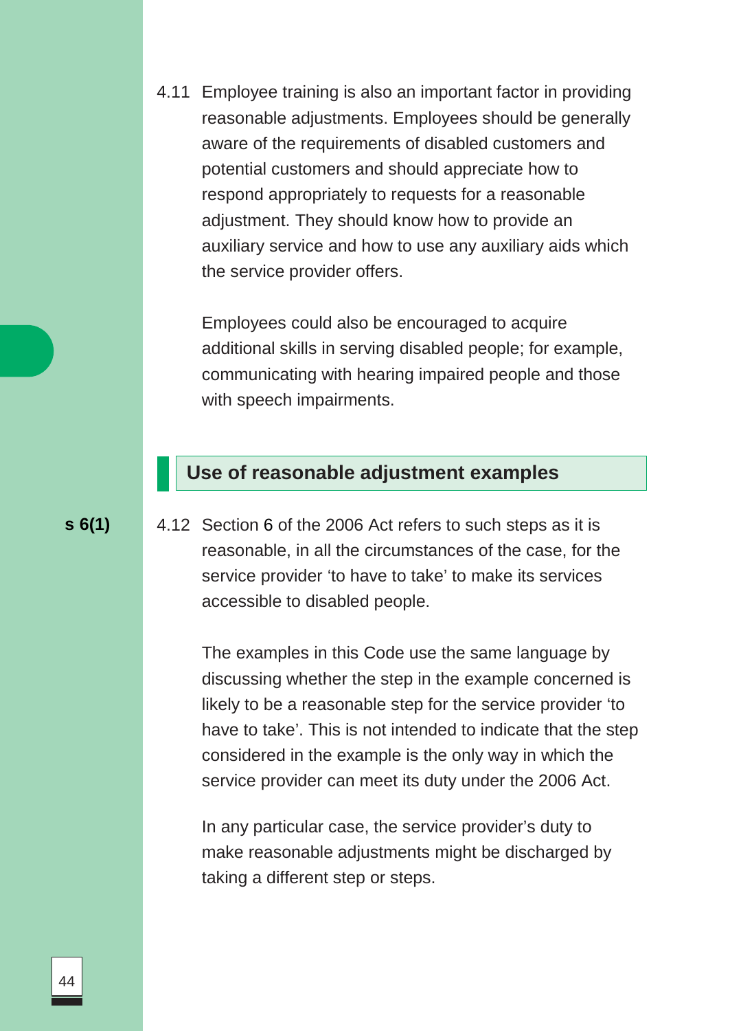4.11 Employee training is also an important factor in providing reasonable adjustments. Employees should be generally aware of the requirements of disabled customers and potential customers and should appreciate how to respond appropriately to requests for a reasonable adjustment. They should know how to provide an auxiliary service and how to use any auxiliary aids which the service provider offers.

Employees could also be encouraged to acquire additional skills in serving disabled people; for example, communicating with hearing impaired people and those with speech impairments.

## Use of reasonable adjustment examples

**s 6(1)**

4.12 Section 6 of the 2006 Act refers to such steps as it is reasonable, in all the circumstances of the case, for the service provider 'to have to take' to make its services accessible to disabled people.

The examples in this Code use the same language by discussing whether the step in the example concerned is likely to be a reasonable step for the service provider 'to have to take'. This is not intended to indicate that the step considered in the example is the only way in which the service provider can meet its duty under the 2006 Act.

In any particular case, the service provider's duty to make reasonable adjustments might be discharged by taking a different step or steps.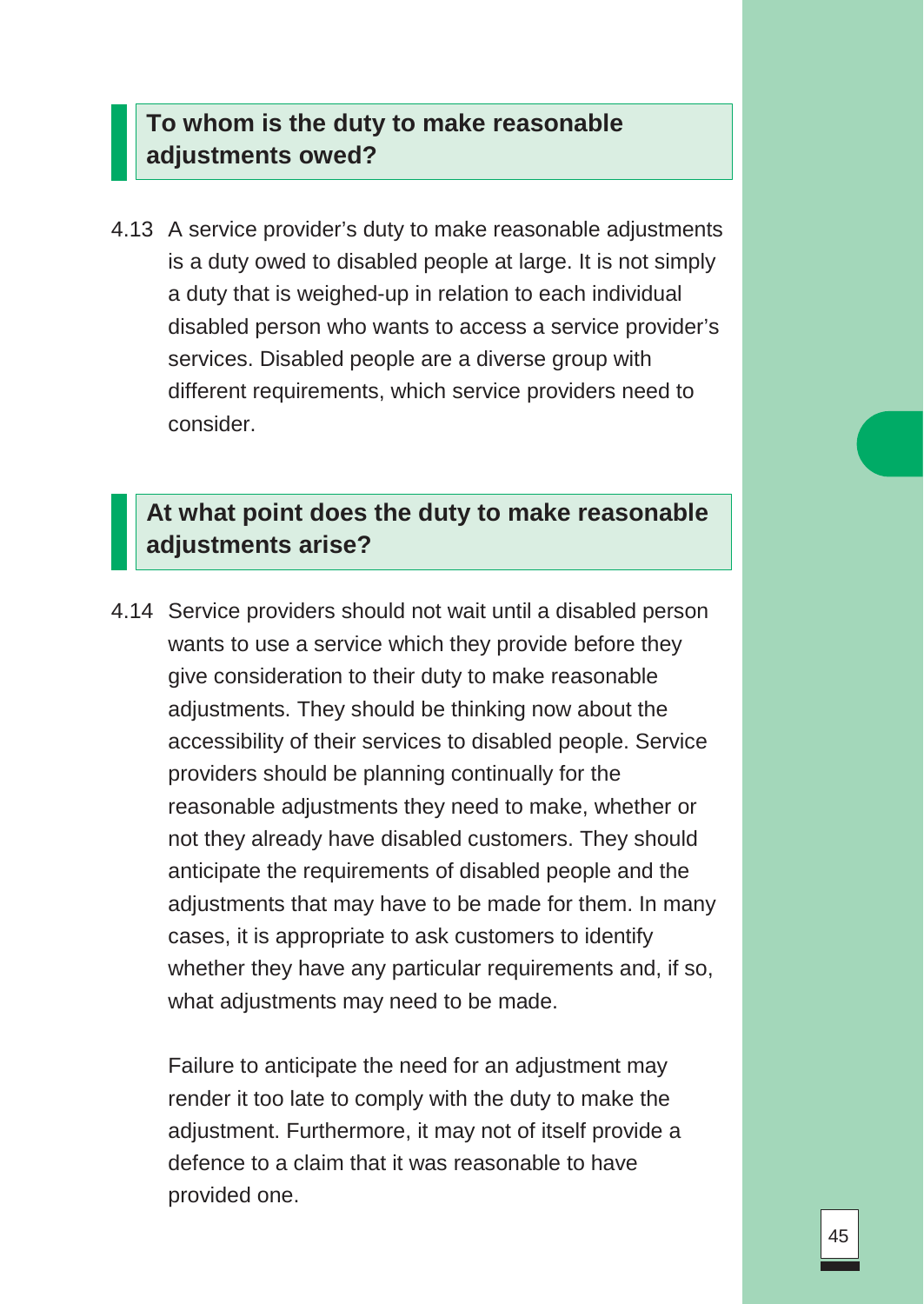## To whom is the duty to make reasonable adjustments owed?

4.13 A service provider's duty to make reasonable adjustments is a duty owed to disabled people at large. It is not simply a duty that is weighed-up in relation to each individual disabled person who wants to access a service provider's services. Disabled people are a diverse group with different requirements, which service providers need to consider.

## At what point does the duty to make reasonable adjustments arise?

4.14 Service providers should not wait until a disabled person wants to use a service which they provide before they give consideration to their duty to make reasonable adjustments. They should be thinking now about the accessibility of their services to disabled people. Service providers should be planning continually for the reasonable adjustments they need to make, whether or not they already have disabled customers. They should anticipate the requirements of disabled people and the adjustments that may have to be made for them. In many cases, it is appropriate to ask customers to identify whether they have any particular requirements and, if so, what adjustments may need to be made.

Failure to anticipate the need for an adjustment may render it too late to comply with the duty to make the adjustment. Furthermore, it may not of itself provide a defence to a claim that it was reasonable to have provided one.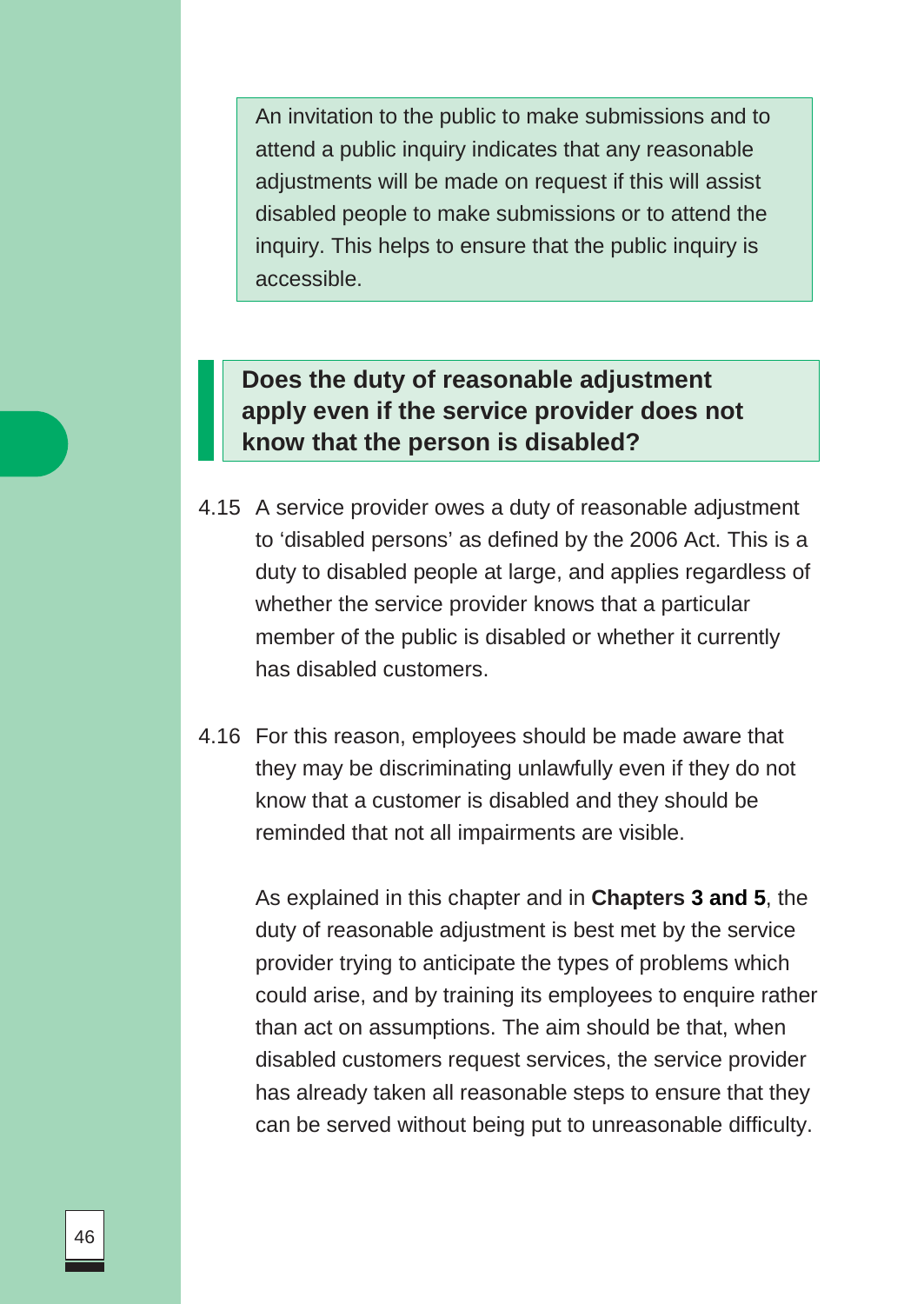An invitation to the public to make submissions and to attend a public inquiry indicates that any reasonable adjustments will be made on request if this will assist disabled people to make submissions or to attend the inquiry. This helps to ensure that the public inquiry is accessible.

## Does the duty of reasonable adjustment apply even if the service provider does not know that the person is disabled?

4.15 A service provider owes a duty of reasonable adjustment to 'disabled persons' as defined by the 2006 Act. This is a duty to disabled people at large, and applies regardless of whether the service provider knows that a particular member of the public is disabled or whether it currently has disabled customers.

4.16 For this reason, employees should be made aware that they may be discriminating unlawfully even if they do not know that a customer is disabled and they should be reminded that not all impairments are visible.

As explained in this chapter and in **Chapters 3 and 5**, the duty of reasonable adjustment is best met by the service provider trying to anticipate the types of problems which could arise, and by training its employees to enquire rather than act on assumptions. The aim should be that, when disabled customers request services, the service provider has already taken all reasonable steps to ensure that they can be served without being put to unreasonable difficulty.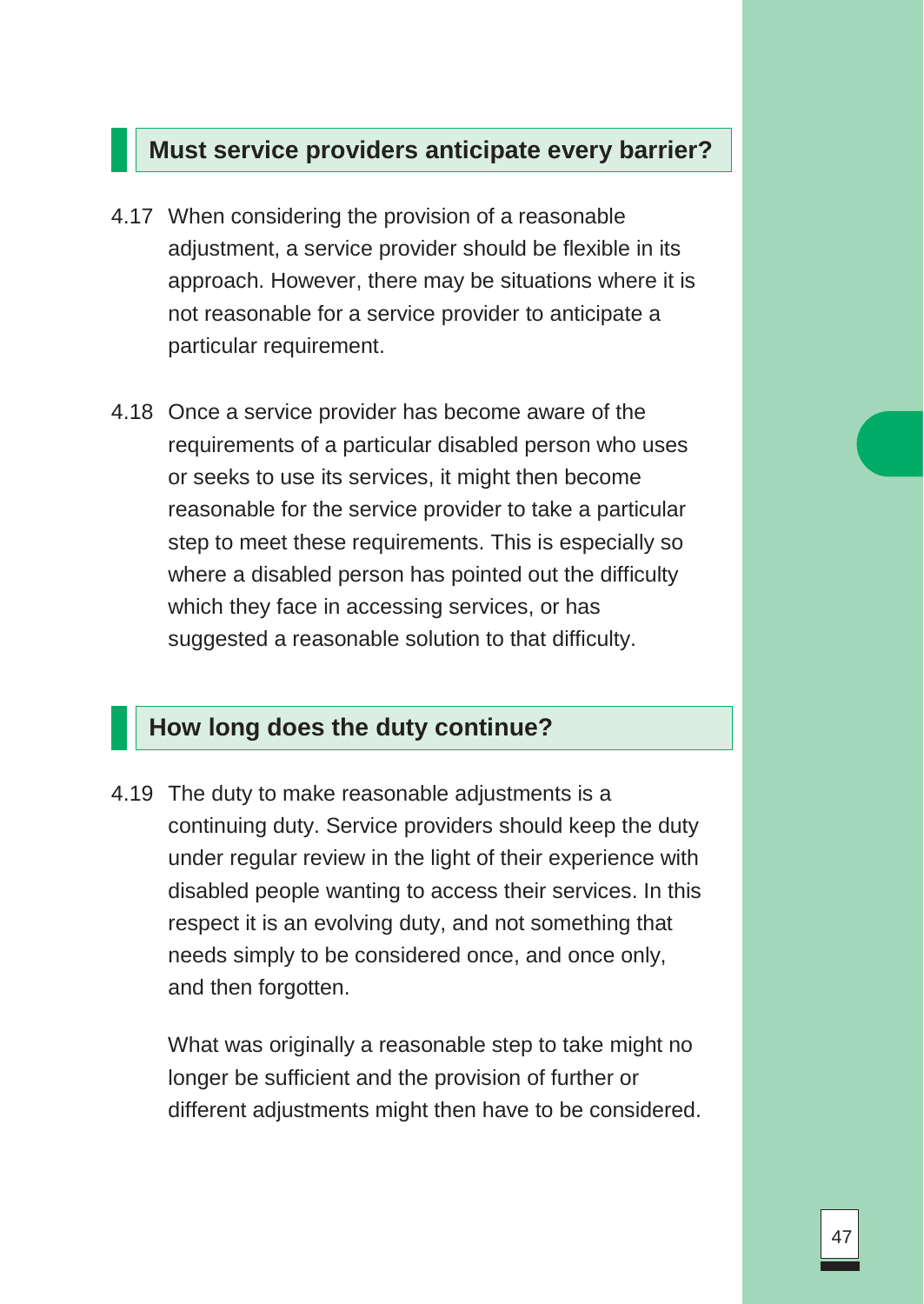## Must service providers anticipate every barrier?

4.17 When considering the provision of a reasonable adjustment, a service provider should be flexible in its approach. However, there may be situations where it is not reasonable for a service provider to anticipate a particular requirement.

4.18 Once a service provider has become aware of the requirements of a particular disabled person who uses or seeks to use its services, it might then become reasonable for the service provider to take a particular step to meet these requirements. This is especially so where a disabled person has pointed out the difficulty which they face in accessing services, or has suggested a reasonable solution to that difficulty.

## How long does the duty continue?

4.19 The duty to make reasonable adjustments is a continuing duty. Service providers should keep the duty under regular review in the light of their experience with disabled people wanting to access their services. In this respect it is an evolving duty, and not something that needs simply to be considered once, and once only, and then forgotten.

What was originally a reasonable step to take might no longer be sufficient and the provision of further or different adjustments might then have to be considered.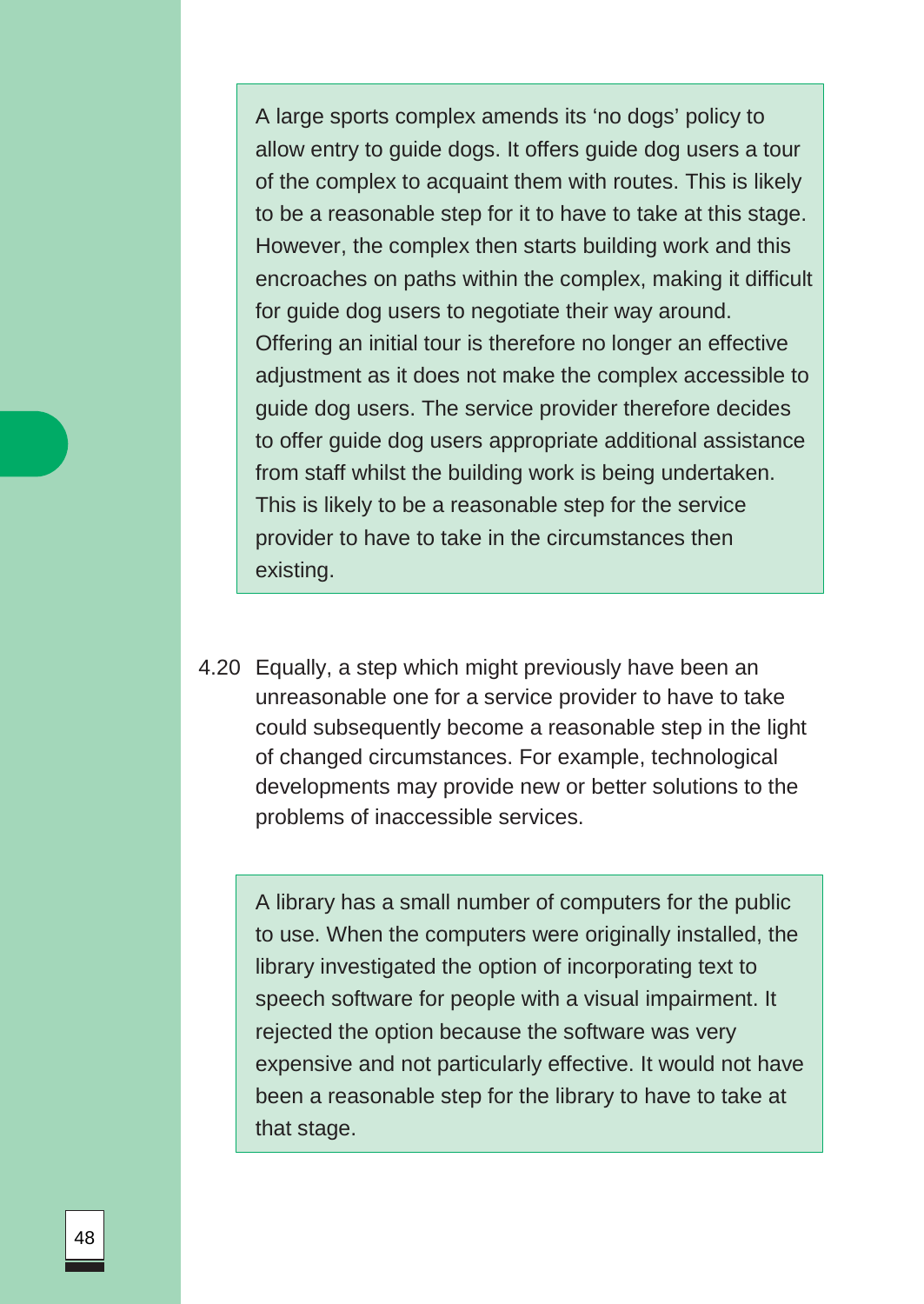> A large sports complex amends its 'no dogs' policy to allow entry to guide dogs. It offers guide dog users a tour of the complex to acquaint them with routes. This is likely to be a reasonable step for it to have to take at this stage. However, the complex then starts building work and this encroaches on paths within the complex, making it difficult for guide dog users to negotiate their way around. Offering an initial tour is therefore no longer an effective adjustment as it does not make the complex accessible to guide dog users. The service provider therefore decides to offer guide dog users appropriate additional assistance from staff whilst the building work is being undertaken. This is likely to be a reasonable step for the service provider to have to take in the circumstances then existing.

4.20 Equally, a step which might previously have been an unreasonable one for a service provider to have to take could subsequently become a reasonable step in the light of changed circumstances. For example, technological developments may provide new or better solutions to the problems of inaccessible services.

> A library has a small number of computers for the public to use. When the computers were originally installed, the library investigated the option of incorporating text to speech software for people with a visual impairment. It rejected the option because the software was very expensive and not particularly effective. It would not have been a reasonable step for the library to have to take at that stage.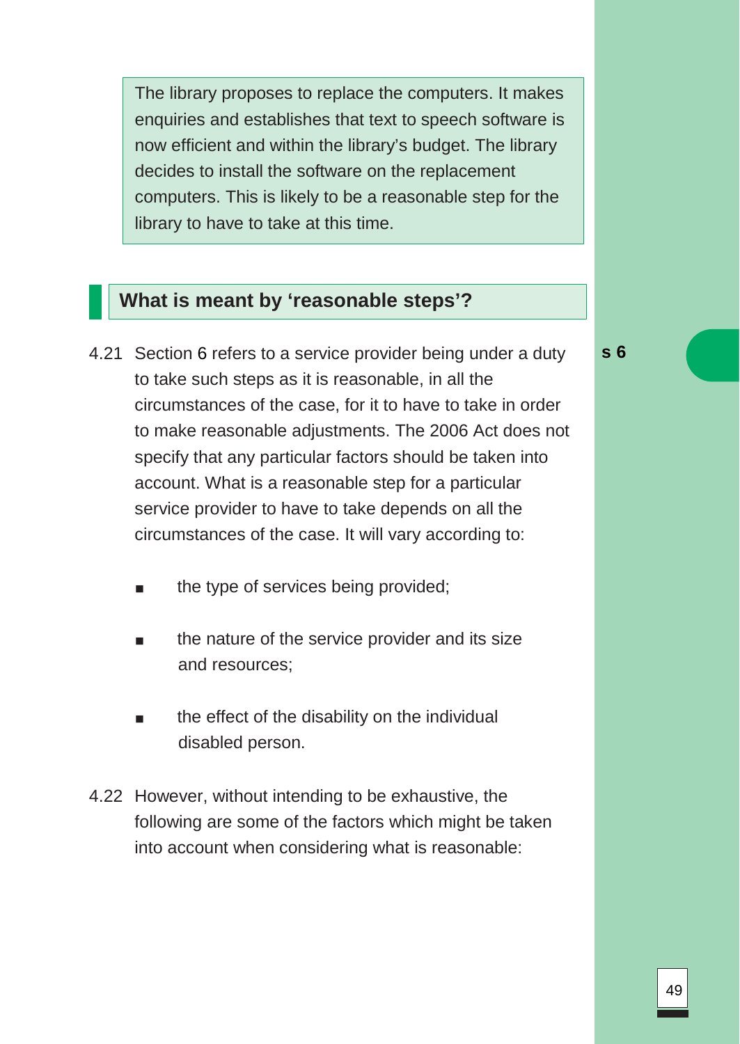> The library proposes to replace the computers. It makes enquiries and establishes that text to speech software is now efficient and within the library's budget. The library decides to install the software on the replacement computers. This is likely to be a reasonable step for the library to have to take at this time.

## What is meant by 'reasonable steps'?

**s 6**

4.21 Section 6 refers to a service provider being under a duty to take such steps as it is reasonable, in all the circumstances of the case, for it to have to take in order to make reasonable adjustments. The 2006 Act does not specify that any particular factors should be taken into account. What is a reasonable step for a particular service provider to have to take depends on all the circumstances of the case. It will vary according to:

- the type of services being provided;
- the nature of the service provider and its size and resources;
- the effect of the disability on the individual disabled person.

4.22 However, without intending to be exhaustive, the following are some of the factors which might be taken into account when considering what is reasonable: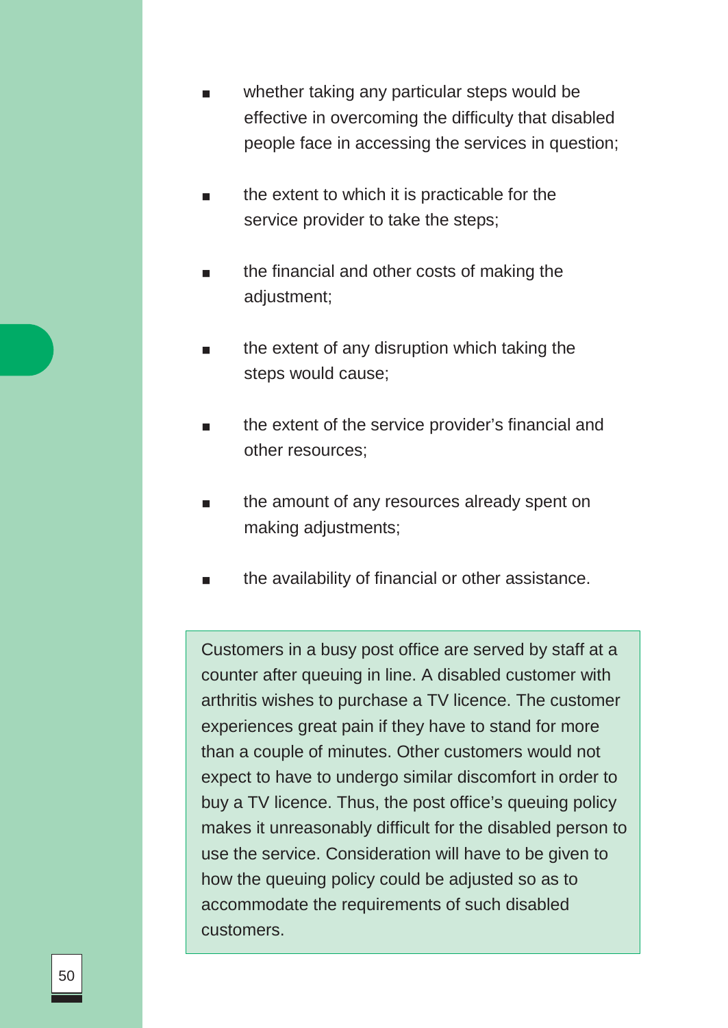- whether taking any particular steps would be effective in overcoming the difficulty that disabled people face in accessing the services in question;
- the extent to which it is practicable for the service provider to take the steps;
- the financial and other costs of making the adjustment;
- the extent of any disruption which taking the steps would cause;
- the extent of the service provider's financial and other resources;
- the amount of any resources already spent on making adjustments;
- the availability of financial or other assistance.

> Customers in a busy post office are served by staff at a counter after queuing in line. A disabled customer with arthritis wishes to purchase a TV licence. The customer experiences great pain if they have to stand for more than a couple of minutes. Other customers would not expect to have to undergo similar discomfort in order to buy a TV licence. Thus, the post office's queuing policy makes it unreasonably difficult for the disabled person to use the service. Consideration will have to be given to how the queuing policy could be adjusted so as to accommodate the requirements of such disabled customers.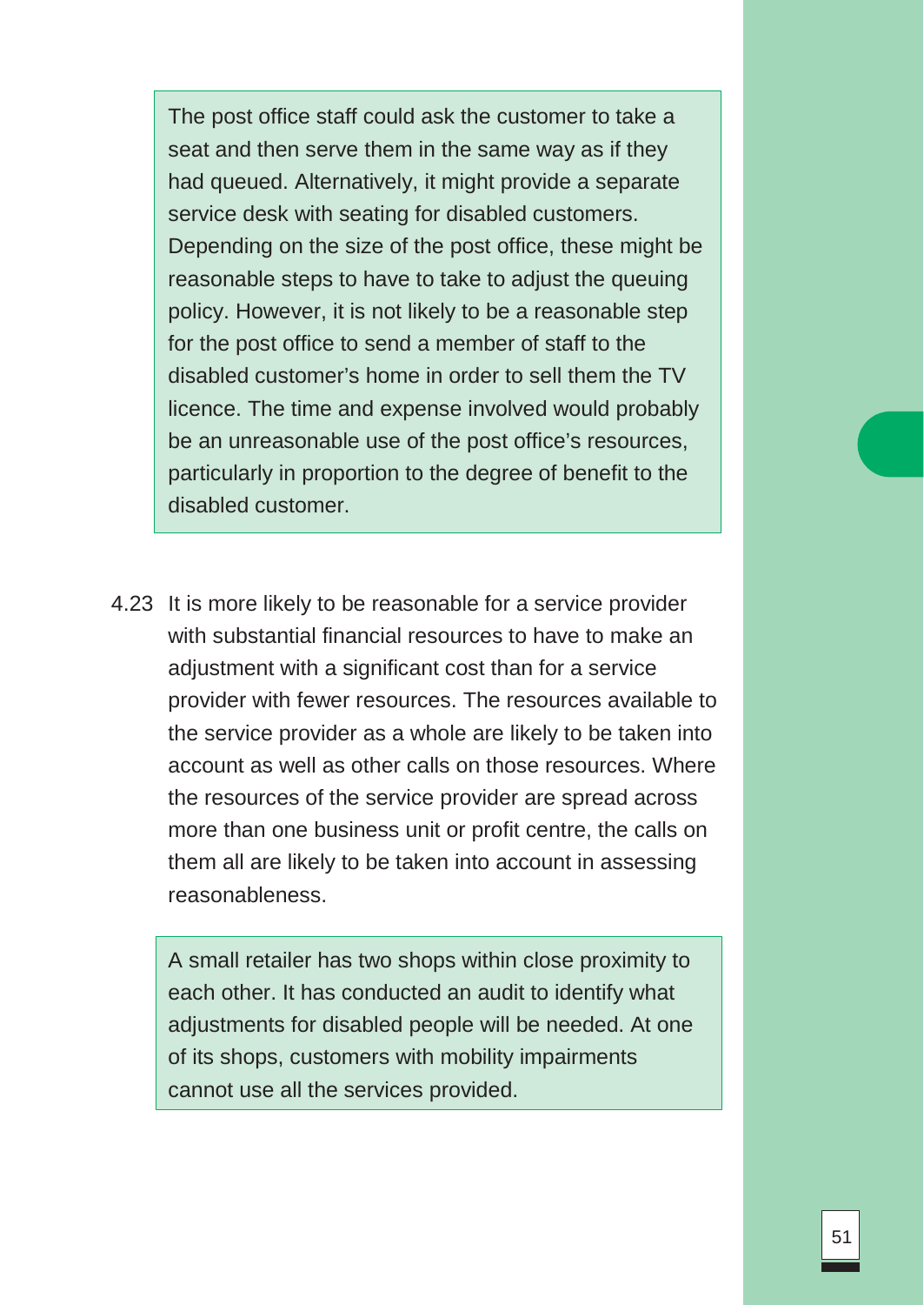> The post office staff could ask the customer to take a seat and then serve them in the same way as if they had queued. Alternatively, it might provide a separate service desk with seating for disabled customers. Depending on the size of the post office, these might be reasonable steps to have to take to adjust the queuing policy. However, it is not likely to be a reasonable step for the post office to send a member of staff to the disabled customer's home in order to sell them the TV licence. The time and expense involved would probably be an unreasonable use of the post office's resources, particularly in proportion to the degree of benefit to the disabled customer.

4.23 It is more likely to be reasonable for a service provider with substantial financial resources to have to make an adjustment with a significant cost than for a service provider with fewer resources. The resources available to the service provider as a whole are likely to be taken into account as well as other calls on those resources. Where the resources of the service provider are spread across more than one business unit or profit centre, the calls on them all are likely to be taken into account in assessing reasonableness.

> A small retailer has two shops within close proximity to each other. It has conducted an audit to identify what adjustments for disabled people will be needed. At one of its shops, customers with mobility impairments cannot use all the services provided.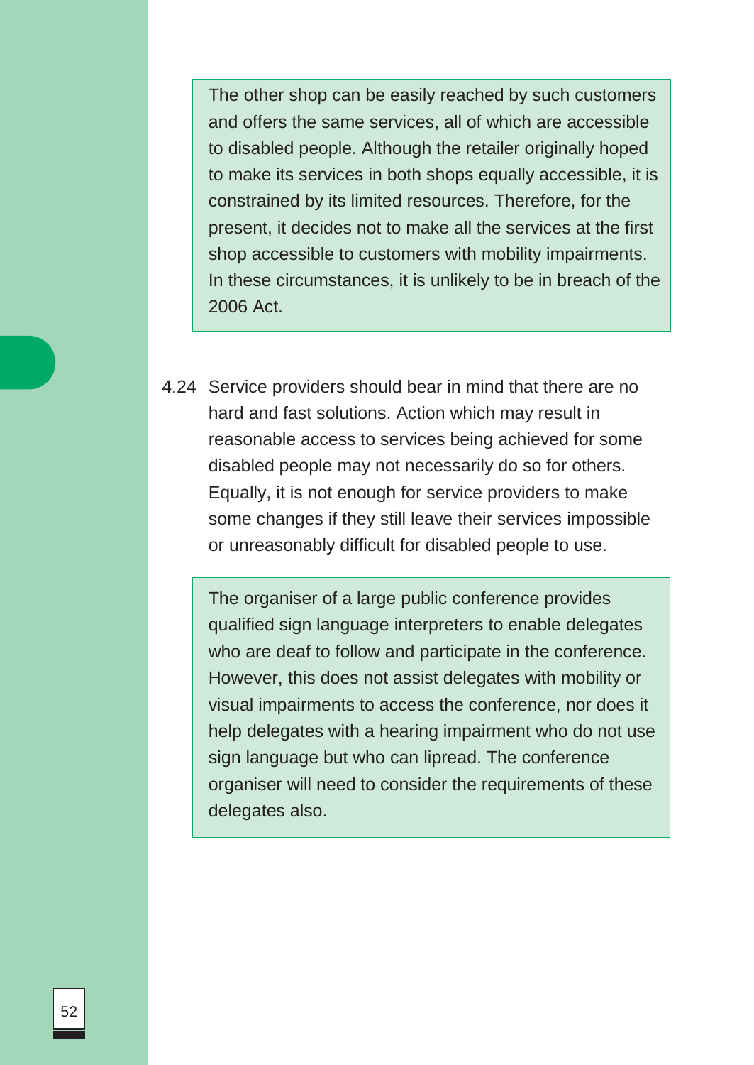> The other shop can be easily reached by such customers and offers the same services, all of which are accessible to disabled people. Although the retailer originally hoped to make its services in both shops equally accessible, it is constrained by its limited resources. Therefore, for the present, it decides not to make all the services at the first shop accessible to customers with mobility impairments. In these circumstances, it is unlikely to be in breach of the 2006 Act.

4.24 Service providers should bear in mind that there are no hard and fast solutions. Action which may result in reasonable access to services being achieved for some disabled people may not necessarily do so for others. Equally, it is not enough for service providers to make some changes if they still leave their services impossible or unreasonably difficult for disabled people to use.

> The organiser of a large public conference provides qualified sign language interpreters to enable delegates who are deaf to follow and participate in the conference. However, this does not assist delegates with mobility or visual impairments to access the conference, nor does it help delegates with a hearing impairment who do not use sign language but who can lipread. The conference organiser will need to consider the requirements of these delegates also.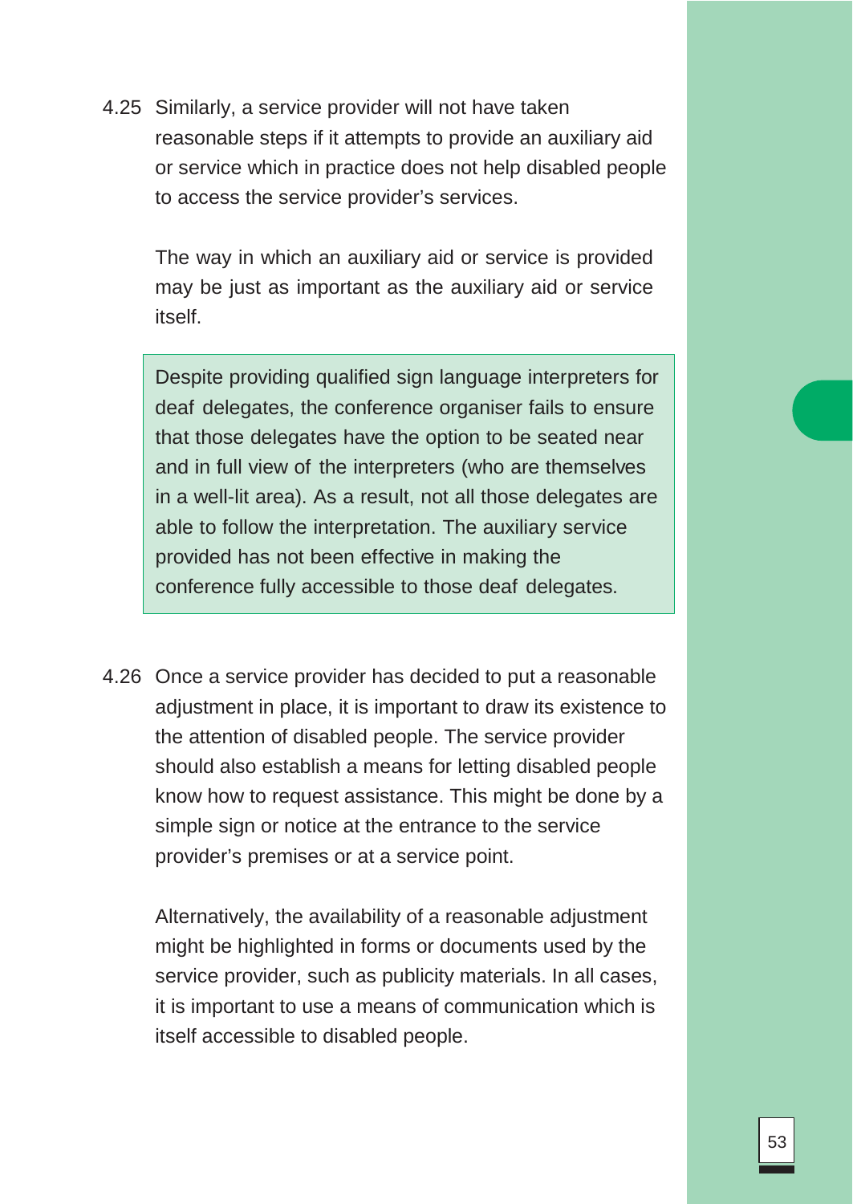4.25 Similarly, a service provider will not have taken reasonable steps if it attempts to provide an auxiliary aid or service which in practice does not help disabled people to access the service provider's services.

The way in which an auxiliary aid or service is provided may be just as important as the auxiliary aid or service itself.

> Despite providing qualified sign language interpreters for deaf delegates, the conference organiser fails to ensure that those delegates have the option to be seated near and in full view of the interpreters (who are themselves in a well-lit area). As a result, not all those delegates are able to follow the interpretation. The auxiliary service provided has not been effective in making the conference fully accessible to those deaf delegates.

4.26 Once a service provider has decided to put a reasonable adjustment in place, it is important to draw its existence to the attention of disabled people. The service provider should also establish a means for letting disabled people know how to request assistance. This might be done by a simple sign or notice at the entrance to the service provider's premises or at a service point.

Alternatively, the availability of a reasonable adjustment might be highlighted in forms or documents used by the service provider, such as publicity materials. In all cases, it is important to use a means of communication which is itself accessible to disabled people.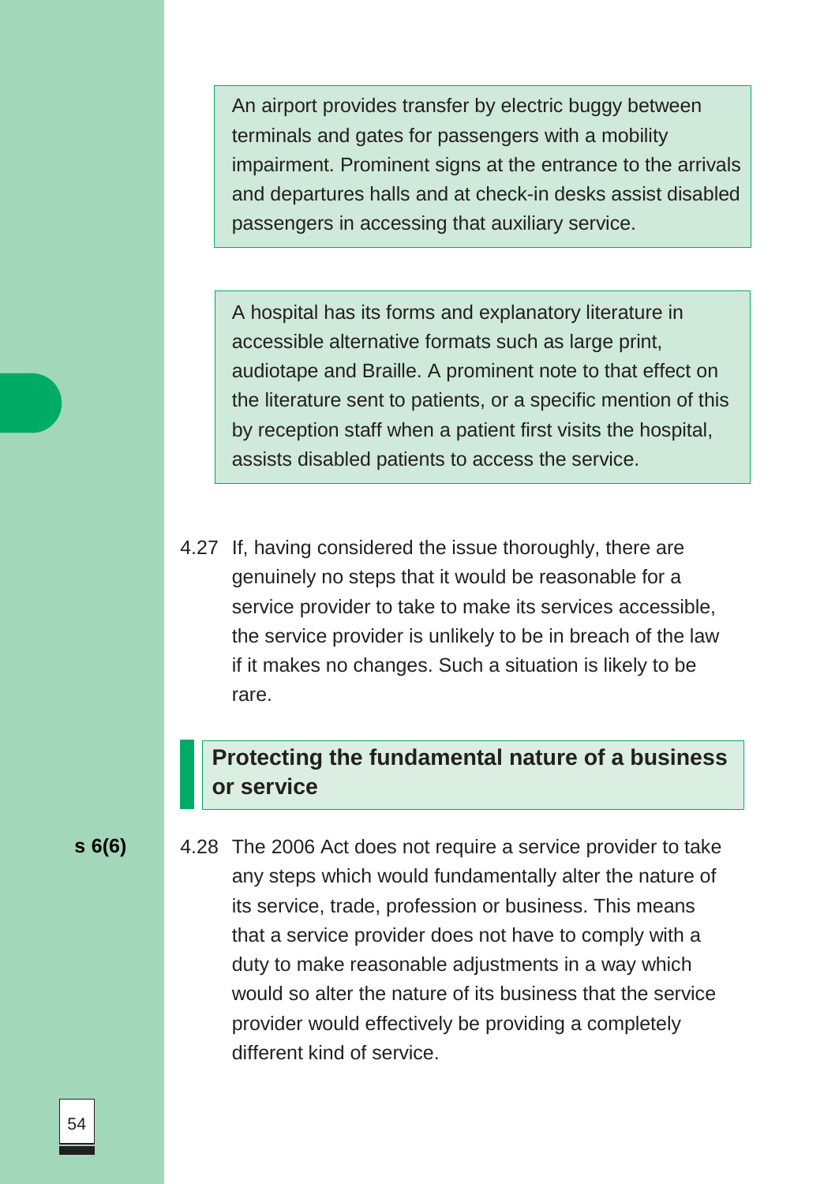> An airport provides transfer by electric buggy between terminals and gates for passengers with a mobility impairment. Prominent signs at the entrance to the arrivals and departures halls and at check-in desks assist disabled passengers in accessing that auxiliary service.

> A hospital has its forms and explanatory literature in accessible alternative formats such as large print, audiotape and Braille. A prominent note to that effect on the literature sent to patients, or a specific mention of this by reception staff when a patient first visits the hospital, assists disabled patients to access the service.

4.27 If, having considered the issue thoroughly, there are genuinely no steps that it would be reasonable for a service provider to take to make its services accessible, the service provider is unlikely to be in breach of the law if it makes no changes. Such a situation is likely to be rare.

## Protecting the fundamental nature of a business or service

**s 6(6)**

4.28 The 2006 Act does not require a service provider to take any steps which would fundamentally alter the nature of its service, trade, profession or business. This means that a service provider does not have to comply with a duty to make reasonable adjustments in a way which would so alter the nature of its business that the service provider would effectively be providing a completely different kind of service.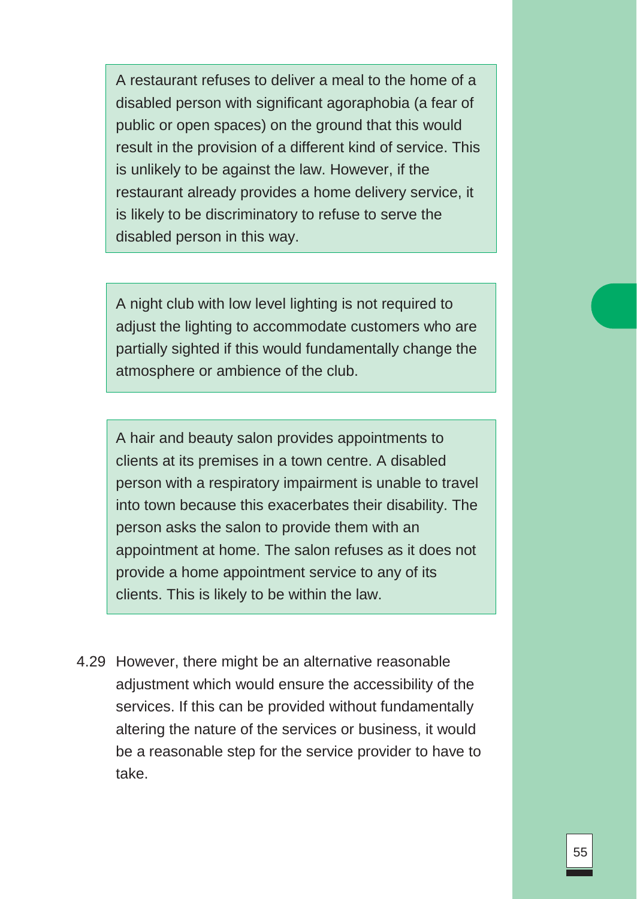> A restaurant refuses to deliver a meal to the home of a disabled person with significant agoraphobia (a fear of public or open spaces) on the ground that this would result in the provision of a different kind of service. This is unlikely to be against the law. However, if the restaurant already provides a home delivery service, it is likely to be discriminatory to refuse to serve the disabled person in this way.

> A night club with low level lighting is not required to adjust the lighting to accommodate customers who are partially sighted if this would fundamentally change the atmosphere or ambience of the club.

> A hair and beauty salon provides appointments to clients at its premises in a town centre. A disabled person with a respiratory impairment is unable to travel into town because this exacerbates their disability. The person asks the salon to provide them with an appointment at home. The salon refuses as it does not provide a home appointment service to any of its clients. This is likely to be within the law.

4.29 However, there might be an alternative reasonable adjustment which would ensure the accessibility of the services. If this can be provided without fundamentally altering the nature of the services or business, it would be a reasonable step for the service provider to have to take.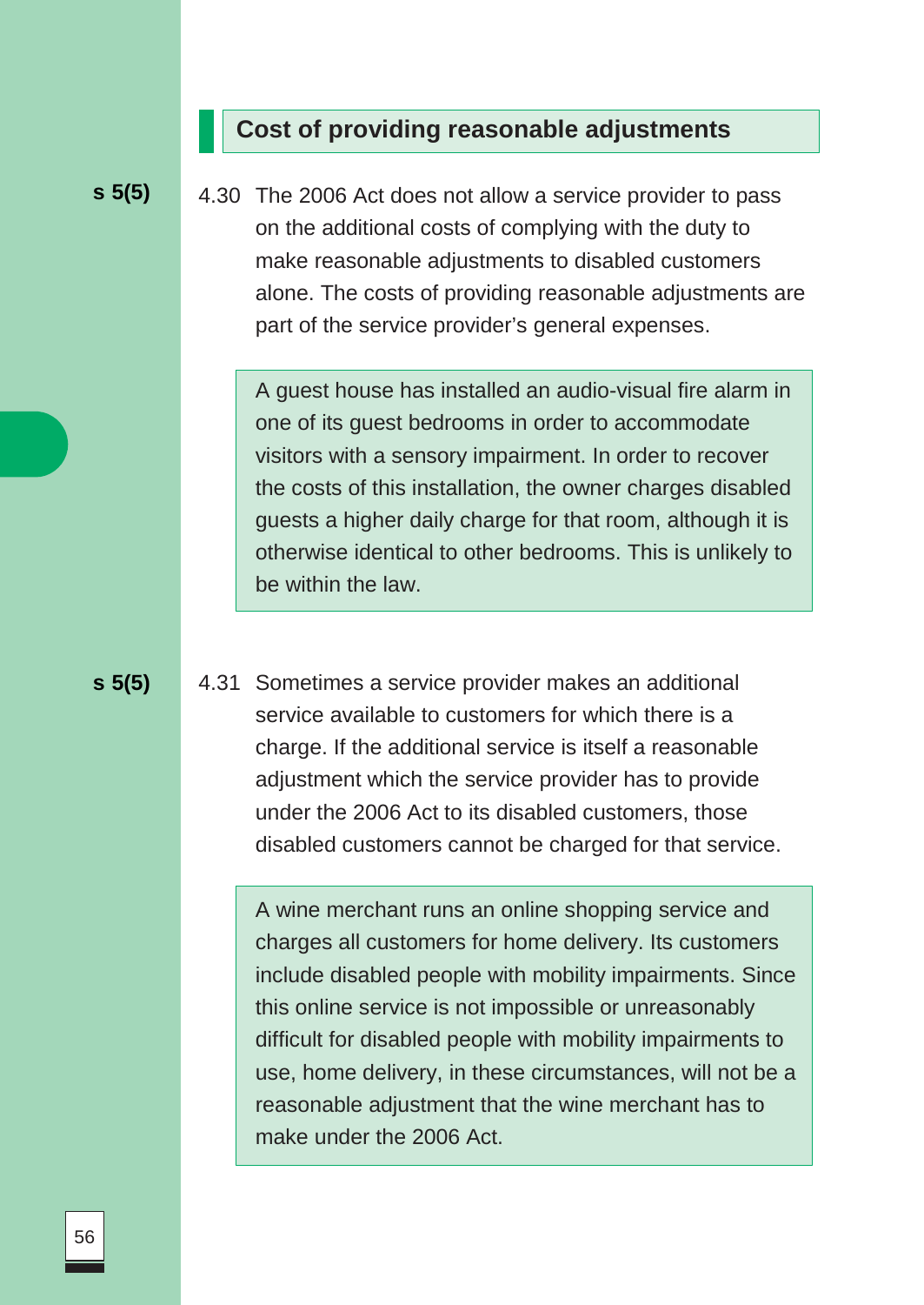## Cost of providing reasonable adjustments

**s 5(5)**

4.30 The 2006 Act does not allow a service provider to pass on the additional costs of complying with the duty to make reasonable adjustments to disabled customers alone. The costs of providing reasonable adjustments are part of the service provider's general expenses.

> A guest house has installed an audio-visual fire alarm in one of its guest bedrooms in order to accommodate visitors with a sensory impairment. In order to recover the costs of this installation, the owner charges disabled guests a higher daily charge for that room, although it is otherwise identical to other bedrooms. This is unlikely to be within the law.

**s 5(5)**

4.31 Sometimes a service provider makes an additional service available to customers for which there is a charge. If the additional service is itself a reasonable adjustment which the service provider has to provide under the 2006 Act to its disabled customers, those disabled customers cannot be charged for that service.

> A wine merchant runs an online shopping service and charges all customers for home delivery. Its customers include disabled people with mobility impairments. Since this online service is not impossible or unreasonably difficult for disabled people with mobility impairments to use, home delivery, in these circumstances, will not be a reasonable adjustment that the wine merchant has to make under the 2006 Act.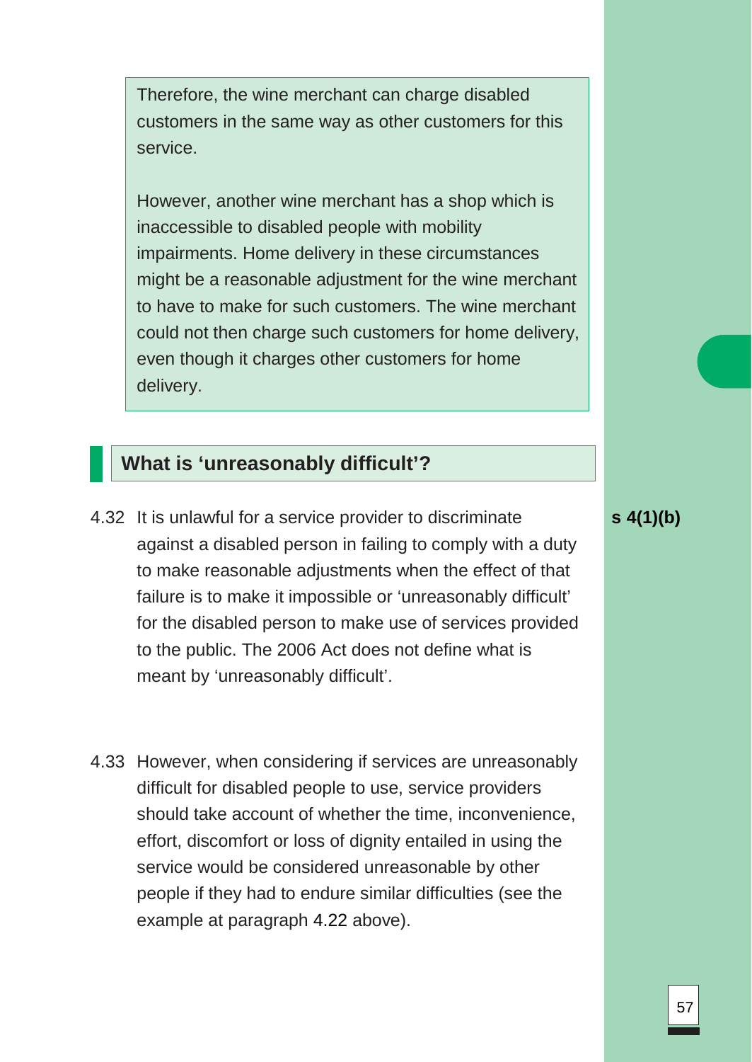> Therefore, the wine merchant can charge disabled customers in the same way as other customers for this service.
>
> However, another wine merchant has a shop which is inaccessible to disabled people with mobility impairments. Home delivery in these circumstances might be a reasonable adjustment for the wine merchant to have to make for such customers. The wine merchant could not then charge such customers for home delivery, even though it charges other customers for home delivery.

## What is 'unreasonably difficult'?

4.32 It is unlawful for a service provider to discriminate against a disabled person in failing to comply with a duty to make reasonable adjustments when the effect of that failure is to make it impossible or 'unreasonably difficult' for the disabled person to make use of services provided to the public. The 2006 Act does not define what is meant by 'unreasonably difficult'.

**s 4(1)(b)**

4.33 However, when considering if services are unreasonably difficult for disabled people to use, service providers should take account of whether the time, inconvenience, effort, discomfort or loss of dignity entailed in using the service would be considered unreasonable by other people if they had to endure similar difficulties (see the example at paragraph 4.22 above).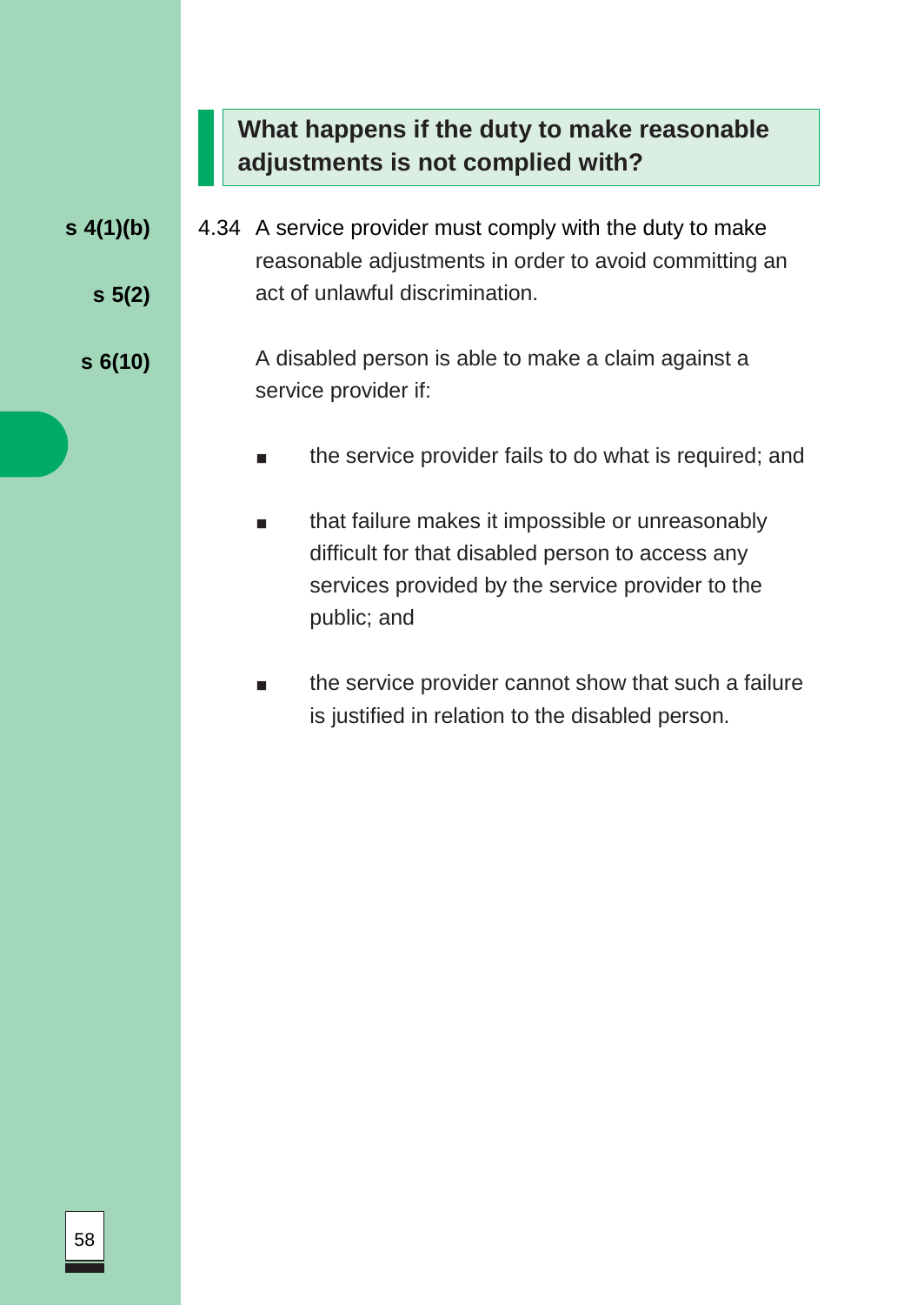## What happens if the duty to make reasonable adjustments is not complied with?

**s 4(1)(b)**

**s 5(2)**

**s 6(10)**

4.34 A service provider must comply with the duty to make reasonable adjustments in order to avoid committing an act of unlawful discrimination.

A disabled person is able to make a claim against a service provider if:

- the service provider fails to do what is required; and
- that failure makes it impossible or unreasonably difficult for that disabled person to access any services provided by the service provider to the public; and
- the service provider cannot show that such a failure is justified in relation to the disabled person.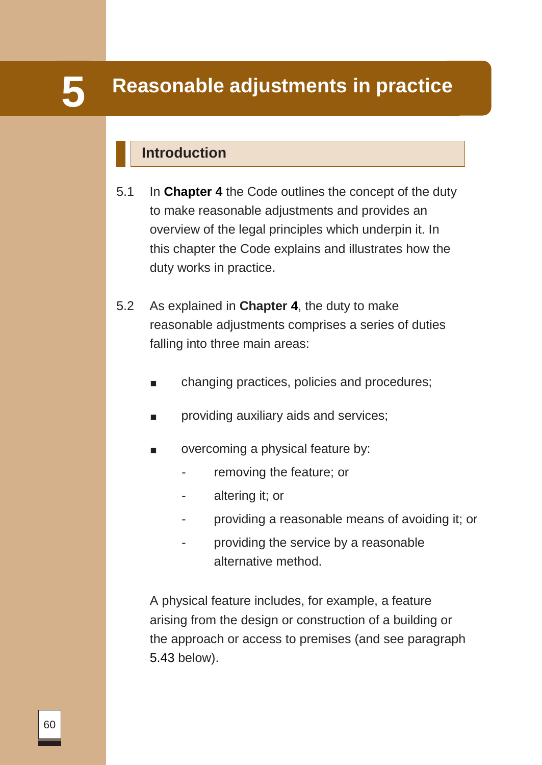# 5 Reasonable adjustments in practice

## Introduction

5.1 In **Chapter 4** the Code outlines the concept of the duty to make reasonable adjustments and provides an overview of the legal principles which underpin it. In this chapter the Code explains and illustrates how the duty works in practice.

5.2 As explained in **Chapter 4**, the duty to make reasonable adjustments comprises a series of duties falling into three main areas:

- changing practices, policies and procedures;
- providing auxiliary aids and services;
- overcoming a physical feature by:
  - removing the feature; or
  - altering it; or
  - providing a reasonable means of avoiding it; or
  - providing the service by a reasonable alternative method.

A physical feature includes, for example, a feature arising from the design or construction of a building or the approach or access to premises (and see paragraph 5.43 below).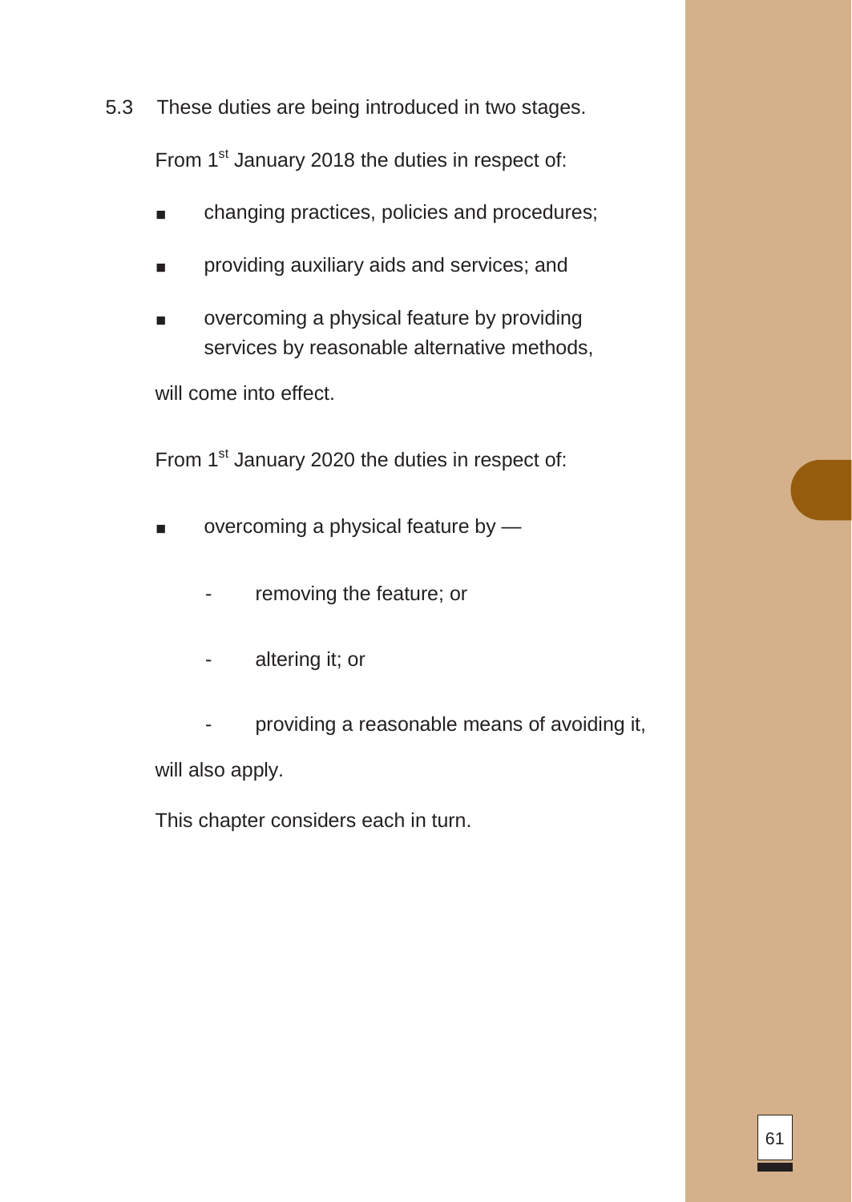5.3 These duties are being introduced in two stages.

From 1st January 2018 the duties in respect of:

- changing practices, policies and procedures;
- providing auxiliary aids and services; and
- overcoming a physical feature by providing services by reasonable alternative methods,

will come into effect.

From 1st January 2020 the duties in respect of:

- overcoming a physical feature by —
  - removing the feature; or
  - altering it; or
  - providing a reasonable means of avoiding it,

will also apply.

This chapter considers each in turn.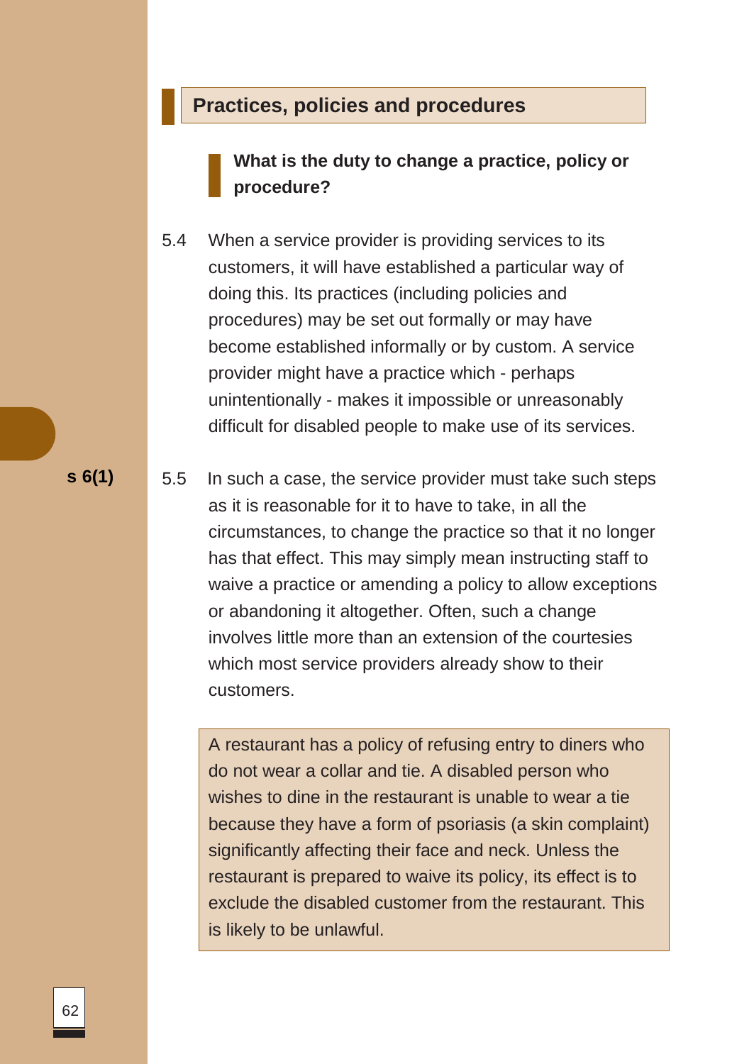## Practices, policies and procedures

### What is the duty to change a practice, policy or procedure?

5.4 When a service provider is providing services to its customers, it will have established a particular way of doing this. Its practices (including policies and procedures) may be set out formally or may have become established informally or by custom. A service provider might have a practice which - perhaps unintentionally - makes it impossible or unreasonably difficult for disabled people to make use of its services.

**s 6(1)**

5.5 In such a case, the service provider must take such steps as it is reasonable for it to have to take, in all the circumstances, to change the practice so that it no longer has that effect. This may simply mean instructing staff to waive a practice or amending a policy to allow exceptions or abandoning it altogether. Often, such a change involves little more than an extension of the courtesies which most service providers already show to their customers.

> A restaurant has a policy of refusing entry to diners who do not wear a collar and tie. A disabled person who wishes to dine in the restaurant is unable to wear a tie because they have a form of psoriasis (a skin complaint) significantly affecting their face and neck. Unless the restaurant is prepared to waive its policy, its effect is to exclude the disabled customer from the restaurant. This is likely to be unlawful.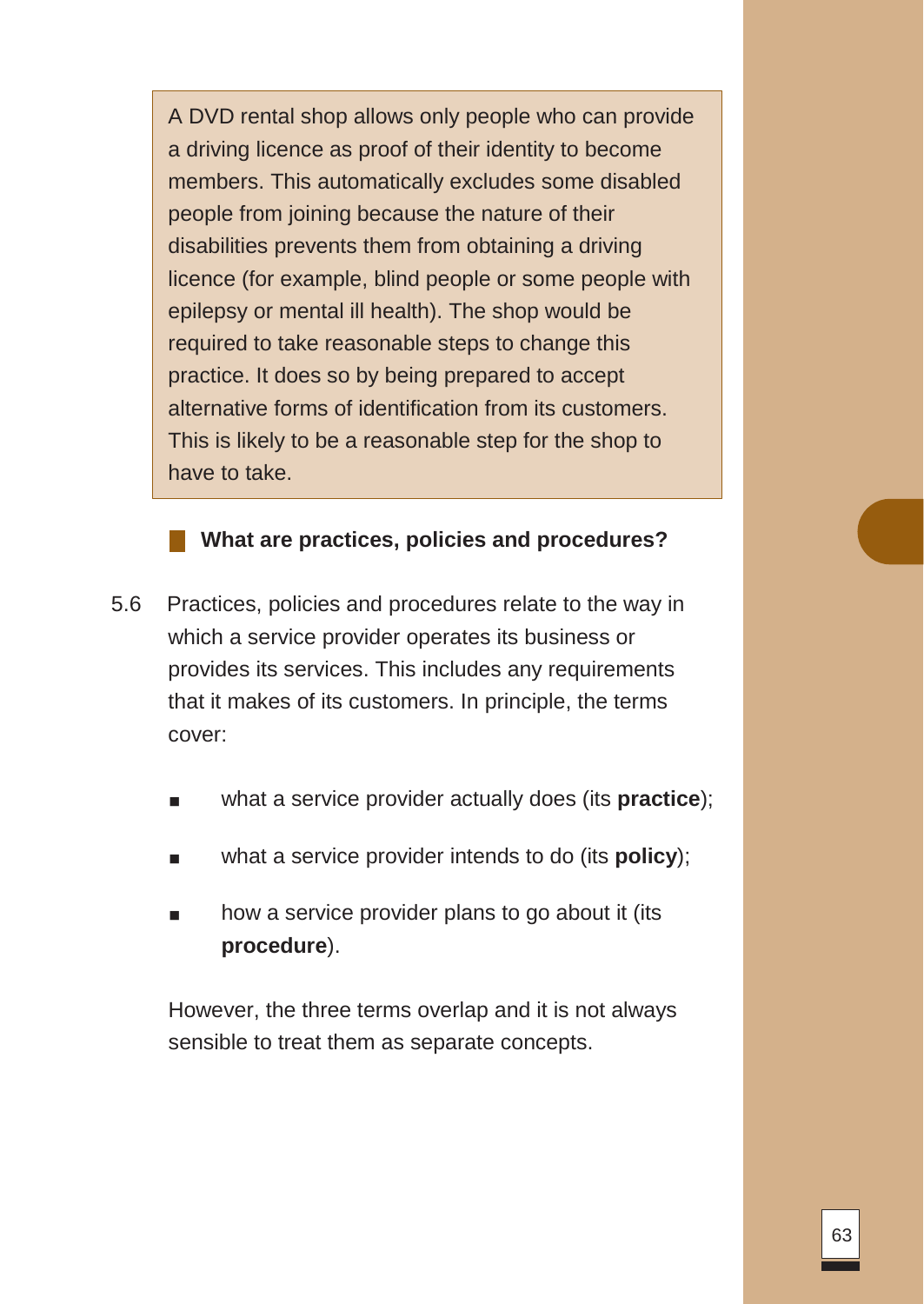A DVD rental shop allows only people who can provide a driving licence as proof of their identity to become members. This automatically excludes some disabled people from joining because the nature of their disabilities prevents them from obtaining a driving licence (for example, blind people or some people with epilepsy or mental ill health). The shop would be required to take reasonable steps to change this practice. It does so by being prepared to accept alternative forms of identification from its customers. This is likely to be a reasonable step for the shop to have to take.

### What are practices, policies and procedures?

5.6 Practices, policies and procedures relate to the way in which a service provider operates its business or provides its services. This includes any requirements that it makes of its customers. In principle, the terms cover:

- what a service provider actually does (its **practice**);
- what a service provider intends to do (its **policy**);
- how a service provider plans to go about it (its **procedure**).

However, the three terms overlap and it is not always sensible to treat them as separate concepts.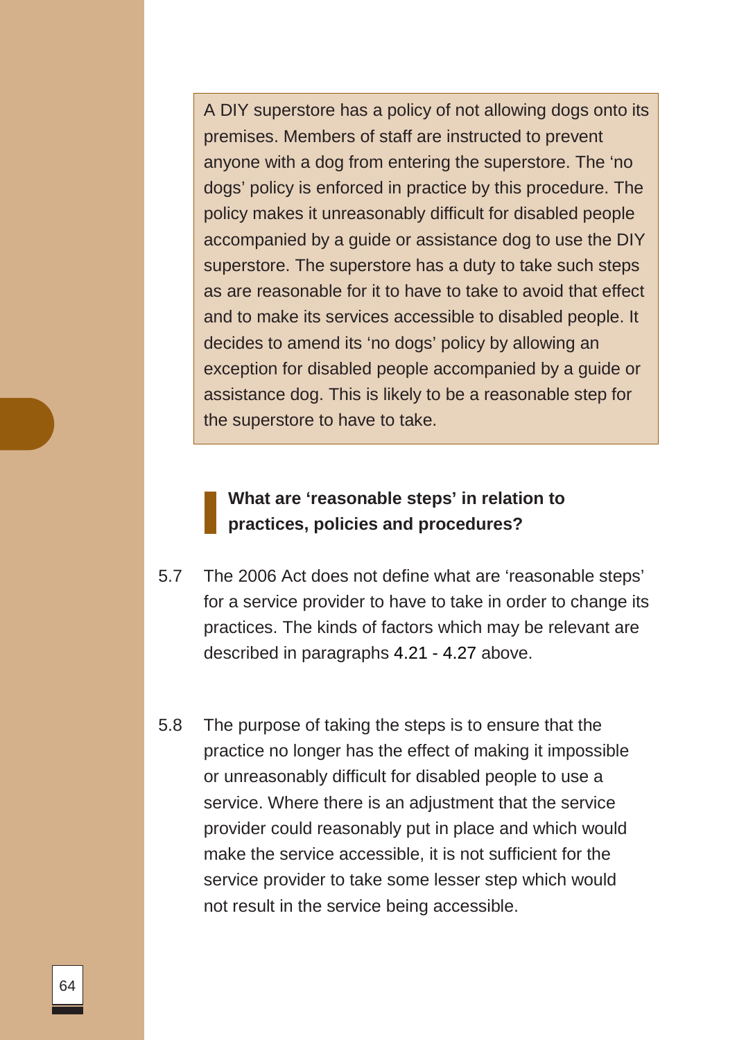> A DIY superstore has a policy of not allowing dogs onto its premises. Members of staff are instructed to prevent anyone with a dog from entering the superstore. The 'no dogs' policy is enforced in practice by this procedure. The policy makes it unreasonably difficult for disabled people accompanied by a guide or assistance dog to use the DIY superstore. The superstore has a duty to take such steps as are reasonable for it to have to take to avoid that effect and to make its services accessible to disabled people. It decides to amend its 'no dogs' policy by allowing an exception for disabled people accompanied by a guide or assistance dog. This is likely to be a reasonable step for the superstore to have to take.

### What are 'reasonable steps' in relation to practices, policies and procedures?

5.7 The 2006 Act does not define what are 'reasonable steps' for a service provider to have to take in order to change its practices. The kinds of factors which may be relevant are described in paragraphs 4.21 - 4.27 above.

5.8 The purpose of taking the steps is to ensure that the practice no longer has the effect of making it impossible or unreasonably difficult for disabled people to use a service. Where there is an adjustment that the service provider could reasonably put in place and which would make the service accessible, it is not sufficient for the service provider to take some lesser step which would not result in the service being accessible.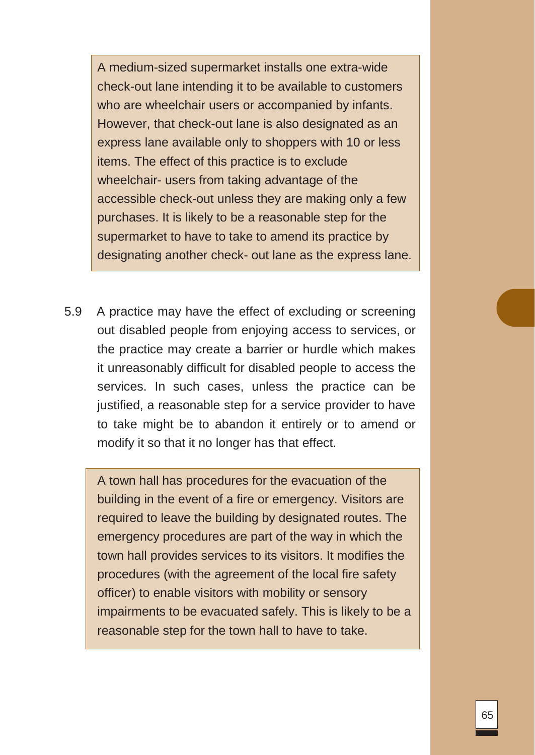> A medium-sized supermarket installs one extra-wide check-out lane intending it to be available to customers who are wheelchair users or accompanied by infants. However, that check-out lane is also designated as an express lane available only to shoppers with 10 or less items. The effect of this practice is to exclude wheelchair- users from taking advantage of the accessible check-out unless they are making only a few purchases. It is likely to be a reasonable step for the supermarket to have to take to amend its practice by designating another check- out lane as the express lane.

5.9 A practice may have the effect of excluding or screening out disabled people from enjoying access to services, or the practice may create a barrier or hurdle which makes it unreasonably difficult for disabled people to access the services. In such cases, unless the practice can be justified, a reasonable step for a service provider to have to take might be to abandon it entirely or to amend or modify it so that it no longer has that effect.

> A town hall has procedures for the evacuation of the building in the event of a fire or emergency. Visitors are required to leave the building by designated routes. The emergency procedures are part of the way in which the town hall provides services to its visitors. It modifies the procedures (with the agreement of the local fire safety officer) to enable visitors with mobility or sensory impairments to be evacuated safely. This is likely to be a reasonable step for the town hall to have to take.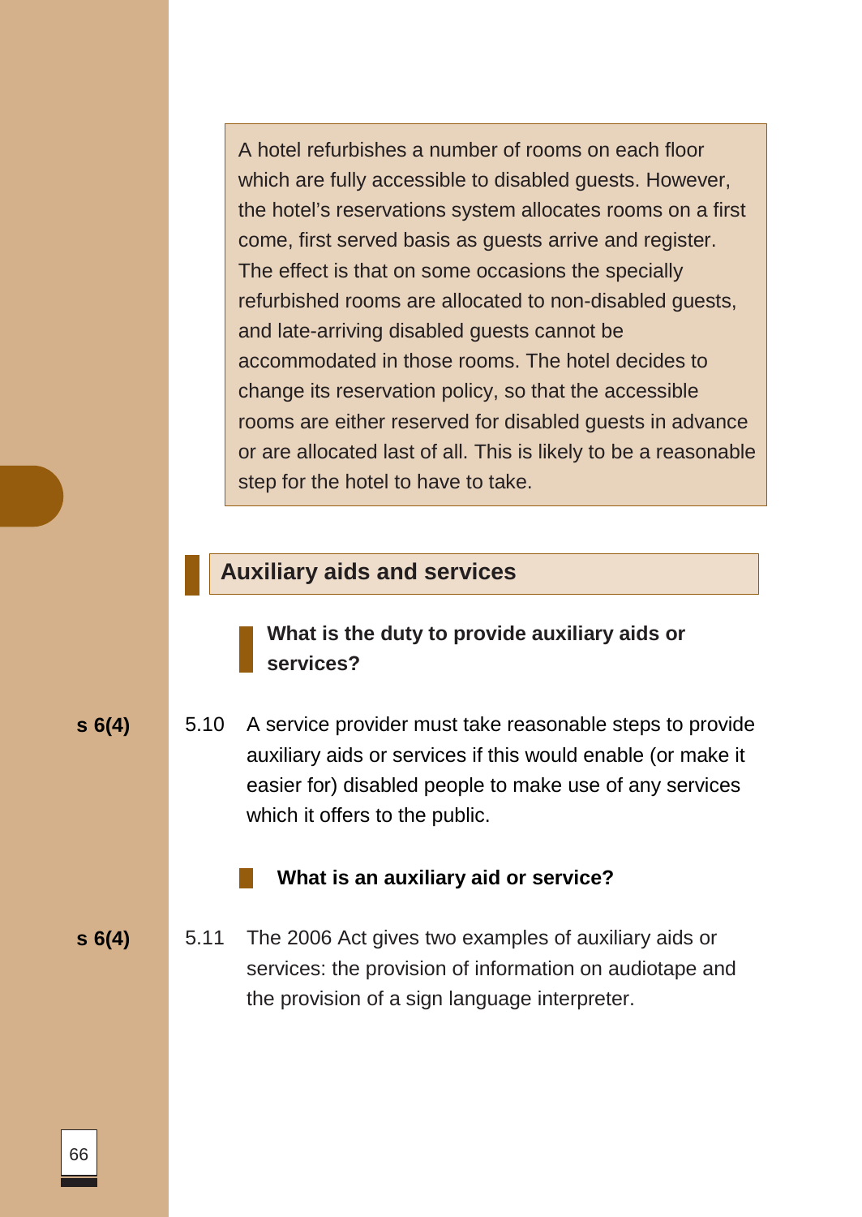> A hotel refurbishes a number of rooms on each floor which are fully accessible to disabled guests. However, the hotel's reservations system allocates rooms on a first come, first served basis as guests arrive and register. The effect is that on some occasions the specially refurbished rooms are allocated to non-disabled guests, and late-arriving disabled guests cannot be accommodated in those rooms. The hotel decides to change its reservation policy, so that the accessible rooms are either reserved for disabled guests in advance or are allocated last of all. This is likely to be a reasonable step for the hotel to have to take.

## Auxiliary aids and services

### What is the duty to provide auxiliary aids or services?

**s 6(4)**

5.10 A service provider must take reasonable steps to provide auxiliary aids or services if this would enable (or make it easier for) disabled people to make use of any services which it offers to the public.

### What is an auxiliary aid or service?

**s 6(4)**

5.11 The 2006 Act gives two examples of auxiliary aids or services: the provision of information on audiotape and the provision of a sign language interpreter.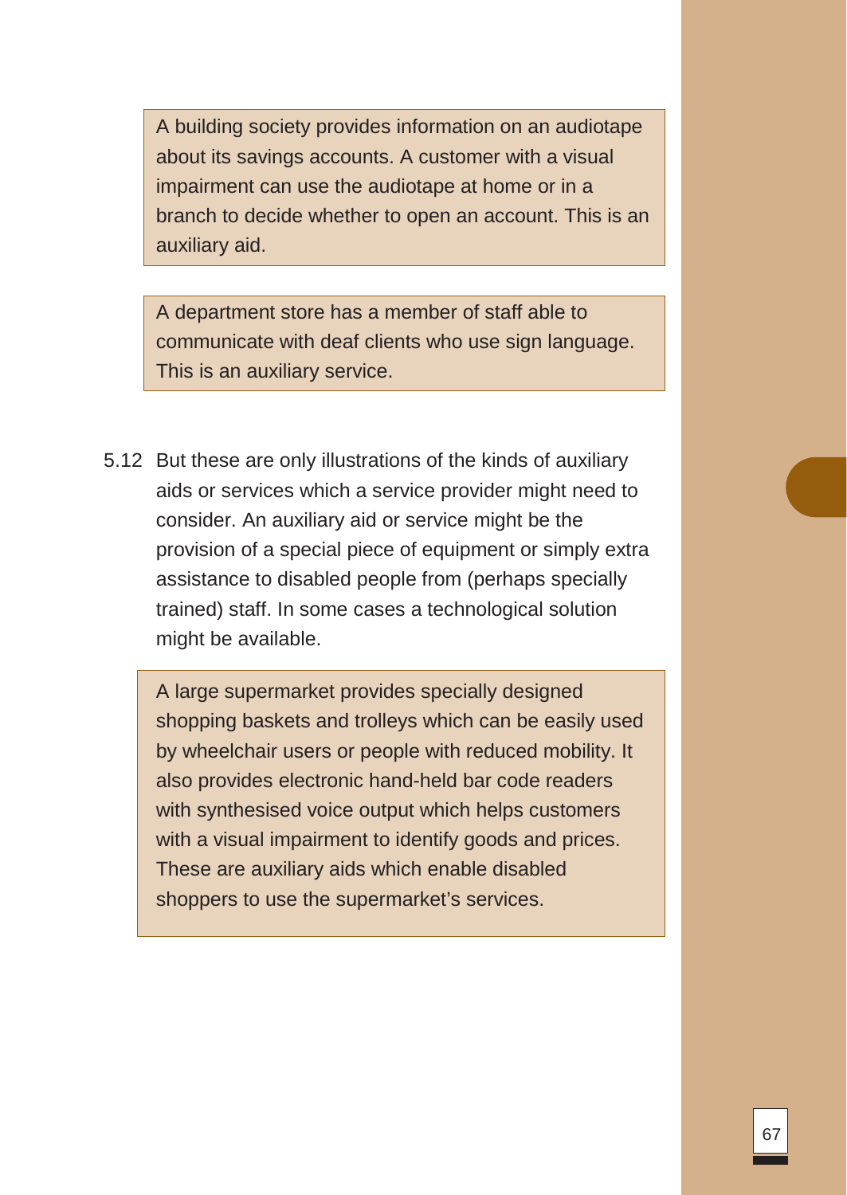> A building society provides information on an audiotape about its savings accounts. A customer with a visual impairment can use the audiotape at home or in a branch to decide whether to open an account. This is an auxiliary aid.

> A department store has a member of staff able to communicate with deaf clients who use sign language. This is an auxiliary service.

5.12 But these are only illustrations of the kinds of auxiliary aids or services which a service provider might need to consider. An auxiliary aid or service might be the provision of a special piece of equipment or simply extra assistance to disabled people from (perhaps specially trained) staff. In some cases a technological solution might be available.

> A large supermarket provides specially designed shopping baskets and trolleys which can be easily used by wheelchair users or people with reduced mobility. It also provides electronic hand-held bar code readers with synthesised voice output which helps customers with a visual impairment to identify goods and prices. These are auxiliary aids which enable disabled shoppers to use the supermarket's services.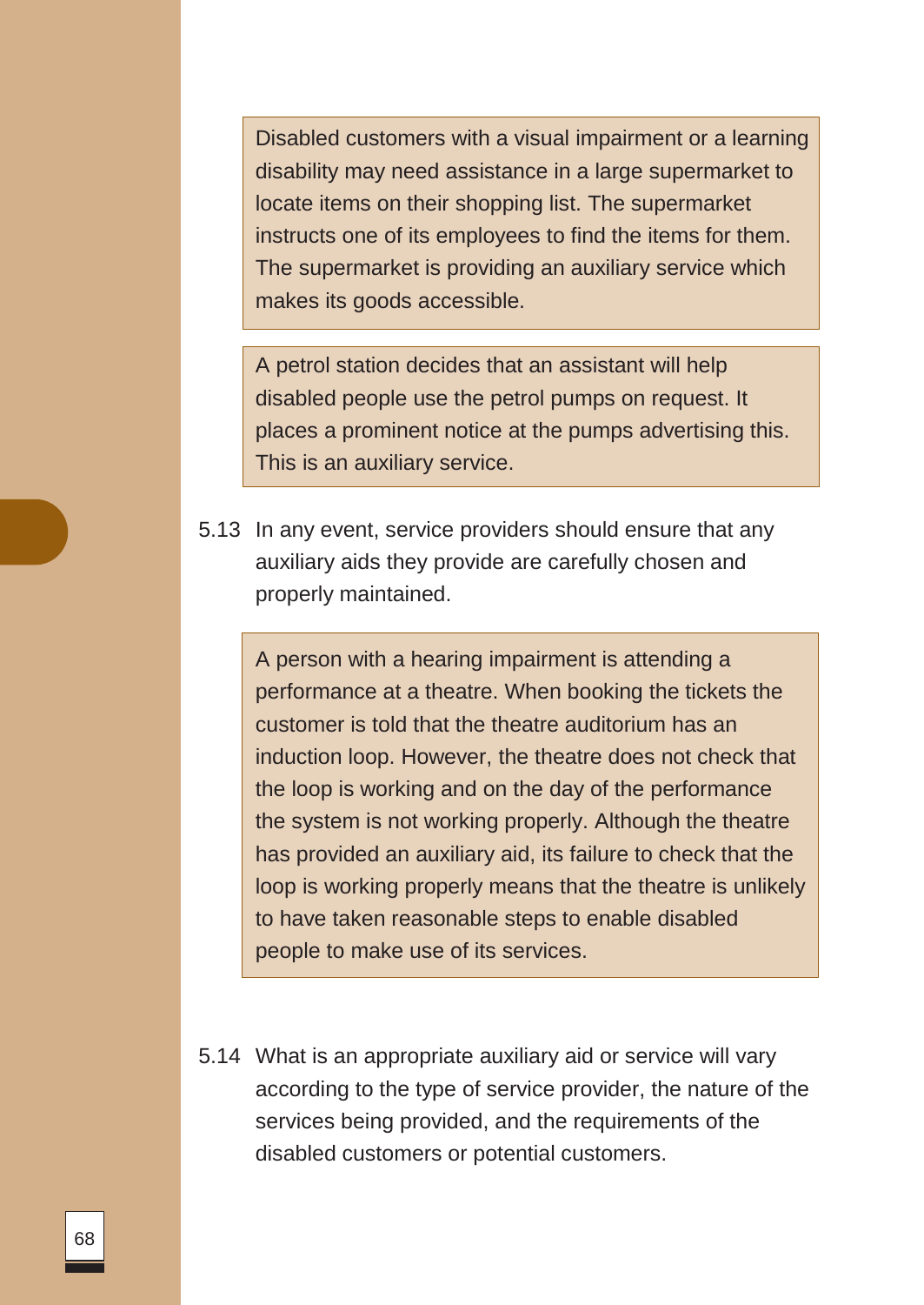> Disabled customers with a visual impairment or a learning disability may need assistance in a large supermarket to locate items on their shopping list. The supermarket instructs one of its employees to find the items for them. The supermarket is providing an auxiliary service which makes its goods accessible.

> A petrol station decides that an assistant will help disabled people use the petrol pumps on request. It places a prominent notice at the pumps advertising this. This is an auxiliary service.

5.13 In any event, service providers should ensure that any auxiliary aids they provide are carefully chosen and properly maintained.

> A person with a hearing impairment is attending a performance at a theatre. When booking the tickets the customer is told that the theatre auditorium has an induction loop. However, the theatre does not check that the loop is working and on the day of the performance the system is not working properly. Although the theatre has provided an auxiliary aid, its failure to check that the loop is working properly means that the theatre is unlikely to have taken reasonable steps to enable disabled people to make use of its services.

5.14 What is an appropriate auxiliary aid or service will vary according to the type of service provider, the nature of the services being provided, and the requirements of the disabled customers or potential customers.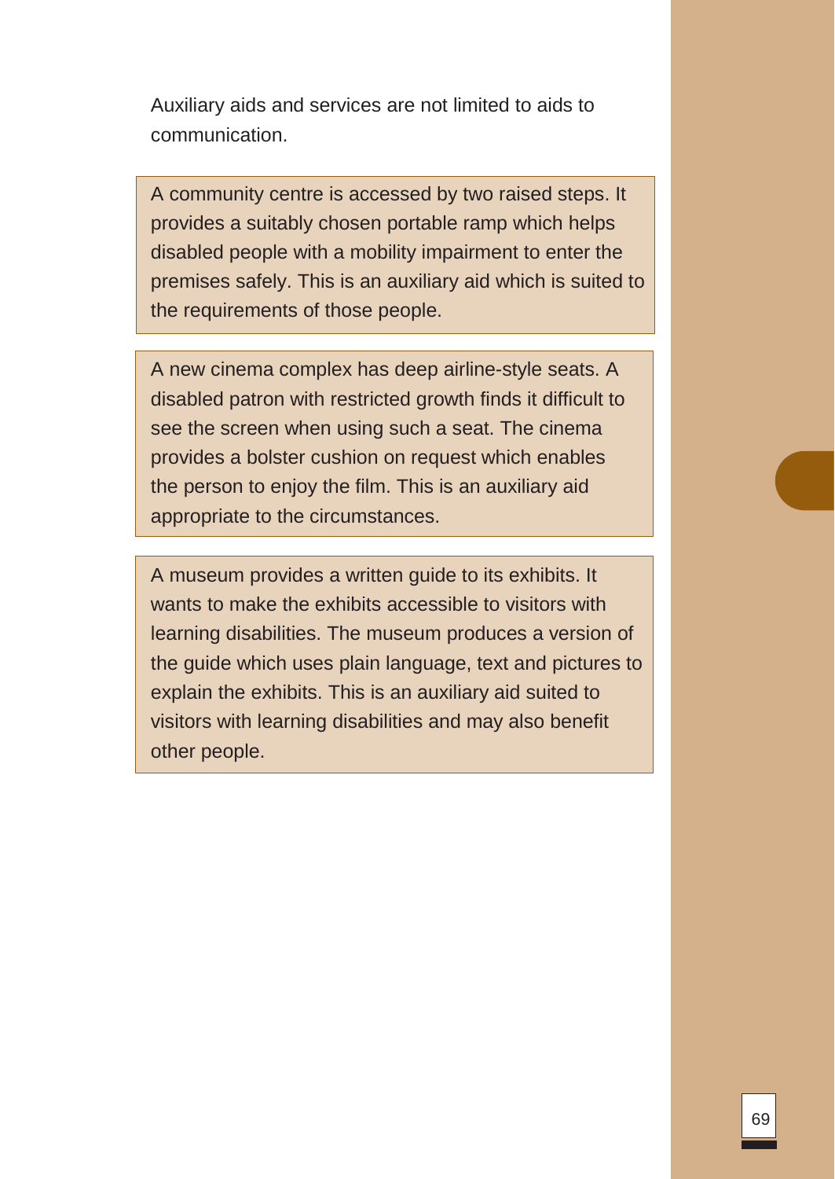Auxiliary aids and services are not limited to aids to communication.

> A community centre is accessed by two raised steps. It provides a suitably chosen portable ramp which helps disabled people with a mobility impairment to enter the premises safely. This is an auxiliary aid which is suited to the requirements of those people.

> A new cinema complex has deep airline-style seats. A disabled patron with restricted growth finds it difficult to see the screen when using such a seat. The cinema provides a bolster cushion on request which enables the person to enjoy the film. This is an auxiliary aid appropriate to the circumstances.

> A museum provides a written guide to its exhibits. It wants to make the exhibits accessible to visitors with learning disabilities. The museum produces a version of the guide which uses plain language, text and pictures to explain the exhibits. This is an auxiliary aid suited to visitors with learning disabilities and may also benefit other people.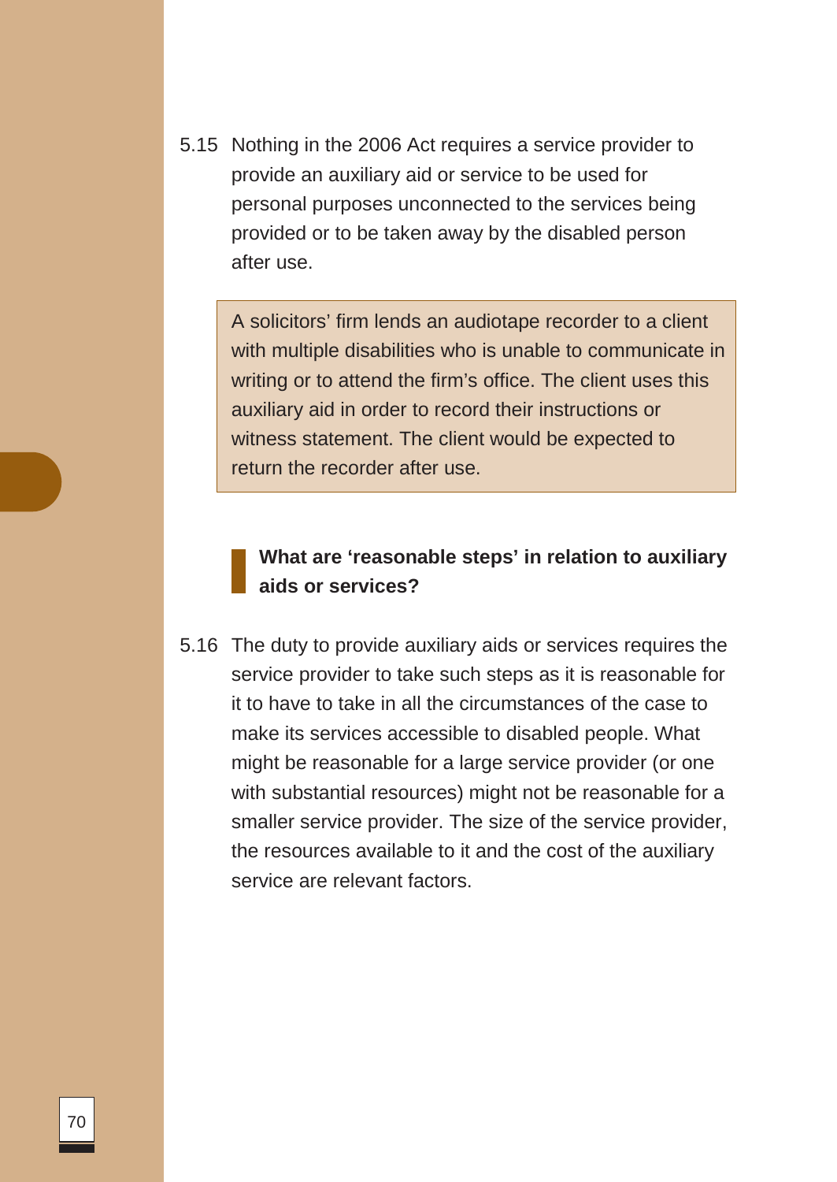5.15 Nothing in the 2006 Act requires a service provider to provide an auxiliary aid or service to be used for personal purposes unconnected to the services being provided or to be taken away by the disabled person after use.

> A solicitors' firm lends an audiotape recorder to a client with multiple disabilities who is unable to communicate in writing or to attend the firm's office. The client uses this auxiliary aid in order to record their instructions or witness statement. The client would be expected to return the recorder after use.

### What are 'reasonable steps' in relation to auxiliary aids or services?

5.16 The duty to provide auxiliary aids or services requires the service provider to take such steps as it is reasonable for it to have to take in all the circumstances of the case to make its services accessible to disabled people. What might be reasonable for a large service provider (or one with substantial resources) might not be reasonable for a smaller service provider. The size of the service provider, the resources available to it and the cost of the auxiliary service are relevant factors.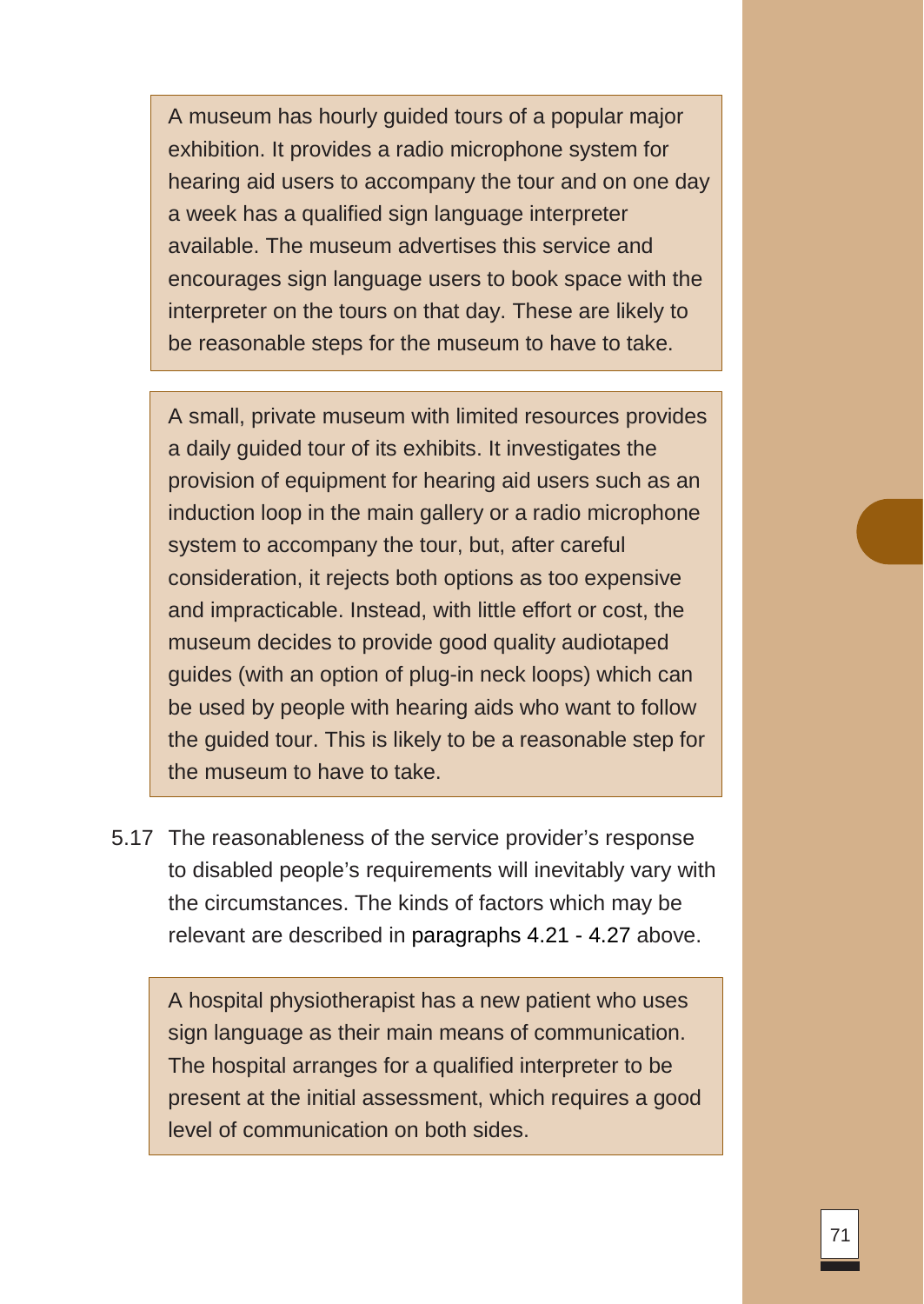> A museum has hourly guided tours of a popular major exhibition. It provides a radio microphone system for hearing aid users to accompany the tour and on one day a week has a qualified sign language interpreter available. The museum advertises this service and encourages sign language users to book space with the interpreter on the tours on that day. These are likely to be reasonable steps for the museum to have to take.

> A small, private museum with limited resources provides a daily guided tour of its exhibits. It investigates the provision of equipment for hearing aid users such as an induction loop in the main gallery or a radio microphone system to accompany the tour, but, after careful consideration, it rejects both options as too expensive and impracticable. Instead, with little effort or cost, the museum decides to provide good quality audiotaped guides (with an option of plug-in neck loops) which can be used by people with hearing aids who want to follow the guided tour. This is likely to be a reasonable step for the museum to have to take.

5.17 The reasonableness of the service provider's response to disabled people's requirements will inevitably vary with the circumstances. The kinds of factors which may be relevant are described in paragraphs 4.21 - 4.27 above.

> A hospital physiotherapist has a new patient who uses sign language as their main means of communication. The hospital arranges for a qualified interpreter to be present at the initial assessment, which requires a good level of communication on both sides.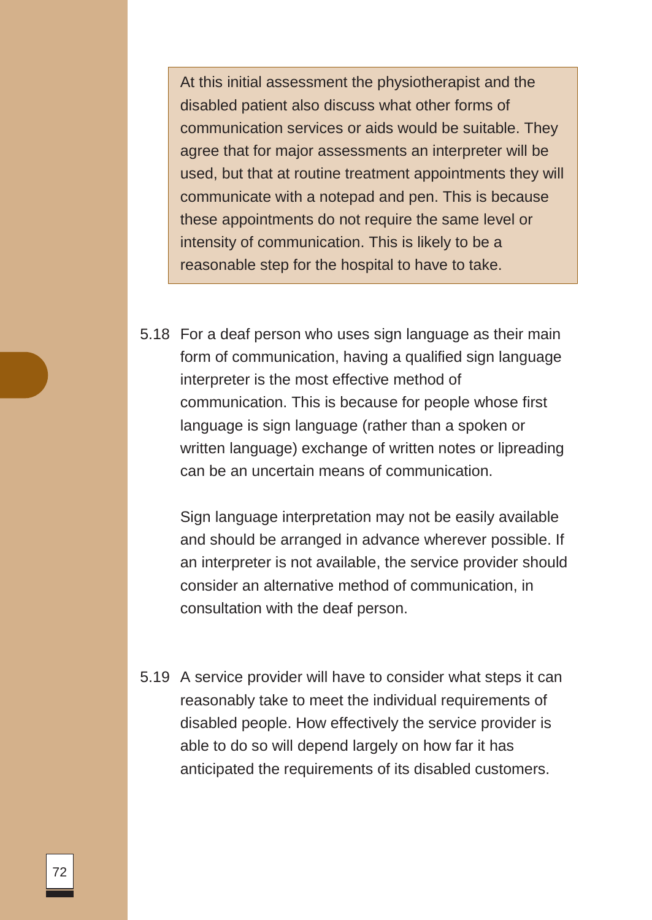> At this initial assessment the physiotherapist and the disabled patient also discuss what other forms of communication services or aids would be suitable. They agree that for major assessments an interpreter will be used, but that at routine treatment appointments they will communicate with a notepad and pen. This is because these appointments do not require the same level or intensity of communication. This is likely to be a reasonable step for the hospital to have to take.

5.18 For a deaf person who uses sign language as their main form of communication, having a qualified sign language interpreter is the most effective method of communication. This is because for people whose first language is sign language (rather than a spoken or written language) exchange of written notes or lipreading can be an uncertain means of communication.

Sign language interpretation may not be easily available and should be arranged in advance wherever possible. If an interpreter is not available, the service provider should consider an alternative method of communication, in consultation with the deaf person.

5.19 A service provider will have to consider what steps it can reasonably take to meet the individual requirements of disabled people. How effectively the service provider is able to do so will depend largely on how far it has anticipated the requirements of its disabled customers.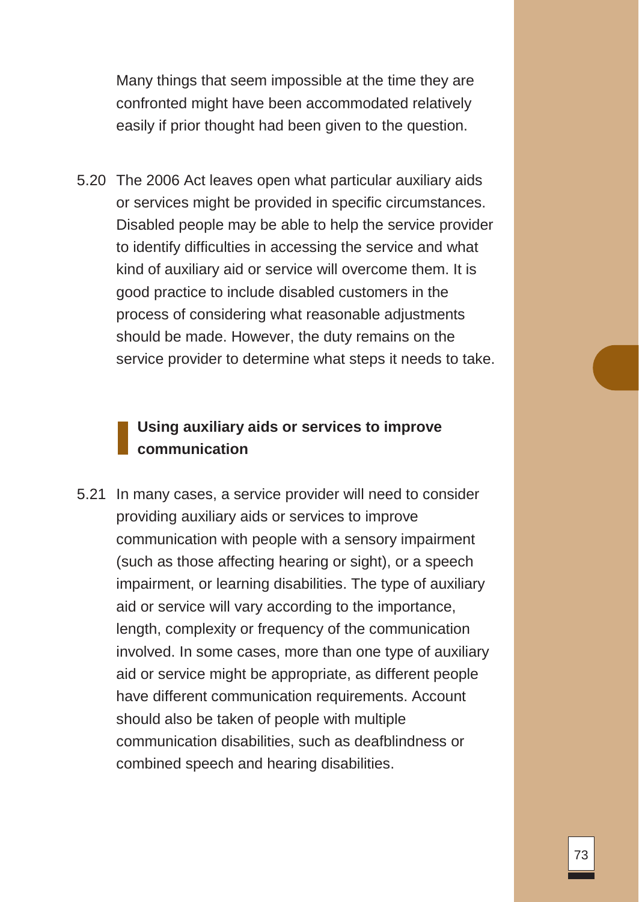Many things that seem impossible at the time they are confronted might have been accommodated relatively easily if prior thought had been given to the question.

5.20 The 2006 Act leaves open what particular auxiliary aids or services might be provided in specific circumstances. Disabled people may be able to help the service provider to identify difficulties in accessing the service and what kind of auxiliary aid or service will overcome them. It is good practice to include disabled customers in the process of considering what reasonable adjustments should be made. However, the duty remains on the service provider to determine what steps it needs to take.

### Using auxiliary aids or services to improve communication

5.21 In many cases, a service provider will need to consider providing auxiliary aids or services to improve communication with people with a sensory impairment (such as those affecting hearing or sight), or a speech impairment, or learning disabilities. The type of auxiliary aid or service will vary according to the importance, length, complexity or frequency of the communication involved. In some cases, more than one type of auxiliary aid or service might be appropriate, as different people have different communication requirements. Account should also be taken of people with multiple communication disabilities, such as deafblindness or combined speech and hearing disabilities.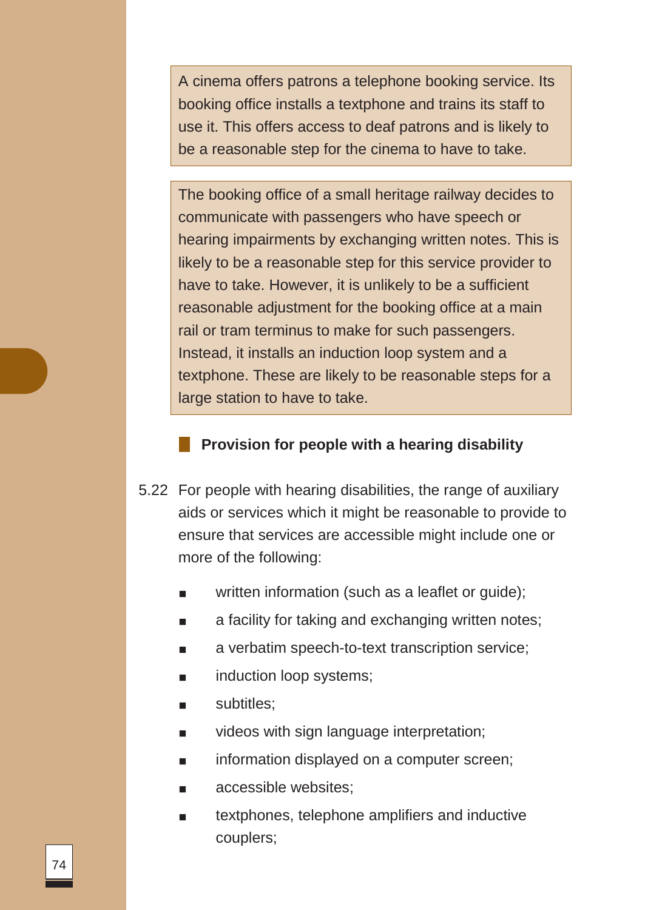> A cinema offers patrons a telephone booking service. Its booking office installs a textphone and trains its staff to use it. This offers access to deaf patrons and is likely to be a reasonable step for the cinema to have to take.

> The booking office of a small heritage railway decides to communicate with passengers who have speech or hearing impairments by exchanging written notes. This is likely to be a reasonable step for this service provider to have to take. However, it is unlikely to be a sufficient reasonable adjustment for the booking office at a main rail or tram terminus to make for such passengers. Instead, it installs an induction loop system and a textphone. These are likely to be reasonable steps for a large station to have to take.

### Provision for people with a hearing disability

5.22 For people with hearing disabilities, the range of auxiliary aids or services which it might be reasonable to provide to ensure that services are accessible might include one or more of the following:

- written information (such as a leaflet or guide);
- a facility for taking and exchanging written notes;
- a verbatim speech-to-text transcription service;
- induction loop systems;
- subtitles;
- videos with sign language interpretation;
- information displayed on a computer screen;
- accessible websites;
- textphones, telephone amplifiers and inductive couplers;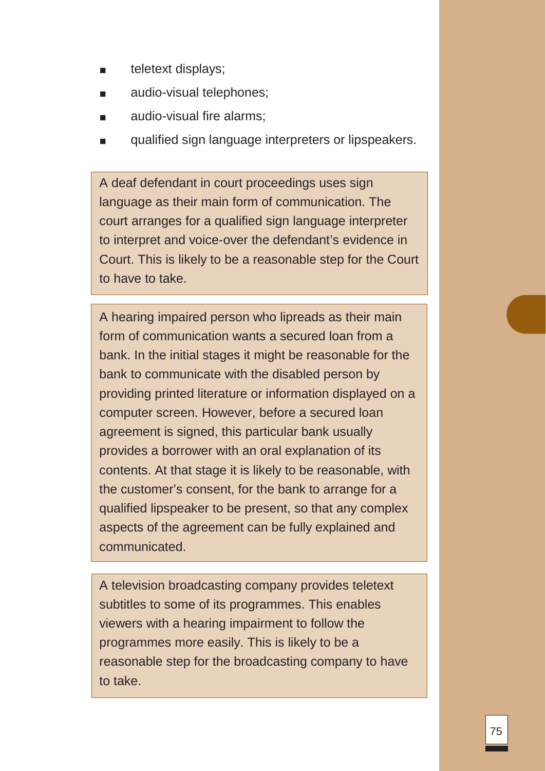- teletext displays;
- audio-visual telephones;
- audio-visual fire alarms;
- qualified sign language interpreters or lipspeakers.

> A deaf defendant in court proceedings uses sign language as their main form of communication. The court arranges for a qualified sign language interpreter to interpret and voice-over the defendant's evidence in Court. This is likely to be a reasonable step for the Court to have to take.

> A hearing impaired person who lipreads as their main form of communication wants a secured loan from a bank. In the initial stages it might be reasonable for the bank to communicate with the disabled person by providing printed literature or information displayed on a computer screen. However, before a secured loan agreement is signed, this particular bank usually provides a borrower with an oral explanation of its contents. At that stage it is likely to be reasonable, with the customer's consent, for the bank to arrange for a qualified lipspeaker to be present, so that any complex aspects of the agreement can be fully explained and communicated.

> A television broadcasting company provides teletext subtitles to some of its programmes. This enables viewers with a hearing impairment to follow the programmes more easily. This is likely to be a reasonable step for the broadcasting company to have to take.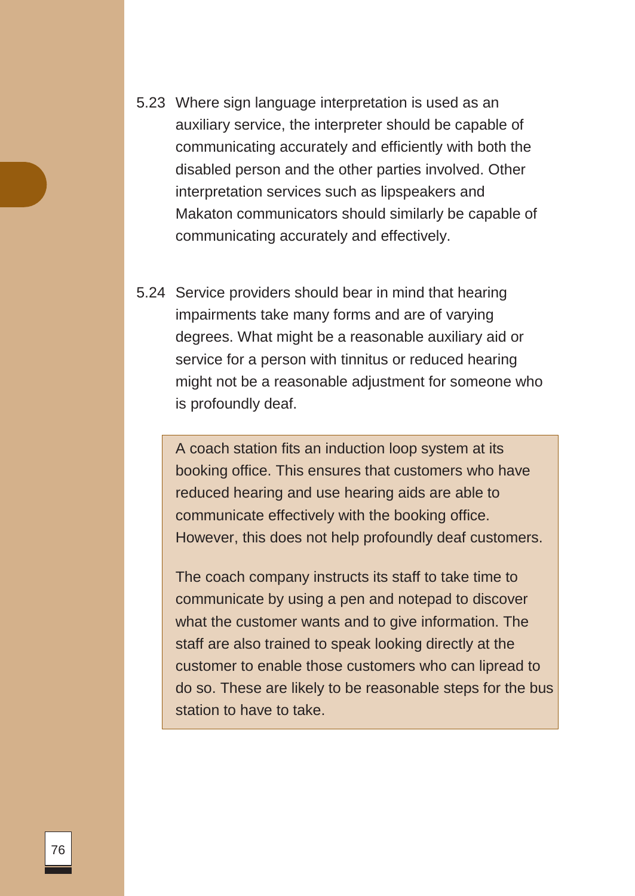5.23 Where sign language interpretation is used as an auxiliary service, the interpreter should be capable of communicating accurately and efficiently with both the disabled person and the other parties involved. Other interpretation services such as lipspeakers and Makaton communicators should similarly be capable of communicating accurately and effectively.

5.24 Service providers should bear in mind that hearing impairments take many forms and are of varying degrees. What might be a reasonable auxiliary aid or service for a person with tinnitus or reduced hearing might not be a reasonable adjustment for someone who is profoundly deaf.

> A coach station fits an induction loop system at its booking office. This ensures that customers who have reduced hearing and use hearing aids are able to communicate effectively with the booking office. However, this does not help profoundly deaf customers.
>
> The coach company instructs its staff to take time to communicate by using a pen and notepad to discover what the customer wants and to give information. The staff are also trained to speak looking directly at the customer to enable those customers who can lipread to do so. These are likely to be reasonable steps for the bus station to have to take.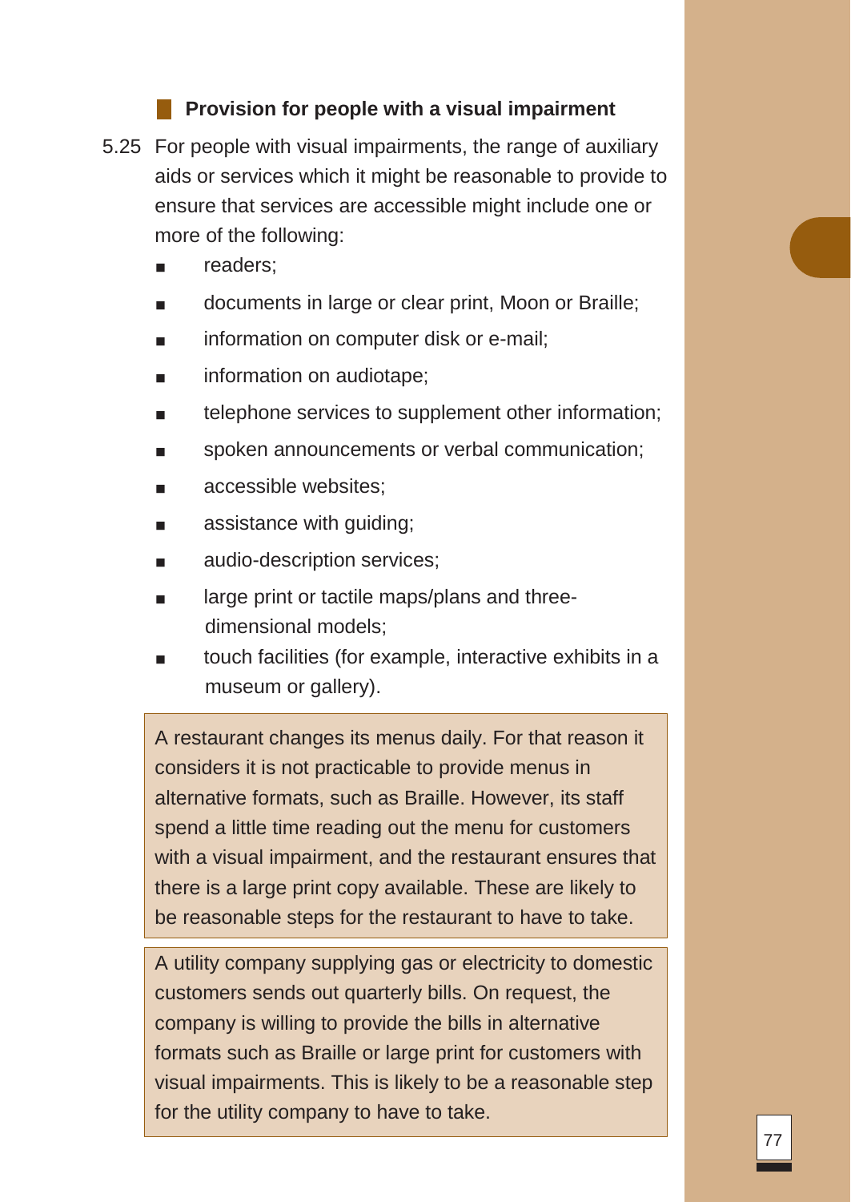### Provision for people with a visual impairment

5.25 For people with visual impairments, the range of auxiliary aids or services which it might be reasonable to provide to ensure that services are accessible might include one or more of the following:

- readers;
- documents in large or clear print, Moon or Braille;
- information on computer disk or e-mail;
- information on audiotape;
- telephone services to supplement other information;
- spoken announcements or verbal communication;
- accessible websites;
- assistance with guiding;
- audio-description services;
- large print or tactile maps/plans and three-dimensional models;
- touch facilities (for example, interactive exhibits in a museum or gallery).

> A restaurant changes its menus daily. For that reason it considers it is not practicable to provide menus in alternative formats, such as Braille. However, its staff spend a little time reading out the menu for customers with a visual impairment, and the restaurant ensures that there is a large print copy available. These are likely to be reasonable steps for the restaurant to have to take.

> A utility company supplying gas or electricity to domestic customers sends out quarterly bills. On request, the company is willing to provide the bills in alternative formats such as Braille or large print for customers with visual impairments. This is likely to be a reasonable step for the utility company to have to take.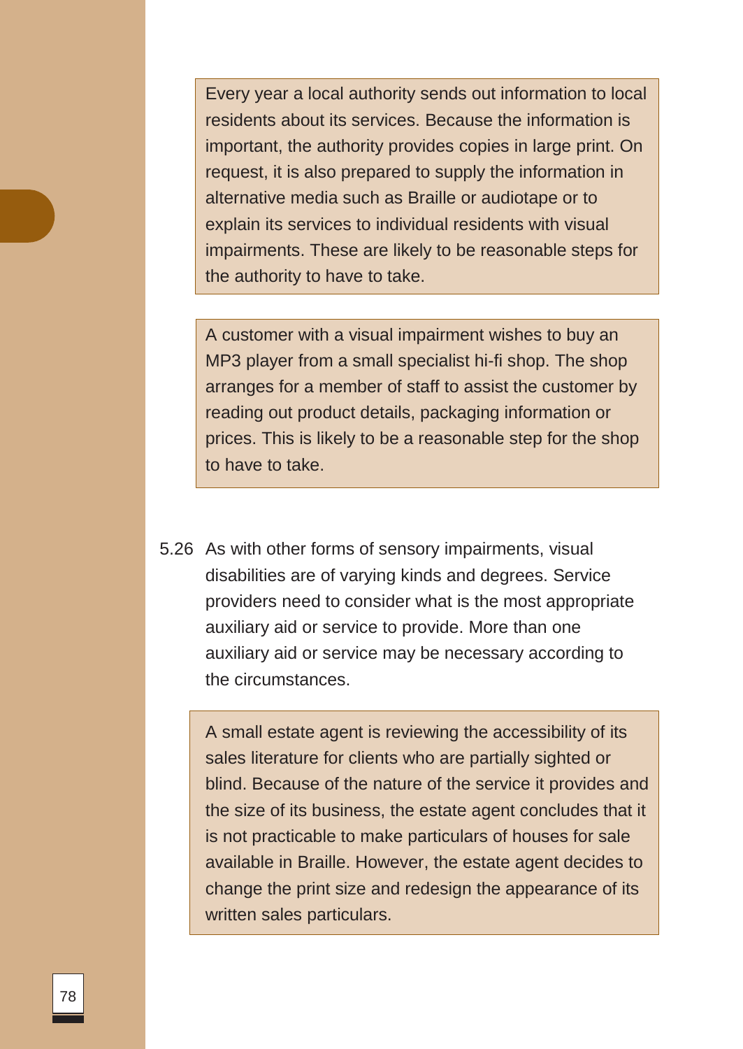> Every year a local authority sends out information to local residents about its services. Because the information is important, the authority provides copies in large print. On request, it is also prepared to supply the information in alternative media such as Braille or audiotape or to explain its services to individual residents with visual impairments. These are likely to be reasonable steps for the authority to have to take.

> A customer with a visual impairment wishes to buy an MP3 player from a small specialist hi-fi shop. The shop arranges for a member of staff to assist the customer by reading out product details, packaging information or prices. This is likely to be a reasonable step for the shop to have to take.

5.26 As with other forms of sensory impairments, visual disabilities are of varying kinds and degrees. Service providers need to consider what is the most appropriate auxiliary aid or service to provide. More than one auxiliary aid or service may be necessary according to the circumstances.

> A small estate agent is reviewing the accessibility of its sales literature for clients who are partially sighted or blind. Because of the nature of the service it provides and the size of its business, the estate agent concludes that it is not practicable to make particulars of houses for sale available in Braille. However, the estate agent decides to change the print size and redesign the appearance of its written sales particulars.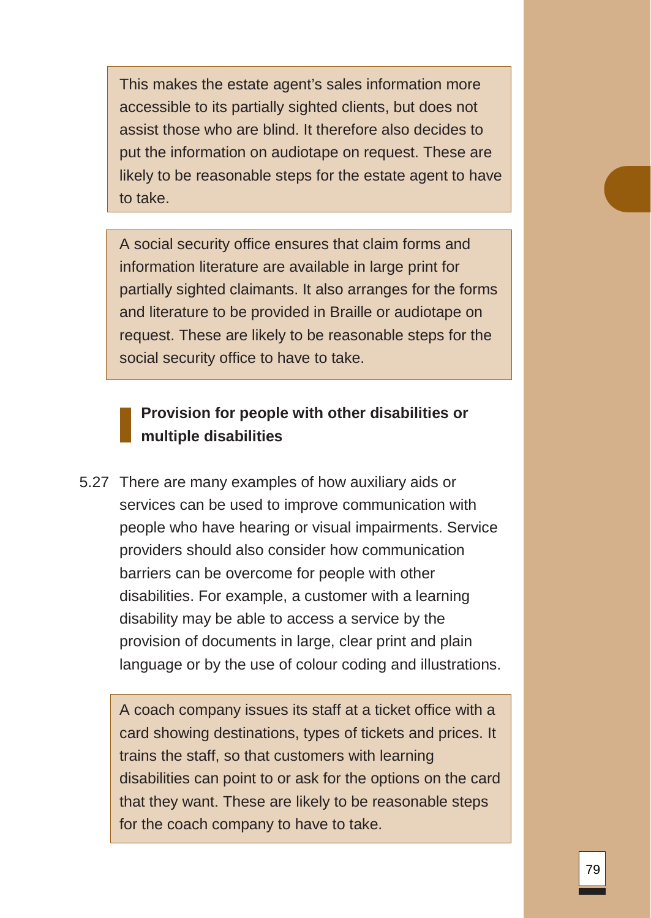This makes the estate agent's sales information more accessible to its partially sighted clients, but does not assist those who are blind. It therefore also decides to put the information on audiotape on request. These are likely to be reasonable steps for the estate agent to have to take.

A social security office ensures that claim forms and information literature are available in large print for partially sighted claimants. It also arranges for the forms and literature to be provided in Braille or audiotape on request. These are likely to be reasonable steps for the social security office to have to take.

### Provision for people with other disabilities or multiple disabilities

5.27 There are many examples of how auxiliary aids or services can be used to improve communication with people who have hearing or visual impairments. Service providers should also consider how communication barriers can be overcome for people with other disabilities. For example, a customer with a learning disability may be able to access a service by the provision of documents in large, clear print and plain language or by the use of colour coding and illustrations.

A coach company issues its staff at a ticket office with a card showing destinations, types of tickets and prices. It trains the staff, so that customers with learning disabilities can point to or ask for the options on the card that they want. These are likely to be reasonable steps for the coach company to have to take.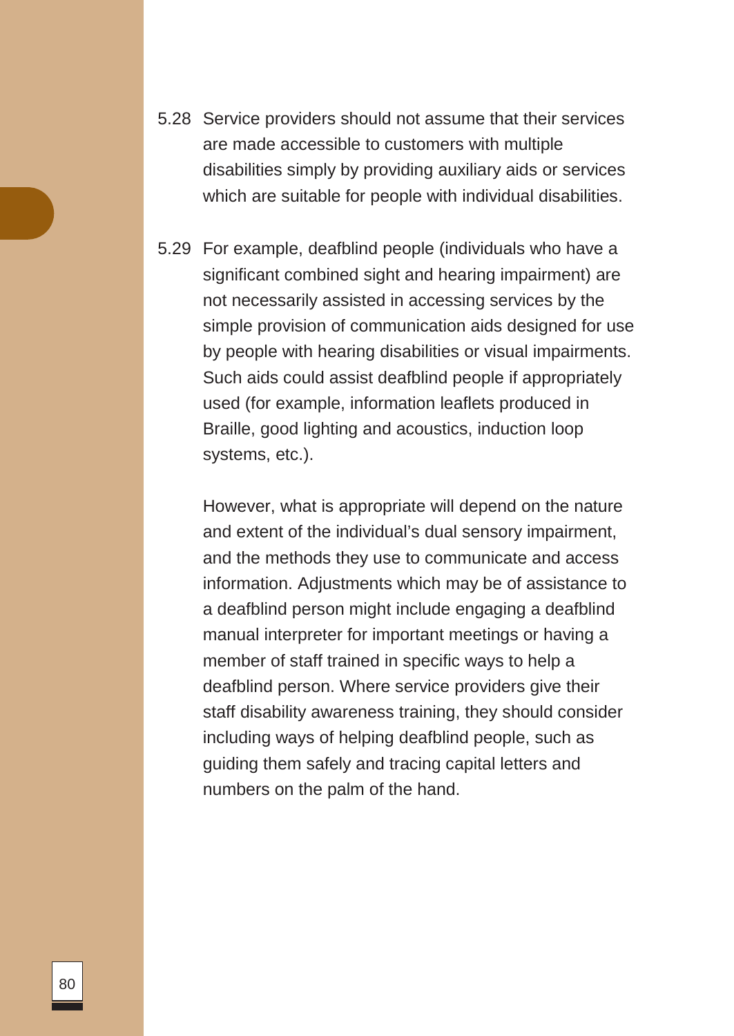5.28 Service providers should not assume that their services are made accessible to customers with multiple disabilities simply by providing auxiliary aids or services which are suitable for people with individual disabilities.

5.29 For example, deafblind people (individuals who have a significant combined sight and hearing impairment) are not necessarily assisted in accessing services by the simple provision of communication aids designed for use by people with hearing disabilities or visual impairments. Such aids could assist deafblind people if appropriately used (for example, information leaflets produced in Braille, good lighting and acoustics, induction loop systems, etc.).

However, what is appropriate will depend on the nature and extent of the individual's dual sensory impairment, and the methods they use to communicate and access information. Adjustments which may be of assistance to a deafblind person might include engaging a deafblind manual interpreter for important meetings or having a member of staff trained in specific ways to help a deafblind person. Where service providers give their staff disability awareness training, they should consider including ways of helping deafblind people, such as guiding them safely and tracing capital letters and numbers on the palm of the hand.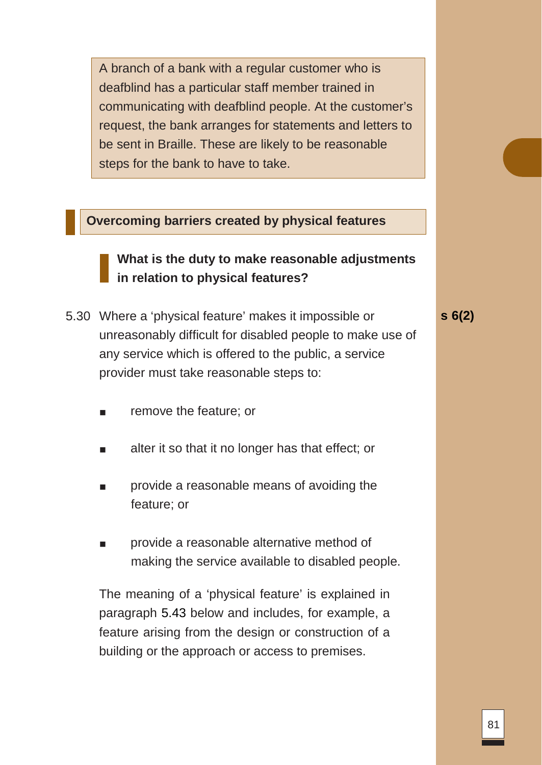> A branch of a bank with a regular customer who is deafblind has a particular staff member trained in communicating with deafblind people. At the customer's request, the bank arranges for statements and letters to be sent in Braille. These are likely to be reasonable steps for the bank to have to take.

## Overcoming barriers created by physical features

### What is the duty to make reasonable adjustments in relation to physical features?

5.30 Where a 'physical feature' makes it impossible or unreasonably difficult for disabled people to make use of any service which is offered to the public, a service provider must take reasonable steps to: **s 6(2)**

- remove the feature; or
- alter it so that it no longer has that effect; or
- provide a reasonable means of avoiding the feature; or
- provide a reasonable alternative method of making the service available to disabled people.

The meaning of a 'physical feature' is explained in paragraph 5.43 below and includes, for example, a feature arising from the design or construction of a building or the approach or access to premises.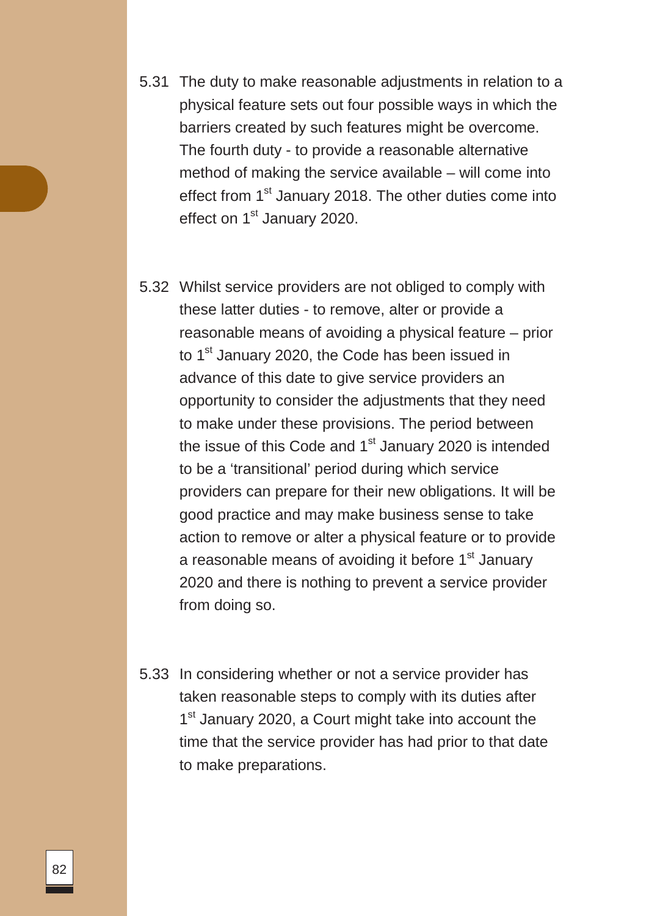5.31 The duty to make reasonable adjustments in relation to a physical feature sets out four possible ways in which the barriers created by such features might be overcome. The fourth duty - to provide a reasonable alternative method of making the service available – will come into effect from 1st January 2018. The other duties come into effect on 1st January 2020.

5.32 Whilst service providers are not obliged to comply with these latter duties - to remove, alter or provide a reasonable means of avoiding a physical feature – prior to 1st January 2020, the Code has been issued in advance of this date to give service providers an opportunity to consider the adjustments that they need to make under these provisions. The period between the issue of this Code and 1st January 2020 is intended to be a 'transitional' period during which service providers can prepare for their new obligations. It will be good practice and may make business sense to take action to remove or alter a physical feature or to provide a reasonable means of avoiding it before 1st January 2020 and there is nothing to prevent a service provider from doing so.

5.33 In considering whether or not a service provider has taken reasonable steps to comply with its duties after 1st January 2020, a Court might take into account the time that the service provider has had prior to that date to make preparations.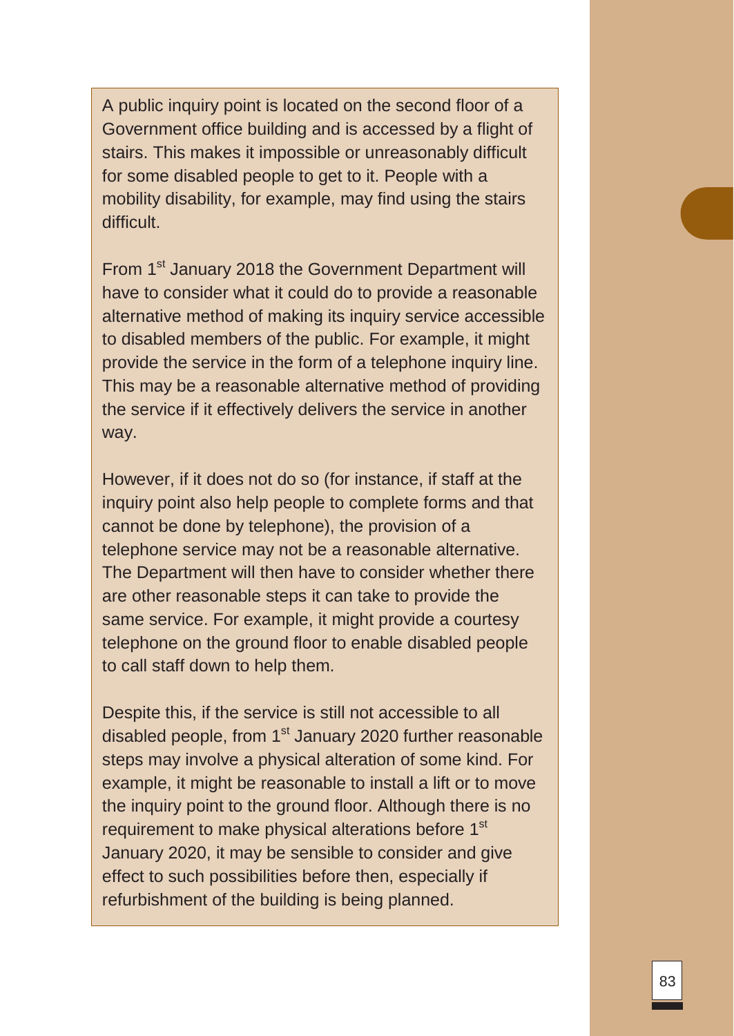A public inquiry point is located on the second floor of a Government office building and is accessed by a flight of stairs. This makes it impossible or unreasonably difficult for some disabled people to get to it. People with a mobility disability, for example, may find using the stairs difficult.

From 1st January 2018 the Government Department will have to consider what it could do to provide a reasonable alternative method of making its inquiry service accessible to disabled members of the public. For example, it might provide the service in the form of a telephone inquiry line. This may be a reasonable alternative method of providing the service if it effectively delivers the service in another way.

However, if it does not do so (for instance, if staff at the inquiry point also help people to complete forms and that cannot be done by telephone), the provision of a telephone service may not be a reasonable alternative. The Department will then have to consider whether there are other reasonable steps it can take to provide the same service. For example, it might provide a courtesy telephone on the ground floor to enable disabled people to call staff down to help them.

Despite this, if the service is still not accessible to all disabled people, from 1st January 2020 further reasonable steps may involve a physical alteration of some kind. For example, it might be reasonable to install a lift or to move the inquiry point to the ground floor. Although there is no requirement to make physical alterations before 1st January 2020, it may be sensible to consider and give effect to such possibilities before then, especially if refurbishment of the building is being planned.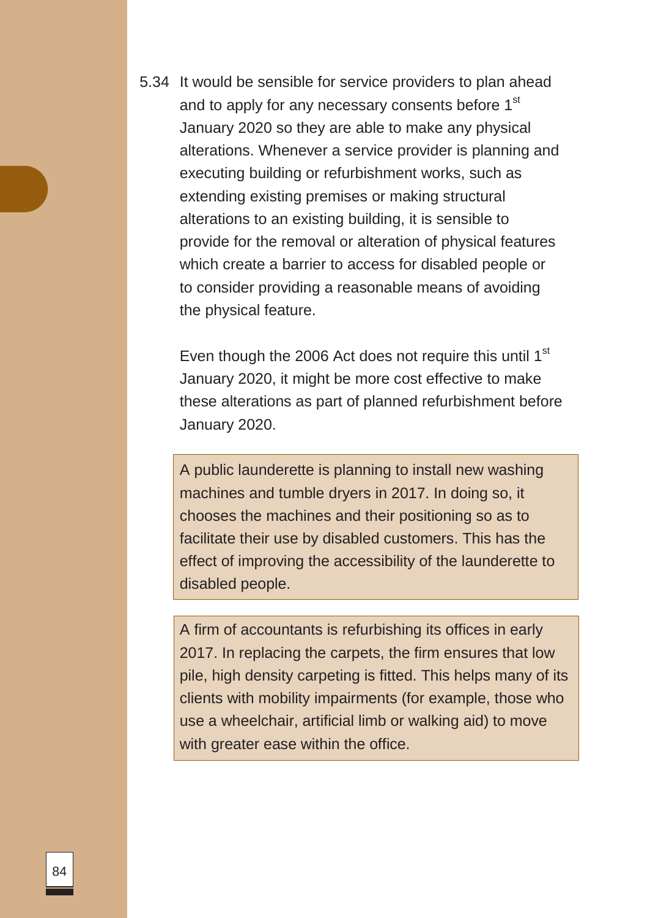5.34 It would be sensible for service providers to plan ahead and to apply for any necessary consents before 1st January 2020 so they are able to make any physical alterations. Whenever a service provider is planning and executing building or refurbishment works, such as extending existing premises or making structural alterations to an existing building, it is sensible to provide for the removal or alteration of physical features which create a barrier to access for disabled people or to consider providing a reasonable means of avoiding the physical feature.

Even though the 2006 Act does not require this until 1st January 2020, it might be more cost effective to make these alterations as part of planned refurbishment before January 2020.

> A public launderette is planning to install new washing machines and tumble dryers in 2017. In doing so, it chooses the machines and their positioning so as to facilitate their use by disabled customers. This has the effect of improving the accessibility of the launderette to disabled people.

> A firm of accountants is refurbishing its offices in early 2017. In replacing the carpets, the firm ensures that low pile, high density carpeting is fitted. This helps many of its clients with mobility impairments (for example, those who use a wheelchair, artificial limb or walking aid) to move with greater ease within the office.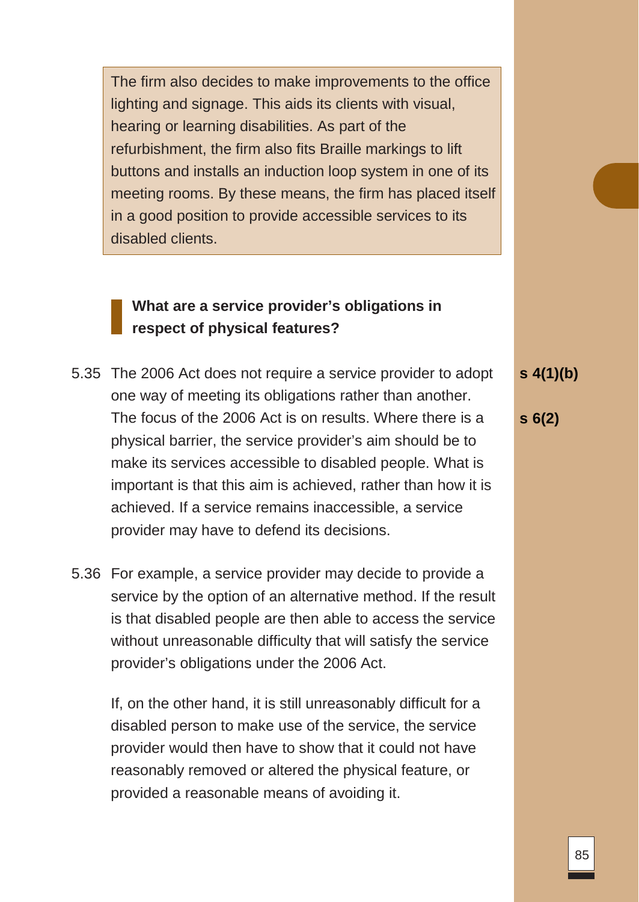The firm also decides to make improvements to the office lighting and signage. This aids its clients with visual, hearing or learning disabilities. As part of the refurbishment, the firm also fits Braille markings to lift buttons and installs an induction loop system in one of its meeting rooms. By these means, the firm has placed itself in a good position to provide accessible services to its disabled clients.

### What are a service provider's obligations in respect of physical features?

5.35 The 2006 Act does not require a service provider to adopt one way of meeting its obligations rather than another. The focus of the 2006 Act is on results. Where there is a physical barrier, the service provider's aim should be to make its services accessible to disabled people. What is important is that this aim is achieved, rather than how it is achieved. If a service remains inaccessible, a service provider may have to defend its decisions.

**s 4(1)(b)**

**s 6(2)**

5.36 For example, a service provider may decide to provide a service by the option of an alternative method. If the result is that disabled people are then able to access the service without unreasonable difficulty that will satisfy the service provider's obligations under the 2006 Act.

If, on the other hand, it is still unreasonably difficult for a disabled person to make use of the service, the service provider would then have to show that it could not have reasonably removed or altered the physical feature, or provided a reasonable means of avoiding it.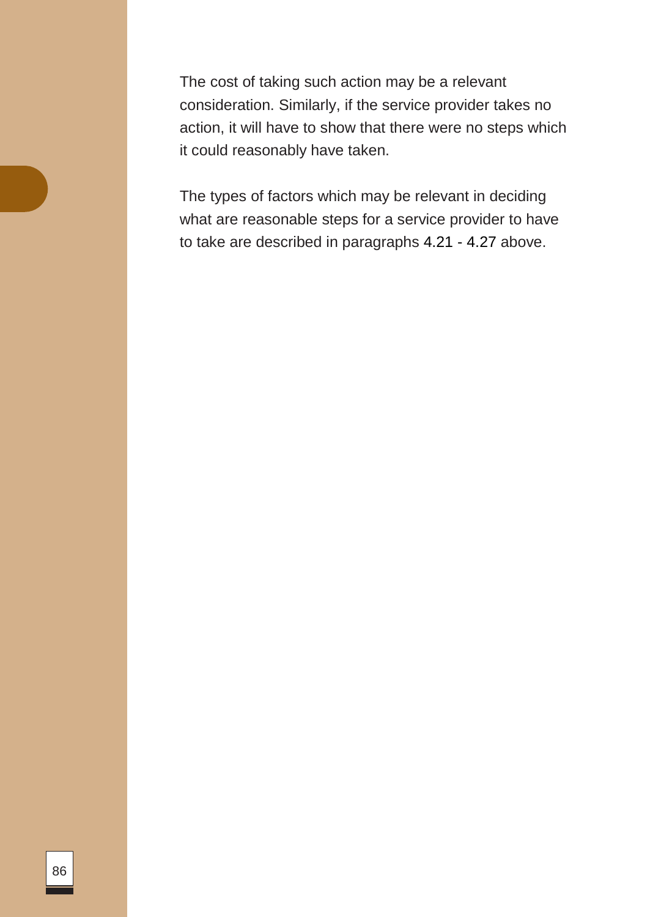The cost of taking such action may be a relevant consideration. Similarly, if the service provider takes no action, it will have to show that there were no steps which it could reasonably have taken.

The types of factors which may be relevant in deciding what are reasonable steps for a service provider to have to take are described in paragraphs 4.21 - 4.27 above.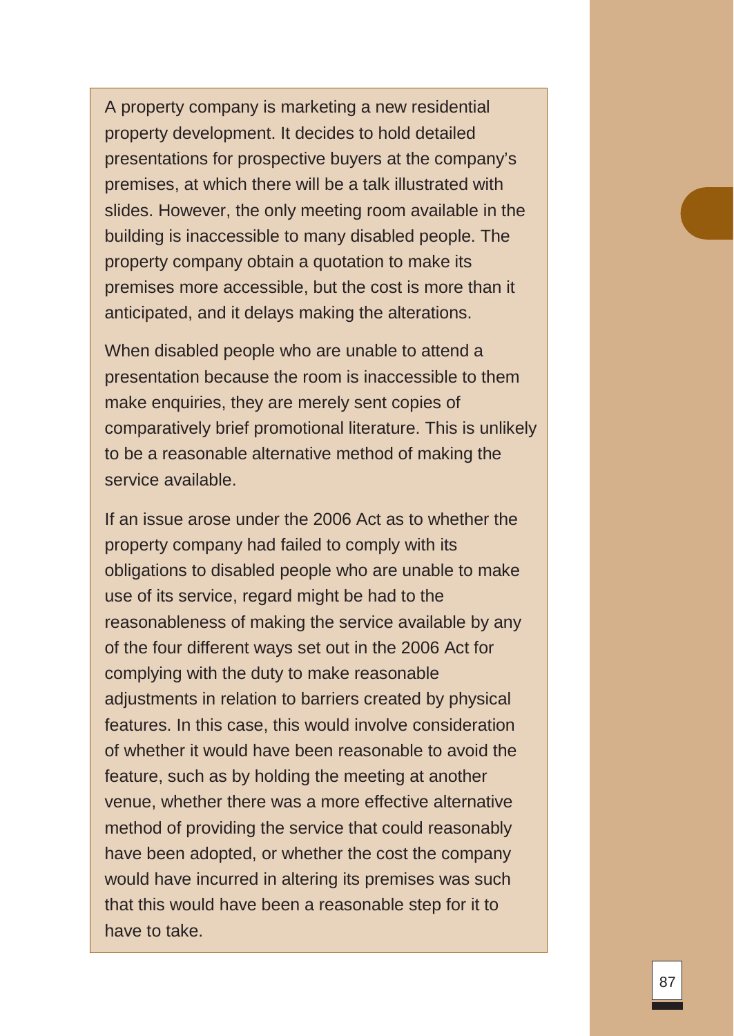A property company is marketing a new residential property development. It decides to hold detailed presentations for prospective buyers at the company's premises, at which there will be a talk illustrated with slides. However, the only meeting room available in the building is inaccessible to many disabled people. The property company obtain a quotation to make its premises more accessible, but the cost is more than it anticipated, and it delays making the alterations.

When disabled people who are unable to attend a presentation because the room is inaccessible to them make enquiries, they are merely sent copies of comparatively brief promotional literature. This is unlikely to be a reasonable alternative method of making the service available.

If an issue arose under the 2006 Act as to whether the property company had failed to comply with its obligations to disabled people who are unable to make use of its service, regard might be had to the reasonableness of making the service available by any of the four different ways set out in the 2006 Act for complying with the duty to make reasonable adjustments in relation to barriers created by physical features. In this case, this would involve consideration of whether it would have been reasonable to avoid the feature, such as by holding the meeting at another venue, whether there was a more effective alternative method of providing the service that could reasonably have been adopted, or whether the cost the company would have incurred in altering its premises was such that this would have been a reasonable step for it to have to take.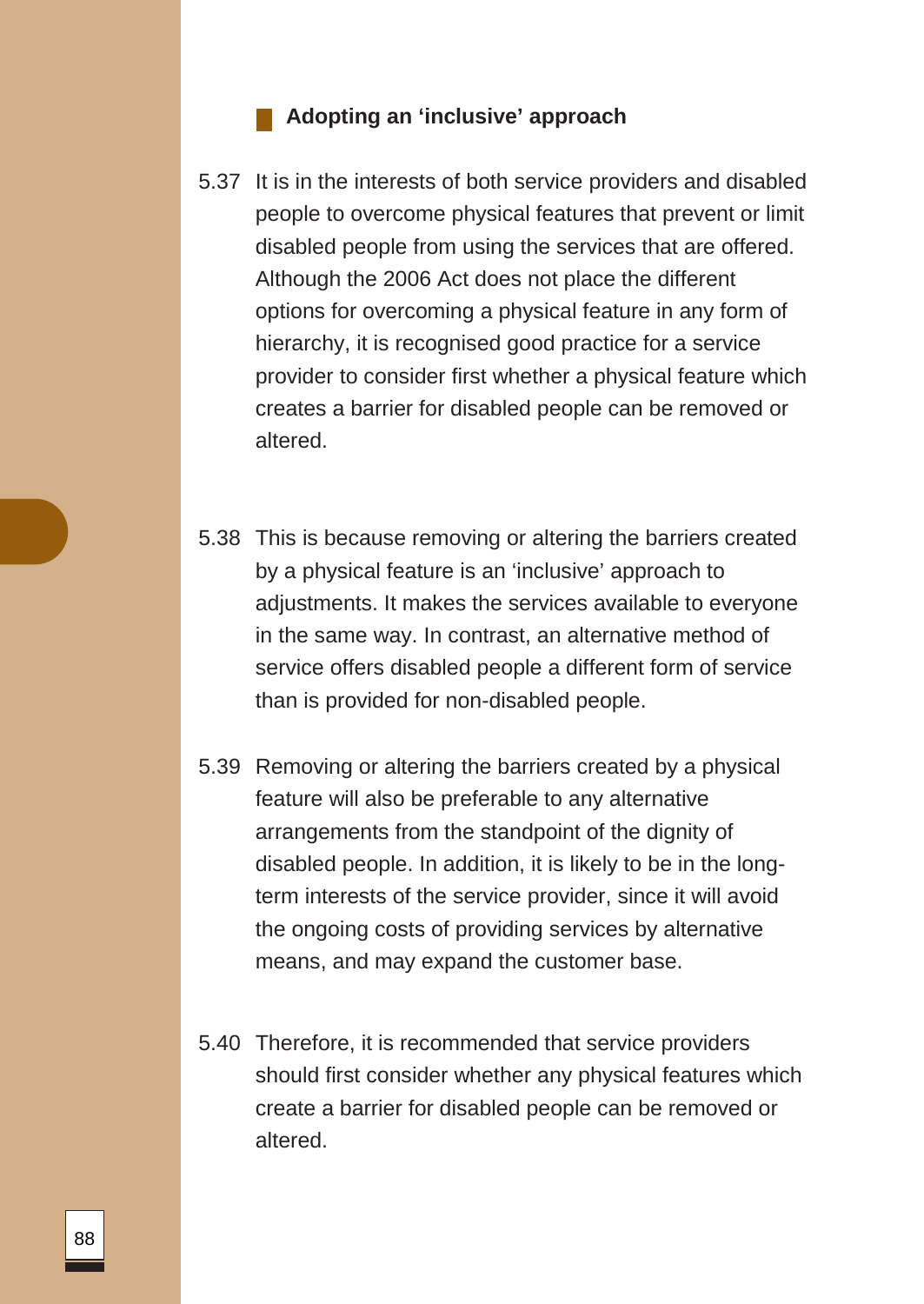### Adopting an 'inclusive' approach

5.37 It is in the interests of both service providers and disabled people to overcome physical features that prevent or limit disabled people from using the services that are offered. Although the 2006 Act does not place the different options for overcoming a physical feature in any form of hierarchy, it is recognised good practice for a service provider to consider first whether a physical feature which creates a barrier for disabled people can be removed or altered.

5.38 This is because removing or altering the barriers created by a physical feature is an 'inclusive' approach to adjustments. It makes the services available to everyone in the same way. In contrast, an alternative method of service offers disabled people a different form of service than is provided for non-disabled people.

5.39 Removing or altering the barriers created by a physical feature will also be preferable to any alternative arrangements from the standpoint of the dignity of disabled people. In addition, it is likely to be in the long-term interests of the service provider, since it will avoid the ongoing costs of providing services by alternative means, and may expand the customer base.

5.40 Therefore, it is recommended that service providers should first consider whether any physical features which create a barrier for disabled people can be removed or altered.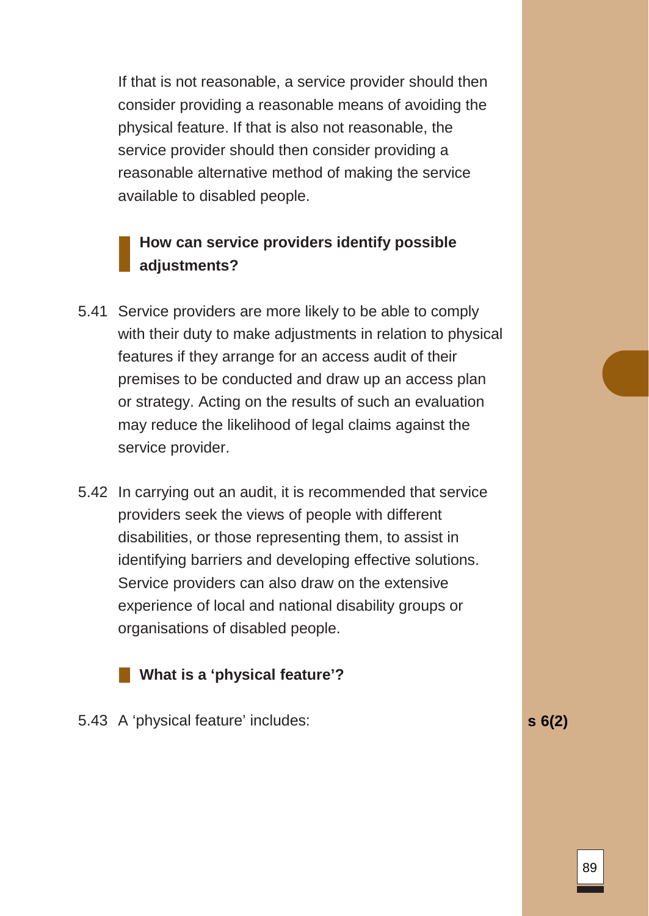If that is not reasonable, a service provider should then consider providing a reasonable means of avoiding the physical feature. If that is also not reasonable, the service provider should then consider providing a reasonable alternative method of making the service available to disabled people.

### How can service providers identify possible adjustments?

5.41 Service providers are more likely to be able to comply with their duty to make adjustments in relation to physical features if they arrange for an access audit of their premises to be conducted and draw up an access plan or strategy. Acting on the results of such an evaluation may reduce the likelihood of legal claims against the service provider.

5.42 In carrying out an audit, it is recommended that service providers seek the views of people with different disabilities, or those representing them, to assist in identifying barriers and developing effective solutions. Service providers can also draw on the extensive experience of local and national disability groups or organisations of disabled people.

### What is a 'physical feature'?

5.43 A 'physical feature' includes:

**s 6(2)**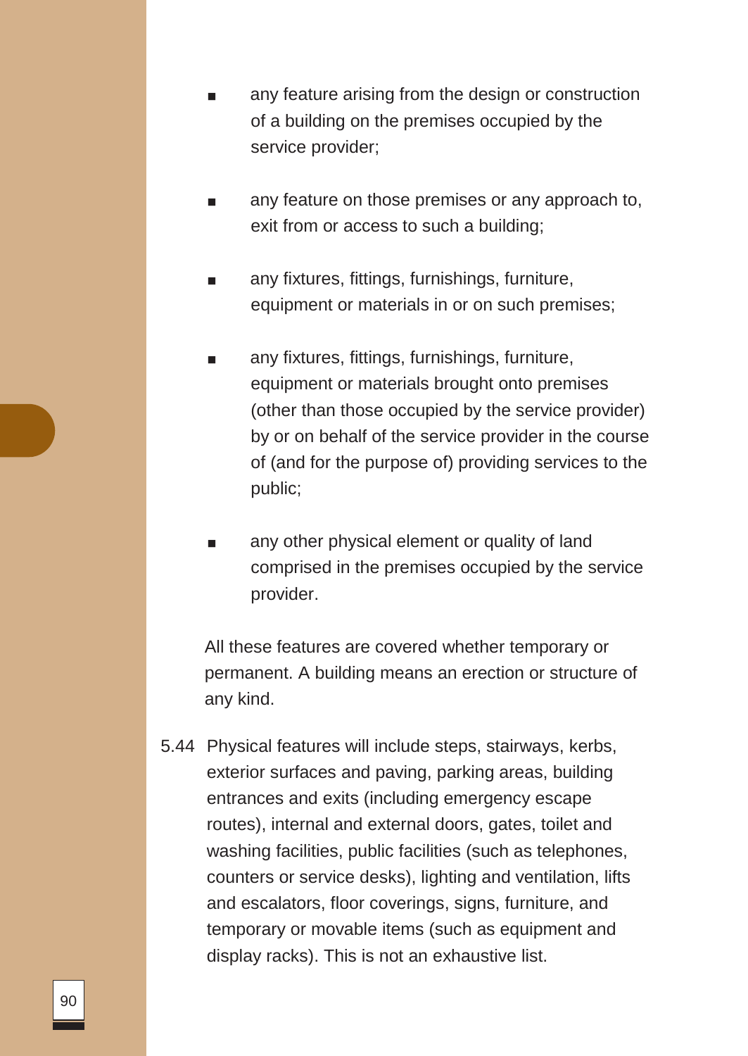- any feature arising from the design or construction of a building on the premises occupied by the service provider;
- any feature on those premises or any approach to, exit from or access to such a building;
- any fixtures, fittings, furnishings, furniture, equipment or materials in or on such premises;
- any fixtures, fittings, furnishings, furniture, equipment or materials brought onto premises (other than those occupied by the service provider) by or on behalf of the service provider in the course of (and for the purpose of) providing services to the public;
- any other physical element or quality of land comprised in the premises occupied by the service provider.

All these features are covered whether temporary or permanent. A building means an erection or structure of any kind.

5.44 Physical features will include steps, stairways, kerbs, exterior surfaces and paving, parking areas, building entrances and exits (including emergency escape routes), internal and external doors, gates, toilet and washing facilities, public facilities (such as telephones, counters or service desks), lighting and ventilation, lifts and escalators, floor coverings, signs, furniture, and temporary or movable items (such as equipment and display racks). This is not an exhaustive list.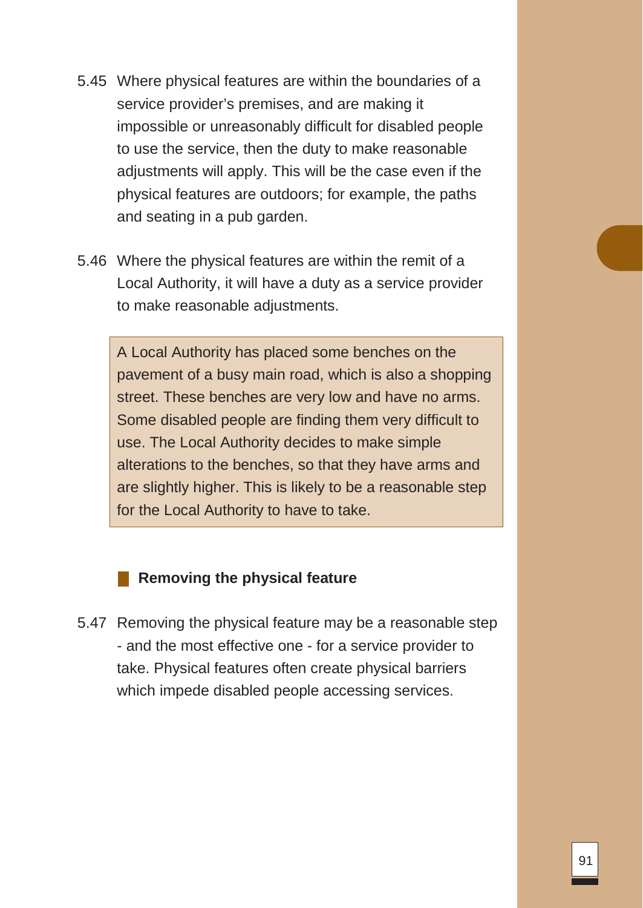5.45 Where physical features are within the boundaries of a service provider's premises, and are making it impossible or unreasonably difficult for disabled people to use the service, then the duty to make reasonable adjustments will apply. This will be the case even if the physical features are outdoors; for example, the paths and seating in a pub garden.

5.46 Where the physical features are within the remit of a Local Authority, it will have a duty as a service provider to make reasonable adjustments.

> A Local Authority has placed some benches on the pavement of a busy main road, which is also a shopping street. These benches are very low and have no arms. Some disabled people are finding them very difficult to use. The Local Authority decides to make simple alterations to the benches, so that they have arms and are slightly higher. This is likely to be a reasonable step for the Local Authority to have to take.

### Removing the physical feature

5.47 Removing the physical feature may be a reasonable step - and the most effective one - for a service provider to take. Physical features often create physical barriers which impede disabled people accessing services.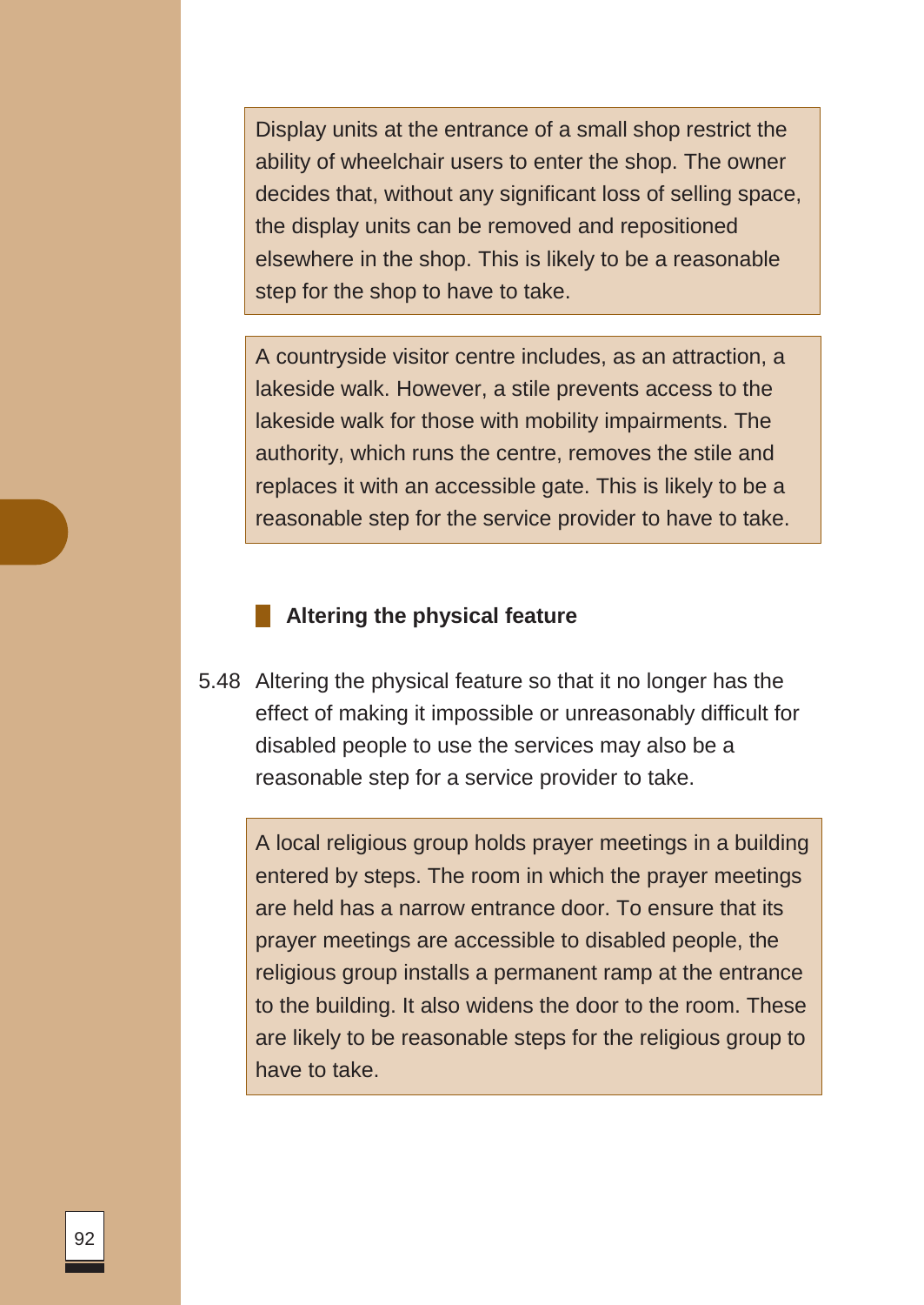> Display units at the entrance of a small shop restrict the ability of wheelchair users to enter the shop. The owner decides that, without any significant loss of selling space, the display units can be removed and repositioned elsewhere in the shop. This is likely to be a reasonable step for the shop to have to take.

> A countryside visitor centre includes, as an attraction, a lakeside walk. However, a stile prevents access to the lakeside walk for those with mobility impairments. The authority, which runs the centre, removes the stile and replaces it with an accessible gate. This is likely to be a reasonable step for the service provider to have to take.

### Altering the physical feature

5.48 Altering the physical feature so that it no longer has the effect of making it impossible or unreasonably difficult for disabled people to use the services may also be a reasonable step for a service provider to take.

> A local religious group holds prayer meetings in a building entered by steps. The room in which the prayer meetings are held has a narrow entrance door. To ensure that its prayer meetings are accessible to disabled people, the religious group installs a permanent ramp at the entrance to the building. It also widens the door to the room. These are likely to be reasonable steps for the religious group to have to take.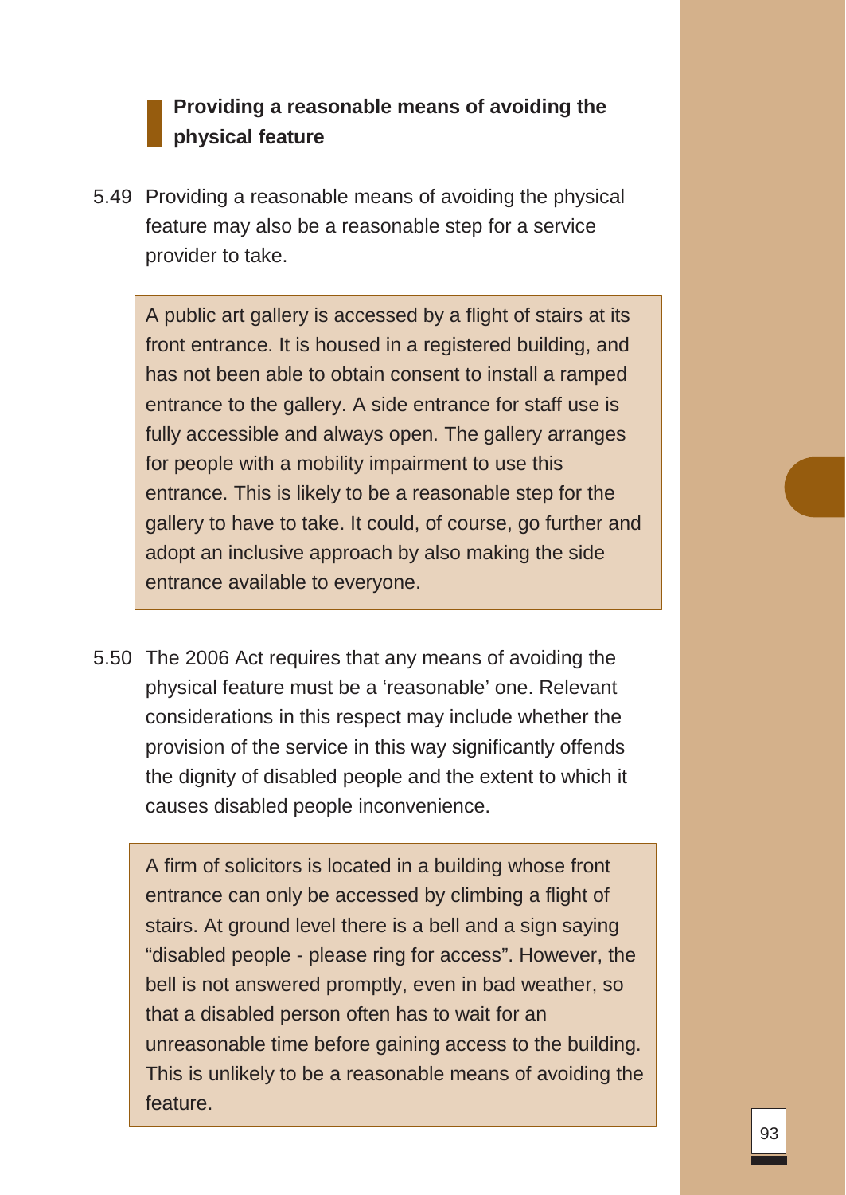### Providing a reasonable means of avoiding the physical feature

5.49 Providing a reasonable means of avoiding the physical feature may also be a reasonable step for a service provider to take.

> A public art gallery is accessed by a flight of stairs at its front entrance. It is housed in a registered building, and has not been able to obtain consent to install a ramped entrance to the gallery. A side entrance for staff use is fully accessible and always open. The gallery arranges for people with a mobility impairment to use this entrance. This is likely to be a reasonable step for the gallery to have to take. It could, of course, go further and adopt an inclusive approach by also making the side entrance available to everyone.

5.50 The 2006 Act requires that any means of avoiding the physical feature must be a 'reasonable' one. Relevant considerations in this respect may include whether the provision of the service in this way significantly offends the dignity of disabled people and the extent to which it causes disabled people inconvenience.

> A firm of solicitors is located in a building whose front entrance can only be accessed by climbing a flight of stairs. At ground level there is a bell and a sign saying "disabled people - please ring for access". However, the bell is not answered promptly, even in bad weather, so that a disabled person often has to wait for an unreasonable time before gaining access to the building. This is unlikely to be a reasonable means of avoiding the feature.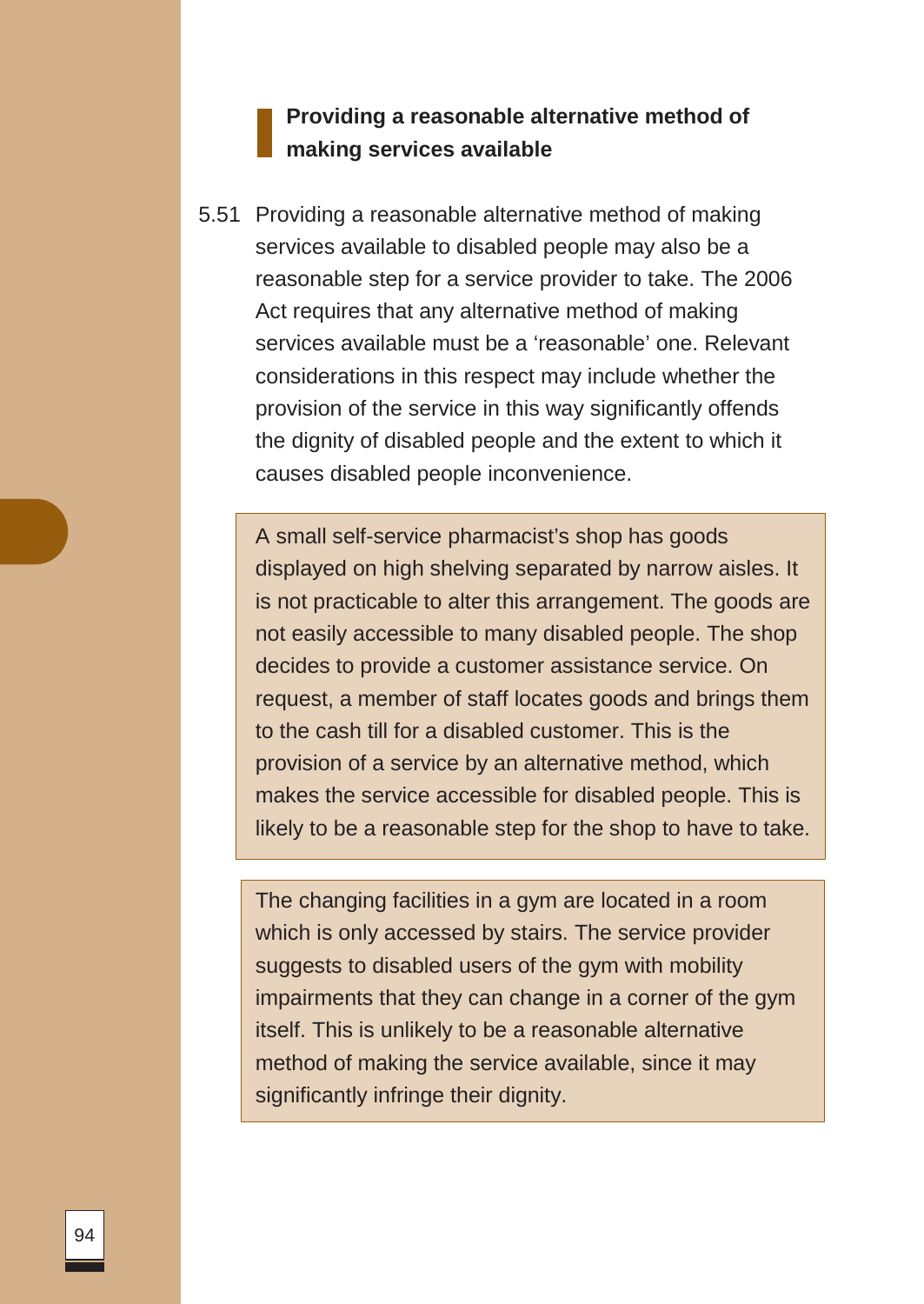### Providing a reasonable alternative method of making services available

5.51 Providing a reasonable alternative method of making services available to disabled people may also be a reasonable step for a service provider to take. The 2006 Act requires that any alternative method of making services available must be a 'reasonable' one. Relevant considerations in this respect may include whether the provision of the service in this way significantly offends the dignity of disabled people and the extent to which it causes disabled people inconvenience.

> A small self-service pharmacist's shop has goods displayed on high shelving separated by narrow aisles. It is not practicable to alter this arrangement. The goods are not easily accessible to many disabled people. The shop decides to provide a customer assistance service. On request, a member of staff locates goods and brings them to the cash till for a disabled customer. This is the provision of a service by an alternative method, which makes the service accessible for disabled people. This is likely to be a reasonable step for the shop to have to take.

> The changing facilities in a gym are located in a room which is only accessed by stairs. The service provider suggests to disabled users of the gym with mobility impairments that they can change in a corner of the gym itself. This is unlikely to be a reasonable alternative method of making the service available, since it may significantly infringe their dignity.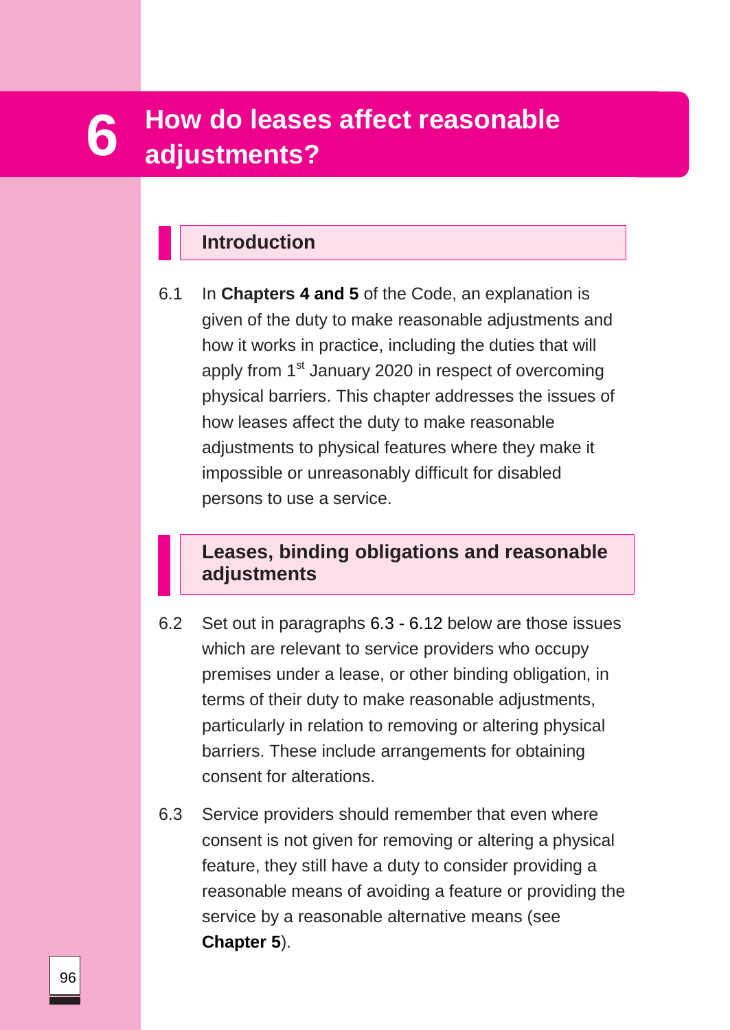# 6 How do leases affect reasonable adjustments?

## Introduction

6.1 In **Chapters 4 and 5** of the Code, an explanation is given of the duty to make reasonable adjustments and how it works in practice, including the duties that will apply from 1st January 2020 in respect of overcoming physical barriers. This chapter addresses the issues of how leases affect the duty to make reasonable adjustments to physical features where they make it impossible or unreasonably difficult for disabled persons to use a service.

## Leases, binding obligations and reasonable adjustments

6.2 Set out in paragraphs 6.3 - 6.12 below are those issues which are relevant to service providers who occupy premises under a lease, or other binding obligation, in terms of their duty to make reasonable adjustments, particularly in relation to removing or altering physical barriers. These include arrangements for obtaining consent for alterations.

6.3 Service providers should remember that even where consent is not given for removing or altering a physical feature, they still have a duty to consider providing a reasonable means of avoiding a feature or providing the service by a reasonable alternative means (see **Chapter 5**).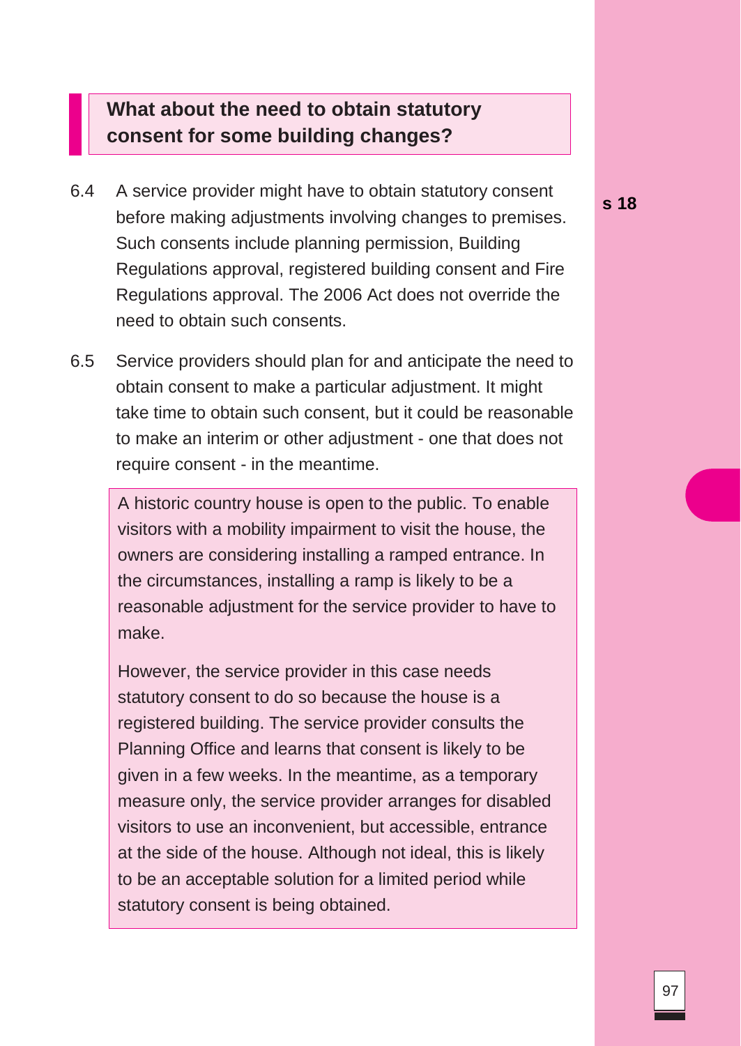## What about the need to obtain statutory consent for some building changes?

6.4 A service provider might have to obtain statutory consent before making adjustments involving changes to premises. Such consents include planning permission, Building Regulations approval, registered building consent and Fire Regulations approval. The 2006 Act does not override the need to obtain such consents.

**s 18**

6.5 Service providers should plan for and anticipate the need to obtain consent to make a particular adjustment. It might take time to obtain such consent, but it could be reasonable to make an interim or other adjustment - one that does not require consent - in the meantime.

> A historic country house is open to the public. To enable visitors with a mobility impairment to visit the house, the owners are considering installing a ramped entrance. In the circumstances, installing a ramp is likely to be a reasonable adjustment for the service provider to have to make.
>
> However, the service provider in this case needs statutory consent to do so because the house is a registered building. The service provider consults the Planning Office and learns that consent is likely to be given in a few weeks. In the meantime, as a temporary measure only, the service provider arranges for disabled visitors to use an inconvenient, but accessible, entrance at the side of the house. Although not ideal, this is likely to be an acceptable solution for a limited period while statutory consent is being obtained.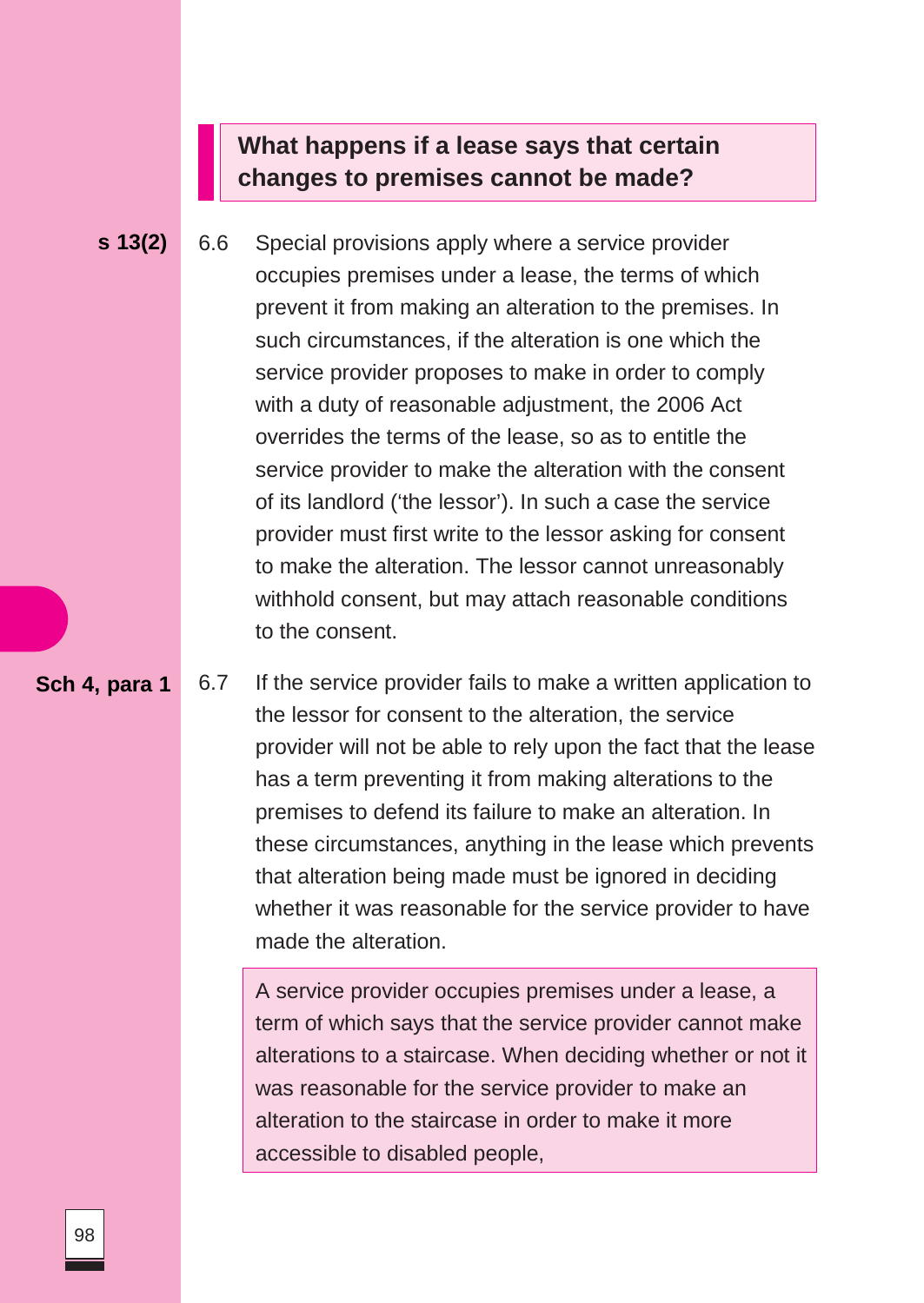## What happens if a lease says that certain changes to premises cannot be made?

**s 13(2)** 6.6 Special provisions apply where a service provider occupies premises under a lease, the terms of which prevent it from making an alteration to the premises. In such circumstances, if the alteration is one which the service provider proposes to make in order to comply with a duty of reasonable adjustment, the 2006 Act overrides the terms of the lease, so as to entitle the service provider to make the alteration with the consent of its landlord ('the lessor'). In such a case the service provider must first write to the lessor asking for consent to make the alteration. The lessor cannot unreasonably withhold consent, but may attach reasonable conditions to the consent.

**Sch 4, para 1** 6.7 If the service provider fails to make a written application to the lessor for consent to the alteration, the service provider will not be able to rely upon the fact that the lease has a term preventing it from making alterations to the premises to defend its failure to make an alteration. In these circumstances, anything in the lease which prevents that alteration being made must be ignored in deciding whether it was reasonable for the service provider to have made the alteration.

> A service provider occupies premises under a lease, a term of which says that the service provider cannot make alterations to a staircase. When deciding whether or not it was reasonable for the service provider to make an alteration to the staircase in order to make it more accessible to disabled people,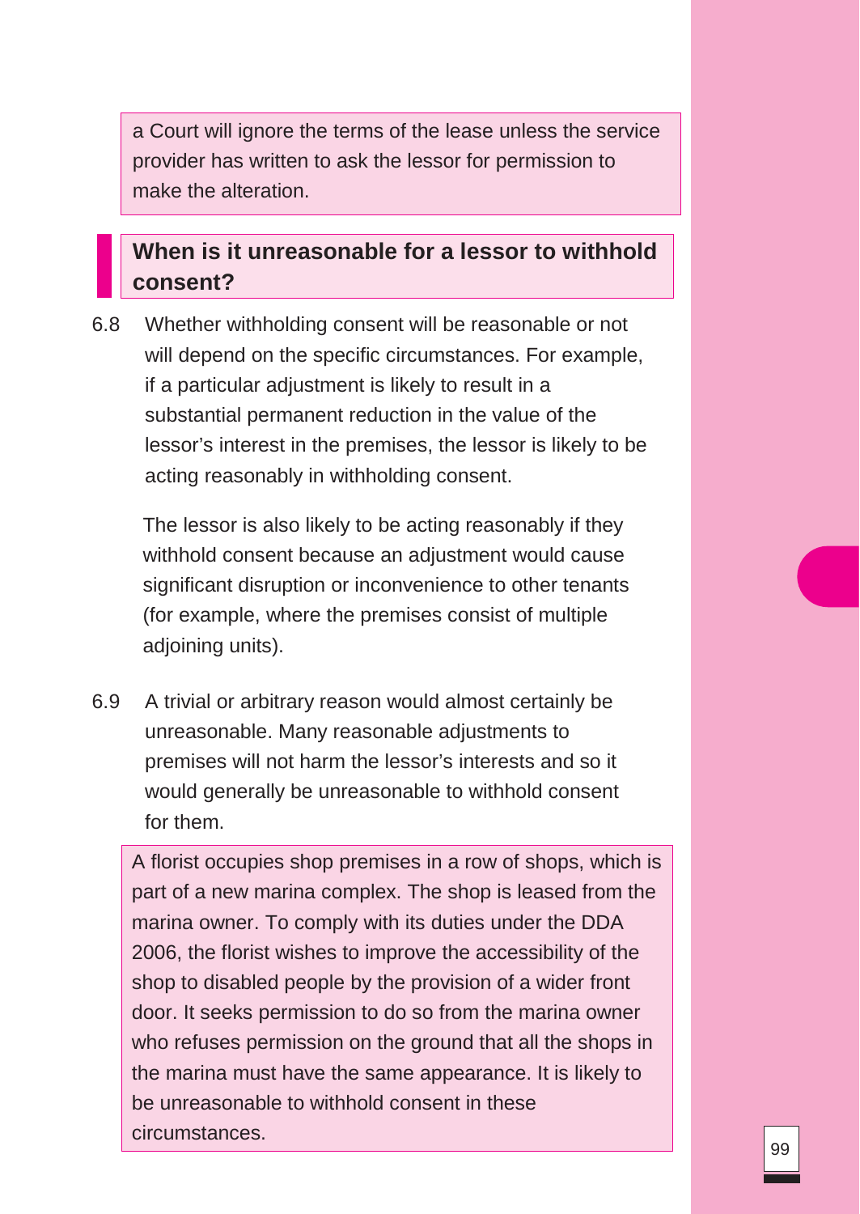a Court will ignore the terms of the lease unless the service provider has written to ask the lessor for permission to make the alteration.

## When is it unreasonable for a lessor to withhold consent?

6.8 Whether withholding consent will be reasonable or not will depend on the specific circumstances. For example, if a particular adjustment is likely to result in a substantial permanent reduction in the value of the lessor's interest in the premises, the lessor is likely to be acting reasonably in withholding consent.

The lessor is also likely to be acting reasonably if they withhold consent because an adjustment would cause significant disruption or inconvenience to other tenants (for example, where the premises consist of multiple adjoining units).

6.9 A trivial or arbitrary reason would almost certainly be unreasonable. Many reasonable adjustments to premises will not harm the lessor's interests and so it would generally be unreasonable to withhold consent for them.

A florist occupies shop premises in a row of shops, which is part of a new marina complex. The shop is leased from the marina owner. To comply with its duties under the DDA 2006, the florist wishes to improve the accessibility of the shop to disabled people by the provision of a wider front door. It seeks permission to do so from the marina owner who refuses permission on the ground that all the shops in the marina must have the same appearance. It is likely to be unreasonable to withhold consent in these circumstances.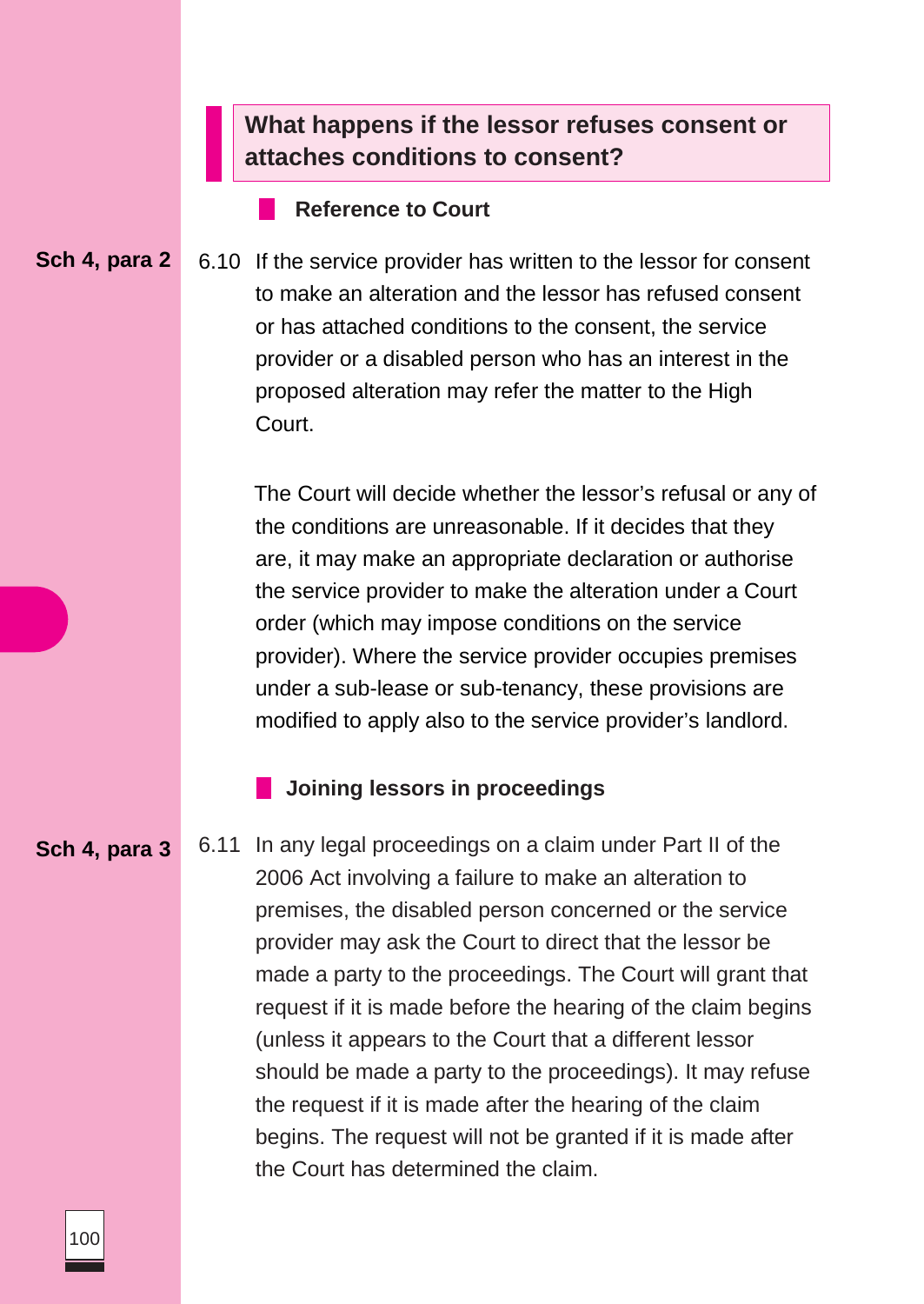## What happens if the lessor refuses consent or attaches conditions to consent?

### Reference to Court

**Sch 4, para 2**

6.10 If the service provider has written to the lessor for consent to make an alteration and the lessor has refused consent or has attached conditions to the consent, the service provider or a disabled person who has an interest in the proposed alteration may refer the matter to the High Court.

The Court will decide whether the lessor's refusal or any of the conditions are unreasonable. If it decides that they are, it may make an appropriate declaration or authorise the service provider to make the alteration under a Court order (which may impose conditions on the service provider). Where the service provider occupies premises under a sub-lease or sub-tenancy, these provisions are modified to apply also to the service provider's landlord.

### Joining lessors in proceedings

**Sch 4, para 3**

6.11 In any legal proceedings on a claim under Part II of the 2006 Act involving a failure to make an alteration to premises, the disabled person concerned or the service provider may ask the Court to direct that the lessor be made a party to the proceedings. The Court will grant that request if it is made before the hearing of the claim begins (unless it appears to the Court that a different lessor should be made a party to the proceedings). It may refuse the request if it is made after the hearing of the claim begins. The request will not be granted if it is made after the Court has determined the claim.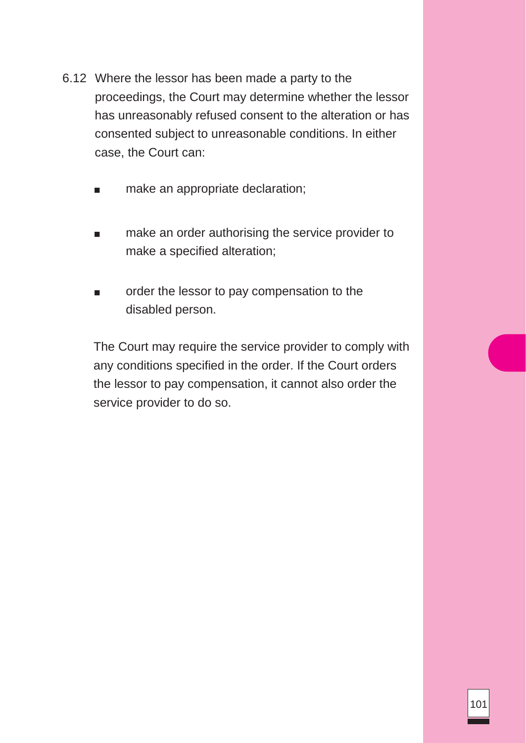6.12 Where the lessor has been made a party to the proceedings, the Court may determine whether the lessor has unreasonably refused consent to the alteration or has consented subject to unreasonable conditions. In either case, the Court can:

- make an appropriate declaration;
- make an order authorising the service provider to make a specified alteration;
- order the lessor to pay compensation to the disabled person.

The Court may require the service provider to comply with any conditions specified in the order. If the Court orders the lessor to pay compensation, it cannot also order the service provider to do so.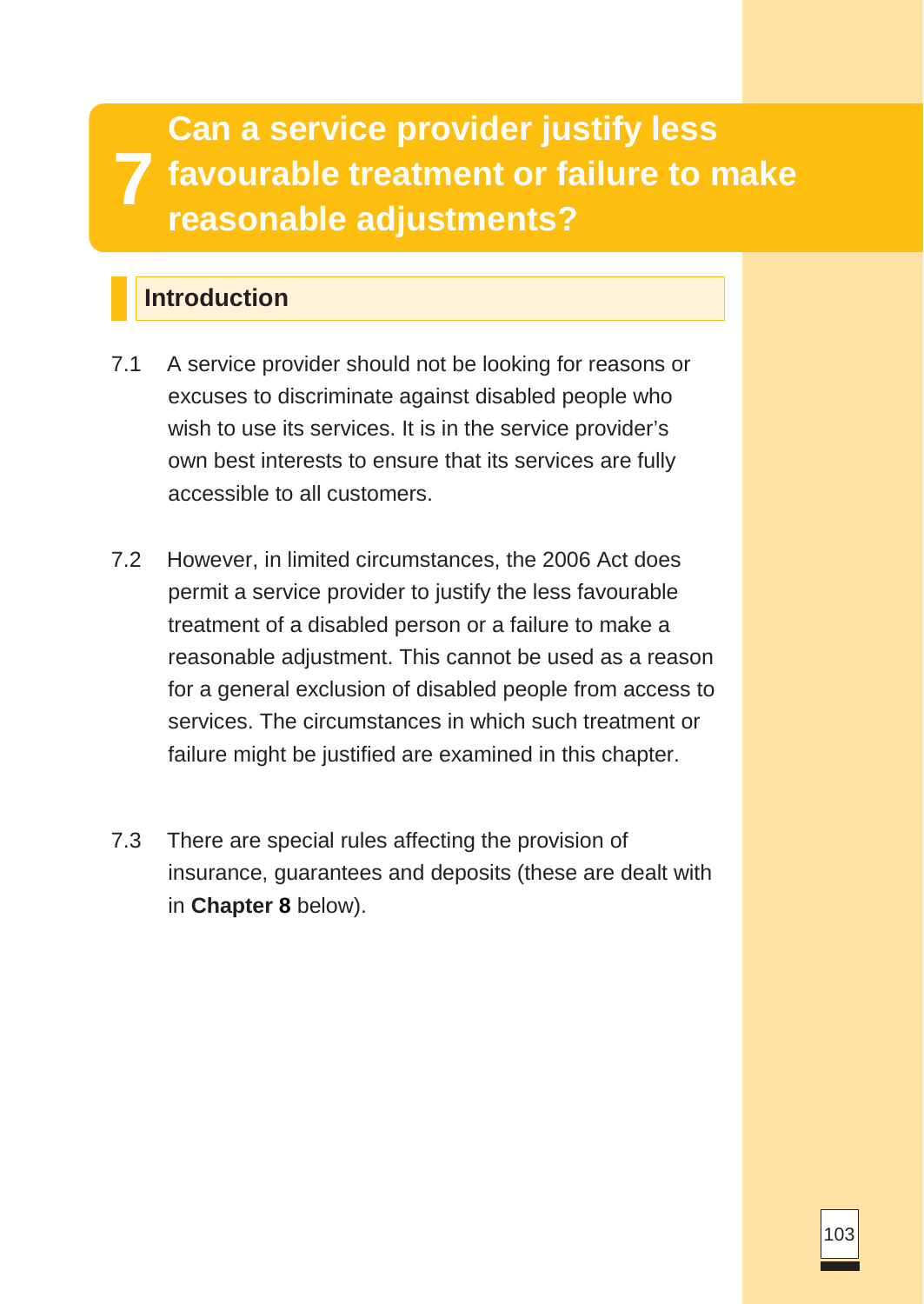# 7 Can a service provider justify less favourable treatment or failure to make reasonable adjustments?

## Introduction

7.1 A service provider should not be looking for reasons or excuses to discriminate against disabled people who wish to use its services. It is in the service provider's own best interests to ensure that its services are fully accessible to all customers.

7.2 However, in limited circumstances, the 2006 Act does permit a service provider to justify the less favourable treatment of a disabled person or a failure to make a reasonable adjustment. This cannot be used as a reason for a general exclusion of disabled people from access to services. The circumstances in which such treatment or failure might be justified are examined in this chapter.

7.3 There are special rules affecting the provision of insurance, guarantees and deposits (these are dealt with in **Chapter 8** below).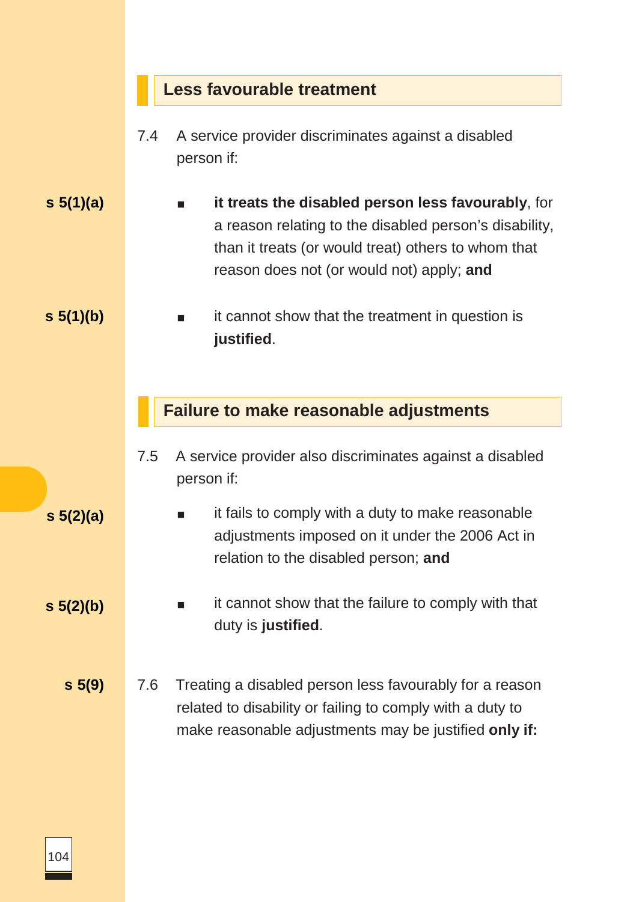## Less favourable treatment

7.4 A service provider discriminates against a disabled person if:

s 5(1)(a)

- **it treats the disabled person less favourably**, for a reason relating to the disabled person's disability, than it treats (or would treat) others to whom that reason does not (or would not) apply; **and**

s 5(1)(b)

- it cannot show that the treatment in question is **justified**.

## Failure to make reasonable adjustments

7.5 A service provider also discriminates against a disabled person if:

s 5(2)(a)

- it fails to comply with a duty to make reasonable adjustments imposed on it under the 2006 Act in relation to the disabled person; **and**

s 5(2)(b)

- it cannot show that the failure to comply with that duty is **justified**.

s 5(9)

7.6 Treating a disabled person less favourably for a reason related to disability or failing to comply with a duty to make reasonable adjustments may be justified **only if:**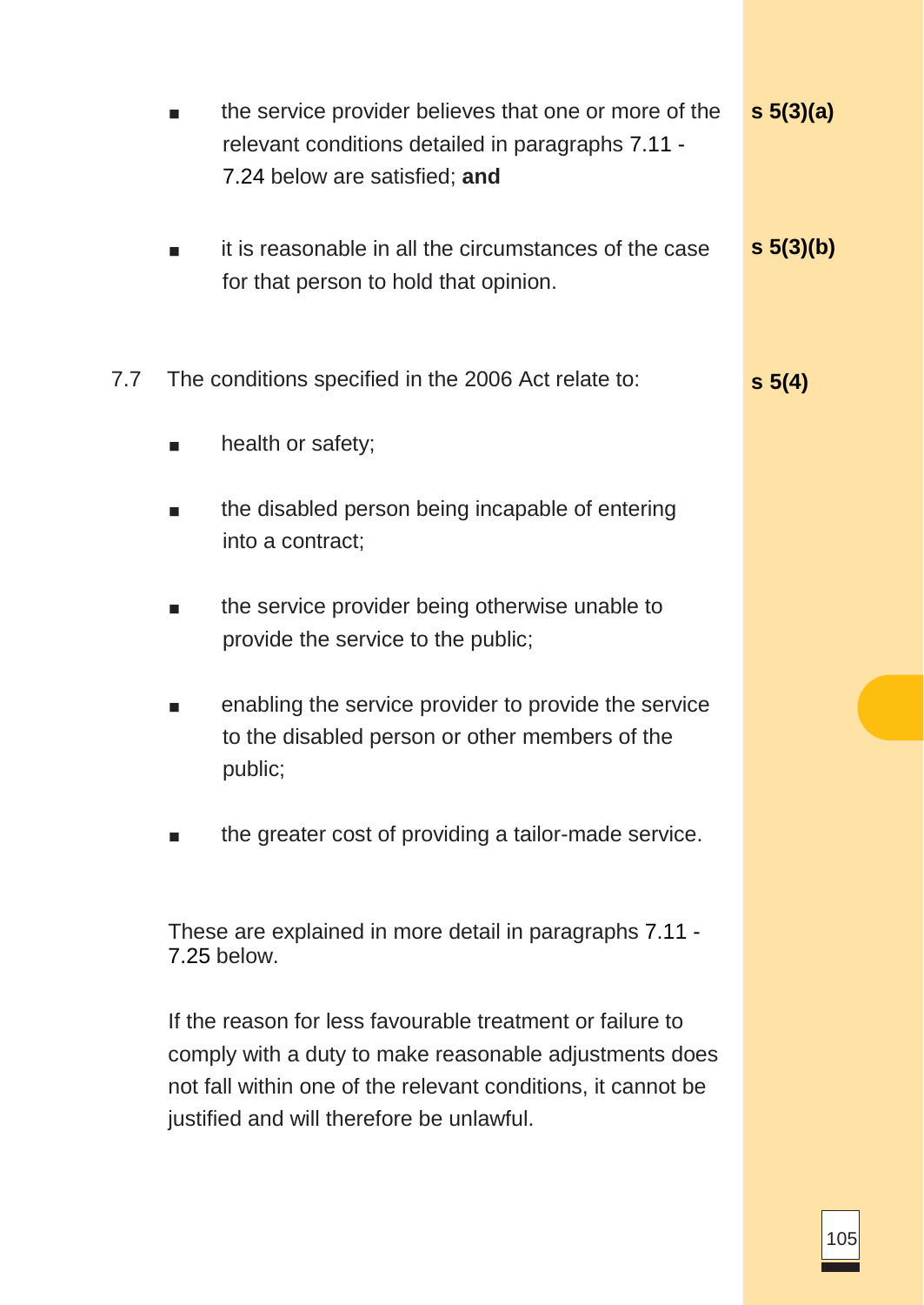- the service provider believes that one or more of the relevant conditions detailed in paragraphs 7.11 - 7.24 below are satisfied; **and** **s 5(3)(a)**

- it is reasonable in all the circumstances of the case for that person to hold that opinion. **s 5(3)(b)**

7.7 The conditions specified in the 2006 Act relate to: **s 5(4)**

- health or safety;

- the disabled person being incapable of entering into a contract;

- the service provider being otherwise unable to provide the service to the public;

- enabling the service provider to provide the service to the disabled person or other members of the public;

- the greater cost of providing a tailor-made service.

These are explained in more detail in paragraphs 7.11 - 7.25 below.

If the reason for less favourable treatment or failure to comply with a duty to make reasonable adjustments does not fall within one of the relevant conditions, it cannot be justified and will therefore be unlawful.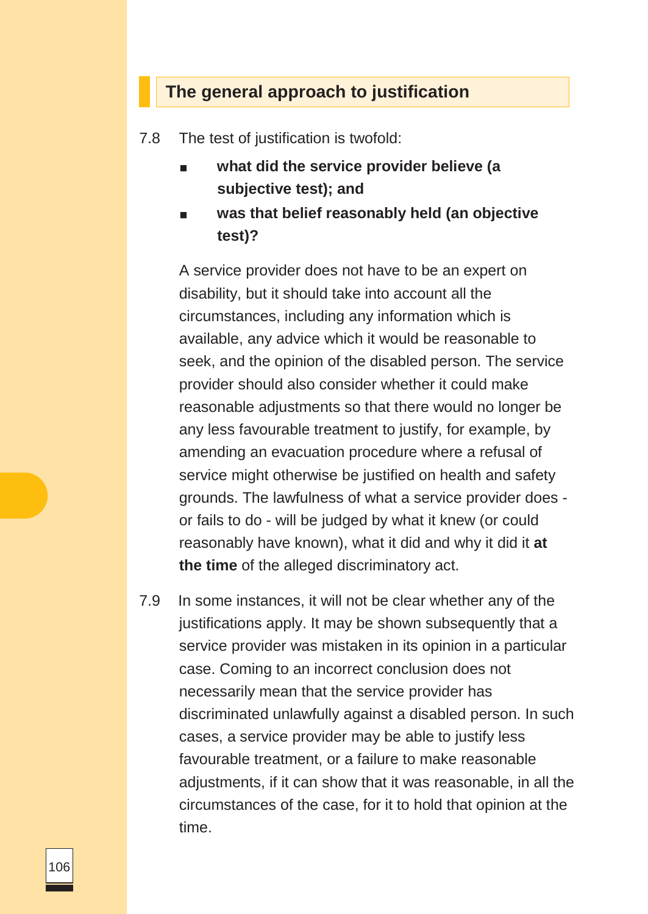## The general approach to justification

7.8 The test of justification is twofold:

- **what did the service provider believe (a subjective test); and**
- **was that belief reasonably held (an objective test)?**

A service provider does not have to be an expert on disability, but it should take into account all the circumstances, including any information which is available, any advice which it would be reasonable to seek, and the opinion of the disabled person. The service provider should also consider whether it could make reasonable adjustments so that there would no longer be any less favourable treatment to justify, for example, by amending an evacuation procedure where a refusal of service might otherwise be justified on health and safety grounds. The lawfulness of what a service provider does - or fails to do - will be judged by what it knew (or could reasonably have known), what it did and why it did it **at the time** of the alleged discriminatory act.

7.9 In some instances, it will not be clear whether any of the justifications apply. It may be shown subsequently that a service provider was mistaken in its opinion in a particular case. Coming to an incorrect conclusion does not necessarily mean that the service provider has discriminated unlawfully against a disabled person. In such cases, a service provider may be able to justify less favourable treatment, or a failure to make reasonable adjustments, if it can show that it was reasonable, in all the circumstances of the case, for it to hold that opinion at the time.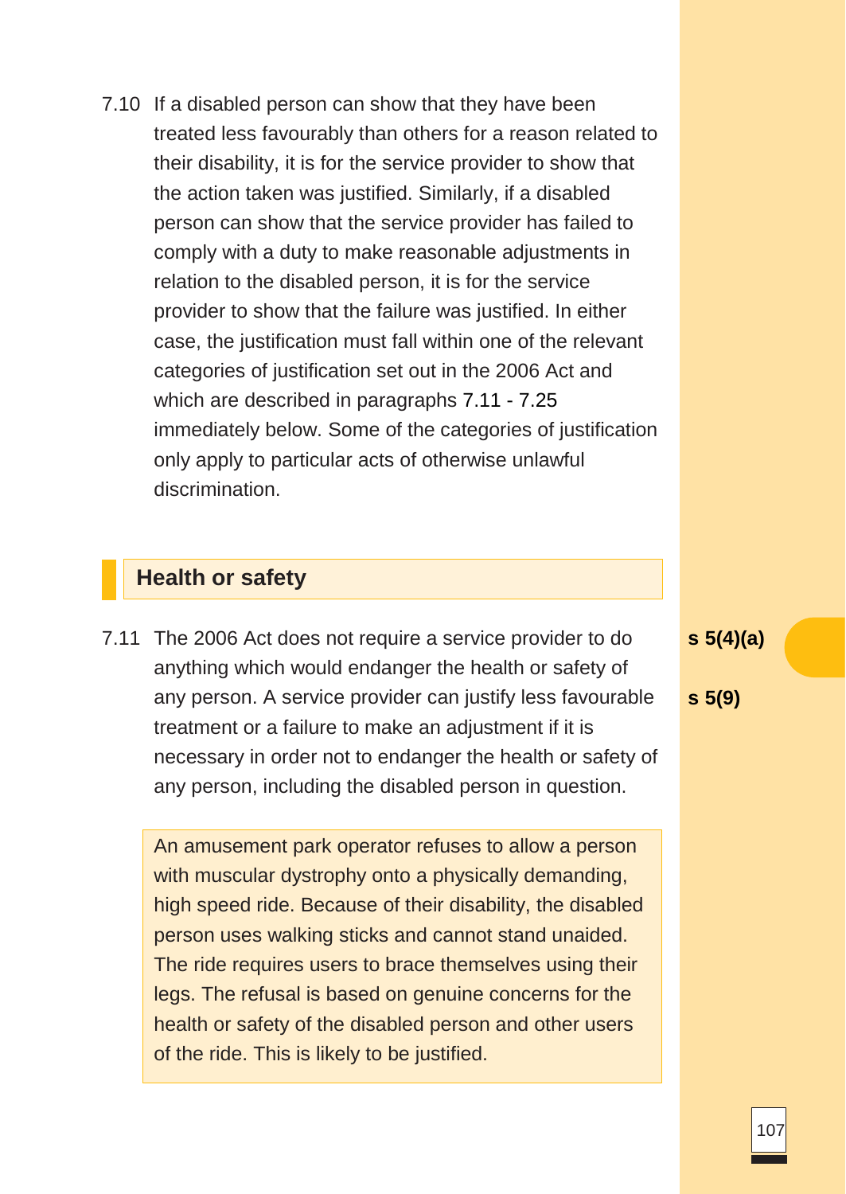7.10 If a disabled person can show that they have been treated less favourably than others for a reason related to their disability, it is for the service provider to show that the action taken was justified. Similarly, if a disabled person can show that the service provider has failed to comply with a duty to make reasonable adjustments in relation to the disabled person, it is for the service provider to show that the failure was justified. In either case, the justification must fall within one of the relevant categories of justification set out in the 2006 Act and which are described in paragraphs 7.11 - 7.25 immediately below. Some of the categories of justification only apply to particular acts of otherwise unlawful discrimination.

## Health or safety

7.11 The 2006 Act does not require a service provider to do anything which would endanger the health or safety of any person. A service provider can justify less favourable treatment or a failure to make an adjustment if it is necessary in order not to endanger the health or safety of any person, including the disabled person in question.

**s 5(4)(a)**

**s 5(9)**

> An amusement park operator refuses to allow a person with muscular dystrophy onto a physically demanding, high speed ride. Because of their disability, the disabled person uses walking sticks and cannot stand unaided. The ride requires users to brace themselves using their legs. The refusal is based on genuine concerns for the health or safety of the disabled person and other users of the ride. This is likely to be justified.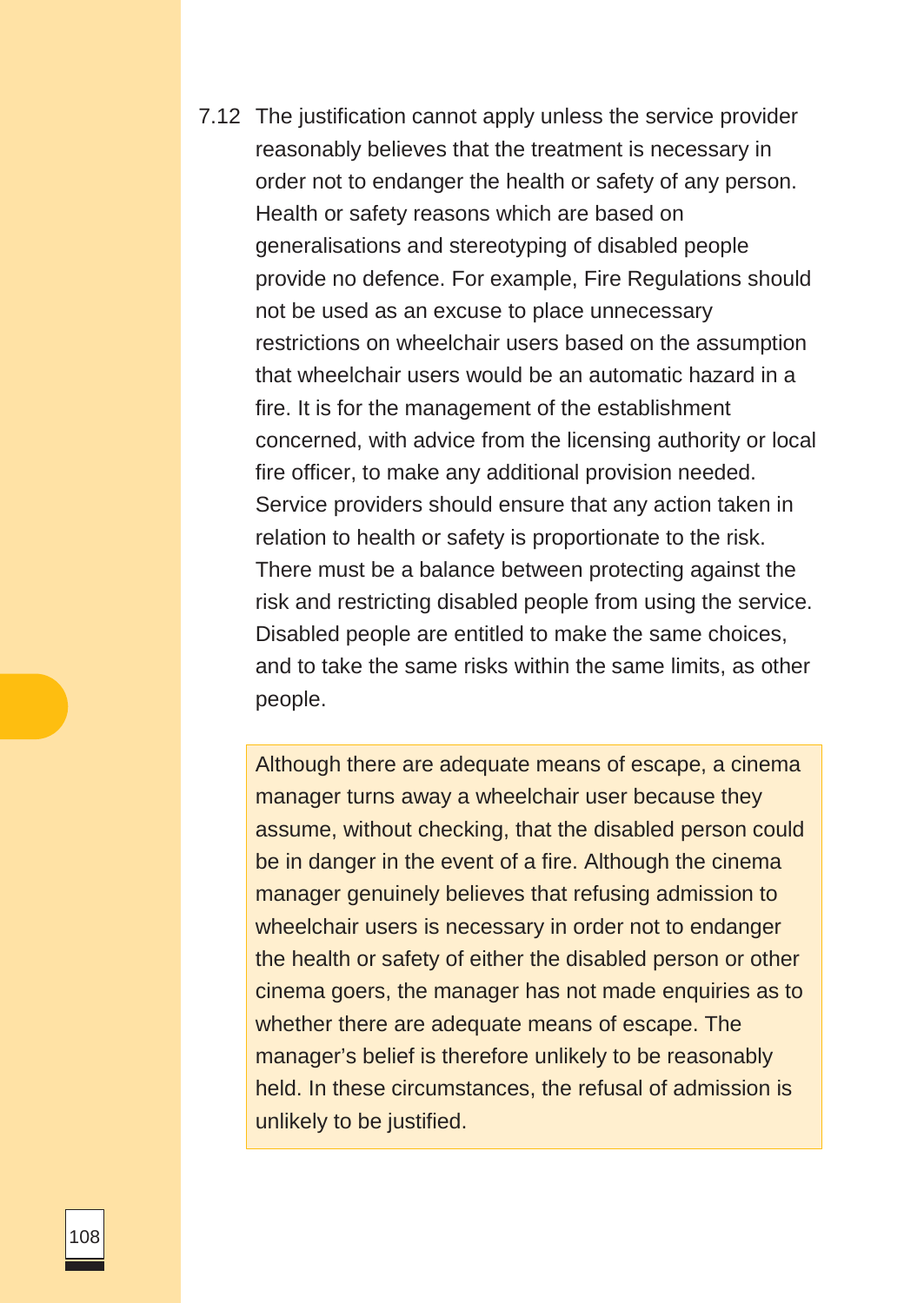7.12 The justification cannot apply unless the service provider reasonably believes that the treatment is necessary in order not to endanger the health or safety of any person. Health or safety reasons which are based on generalisations and stereotyping of disabled people provide no defence. For example, Fire Regulations should not be used as an excuse to place unnecessary restrictions on wheelchair users based on the assumption that wheelchair users would be an automatic hazard in a fire. It is for the management of the establishment concerned, with advice from the licensing authority or local fire officer, to make any additional provision needed. Service providers should ensure that any action taken in relation to health or safety is proportionate to the risk. There must be a balance between protecting against the risk and restricting disabled people from using the service. Disabled people are entitled to make the same choices, and to take the same risks within the same limits, as other people.

> Although there are adequate means of escape, a cinema manager turns away a wheelchair user because they assume, without checking, that the disabled person could be in danger in the event of a fire. Although the cinema manager genuinely believes that refusing admission to wheelchair users is necessary in order not to endanger the health or safety of either the disabled person or other cinema goers, the manager has not made enquiries as to whether there are adequate means of escape. The manager's belief is therefore unlikely to be reasonably held. In these circumstances, the refusal of admission is unlikely to be justified.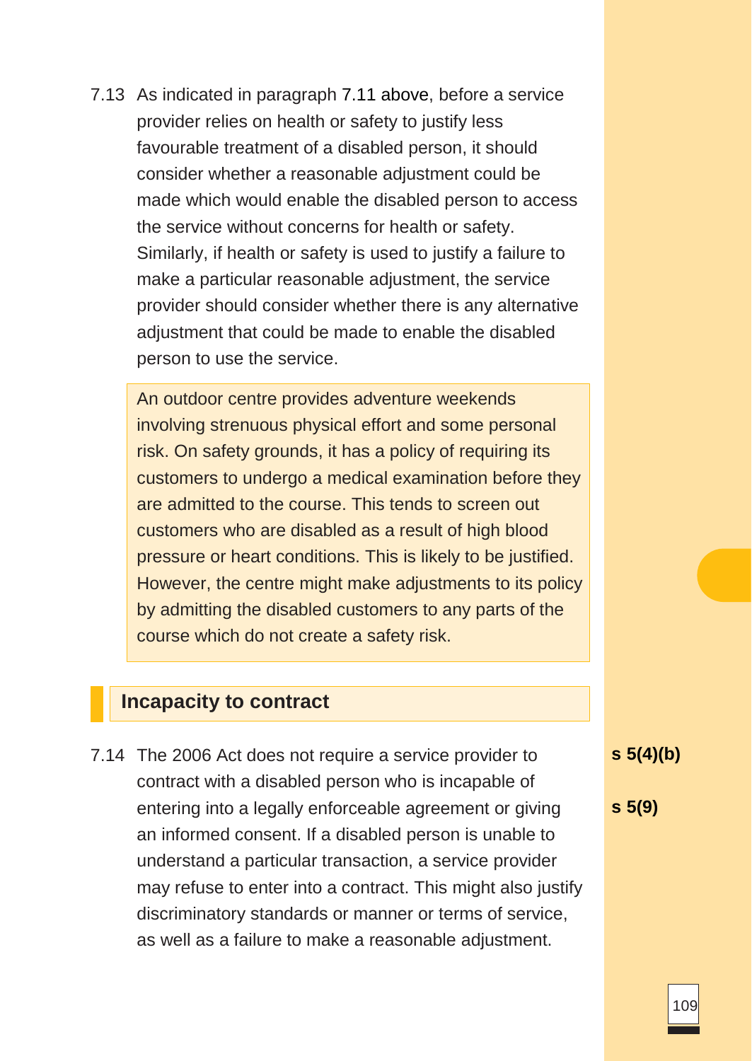7.13 As indicated in paragraph 7.11 above, before a service provider relies on health or safety to justify less favourable treatment of a disabled person, it should consider whether a reasonable adjustment could be made which would enable the disabled person to access the service without concerns for health or safety. Similarly, if health or safety is used to justify a failure to make a particular reasonable adjustment, the service provider should consider whether there is any alternative adjustment that could be made to enable the disabled person to use the service.

> An outdoor centre provides adventure weekends involving strenuous physical effort and some personal risk. On safety grounds, it has a policy of requiring its customers to undergo a medical examination before they are admitted to the course. This tends to screen out customers who are disabled as a result of high blood pressure or heart conditions. This is likely to be justified. However, the centre might make adjustments to its policy by admitting the disabled customers to any parts of the course which do not create a safety risk.

## Incapacity to contract

7.14 The 2006 Act does not require a service provider to contract with a disabled person who is incapable of entering into a legally enforceable agreement or giving an informed consent. If a disabled person is unable to understand a particular transaction, a service provider may refuse to enter into a contract. This might also justify discriminatory standards or manner or terms of service, as well as a failure to make a reasonable adjustment.

**s 5(4)(b)**

**s 5(9)**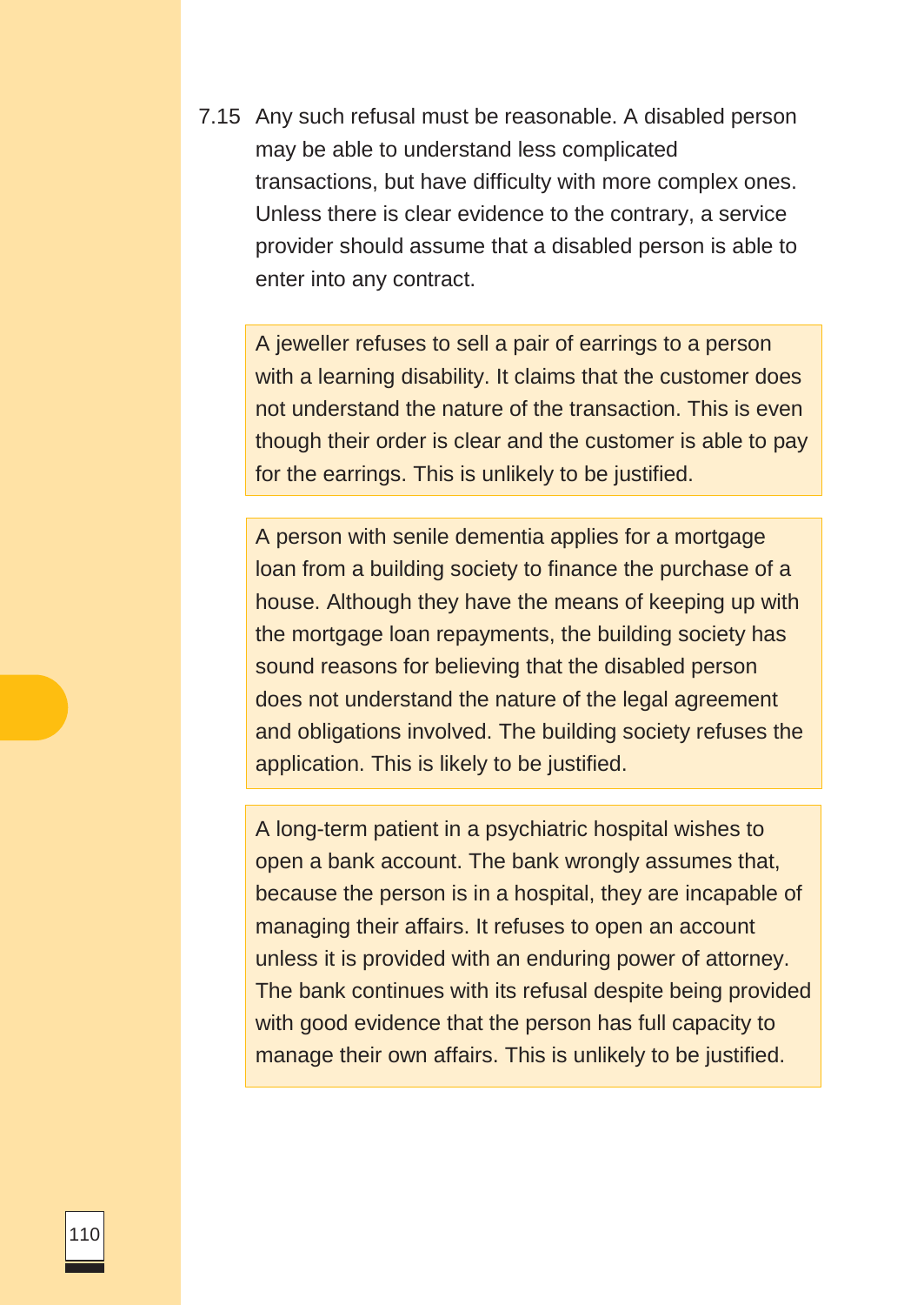7.15 Any such refusal must be reasonable. A disabled person may be able to understand less complicated transactions, but have difficulty with more complex ones. Unless there is clear evidence to the contrary, a service provider should assume that a disabled person is able to enter into any contract.

> A jeweller refuses to sell a pair of earrings to a person with a learning disability. It claims that the customer does not understand the nature of the transaction. This is even though their order is clear and the customer is able to pay for the earrings. This is unlikely to be justified.

> A person with senile dementia applies for a mortgage loan from a building society to finance the purchase of a house. Although they have the means of keeping up with the mortgage loan repayments, the building society has sound reasons for believing that the disabled person does not understand the nature of the legal agreement and obligations involved. The building society refuses the application. This is likely to be justified.

> A long-term patient in a psychiatric hospital wishes to open a bank account. The bank wrongly assumes that, because the person is in a hospital, they are incapable of managing their affairs. It refuses to open an account unless it is provided with an enduring power of attorney. The bank continues with its refusal despite being provided with good evidence that the person has full capacity to manage their own affairs. This is unlikely to be justified.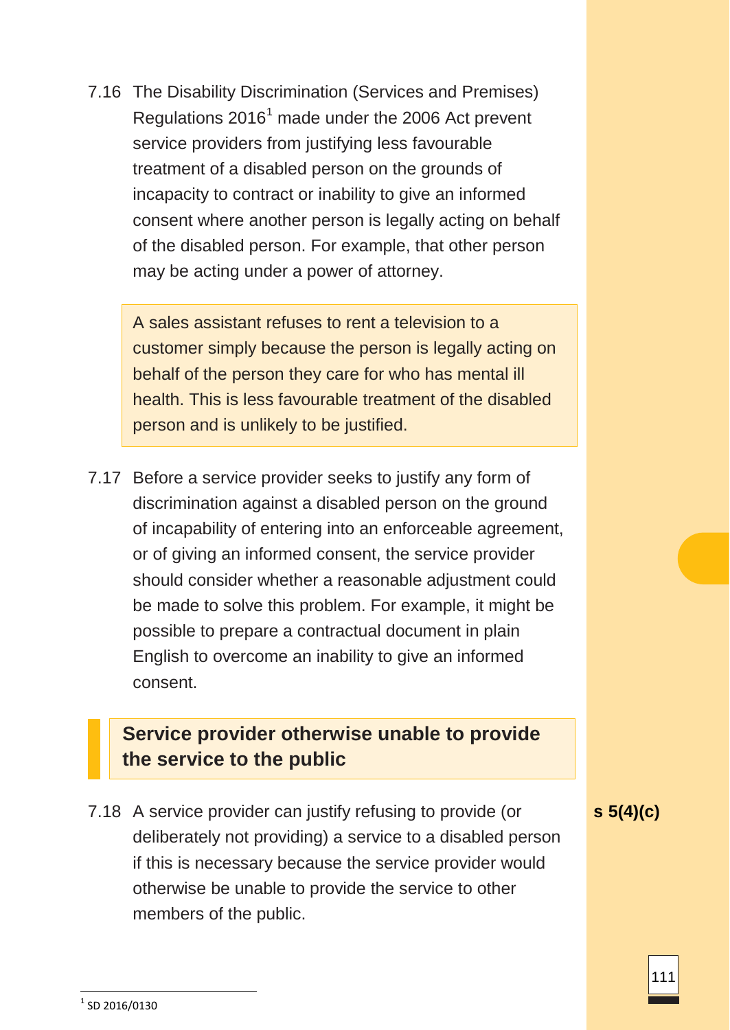7.16 The Disability Discrimination (Services and Premises) Regulations 2016[1] made under the 2006 Act prevent service providers from justifying less favourable treatment of a disabled person on the grounds of incapacity to contract or inability to give an informed consent where another person is legally acting on behalf of the disabled person. For example, that other person may be acting under a power of attorney.

> A sales assistant refuses to rent a television to a customer simply because the person is legally acting on behalf of the person they care for who has mental ill health. This is less favourable treatment of the disabled person and is unlikely to be justified.

7.17 Before a service provider seeks to justify any form of discrimination against a disabled person on the ground of incapability of entering into an enforceable agreement, or of giving an informed consent, the service provider should consider whether a reasonable adjustment could be made to solve this problem. For example, it might be possible to prepare a contractual document in plain English to overcome an inability to give an informed consent.

## Service provider otherwise unable to provide the service to the public

7.18 A service provider can justify refusing to provide (or deliberately not providing) a service to a disabled person if this is necessary because the service provider would otherwise be unable to provide the service to other members of the public. **s 5(4)(c)**

[1] SD 2016/0130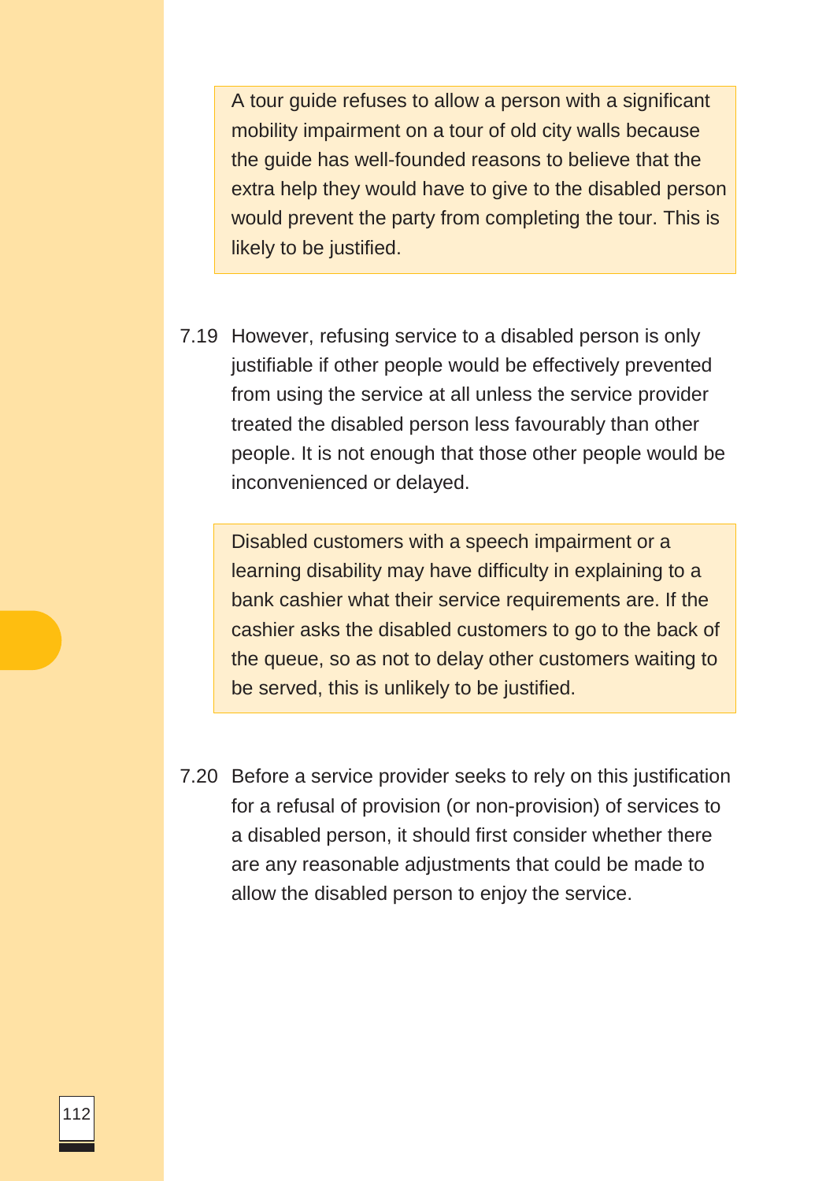> A tour guide refuses to allow a person with a significant mobility impairment on a tour of old city walls because the guide has well-founded reasons to believe that the extra help they would have to give to the disabled person would prevent the party from completing the tour. This is likely to be justified.

7.19 However, refusing service to a disabled person is only justifiable if other people would be effectively prevented from using the service at all unless the service provider treated the disabled person less favourably than other people. It is not enough that those other people would be inconvenienced or delayed.

> Disabled customers with a speech impairment or a learning disability may have difficulty in explaining to a bank cashier what their service requirements are. If the cashier asks the disabled customers to go to the back of the queue, so as not to delay other customers waiting to be served, this is unlikely to be justified.

7.20 Before a service provider seeks to rely on this justification for a refusal of provision (or non-provision) of services to a disabled person, it should first consider whether there are any reasonable adjustments that could be made to allow the disabled person to enjoy the service.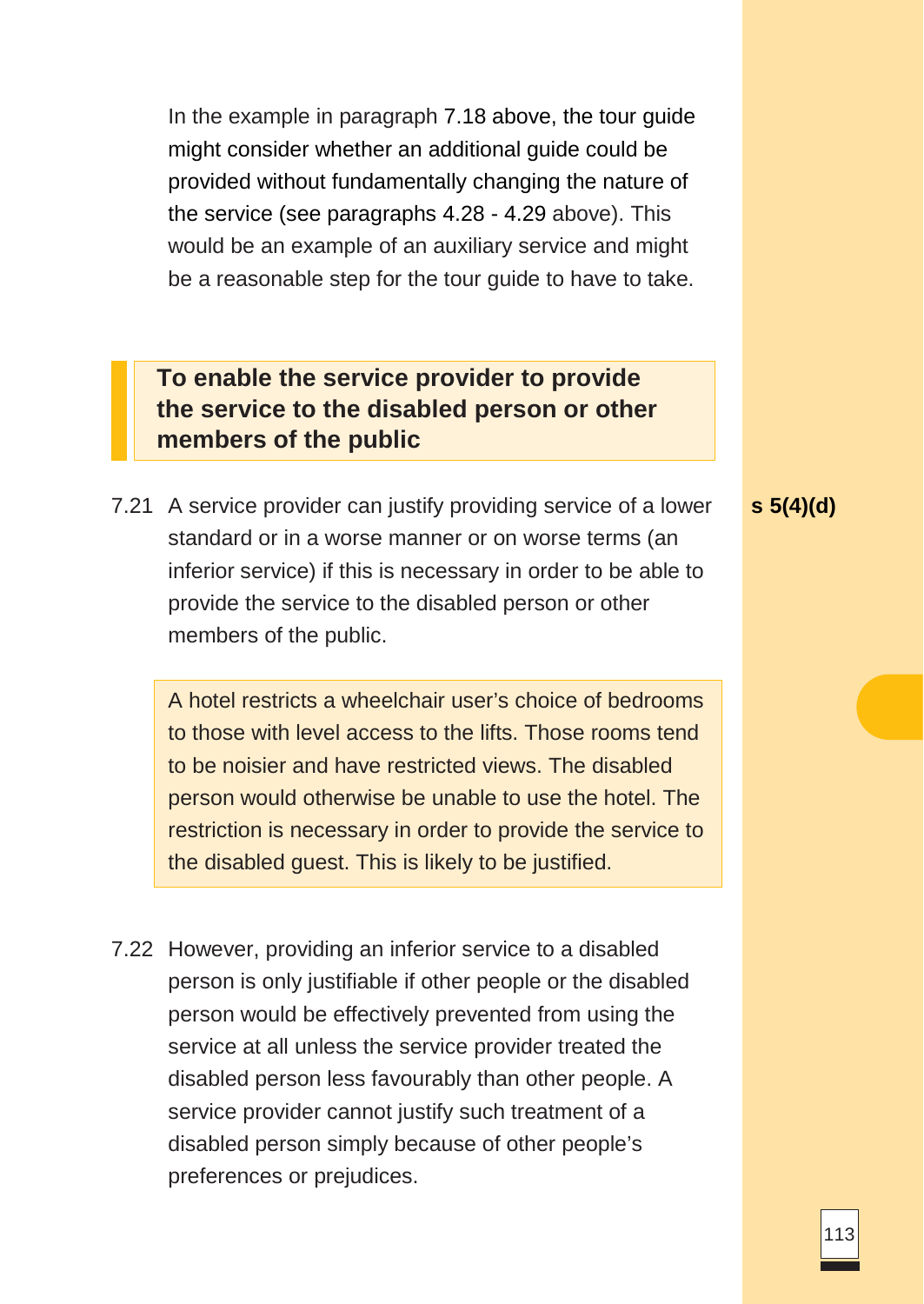In the example in paragraph 7.18 above, the tour guide might consider whether an additional guide could be provided without fundamentally changing the nature of the service (see paragraphs 4.28 - 4.29 above). This would be an example of an auxiliary service and might be a reasonable step for the tour guide to have to take.

### To enable the service provider to provide the service to the disabled person or other members of the public

**s 5(4)(d)**

7.21 A service provider can justify providing service of a lower standard or in a worse manner or on worse terms (an inferior service) if this is necessary in order to be able to provide the service to the disabled person or other members of the public.

> A hotel restricts a wheelchair user's choice of bedrooms to those with level access to the lifts. Those rooms tend to be noisier and have restricted views. The disabled person would otherwise be unable to use the hotel. The restriction is necessary in order to provide the service to the disabled guest. This is likely to be justified.

7.22 However, providing an inferior service to a disabled person is only justifiable if other people or the disabled person would be effectively prevented from using the service at all unless the service provider treated the disabled person less favourably than other people. A service provider cannot justify such treatment of a disabled person simply because of other people's preferences or prejudices.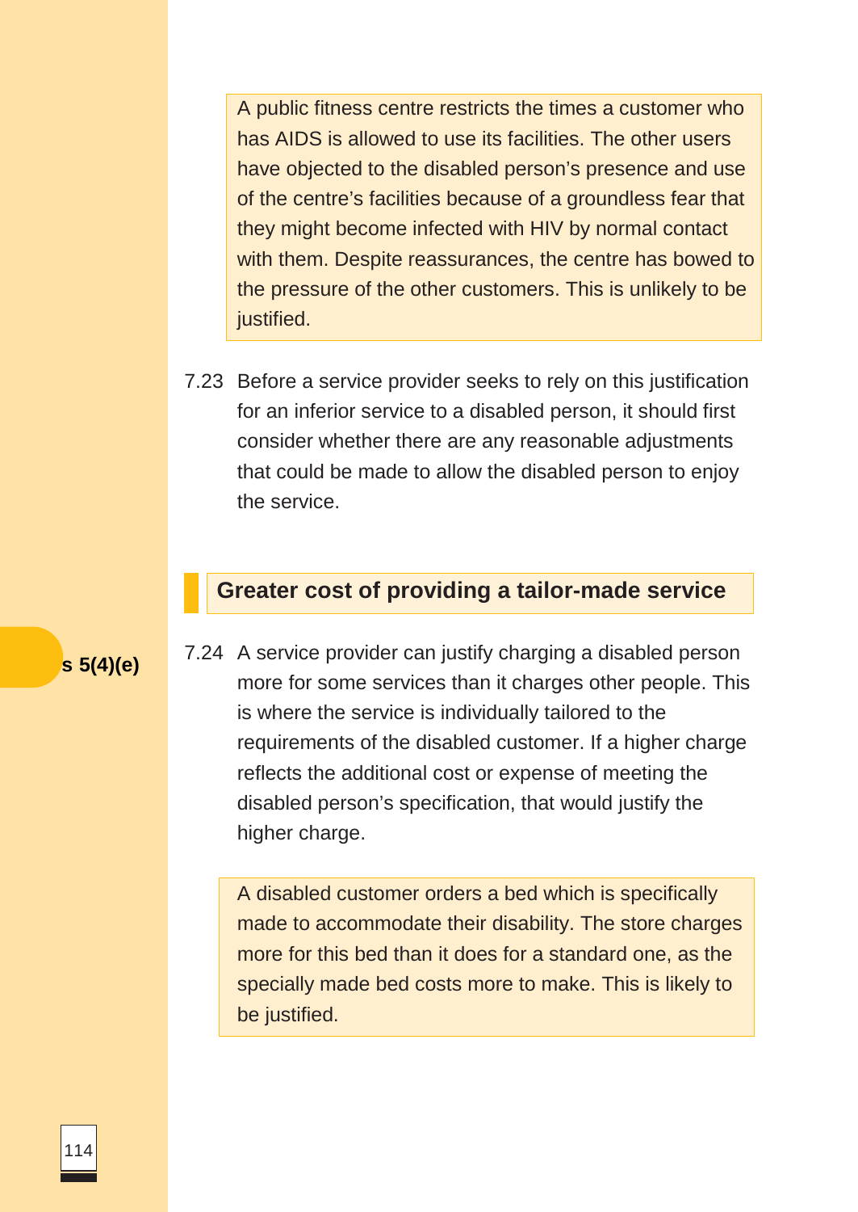> A public fitness centre restricts the times a customer who has AIDS is allowed to use its facilities. The other users have objected to the disabled person's presence and use of the centre's facilities because of a groundless fear that they might become infected with HIV by normal contact with them. Despite reassurances, the centre has bowed to the pressure of the other customers. This is unlikely to be justified.

7.23 Before a service provider seeks to rely on this justification for an inferior service to a disabled person, it should first consider whether there are any reasonable adjustments that could be made to allow the disabled person to enjoy the service.

## Greater cost of providing a tailor-made service

**s 5(4)(e)**

7.24 A service provider can justify charging a disabled person more for some services than it charges other people. This is where the service is individually tailored to the requirements of the disabled customer. If a higher charge reflects the additional cost or expense of meeting the disabled person's specification, that would justify the higher charge.

> A disabled customer orders a bed which is specifically made to accommodate their disability. The store charges more for this bed than it does for a standard one, as the specially made bed costs more to make. This is likely to be justified.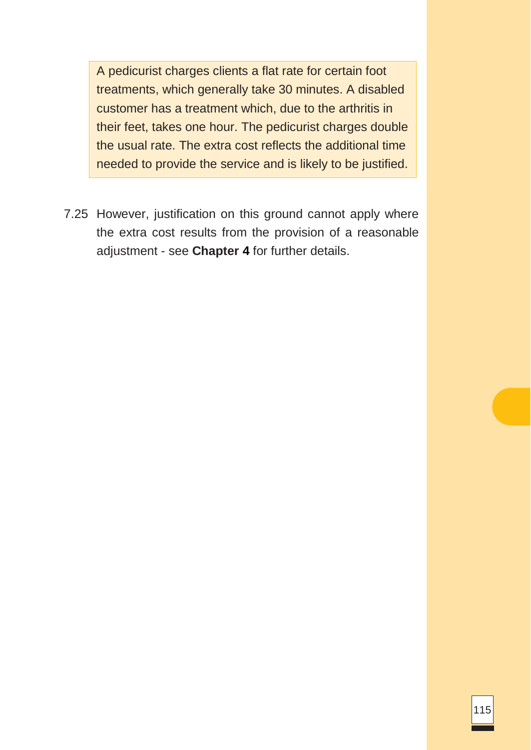> A pedicurist charges clients a flat rate for certain foot treatments, which generally take 30 minutes. A disabled customer has a treatment which, due to the arthritis in their feet, takes one hour. The pedicurist charges double the usual rate. The extra cost reflects the additional time needed to provide the service and is likely to be justified.

7.25 However, justification on this ground cannot apply where the extra cost results from the provision of a reasonable adjustment - see **Chapter 4** for further details.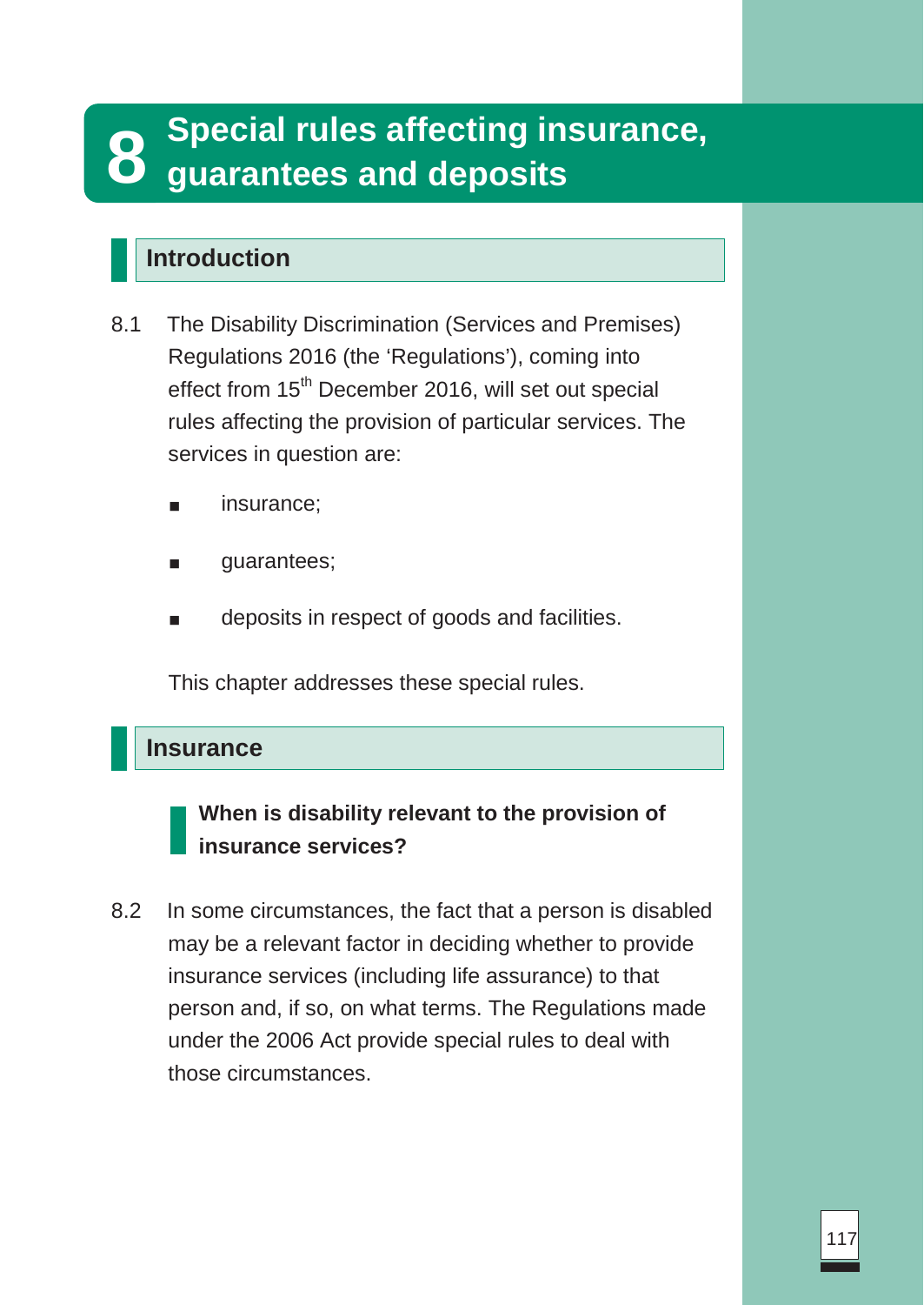# 8 Special rules affecting insurance, guarantees and deposits

## Introduction

8.1 The Disability Discrimination (Services and Premises) Regulations 2016 (the 'Regulations'), coming into effect from 15th December 2016, will set out special rules affecting the provision of particular services. The services in question are:

- insurance;
- guarantees;
- deposits in respect of goods and facilities.

This chapter addresses these special rules.

## Insurance

### When is disability relevant to the provision of insurance services?

8.2 In some circumstances, the fact that a person is disabled may be a relevant factor in deciding whether to provide insurance services (including life assurance) to that person and, if so, on what terms. The Regulations made under the 2006 Act provide special rules to deal with those circumstances.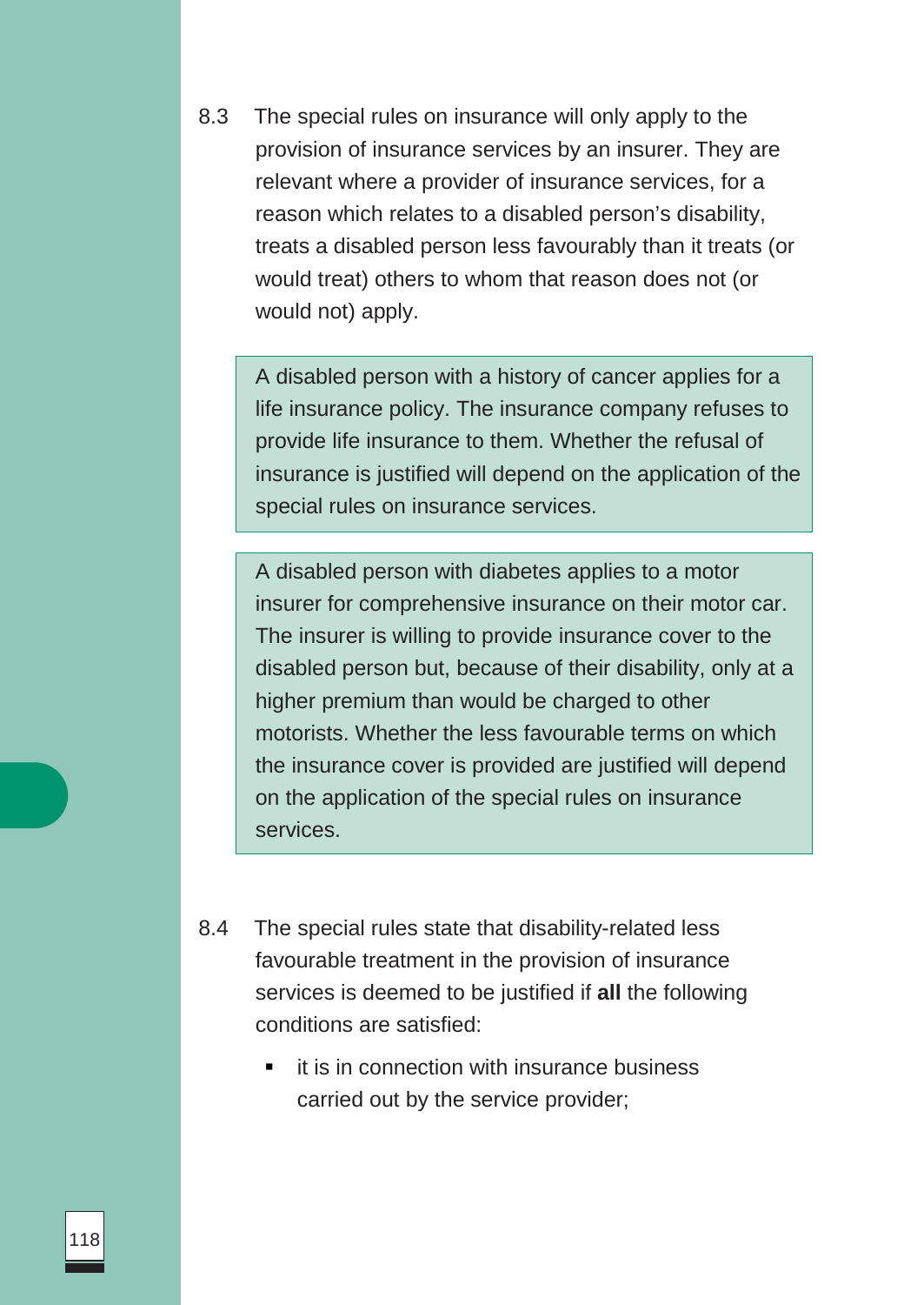8.3 The special rules on insurance will only apply to the provision of insurance services by an insurer. They are relevant where a provider of insurance services, for a reason which relates to a disabled person's disability, treats a disabled person less favourably than it treats (or would treat) others to whom that reason does not (or would not) apply.

> A disabled person with a history of cancer applies for a life insurance policy. The insurance company refuses to provide life insurance to them. Whether the refusal of insurance is justified will depend on the application of the special rules on insurance services.

> A disabled person with diabetes applies to a motor insurer for comprehensive insurance on their motor car. The insurer is willing to provide insurance cover to the disabled person but, because of their disability, only at a higher premium than would be charged to other motorists. Whether the less favourable terms on which the insurance cover is provided are justified will depend on the application of the special rules on insurance services.

8.4 The special rules state that disability-related less favourable treatment in the provision of insurance services is deemed to be justified if **all** the following conditions are satisfied:

- it is in connection with insurance business carried out by the service provider;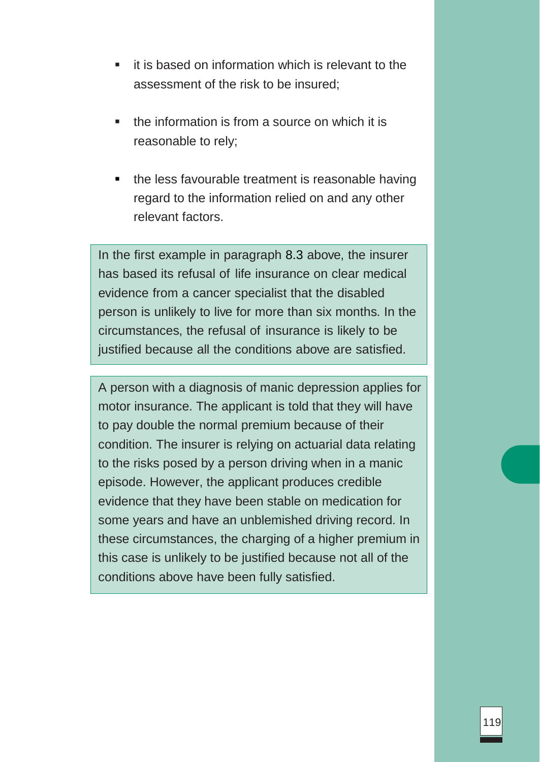- it is based on information which is relevant to the assessment of the risk to be insured;

- the information is from a source on which it is reasonable to rely;

- the less favourable treatment is reasonable having regard to the information relied on and any other relevant factors.

> In the first example in paragraph 8.3 above, the insurer has based its refusal of life insurance on clear medical evidence from a cancer specialist that the disabled person is unlikely to live for more than six months. In the circumstances, the refusal of insurance is likely to be justified because all the conditions above are satisfied.

> A person with a diagnosis of manic depression applies for motor insurance. The applicant is told that they will have to pay double the normal premium because of their condition. The insurer is relying on actuarial data relating to the risks posed by a person driving when in a manic episode. However, the applicant produces credible evidence that they have been stable on medication for some years and have an unblemished driving record. In these circumstances, the charging of a higher premium in this case is unlikely to be justified because not all of the conditions above have been fully satisfied.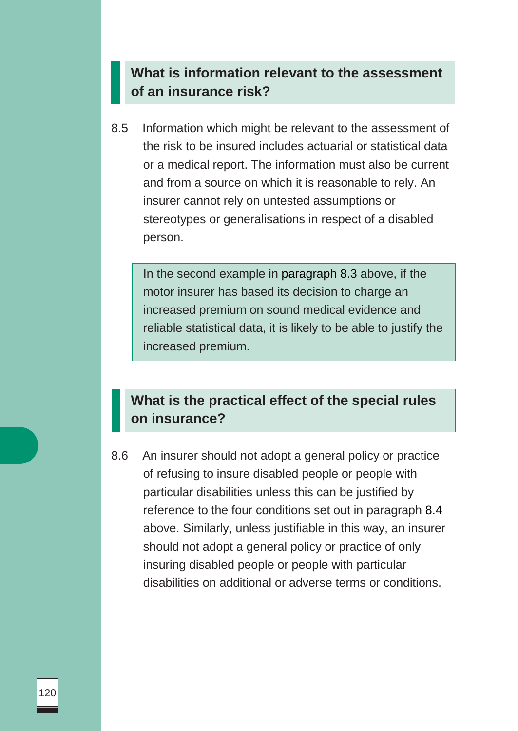## What is information relevant to the assessment of an insurance risk?

8.5 Information which might be relevant to the assessment of the risk to be insured includes actuarial or statistical data or a medical report. The information must also be current and from a source on which it is reasonable to rely. An insurer cannot rely on untested assumptions or stereotypes or generalisations in respect of a disabled person.

> In the second example in paragraph 8.3 above, if the motor insurer has based its decision to charge an increased premium on sound medical evidence and reliable statistical data, it is likely to be able to justify the increased premium.

## What is the practical effect of the special rules on insurance?

8.6 An insurer should not adopt a general policy or practice of refusing to insure disabled people or people with particular disabilities unless this can be justified by reference to the four conditions set out in paragraph 8.4 above. Similarly, unless justifiable in this way, an insurer should not adopt a general policy or practice of only insuring disabled people or people with particular disabilities on additional or adverse terms or conditions.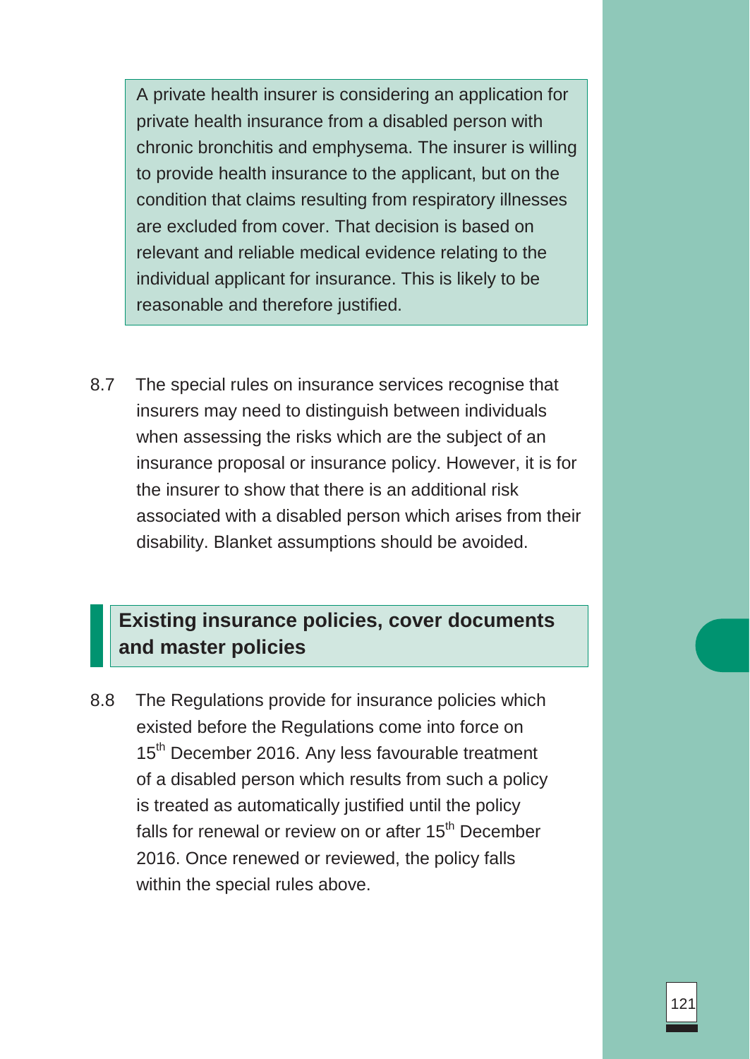> A private health insurer is considering an application for private health insurance from a disabled person with chronic bronchitis and emphysema. The insurer is willing to provide health insurance to the applicant, but on the condition that claims resulting from respiratory illnesses are excluded from cover. That decision is based on relevant and reliable medical evidence relating to the individual applicant for insurance. This is likely to be reasonable and therefore justified.

8.7 The special rules on insurance services recognise that insurers may need to distinguish between individuals when assessing the risks which are the subject of an insurance proposal or insurance policy. However, it is for the insurer to show that there is an additional risk associated with a disabled person which arises from their disability. Blanket assumptions should be avoided.

## Existing insurance policies, cover documents and master policies

8.8 The Regulations provide for insurance policies which existed before the Regulations come into force on 15th December 2016. Any less favourable treatment of a disabled person which results from such a policy is treated as automatically justified until the policy falls for renewal or review on or after 15th December 2016. Once renewed or reviewed, the policy falls within the special rules above.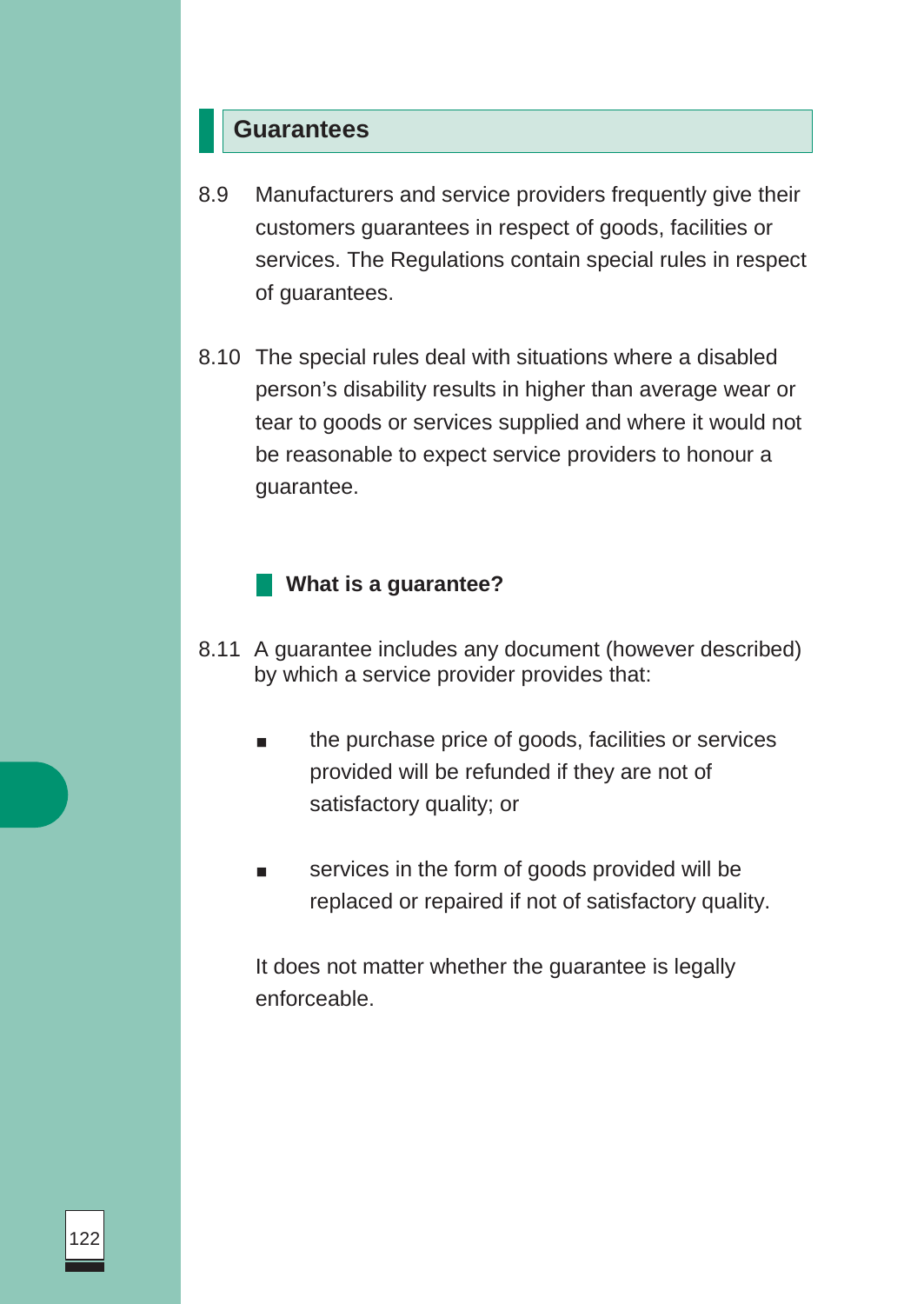## Guarantees

8.9 Manufacturers and service providers frequently give their customers guarantees in respect of goods, facilities or services. The Regulations contain special rules in respect of guarantees.

8.10 The special rules deal with situations where a disabled person's disability results in higher than average wear or tear to goods or services supplied and where it would not be reasonable to expect service providers to honour a guarantee.

### What is a guarantee?

8.11 A guarantee includes any document (however described) by which a service provider provides that:

- the purchase price of goods, facilities or services provided will be refunded if they are not of satisfactory quality; or
- services in the form of goods provided will be replaced or repaired if not of satisfactory quality.

It does not matter whether the guarantee is legally enforceable.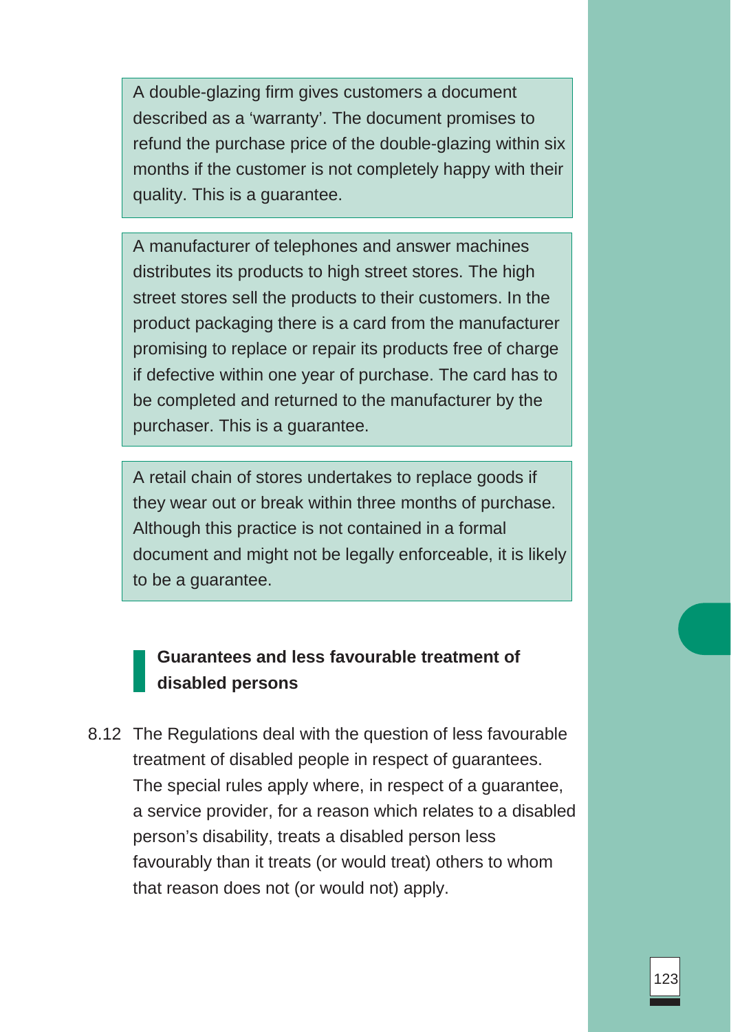A double-glazing firm gives customers a document described as a 'warranty'. The document promises to refund the purchase price of the double-glazing within six months if the customer is not completely happy with their quality. This is a guarantee.

A manufacturer of telephones and answer machines distributes its products to high street stores. The high street stores sell the products to their customers. In the product packaging there is a card from the manufacturer promising to replace or repair its products free of charge if defective within one year of purchase. The card has to be completed and returned to the manufacturer by the purchaser. This is a guarantee.

A retail chain of stores undertakes to replace goods if they wear out or break within three months of purchase. Although this practice is not contained in a formal document and might not be legally enforceable, it is likely to be a guarantee.

### Guarantees and less favourable treatment of disabled persons

8.12 The Regulations deal with the question of less favourable treatment of disabled people in respect of guarantees. The special rules apply where, in respect of a guarantee, a service provider, for a reason which relates to a disabled person's disability, treats a disabled person less favourably than it treats (or would treat) others to whom that reason does not (or would not) apply.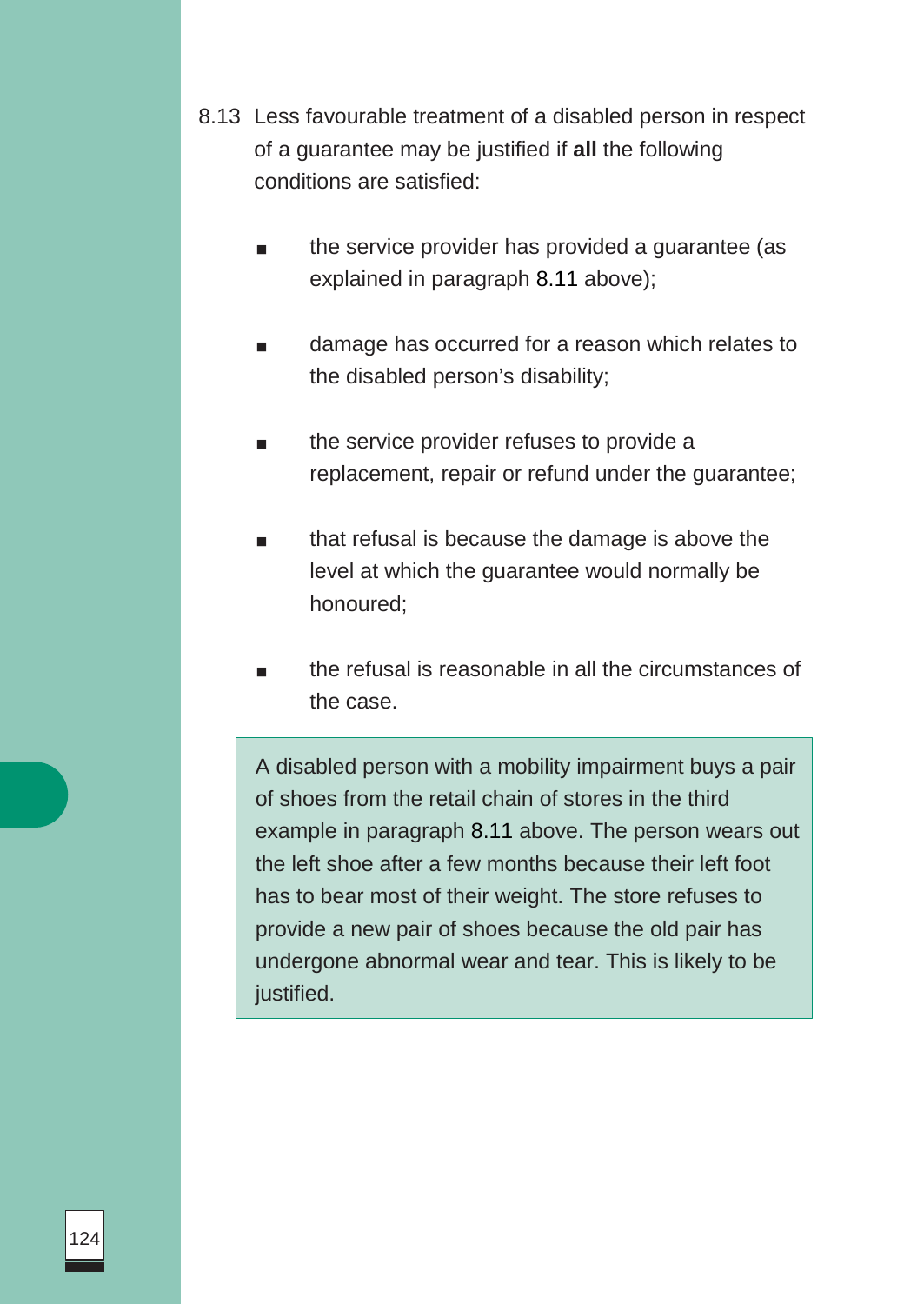8.13 Less favourable treatment of a disabled person in respect of a guarantee may be justified if **all** the following conditions are satisfied:

- the service provider has provided a guarantee (as explained in paragraph 8.11 above);
- damage has occurred for a reason which relates to the disabled person's disability;
- the service provider refuses to provide a replacement, repair or refund under the guarantee;
- that refusal is because the damage is above the level at which the guarantee would normally be honoured;
- the refusal is reasonable in all the circumstances of the case.

> A disabled person with a mobility impairment buys a pair of shoes from the retail chain of stores in the third example in paragraph 8.11 above. The person wears out the left shoe after a few months because their left foot has to bear most of their weight. The store refuses to provide a new pair of shoes because the old pair has undergone abnormal wear and tear. This is likely to be justified.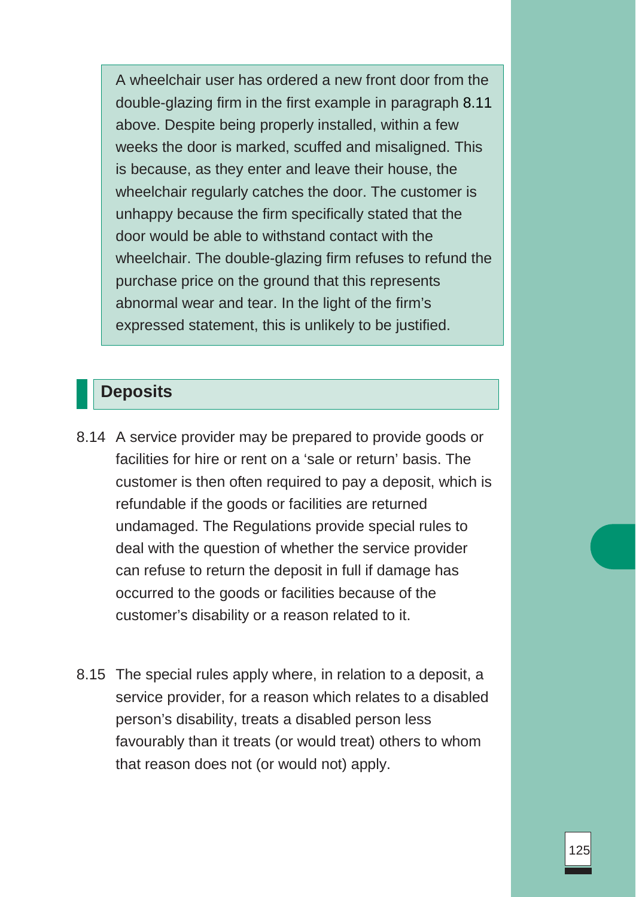> A wheelchair user has ordered a new front door from the double-glazing firm in the first example in paragraph 8.11 above. Despite being properly installed, within a few weeks the door is marked, scuffed and misaligned. This is because, as they enter and leave their house, the wheelchair regularly catches the door. The customer is unhappy because the firm specifically stated that the door would be able to withstand contact with the wheelchair. The double-glazing firm refuses to refund the purchase price on the ground that this represents abnormal wear and tear. In the light of the firm's expressed statement, this is unlikely to be justified.

## Deposits

8.14 A service provider may be prepared to provide goods or facilities for hire or rent on a 'sale or return' basis. The customer is then often required to pay a deposit, which is refundable if the goods or facilities are returned undamaged. The Regulations provide special rules to deal with the question of whether the service provider can refuse to return the deposit in full if damage has occurred to the goods or facilities because of the customer's disability or a reason related to it.

8.15 The special rules apply where, in relation to a deposit, a service provider, for a reason which relates to a disabled person's disability, treats a disabled person less favourably than it treats (or would treat) others to whom that reason does not (or would not) apply.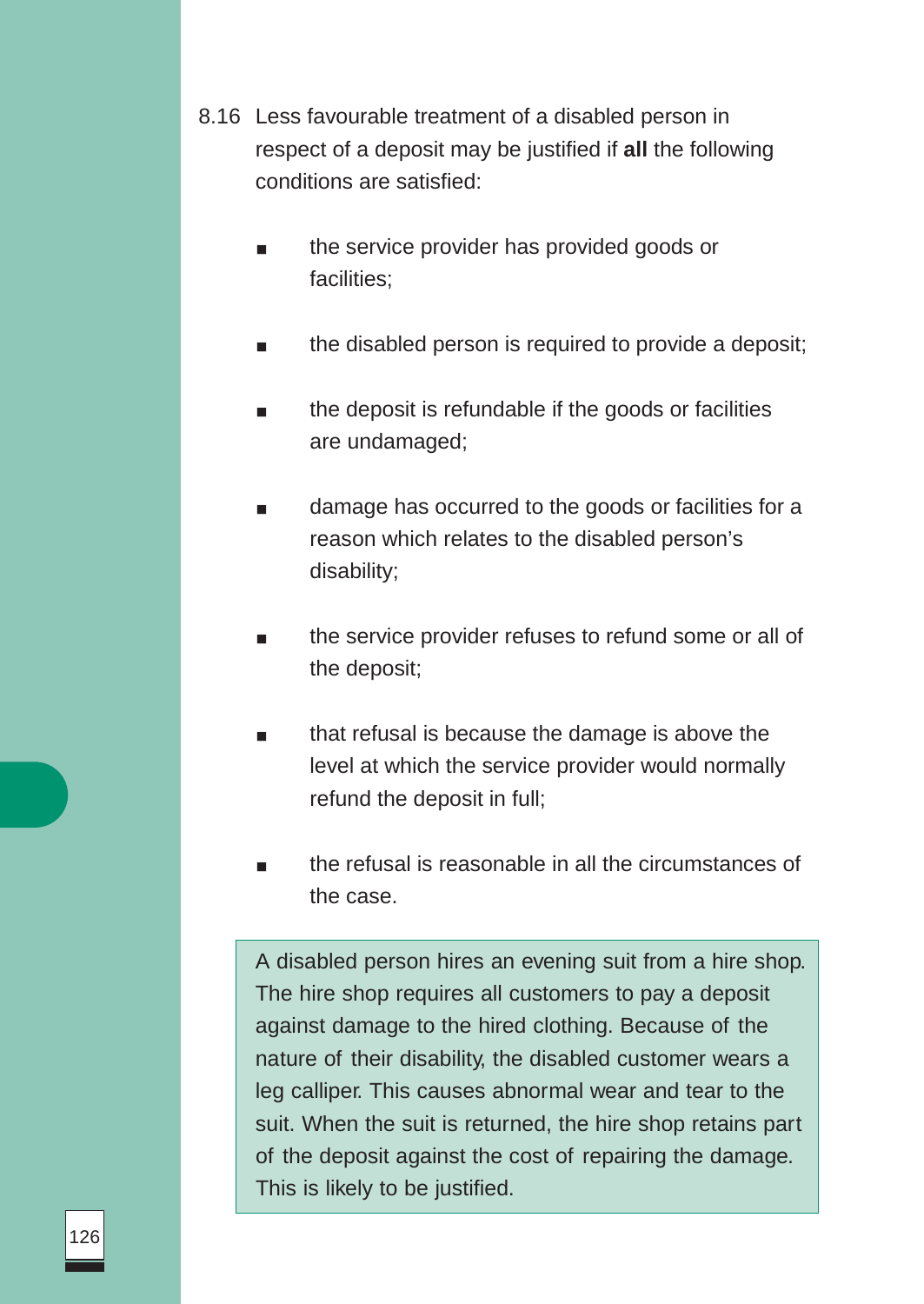8.16 Less favourable treatment of a disabled person in respect of a deposit may be justified if **all** the following conditions are satisfied:

- the service provider has provided goods or facilities;
- the disabled person is required to provide a deposit;
- the deposit is refundable if the goods or facilities are undamaged;
- damage has occurred to the goods or facilities for a reason which relates to the disabled person's disability;
- the service provider refuses to refund some or all of the deposit;
- that refusal is because the damage is above the level at which the service provider would normally refund the deposit in full;
- the refusal is reasonable in all the circumstances of the case.

> A disabled person hires an evening suit from a hire shop. The hire shop requires all customers to pay a deposit against damage to the hired clothing. Because of the nature of their disability, the disabled customer wears a leg calliper. This causes abnormal wear and tear to the suit. When the suit is returned, the hire shop retains part of the deposit against the cost of repairing the damage. This is likely to be justified.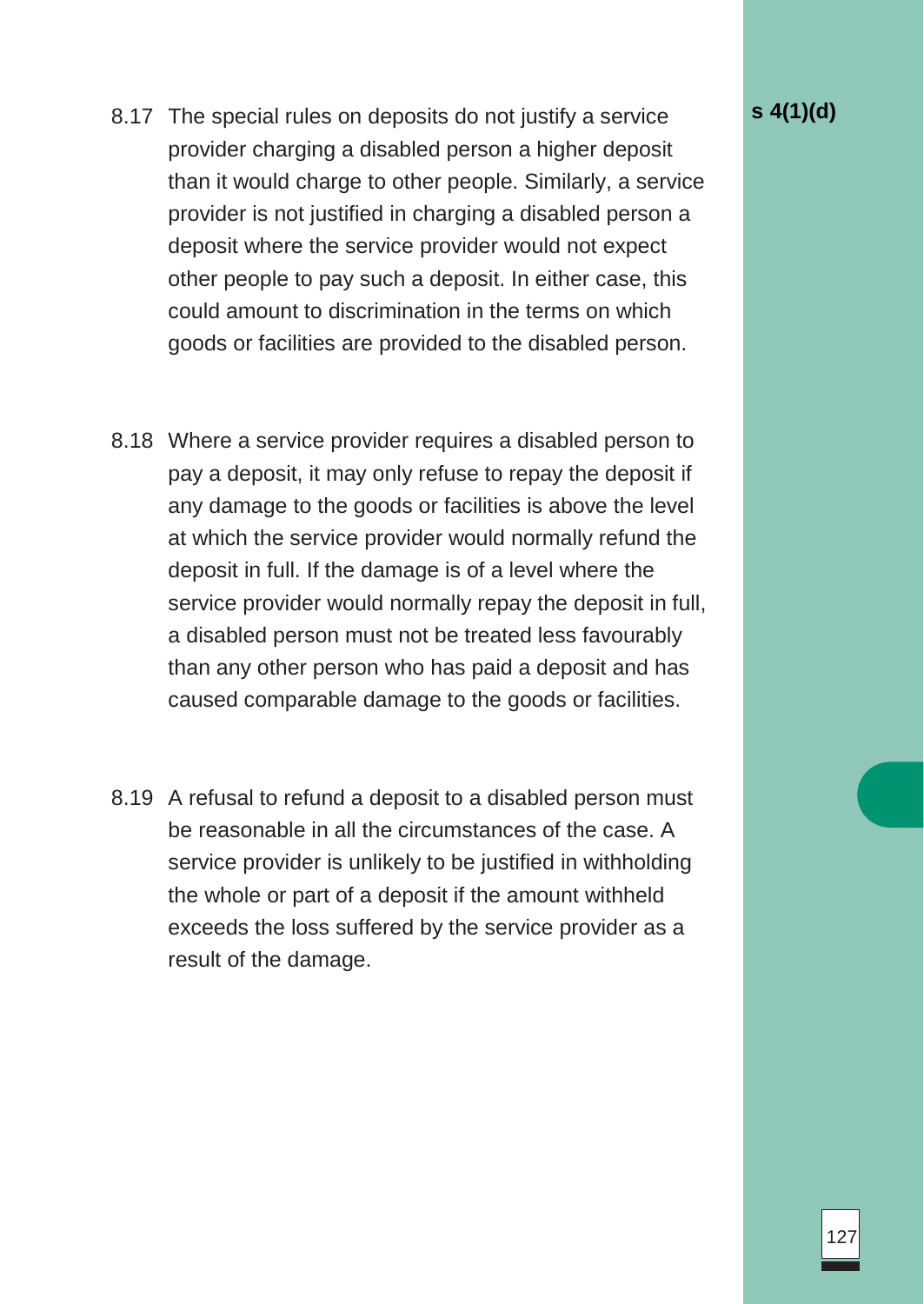8.17 The special rules on deposits do not justify a service provider charging a disabled person a higher deposit than it would charge to other people. Similarly, a service provider is not justified in charging a disabled person a deposit where the service provider would not expect other people to pay such a deposit. In either case, this could amount to discrimination in the terms on which goods or facilities are provided to the disabled person.

**s 4(1)(d)**

8.18 Where a service provider requires a disabled person to pay a deposit, it may only refuse to repay the deposit if any damage to the goods or facilities is above the level at which the service provider would normally refund the deposit in full. If the damage is of a level where the service provider would normally repay the deposit in full, a disabled person must not be treated less favourably than any other person who has paid a deposit and has caused comparable damage to the goods or facilities.

8.19 A refusal to refund a deposit to a disabled person must be reasonable in all the circumstances of the case. A service provider is unlikely to be justified in withholding the whole or part of a deposit if the amount withheld exceeds the loss suffered by the service provider as a result of the damage.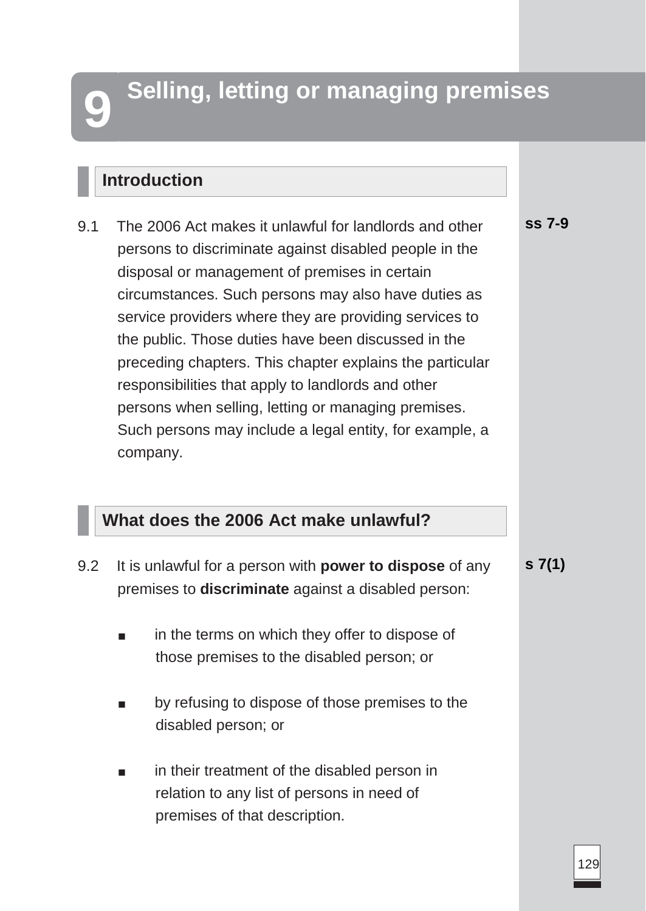# 9 Selling, letting or managing premises

## Introduction

9.1 The 2006 Act makes it unlawful for landlords and other persons to discriminate against disabled people in the disposal or management of premises in certain circumstances. Such persons may also have duties as service providers where they are providing services to the public. Those duties have been discussed in the preceding chapters. This chapter explains the particular responsibilities that apply to landlords and other persons when selling, letting or managing premises. Such persons may include a legal entity, for example, a company.

**ss 7-9**

## What does the 2006 Act make unlawful?

9.2 It is unlawful for a person with **power to dispose** of any premises to **discriminate** against a disabled person:

**s 7(1)**

- in the terms on which they offer to dispose of those premises to the disabled person; or
- by refusing to dispose of those premises to the disabled person; or
- in their treatment of the disabled person in relation to any list of persons in need of premises of that description.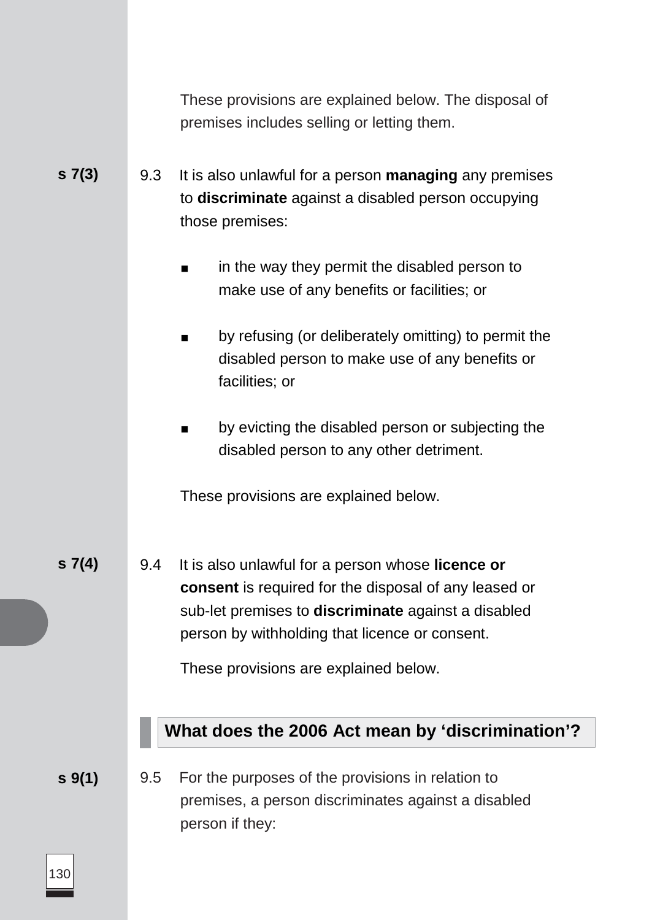These provisions are explained below. The disposal of premises includes selling or letting them.

**s 7(3)**

9.3 It is also unlawful for a person **managing** any premises to **discriminate** against a disabled person occupying those premises:

- in the way they permit the disabled person to make use of any benefits or facilities; or
- by refusing (or deliberately omitting) to permit the disabled person to make use of any benefits or facilities; or
- by evicting the disabled person or subjecting the disabled person to any other detriment.

These provisions are explained below.

**s 7(4)**

9.4 It is also unlawful for a person whose **licence or consent** is required for the disposal of any leased or sub-let premises to **discriminate** against a disabled person by withholding that licence or consent.

These provisions are explained below.

## What does the 2006 Act mean by 'discrimination'?

**s 9(1)**

9.5 For the purposes of the provisions in relation to premises, a person discriminates against a disabled person if they: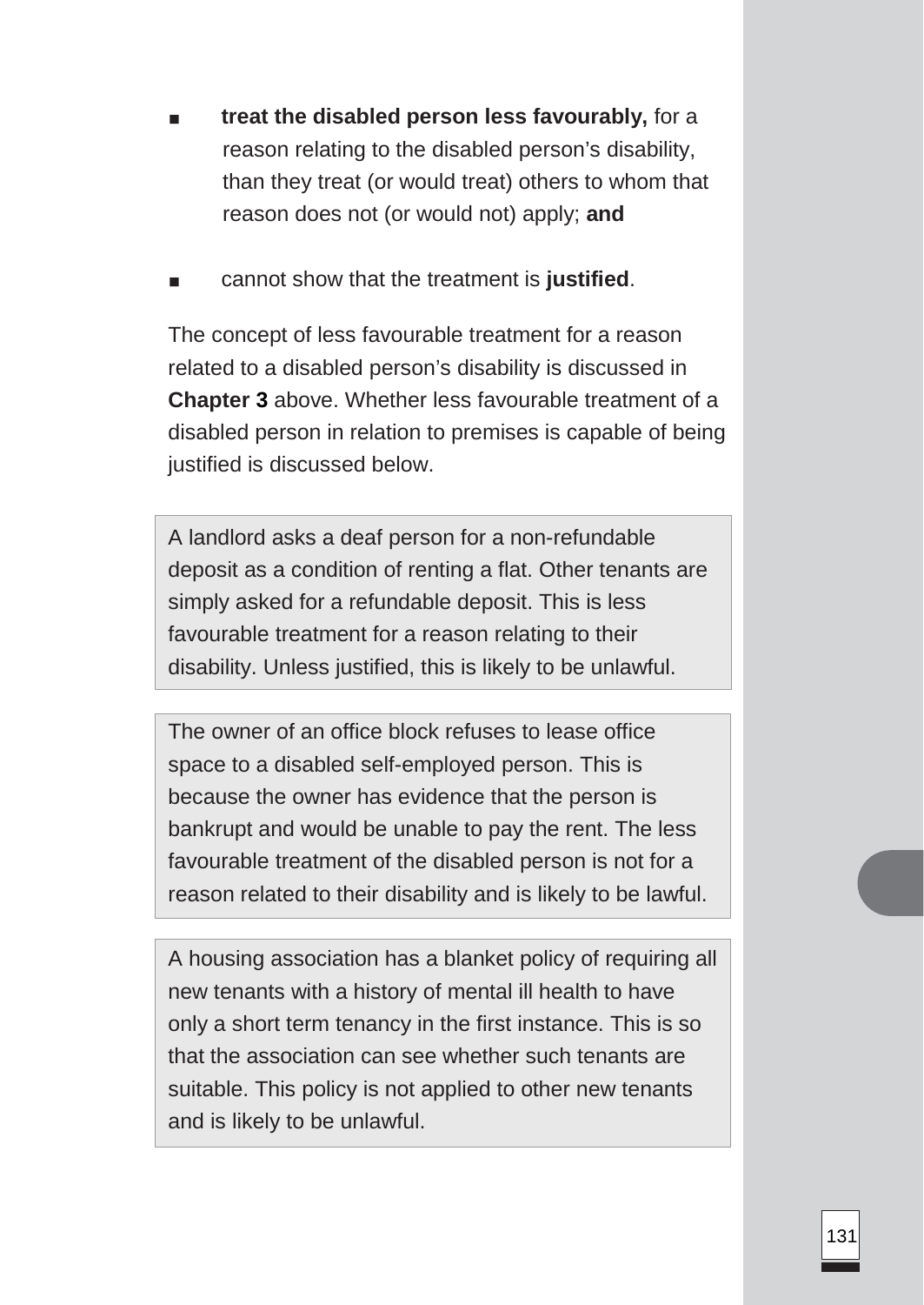- **treat the disabled person less favourably,** for a reason relating to the disabled person's disability, than they treat (or would treat) others to whom that reason does not (or would not) apply; **and**

- cannot show that the treatment is **justified**.

The concept of less favourable treatment for a reason related to a disabled person's disability is discussed in **Chapter 3** above. Whether less favourable treatment of a disabled person in relation to premises is capable of being justified is discussed below.

> A landlord asks a deaf person for a non-refundable deposit as a condition of renting a flat. Other tenants are simply asked for a refundable deposit. This is less favourable treatment for a reason relating to their disability. Unless justified, this is likely to be unlawful.

> The owner of an office block refuses to lease office space to a disabled self-employed person. This is because the owner has evidence that the person is bankrupt and would be unable to pay the rent. The less favourable treatment of the disabled person is not for a reason related to their disability and is likely to be lawful.

> A housing association has a blanket policy of requiring all new tenants with a history of mental ill health to have only a short term tenancy in the first instance. This is so that the association can see whether such tenants are suitable. This policy is not applied to other new tenants and is likely to be unlawful.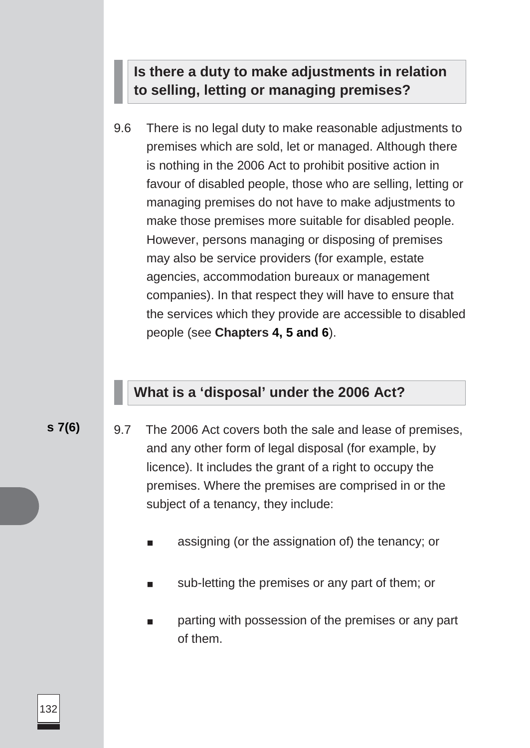## Is there a duty to make adjustments in relation to selling, letting or managing premises?

9.6 There is no legal duty to make reasonable adjustments to premises which are sold, let or managed. Although there is nothing in the 2006 Act to prohibit positive action in favour of disabled people, those who are selling, letting or managing premises do not have to make adjustments to make those premises more suitable for disabled people. However, persons managing or disposing of premises may also be service providers (for example, estate agencies, accommodation bureaux or management companies). In that respect they will have to ensure that the services which they provide are accessible to disabled people (see **Chapters 4, 5 and 6**).

## What is a 'disposal' under the 2006 Act?

**s 7(6)**

9.7 The 2006 Act covers both the sale and lease of premises, and any other form of legal disposal (for example, by licence). It includes the grant of a right to occupy the premises. Where the premises are comprised in or the subject of a tenancy, they include:

- assigning (or the assignation of) the tenancy; or
- sub-letting the premises or any part of them; or
- parting with possession of the premises or any part of them.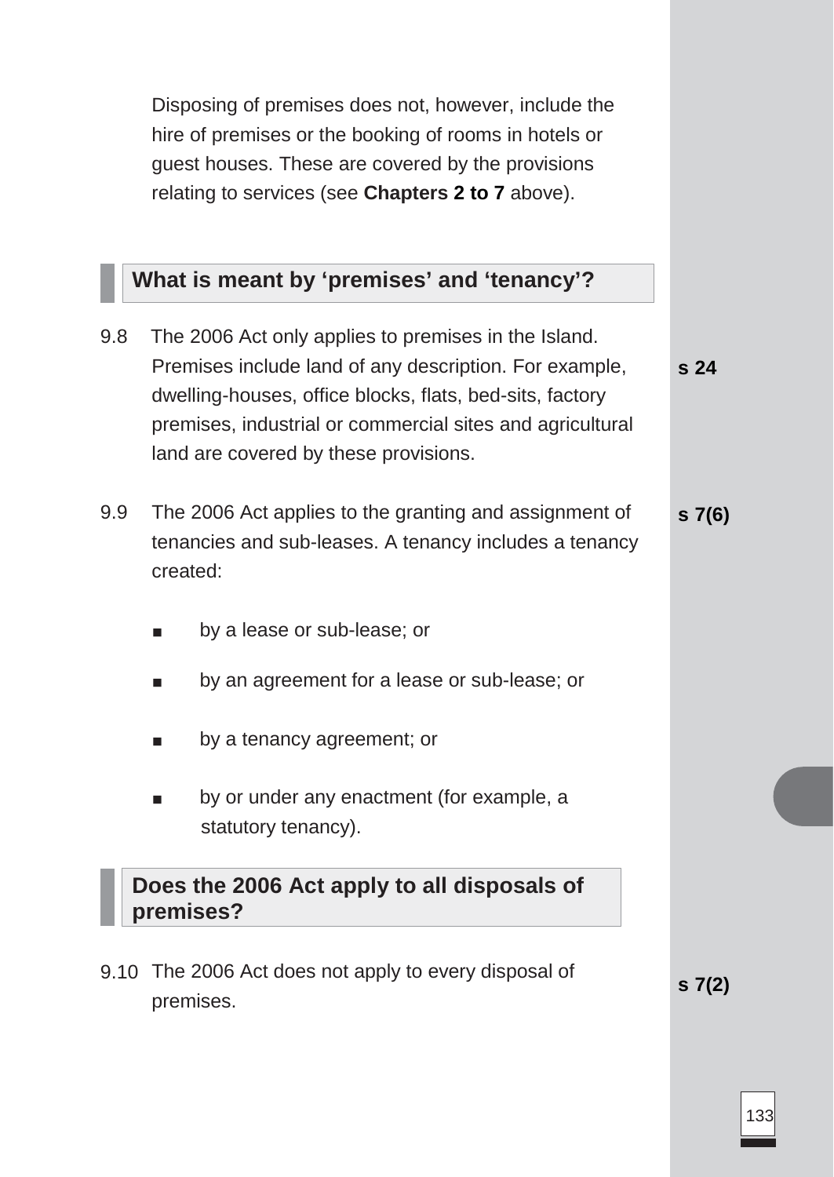Disposing of premises does not, however, include the hire of premises or the booking of rooms in hotels or guest houses. These are covered by the provisions relating to services (see **Chapters 2 to 7** above).

## What is meant by 'premises' and 'tenancy'?

9.8 The 2006 Act only applies to premises in the Island. Premises include land of any description. For example, dwelling-houses, office blocks, flats, bed-sits, factory premises, industrial or commercial sites and agricultural land are covered by these provisions. **s 24**

9.9 The 2006 Act applies to the granting and assignment of tenancies and sub-leases. A tenancy includes a tenancy created: **s 7(6)**

- by a lease or sub-lease; or
- by an agreement for a lease or sub-lease; or
- by a tenancy agreement; or
- by or under any enactment (for example, a statutory tenancy).

## Does the 2006 Act apply to all disposals of premises?

9.10 The 2006 Act does not apply to every disposal of premises. **s 7(2)**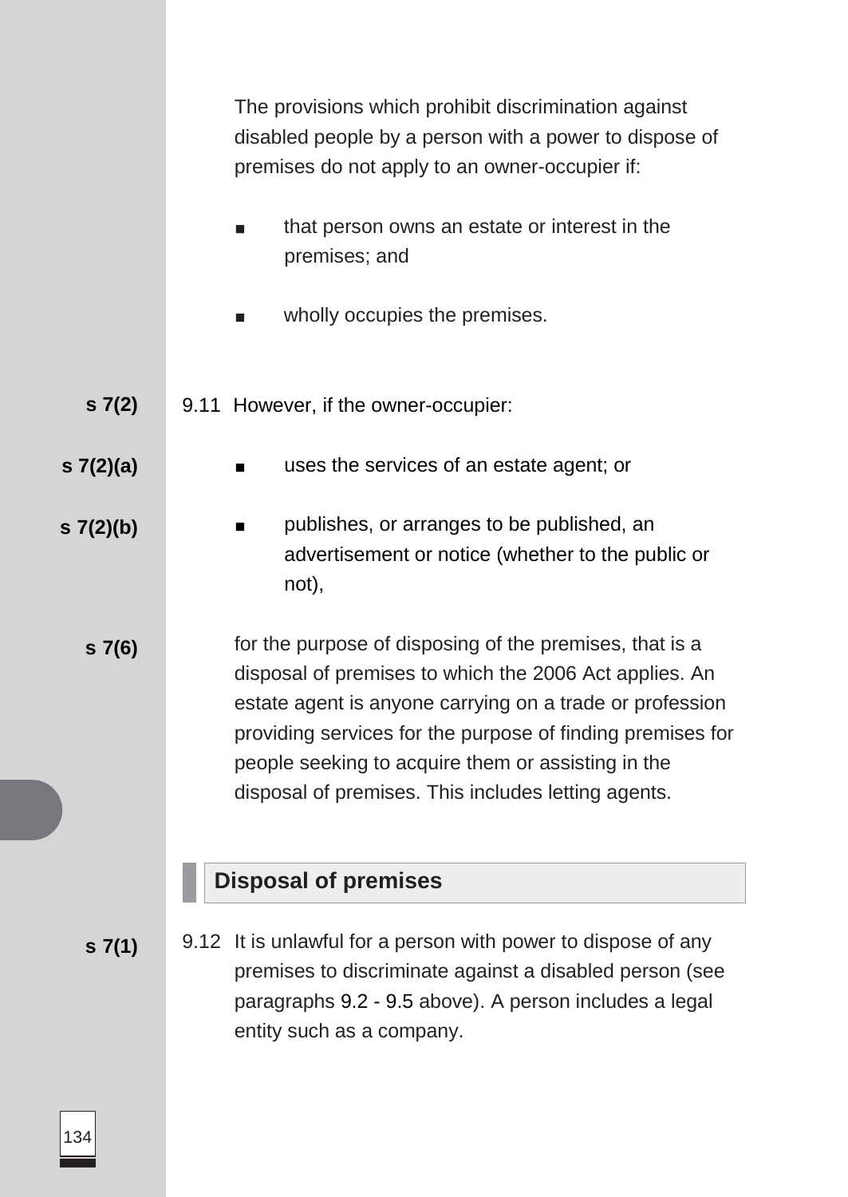The provisions which prohibit discrimination against disabled people by a person with a power to dispose of premises do not apply to an owner-occupier if:

- that person owns an estate or interest in the premises; and
- wholly occupies the premises.

**s 7(2)** 9.11 However, if the owner-occupier:

**s 7(2)(a)**
- uses the services of an estate agent; or

**s 7(2)(b)**
- publishes, or arranges to be published, an advertisement or notice (whether to the public or not),

**s 7(6)** for the purpose of disposing of the premises, that is a disposal of premises to which the 2006 Act applies. An estate agent is anyone carrying on a trade or profession providing services for the purpose of finding premises for people seeking to acquire them or assisting in the disposal of premises. This includes letting agents.

## Disposal of premises

**s 7(1)** 9.12 It is unlawful for a person with power to dispose of any premises to discriminate against a disabled person (see paragraphs 9.2 - 9.5 above). A person includes a legal entity such as a company.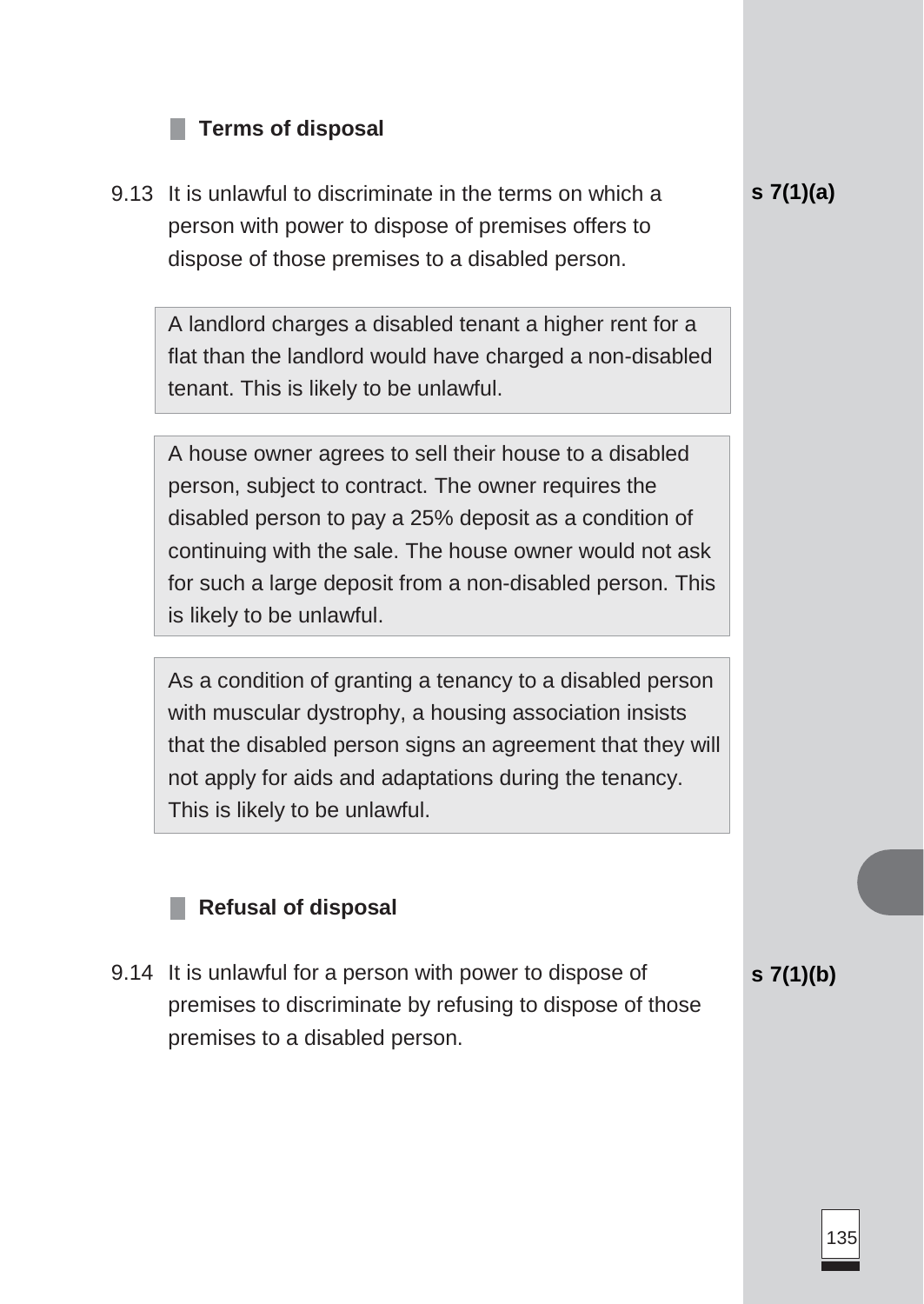### Terms of disposal

9.13 It is unlawful to discriminate in the terms on which a person with power to dispose of premises offers to dispose of those premises to a disabled person.

**s 7(1)(a)**

> A landlord charges a disabled tenant a higher rent for a flat than the landlord would have charged a non-disabled tenant. This is likely to be unlawful.

> A house owner agrees to sell their house to a disabled person, subject to contract. The owner requires the disabled person to pay a 25% deposit as a condition of continuing with the sale. The house owner would not ask for such a large deposit from a non-disabled person. This is likely to be unlawful.

> As a condition of granting a tenancy to a disabled person with muscular dystrophy, a housing association insists that the disabled person signs an agreement that they will not apply for aids and adaptations during the tenancy. This is likely to be unlawful.

### Refusal of disposal

9.14 It is unlawful for a person with power to dispose of premises to discriminate by refusing to dispose of those premises to a disabled person.

**s 7(1)(b)**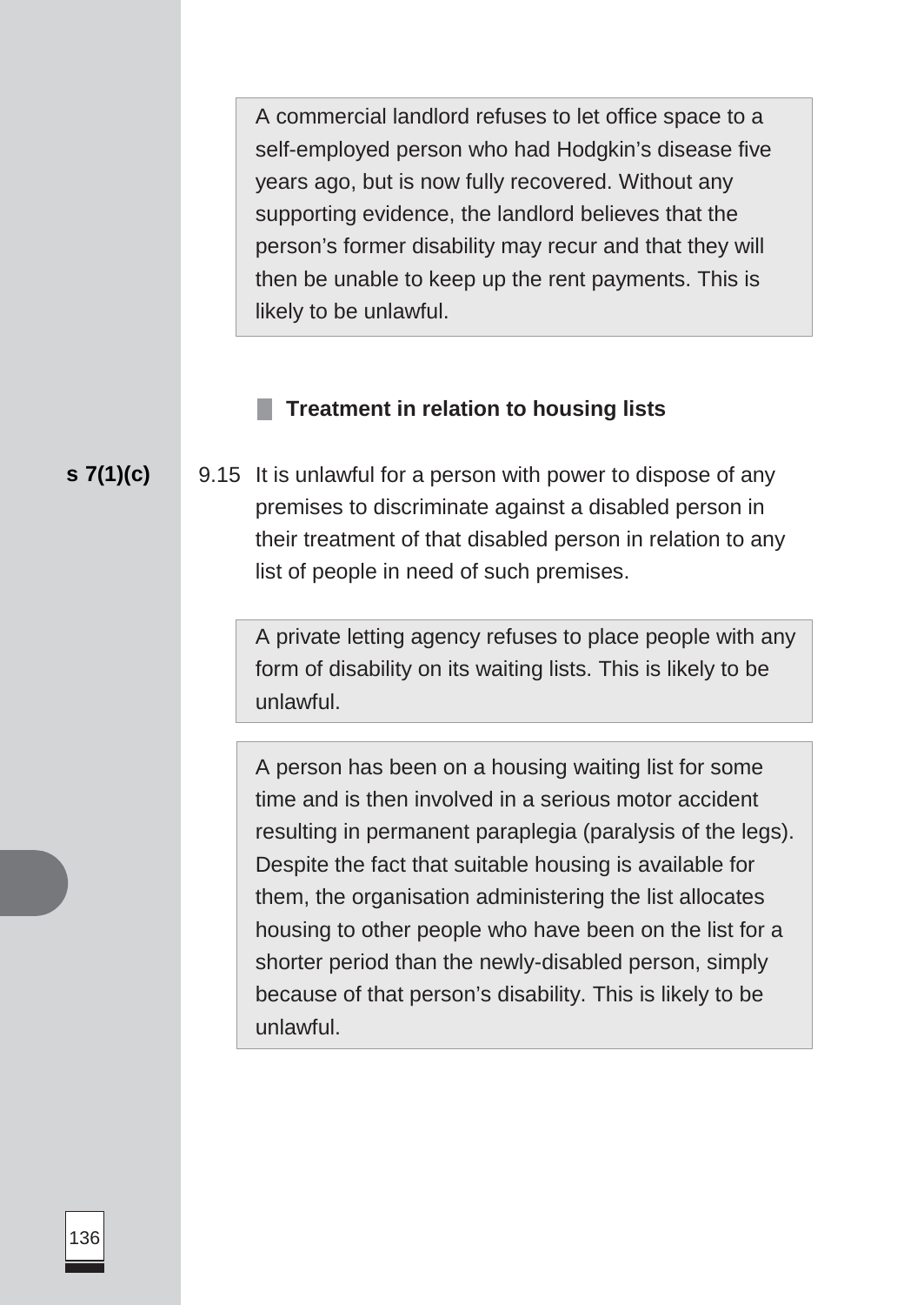> A commercial landlord refuses to let office space to a self-employed person who had Hodgkin's disease five years ago, but is now fully recovered. Without any supporting evidence, the landlord believes that the person's former disability may recur and that they will then be unable to keep up the rent payments. This is likely to be unlawful.

### Treatment in relation to housing lists

**s 7(1)(c)**

9.15 It is unlawful for a person with power to dispose of any premises to discriminate against a disabled person in their treatment of that disabled person in relation to any list of people in need of such premises.

> A private letting agency refuses to place people with any form of disability on its waiting lists. This is likely to be unlawful.

> A person has been on a housing waiting list for some time and is then involved in a serious motor accident resulting in permanent paraplegia (paralysis of the legs). Despite the fact that suitable housing is available for them, the organisation administering the list allocates housing to other people who have been on the list for a shorter period than the newly-disabled person, simply because of that person's disability. This is likely to be unlawful.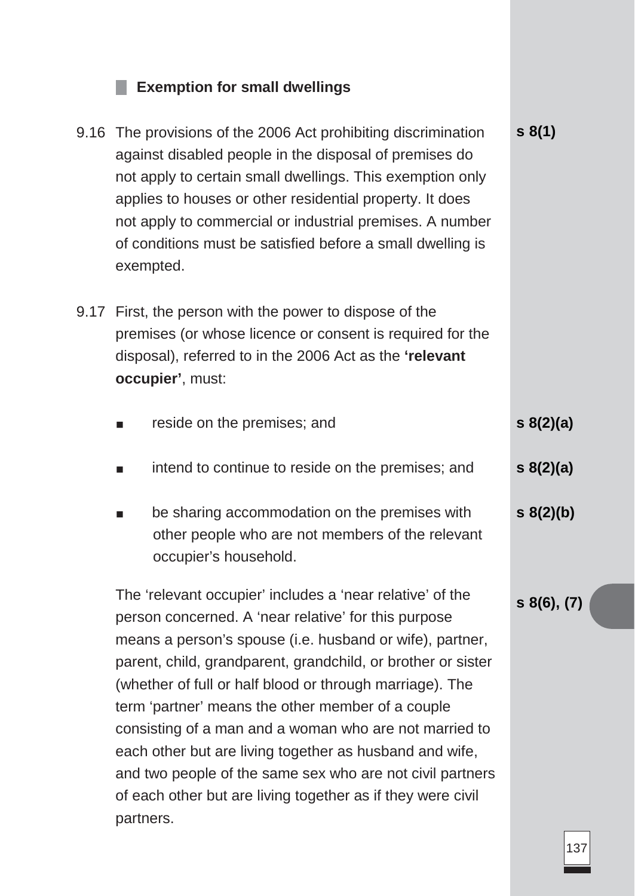### Exemption for small dwellings

9.16 The provisions of the 2006 Act prohibiting discrimination against disabled people in the disposal of premises do not apply to certain small dwellings. This exemption only applies to houses or other residential property. It does not apply to commercial or industrial premises. A number of conditions must be satisfied before a small dwelling is exempted. **s 8(1)**

9.17 First, the person with the power to dispose of the premises (or whose licence or consent is required for the disposal), referred to in the 2006 Act as the **'relevant occupier'**, must:

- reside on the premises; and **s 8(2)(a)**
- intend to continue to reside on the premises; and **s 8(2)(a)**
- be sharing accommodation on the premises with other people who are not members of the relevant occupier's household. **s 8(2)(b)**

The 'relevant occupier' includes a 'near relative' of the person concerned. A 'near relative' for this purpose means a person's spouse (i.e. husband or wife), partner, parent, child, grandparent, grandchild, or brother or sister (whether of full or half blood or through marriage). The term 'partner' means the other member of a couple consisting of a man and a woman who are not married to each other but are living together as husband and wife, and two people of the same sex who are not civil partners of each other but are living together as if they were civil partners. **s 8(6), (7)**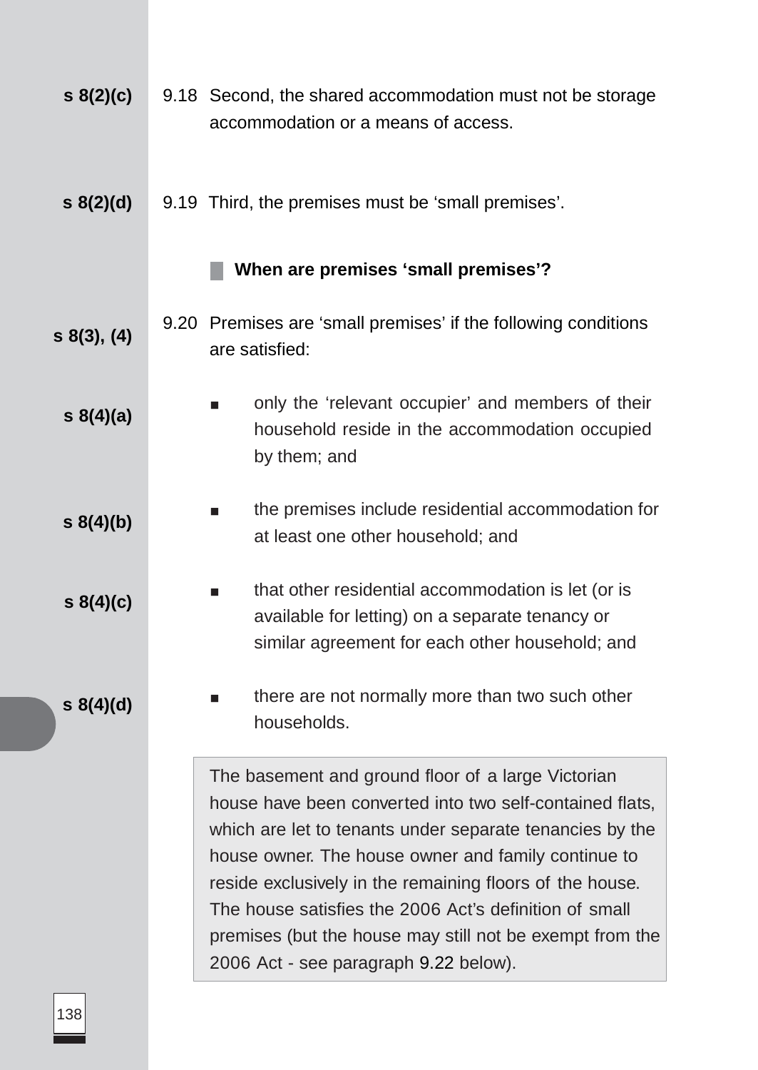s 8(2)(c)

9.18 Second, the shared accommodation must not be storage accommodation or a means of access.

s 8(2)(d)

9.19 Third, the premises must be 'small premises'.

### When are premises 'small premises'?

s 8(3), (4)

9.20 Premises are 'small premises' if the following conditions are satisfied:

s 8(4)(a)

- only the 'relevant occupier' and members of their household reside in the accommodation occupied by them; and

s 8(4)(b)

- the premises include residential accommodation for at least one other household; and

s 8(4)(c)

- that other residential accommodation is let (or is available for letting) on a separate tenancy or similar agreement for each other household; and

s 8(4)(d)

- there are not normally more than two such other households.

> The basement and ground floor of a large Victorian house have been converted into two self-contained flats, which are let to tenants under separate tenancies by the house owner. The house owner and family continue to reside exclusively in the remaining floors of the house. The house satisfies the 2006 Act's definition of small premises (but the house may still not be exempt from the 2006 Act - see paragraph 9.22 below).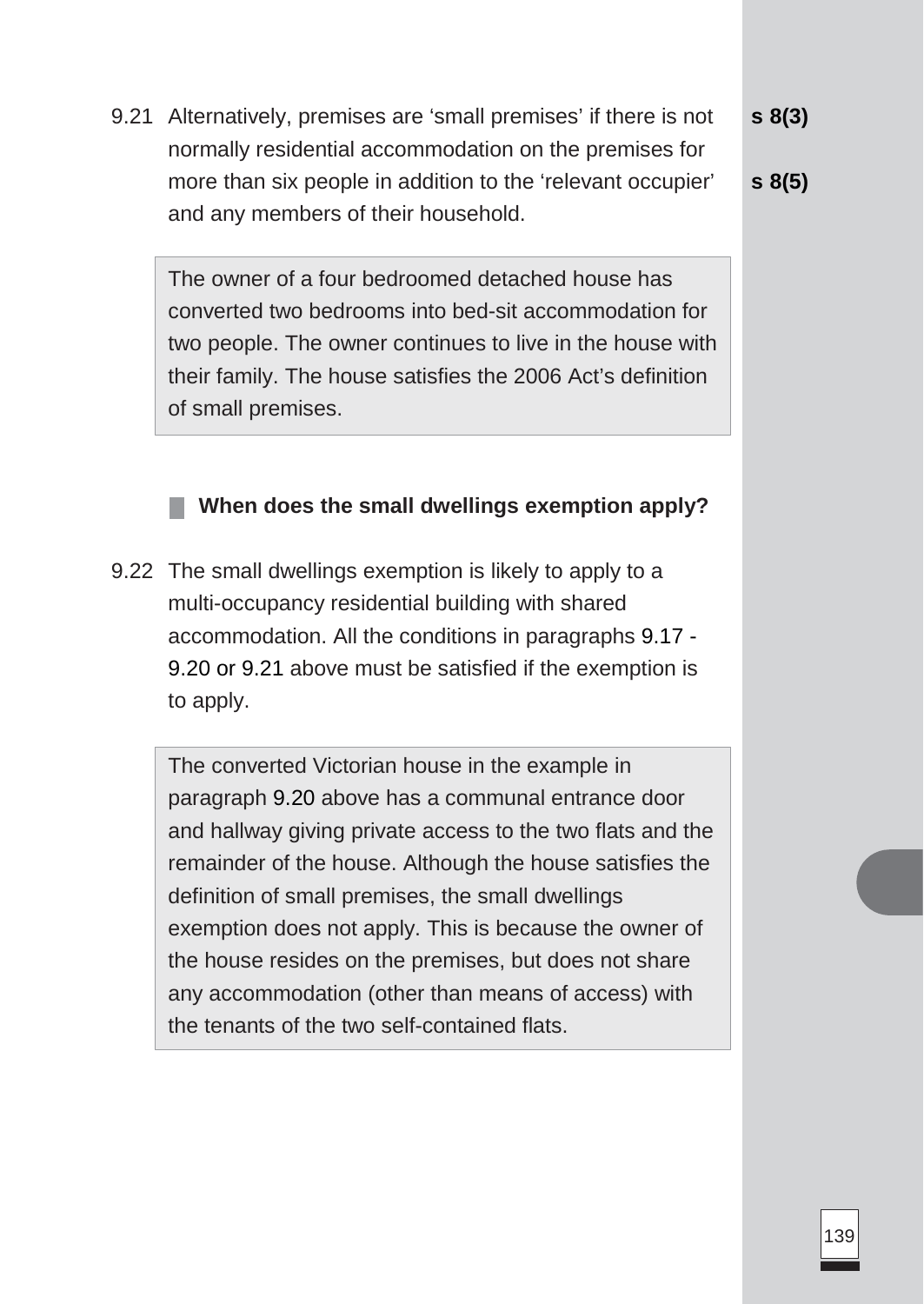9.21 Alternatively, premises are 'small premises' if there is not normally residential accommodation on the premises for more than six people in addition to the 'relevant occupier' and any members of their household.

**s 8(3)**

**s 8(5)**

> The owner of a four bedroomed detached house has converted two bedrooms into bed-sit accommodation for two people. The owner continues to live in the house with their family. The house satisfies the 2006 Act's definition of small premises.

### When does the small dwellings exemption apply?

9.22 The small dwellings exemption is likely to apply to a multi-occupancy residential building with shared accommodation. All the conditions in paragraphs 9.17 - 9.20 or 9.21 above must be satisfied if the exemption is to apply.

> The converted Victorian house in the example in paragraph 9.20 above has a communal entrance door and hallway giving private access to the two flats and the remainder of the house. Although the house satisfies the definition of small premises, the small dwellings exemption does not apply. This is because the owner of the house resides on the premises, but does not share any accommodation (other than means of access) with the tenants of the two self-contained flats.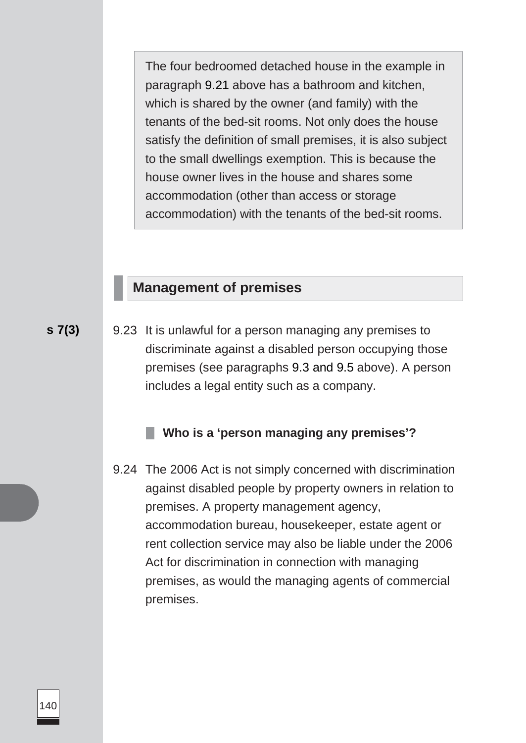The four bedroomed detached house in the example in paragraph 9.21 above has a bathroom and kitchen, which is shared by the owner (and family) with the tenants of the bed-sit rooms. Not only does the house satisfy the definition of small premises, it is also subject to the small dwellings exemption. This is because the house owner lives in the house and shares some accommodation (other than access or storage accommodation) with the tenants of the bed-sit rooms.

## Management of premises

**s 7(3)**

9.23 It is unlawful for a person managing any premises to discriminate against a disabled person occupying those premises (see paragraphs 9.3 and 9.5 above). A person includes a legal entity such as a company.

### Who is a 'person managing any premises'?

9.24 The 2006 Act is not simply concerned with discrimination against disabled people by property owners in relation to premises. A property management agency, accommodation bureau, housekeeper, estate agent or rent collection service may also be liable under the 2006 Act for discrimination in connection with managing premises, as would the managing agents of commercial premises.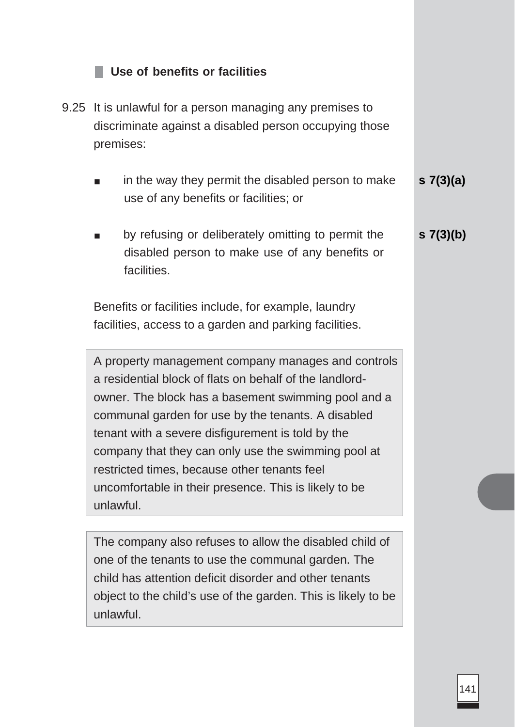## Use of benefits or facilities

9.25 It is unlawful for a person managing any premises to discriminate against a disabled person occupying those premises:

- in the way they permit the disabled person to make use of any benefits or facilities; or **s 7(3)(a)**
- by refusing or deliberately omitting to permit the disabled person to make use of any benefits or facilities. **s 7(3)(b)**

Benefits or facilities include, for example, laundry facilities, access to a garden and parking facilities.

> A property management company manages and controls a residential block of flats on behalf of the landlord-owner. The block has a basement swimming pool and a communal garden for use by the tenants. A disabled tenant with a severe disfigurement is told by the company that they can only use the swimming pool at restricted times, because other tenants feel uncomfortable in their presence. This is likely to be unlawful.

> The company also refuses to allow the disabled child of one of the tenants to use the communal garden. The child has attention deficit disorder and other tenants object to the child's use of the garden. This is likely to be unlawful.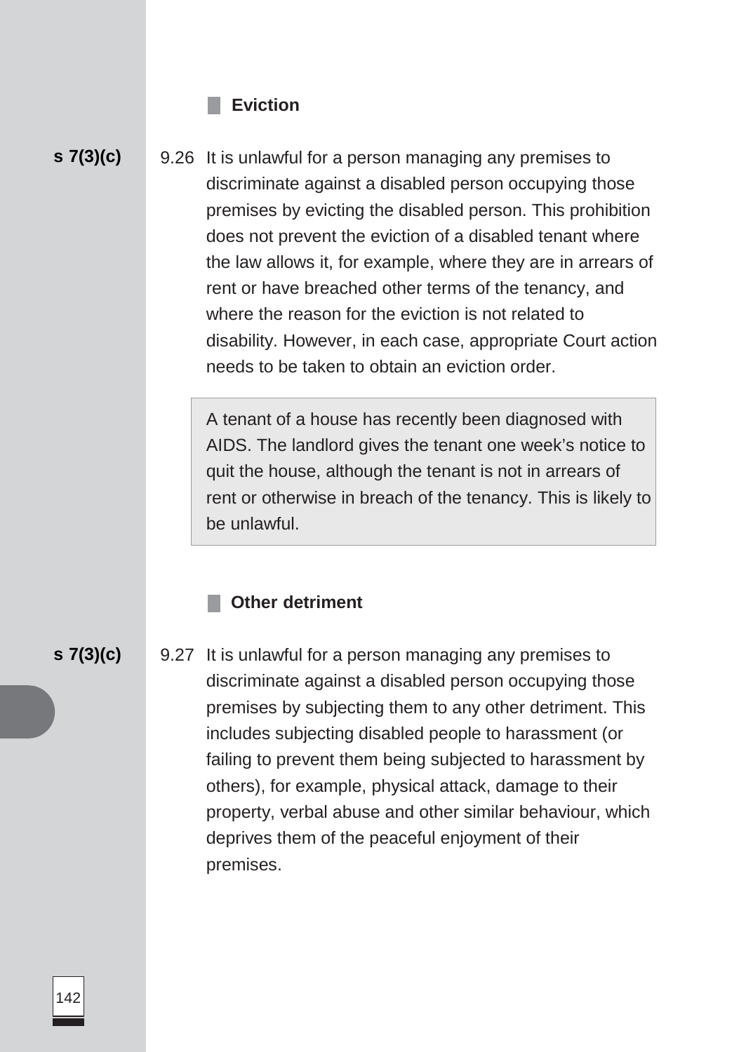### Eviction

**s 7(3)(c)**

9.26 It is unlawful for a person managing any premises to discriminate against a disabled person occupying those premises by evicting the disabled person. This prohibition does not prevent the eviction of a disabled tenant where the law allows it, for example, where they are in arrears of rent or have breached other terms of the tenancy, and where the reason for the eviction is not related to disability. However, in each case, appropriate Court action needs to be taken to obtain an eviction order.

> A tenant of a house has recently been diagnosed with AIDS. The landlord gives the tenant one week's notice to quit the house, although the tenant is not in arrears of rent or otherwise in breach of the tenancy. This is likely to be unlawful.

### Other detriment

**s 7(3)(c)**

9.27 It is unlawful for a person managing any premises to discriminate against a disabled person occupying those premises by subjecting them to any other detriment. This includes subjecting disabled people to harassment (or failing to prevent them being subjected to harassment by others), for example, physical attack, damage to their property, verbal abuse and other similar behaviour, which deprives them of the peaceful enjoyment of their premises.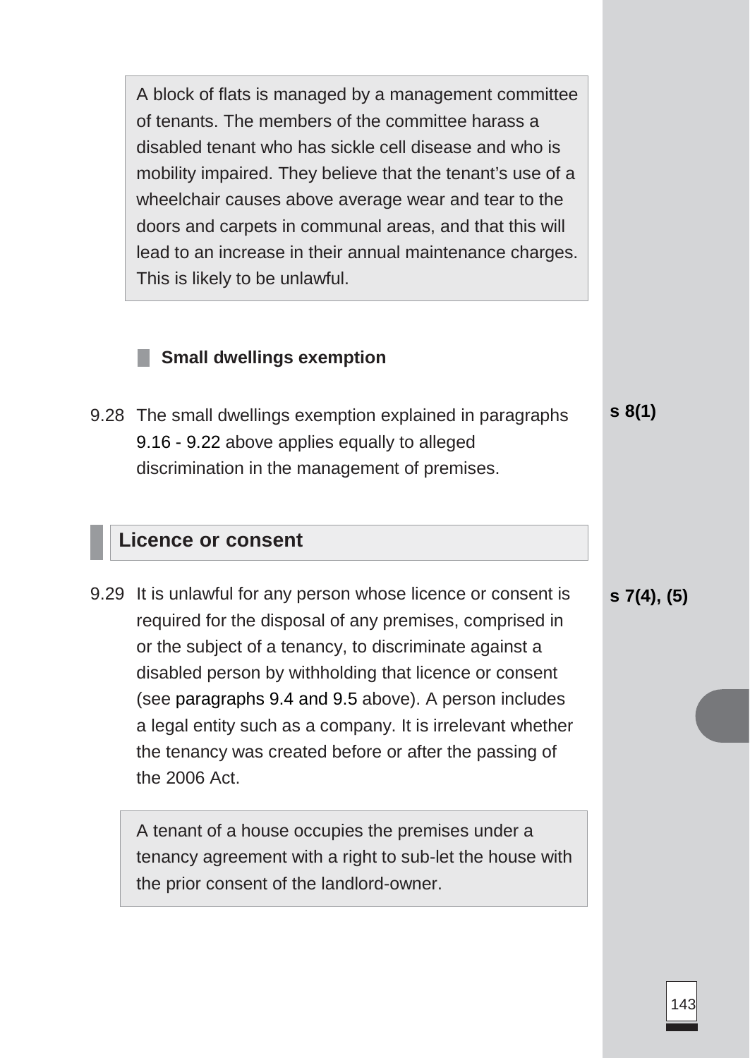A block of flats is managed by a management committee of tenants. The members of the committee harass a disabled tenant who has sickle cell disease and who is mobility impaired. They believe that the tenant's use of a wheelchair causes above average wear and tear to the doors and carpets in communal areas, and that this will lead to an increase in their annual maintenance charges. This is likely to be unlawful.

### Small dwellings exemption

9.28 The small dwellings exemption explained in paragraphs 9.16 - 9.22 above applies equally to alleged discrimination in the management of premises.

**s 8(1)**

## Licence or consent

9.29 It is unlawful for any person whose licence or consent is required for the disposal of any premises, comprised in or the subject of a tenancy, to discriminate against a disabled person by withholding that licence or consent (see paragraphs 9.4 and 9.5 above). A person includes a legal entity such as a company. It is irrelevant whether the tenancy was created before or after the passing of the 2006 Act.

**s 7(4), (5)**

A tenant of a house occupies the premises under a tenancy agreement with a right to sub-let the house with the prior consent of the landlord-owner.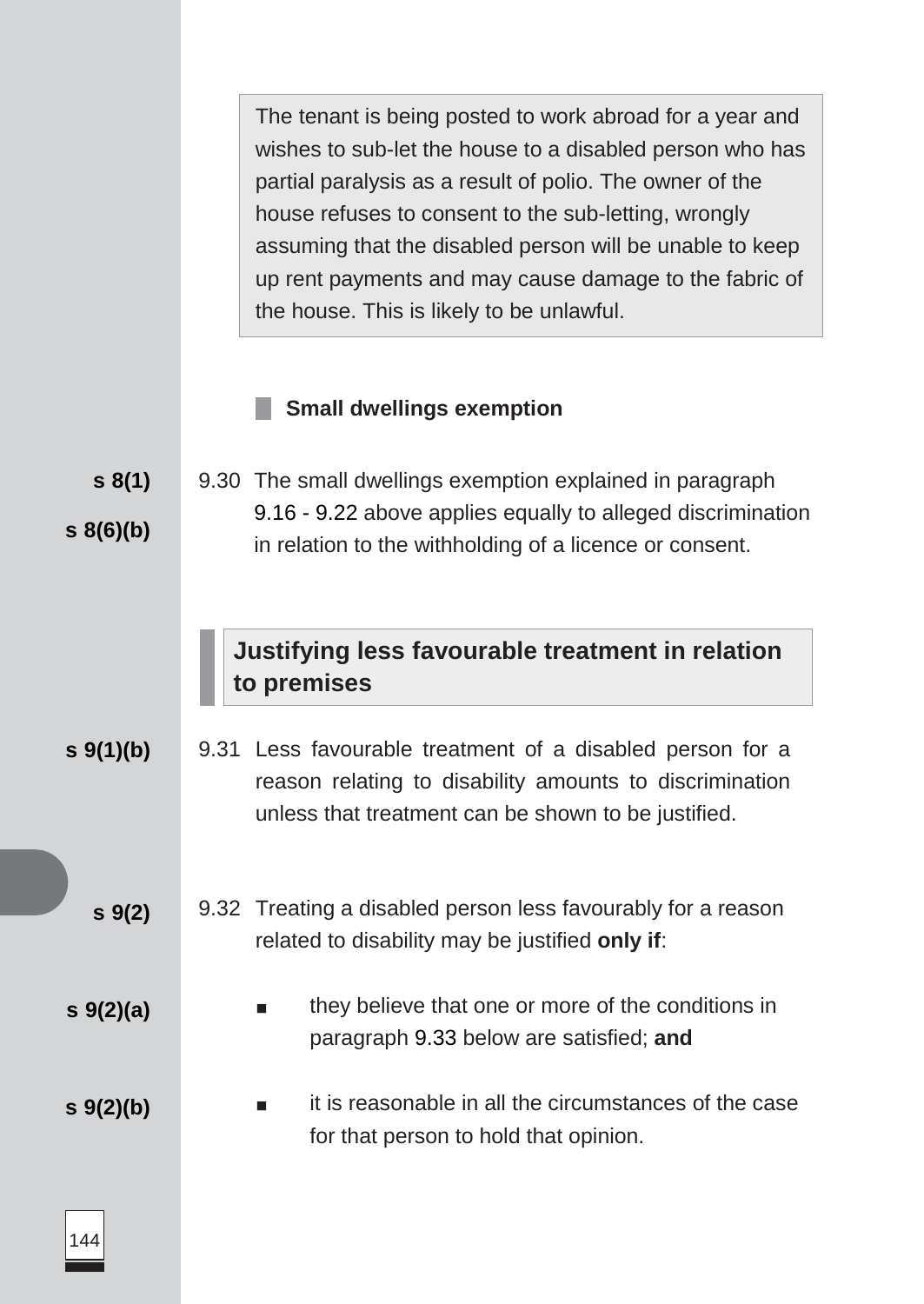> The tenant is being posted to work abroad for a year and wishes to sub-let the house to a disabled person who has partial paralysis as a result of polio. The owner of the house refuses to consent to the sub-letting, wrongly assuming that the disabled person will be unable to keep up rent payments and may cause damage to the fabric of the house. This is likely to be unlawful.

### Small dwellings exemption

**s 8(1)**
**s 8(6)(b)**

9.30 The small dwellings exemption explained in paragraph 9.16 - 9.22 above applies equally to alleged discrimination in relation to the withholding of a licence or consent.

## Justifying less favourable treatment in relation to premises

**s 9(1)(b)**

9.31 Less favourable treatment of a disabled person for a reason relating to disability amounts to discrimination unless that treatment can be shown to be justified.

**s 9(2)**

9.32 Treating a disabled person less favourably for a reason related to disability may be justified **only if**:

**s 9(2)(a)**

- they believe that one or more of the conditions in paragraph 9.33 below are satisfied; **and**

**s 9(2)(b)**

- it is reasonable in all the circumstances of the case for that person to hold that opinion.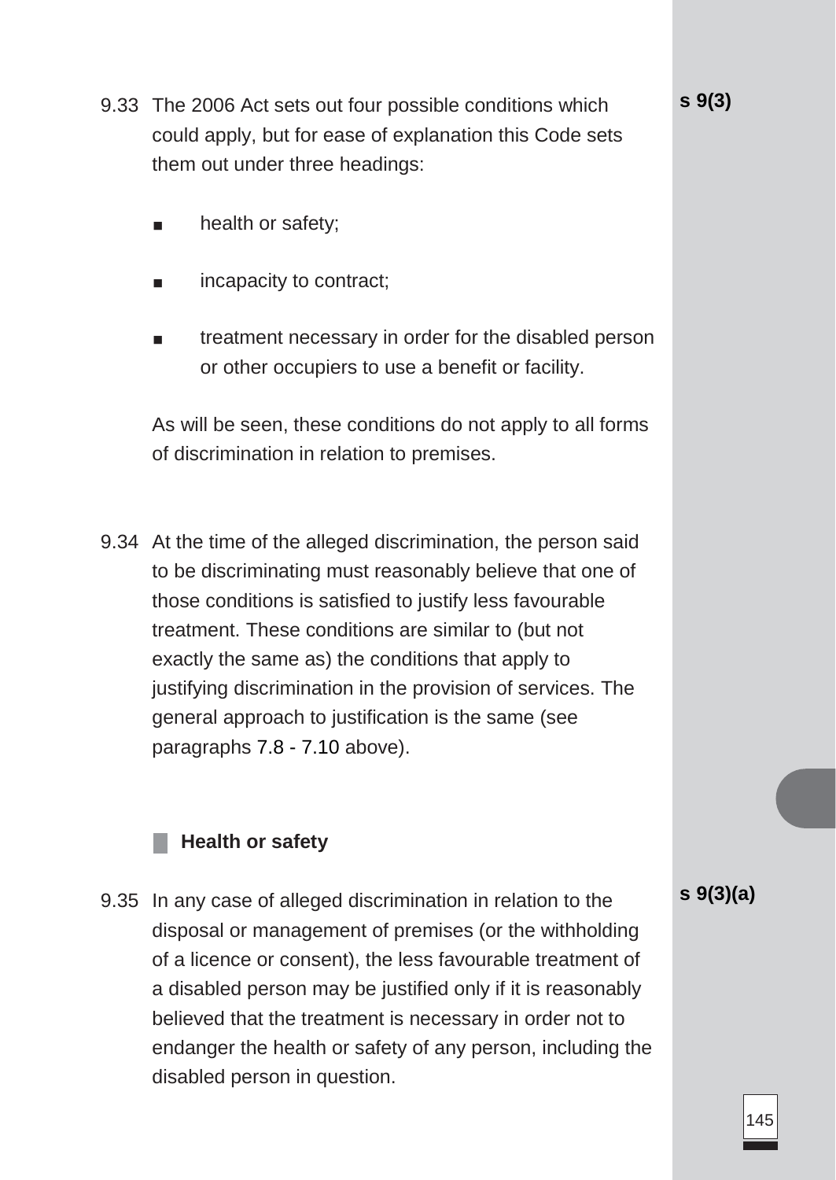9.33 The 2006 Act sets out four possible conditions which could apply, but for ease of explanation this Code sets them out under three headings:

s 9(3)

- health or safety;
- incapacity to contract;
- treatment necessary in order for the disabled person or other occupiers to use a benefit or facility.

As will be seen, these conditions do not apply to all forms of discrimination in relation to premises.

9.34 At the time of the alleged discrimination, the person said to be discriminating must reasonably believe that one of those conditions is satisfied to justify less favourable treatment. These conditions are similar to (but not exactly the same as) the conditions that apply to justifying discrimination in the provision of services. The general approach to justification is the same (see paragraphs 7.8 - 7.10 above).

### Health or safety

9.35 In any case of alleged discrimination in relation to the disposal or management of premises (or the withholding of a licence or consent), the less favourable treatment of a disabled person may be justified only if it is reasonably believed that the treatment is necessary in order not to endanger the health or safety of any person, including the disabled person in question.

s 9(3)(a)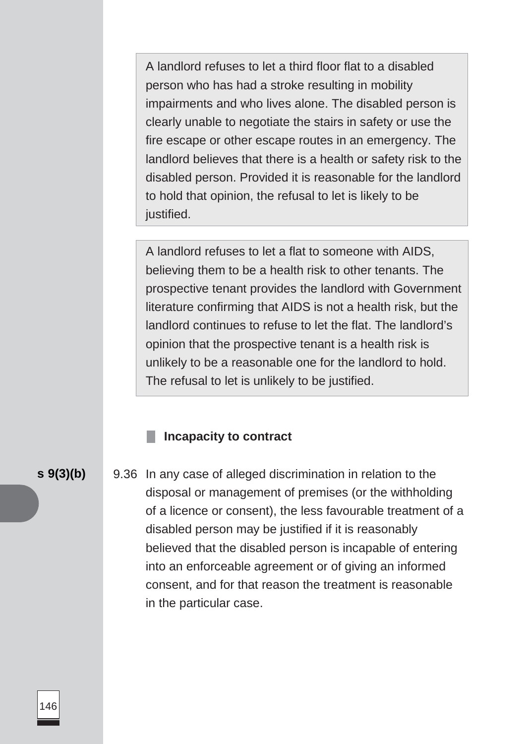> A landlord refuses to let a third floor flat to a disabled person who has had a stroke resulting in mobility impairments and who lives alone. The disabled person is clearly unable to negotiate the stairs in safety or use the fire escape or other escape routes in an emergency. The landlord believes that there is a health or safety risk to the disabled person. Provided it is reasonable for the landlord to hold that opinion, the refusal to let is likely to be justified.

> A landlord refuses to let a flat to someone with AIDS, believing them to be a health risk to other tenants. The prospective tenant provides the landlord with Government literature confirming that AIDS is not a health risk, but the landlord continues to refuse to let the flat. The landlord's opinion that the prospective tenant is a health risk is unlikely to be a reasonable one for the landlord to hold. The refusal to let is unlikely to be justified.

### Incapacity to contract

**s 9(3)(b)**

9.36 In any case of alleged discrimination in relation to the disposal or management of premises (or the withholding of a licence or consent), the less favourable treatment of a disabled person may be justified if it is reasonably believed that the disabled person is incapable of entering into an enforceable agreement or of giving an informed consent, and for that reason the treatment is reasonable in the particular case.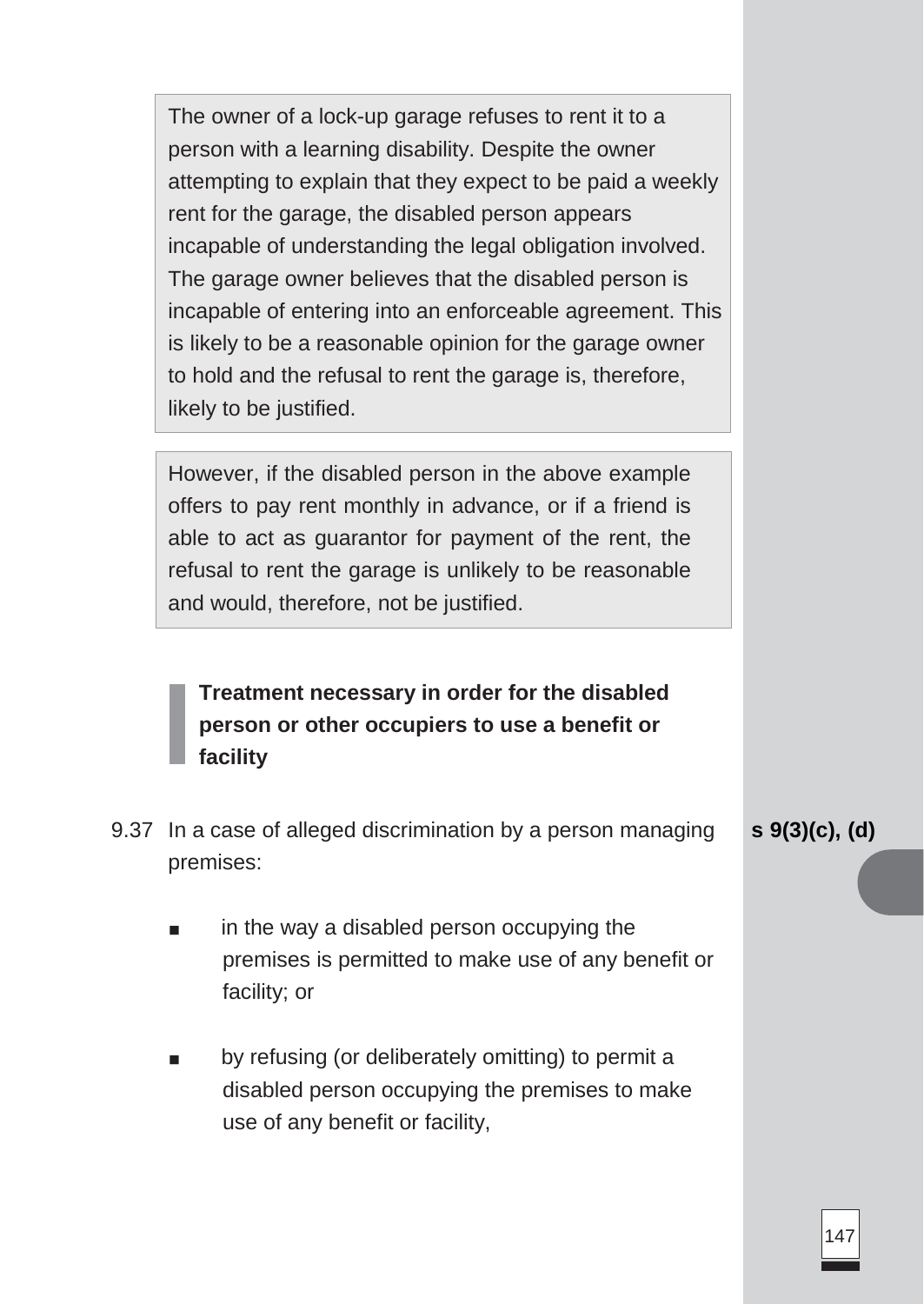> The owner of a lock-up garage refuses to rent it to a person with a learning disability. Despite the owner attempting to explain that they expect to be paid a weekly rent for the garage, the disabled person appears incapable of understanding the legal obligation involved. The garage owner believes that the disabled person is incapable of entering into an enforceable agreement. This is likely to be a reasonable opinion for the garage owner to hold and the refusal to rent the garage is, therefore, likely to be justified.

> However, if the disabled person in the above example offers to pay rent monthly in advance, or if a friend is able to act as guarantor for payment of the rent, the refusal to rent the garage is unlikely to be reasonable and would, therefore, not be justified.

### Treatment necessary in order for the disabled person or other occupiers to use a benefit or facility

9.37 In a case of alleged discrimination by a person managing premises: **s 9(3)(c), (d)**

- in the way a disabled person occupying the premises is permitted to make use of any benefit or facility; or
- by refusing (or deliberately omitting) to permit a disabled person occupying the premises to make use of any benefit or facility,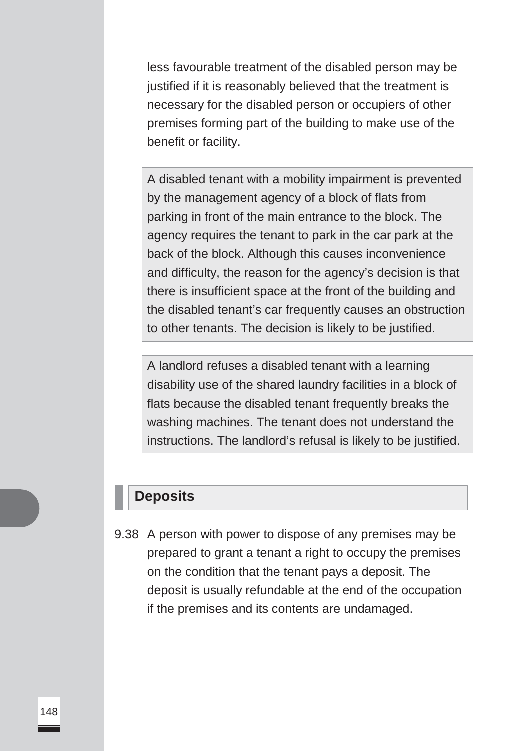less favourable treatment of the disabled person may be justified if it is reasonably believed that the treatment is necessary for the disabled person or occupiers of other premises forming part of the building to make use of the benefit or facility.

> A disabled tenant with a mobility impairment is prevented by the management agency of a block of flats from parking in front of the main entrance to the block. The agency requires the tenant to park in the car park at the back of the block. Although this causes inconvenience and difficulty, the reason for the agency's decision is that there is insufficient space at the front of the building and the disabled tenant's car frequently causes an obstruction to other tenants. The decision is likely to be justified.

> A landlord refuses a disabled tenant with a learning disability use of the shared laundry facilities in a block of flats because the disabled tenant frequently breaks the washing machines. The tenant does not understand the instructions. The landlord's refusal is likely to be justified.

## Deposits

9.38 A person with power to dispose of any premises may be prepared to grant a tenant a right to occupy the premises on the condition that the tenant pays a deposit. The deposit is usually refundable at the end of the occupation if the premises and its contents are undamaged.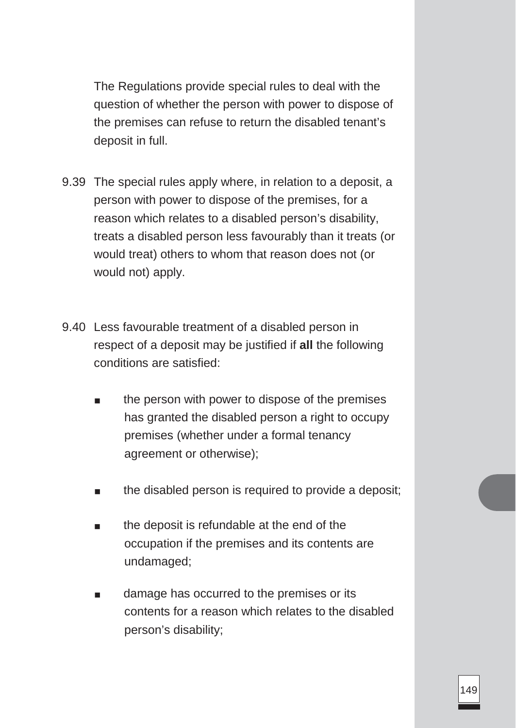The Regulations provide special rules to deal with the question of whether the person with power to dispose of the premises can refuse to return the disabled tenant's deposit in full.

9.39 The special rules apply where, in relation to a deposit, a person with power to dispose of the premises, for a reason which relates to a disabled person's disability, treats a disabled person less favourably than it treats (or would treat) others to whom that reason does not (or would not) apply.

9.40 Less favourable treatment of a disabled person in respect of a deposit may be justified if **all** the following conditions are satisfied:

- the person with power to dispose of the premises has granted the disabled person a right to occupy premises (whether under a formal tenancy agreement or otherwise);
- the disabled person is required to provide a deposit;
- the deposit is refundable at the end of the occupation if the premises and its contents are undamaged;
- damage has occurred to the premises or its contents for a reason which relates to the disabled person's disability;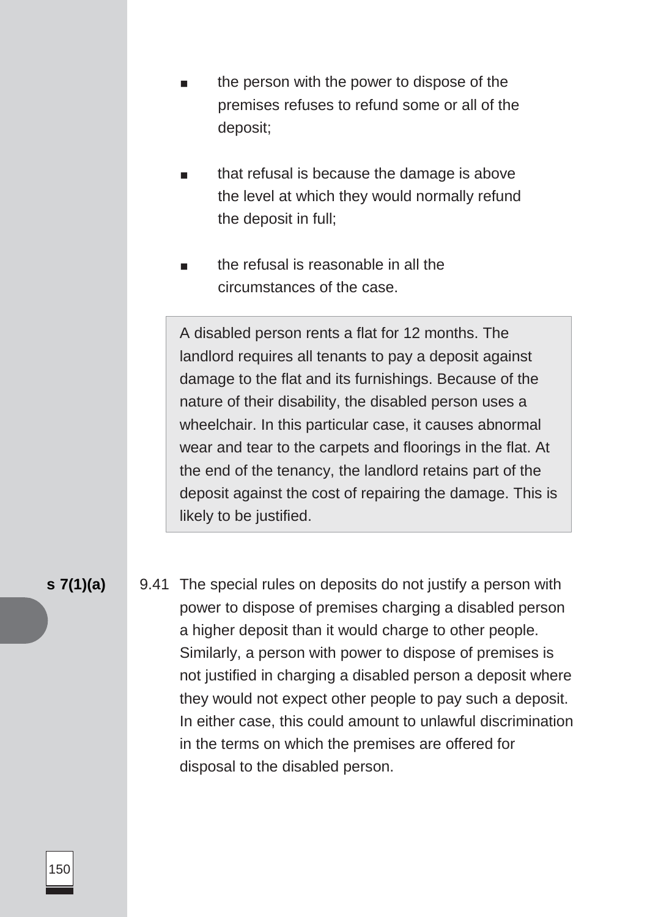- the person with the power to dispose of the premises refuses to refund some or all of the deposit;
- that refusal is because the damage is above the level at which they would normally refund the deposit in full;
- the refusal is reasonable in all the circumstances of the case.

> A disabled person rents a flat for 12 months. The landlord requires all tenants to pay a deposit against damage to the flat and its furnishings. Because of the nature of their disability, the disabled person uses a wheelchair. In this particular case, it causes abnormal wear and tear to the carpets and floorings in the flat. At the end of the tenancy, the landlord retains part of the deposit against the cost of repairing the damage. This is likely to be justified.

**s 7(1)(a)**

9.41 The special rules on deposits do not justify a person with power to dispose of premises charging a disabled person a higher deposit than it would charge to other people. Similarly, a person with power to dispose of premises is not justified in charging a disabled person a deposit where they would not expect other people to pay such a deposit. In either case, this could amount to unlawful discrimination in the terms on which the premises are offered for disposal to the disabled person.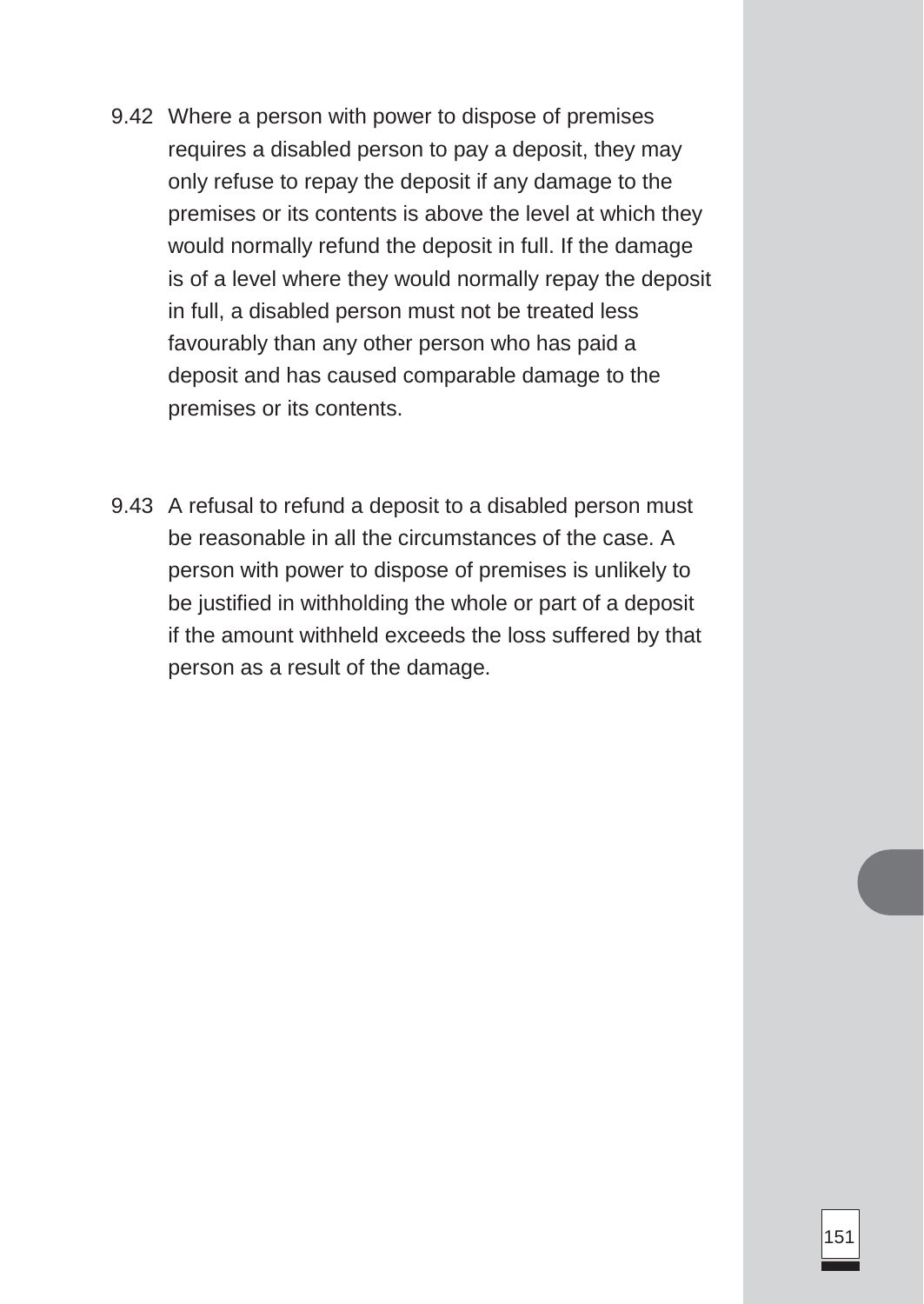9.42 Where a person with power to dispose of premises requires a disabled person to pay a deposit, they may only refuse to repay the deposit if any damage to the premises or its contents is above the level at which they would normally refund the deposit in full. If the damage is of a level where they would normally repay the deposit in full, a disabled person must not be treated less favourably than any other person who has paid a deposit and has caused comparable damage to the premises or its contents.

9.43 A refusal to refund a deposit to a disabled person must be reasonable in all the circumstances of the case. A person with power to dispose of premises is unlikely to be justified in withholding the whole or part of a deposit if the amount withheld exceeds the loss suffered by that person as a result of the damage.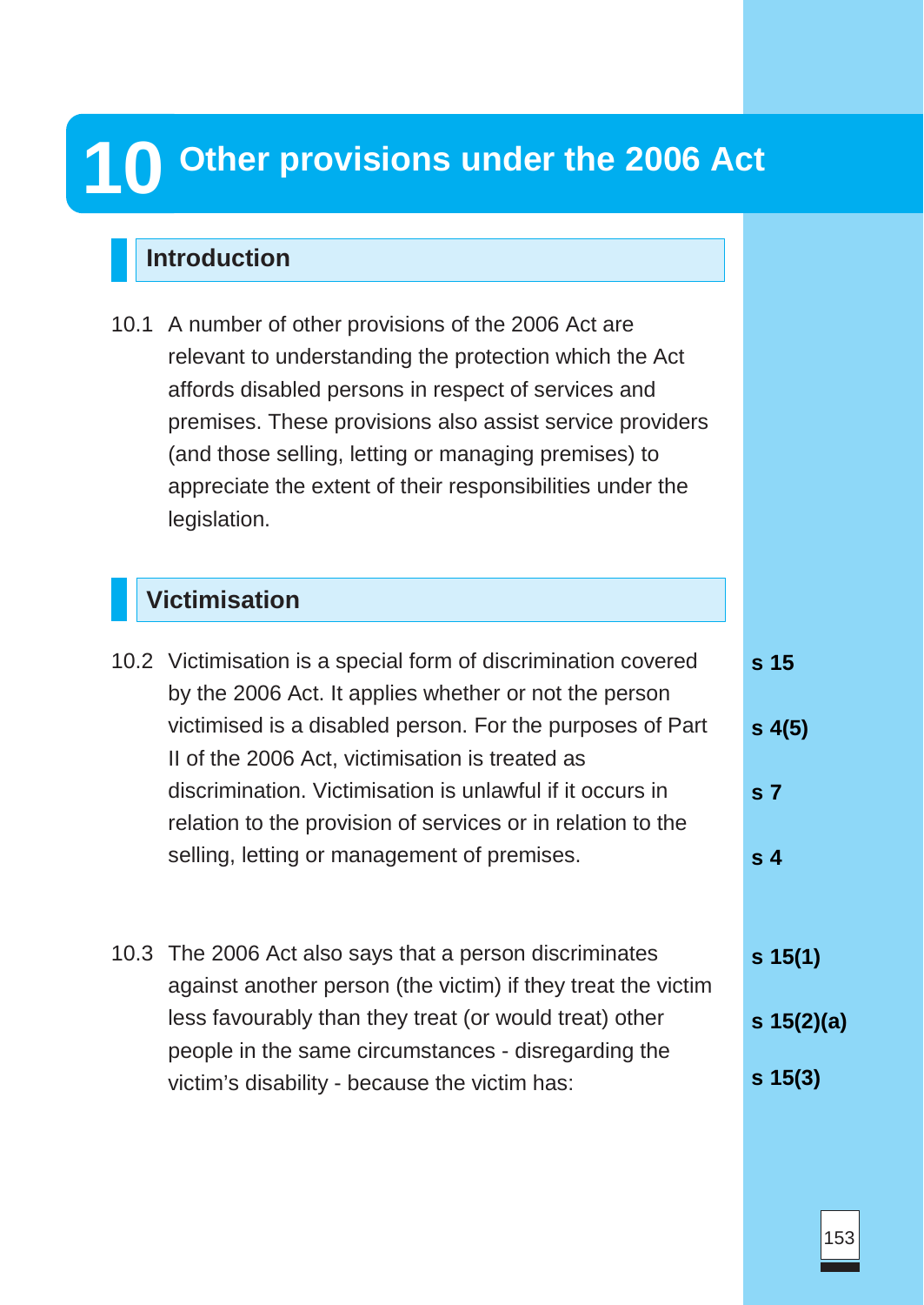# 10 Other provisions under the 2006 Act

## Introduction

10.1 A number of other provisions of the 2006 Act are relevant to understanding the protection which the Act affords disabled persons in respect of services and premises. These provisions also assist service providers (and those selling, letting or managing premises) to appreciate the extent of their responsibilities under the legislation.

## Victimisation

10.2 Victimisation is a special form of discrimination covered by the 2006 Act. It applies whether or not the person victimised is a disabled person. For the purposes of Part II of the 2006 Act, victimisation is treated as discrimination. Victimisation is unlawful if it occurs in relation to the provision of services or in relation to the selling, letting or management of premises.

**s 15**
**s 4(5)**
**s 7**
**s 4**

10.3 The 2006 Act also says that a person discriminates against another person (the victim) if they treat the victim less favourably than they treat (or would treat) other people in the same circumstances - disregarding the victim's disability - because the victim has:

**s 15(1)**
**s 15(2)(a)**
**s 15(3)**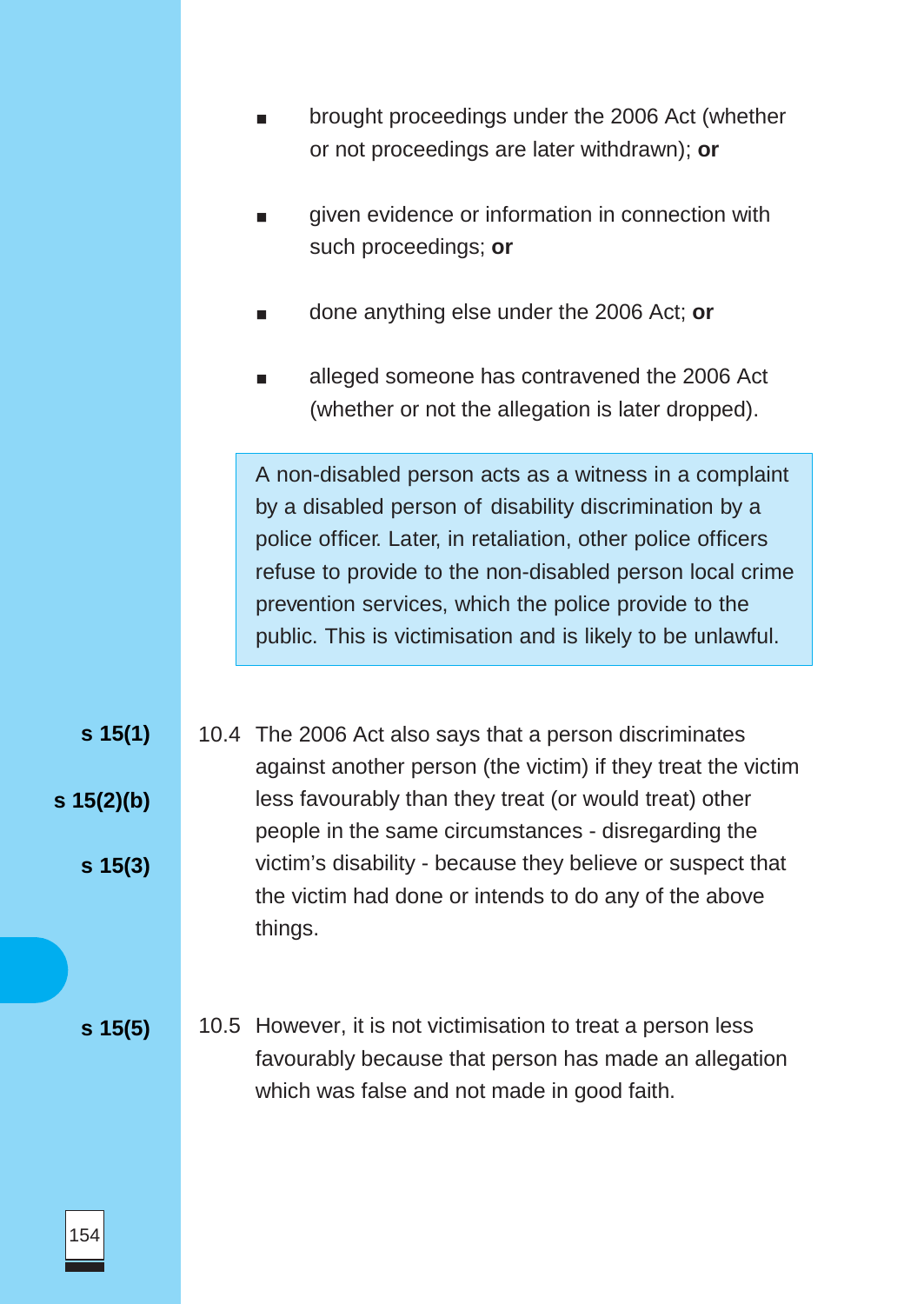- brought proceedings under the 2006 Act (whether or not proceedings are later withdrawn); **or**
- given evidence or information in connection with such proceedings; **or**
- done anything else under the 2006 Act; **or**
- alleged someone has contravened the 2006 Act (whether or not the allegation is later dropped).

> A non-disabled person acts as a witness in a complaint by a disabled person of disability discrimination by a police officer. Later, in retaliation, other police officers refuse to provide to the non-disabled person local crime prevention services, which the police provide to the public. This is victimisation and is likely to be unlawful.

**s 15(1)**
**s 15(2)(b)**
**s 15(3)**

10.4 The 2006 Act also says that a person discriminates against another person (the victim) if they treat the victim less favourably than they treat (or would treat) other people in the same circumstances - disregarding the victim's disability - because they believe or suspect that the victim had done or intends to do any of the above things.

**s 15(5)**

10.5 However, it is not victimisation to treat a person less favourably because that person has made an allegation which was false and not made in good faith.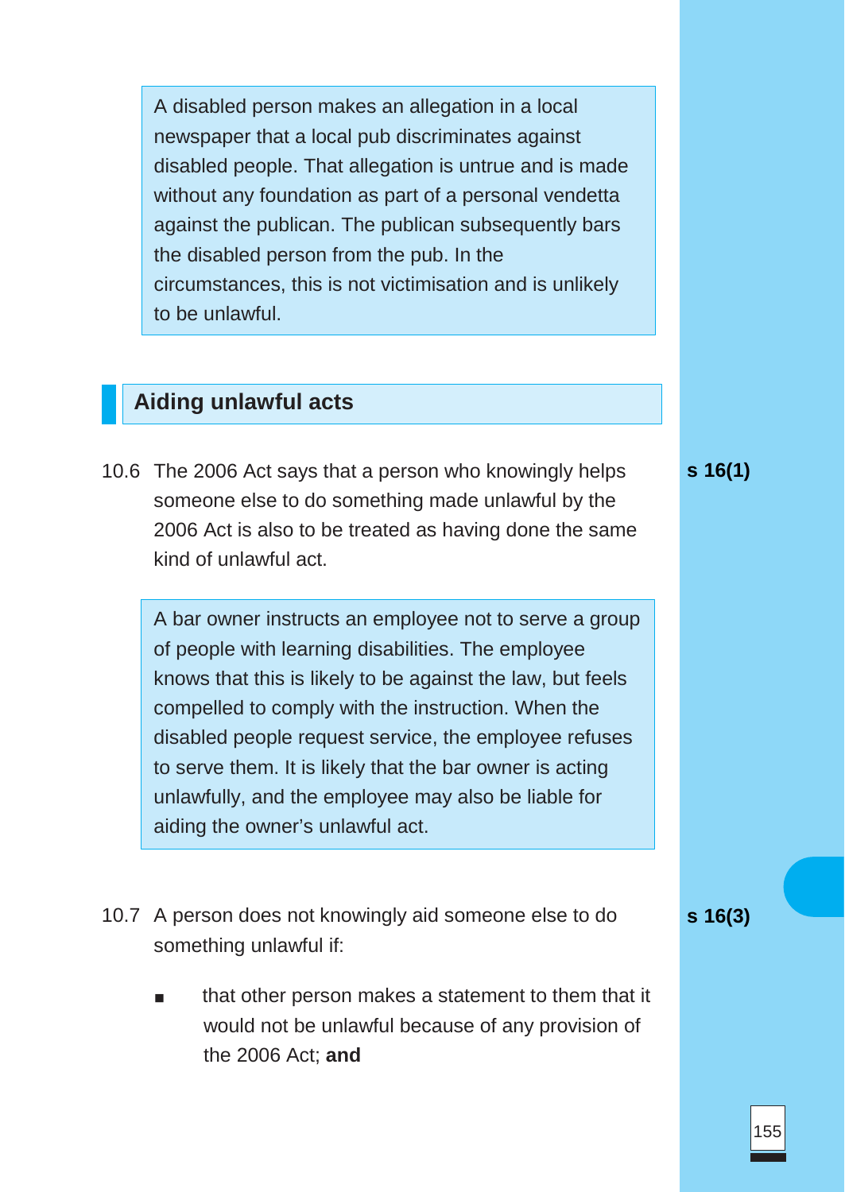> A disabled person makes an allegation in a local newspaper that a local pub discriminates against disabled people. That allegation is untrue and is made without any foundation as part of a personal vendetta against the publican. The publican subsequently bars the disabled person from the pub. In the circumstances, this is not victimisation and is unlikely to be unlawful.

## Aiding unlawful acts

10.6 The 2006 Act says that a person who knowingly helps someone else to do something made unlawful by the 2006 Act is also to be treated as having done the same kind of unlawful act. **s 16(1)**

> A bar owner instructs an employee not to serve a group of people with learning disabilities. The employee knows that this is likely to be against the law, but feels compelled to comply with the instruction. When the disabled people request service, the employee refuses to serve them. It is likely that the bar owner is acting unlawfully, and the employee may also be liable for aiding the owner's unlawful act.

10.7 A person does not knowingly aid someone else to do something unlawful if: **s 16(3)**

- that other person makes a statement to them that it would not be unlawful because of any provision of the 2006 Act; **and**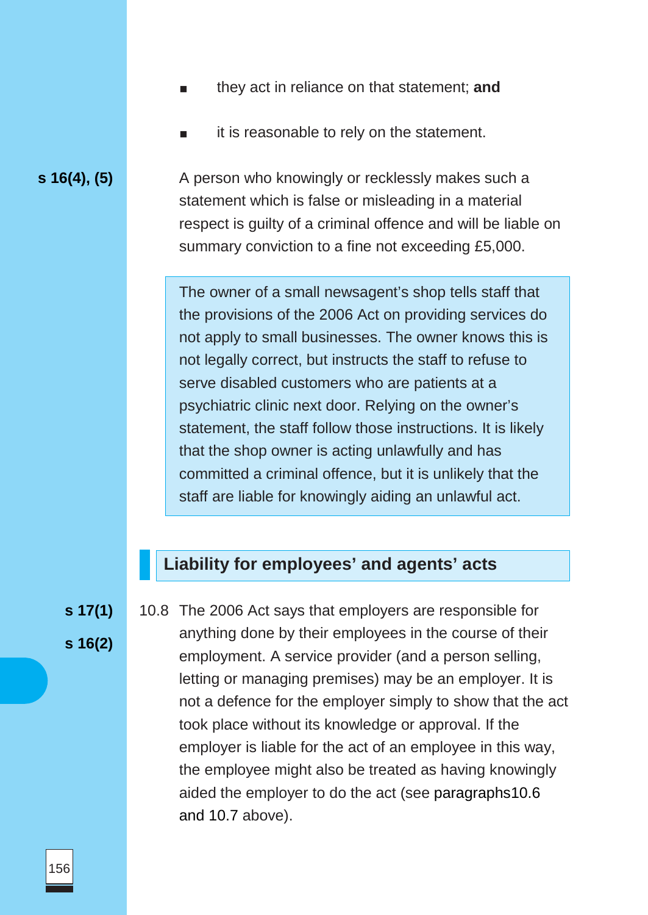- they act in reliance on that statement; **and**
- it is reasonable to rely on the statement.

**s 16(4), (5)**

A person who knowingly or recklessly makes such a statement which is false or misleading in a material respect is guilty of a criminal offence and will be liable on summary conviction to a fine not exceeding £5,000.

> The owner of a small newsagent's shop tells staff that the provisions of the 2006 Act on providing services do not apply to small businesses. The owner knows this is not legally correct, but instructs the staff to refuse to serve disabled customers who are patients at a psychiatric clinic next door. Relying on the owner's statement, the staff follow those instructions. It is likely that the shop owner is acting unlawfully and has committed a criminal offence, but it is unlikely that the staff are liable for knowingly aiding an unlawful act.

## Liability for employees' and agents' acts

**s 17(1)**

**s 16(2)**

10.8 The 2006 Act says that employers are responsible for anything done by their employees in the course of their employment. A service provider (and a person selling, letting or managing premises) may be an employer. It is not a defence for the employer simply to show that the act took place without its knowledge or approval. If the employer is liable for the act of an employee in this way, the employee might also be treated as having knowingly aided the employer to do the act (see paragraphs10.6 and 10.7 above).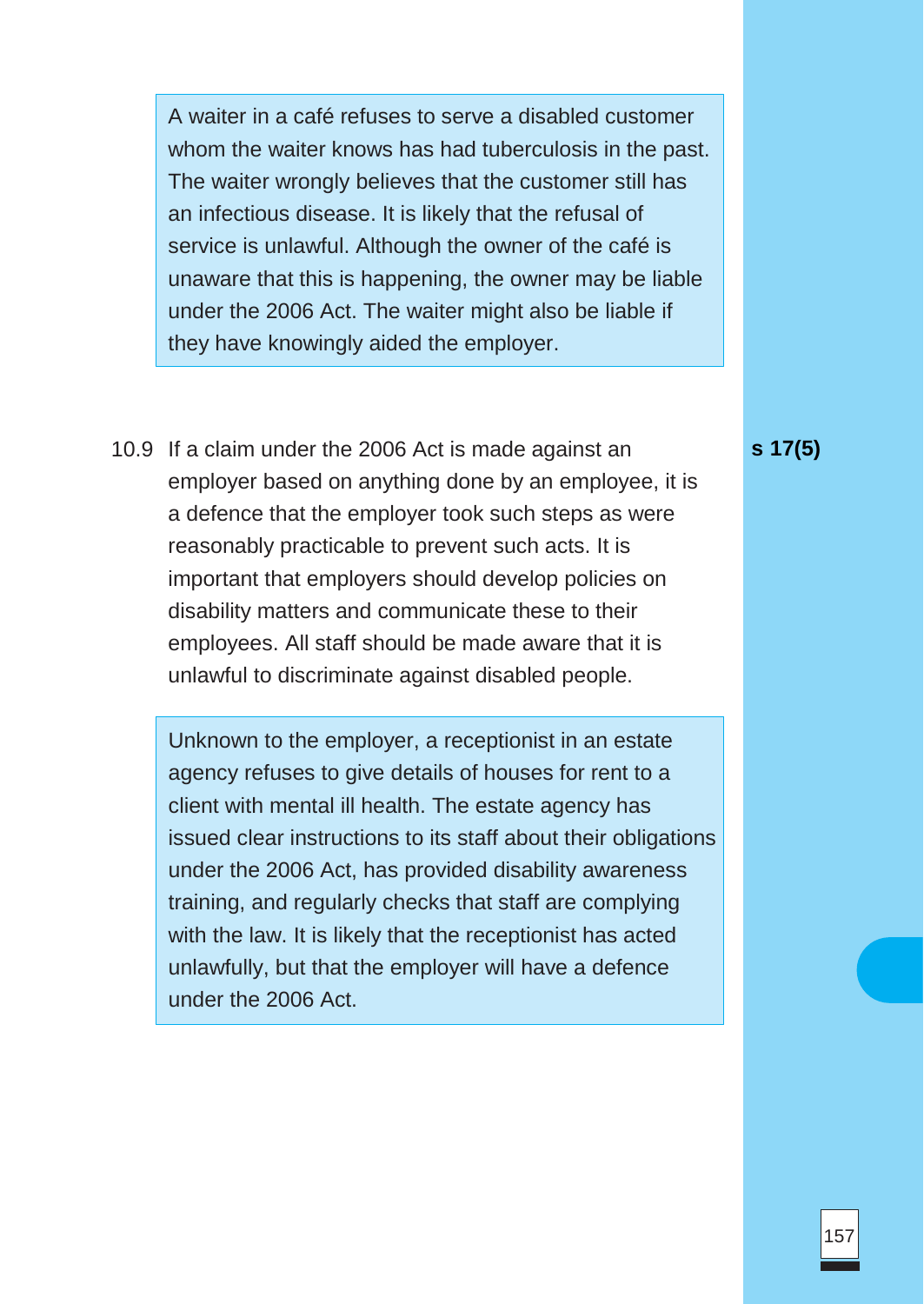> A waiter in a café refuses to serve a disabled customer whom the waiter knows has had tuberculosis in the past. The waiter wrongly believes that the customer still has an infectious disease. It is likely that the refusal of service is unlawful. Although the owner of the café is unaware that this is happening, the owner may be liable under the 2006 Act. The waiter might also be liable if they have knowingly aided the employer.

10.9 If a claim under the 2006 Act is made against an employer based on anything done by an employee, it is a defence that the employer took such steps as were reasonably practicable to prevent such acts. It is important that employers should develop policies on disability matters and communicate these to their employees. All staff should be made aware that it is unlawful to discriminate against disabled people. **s 17(5)**

> Unknown to the employer, a receptionist in an estate agency refuses to give details of houses for rent to a client with mental ill health. The estate agency has issued clear instructions to its staff about their obligations under the 2006 Act, has provided disability awareness training, and regularly checks that staff are complying with the law. It is likely that the receptionist has acted unlawfully, but that the employer will have a defence under the 2006 Act.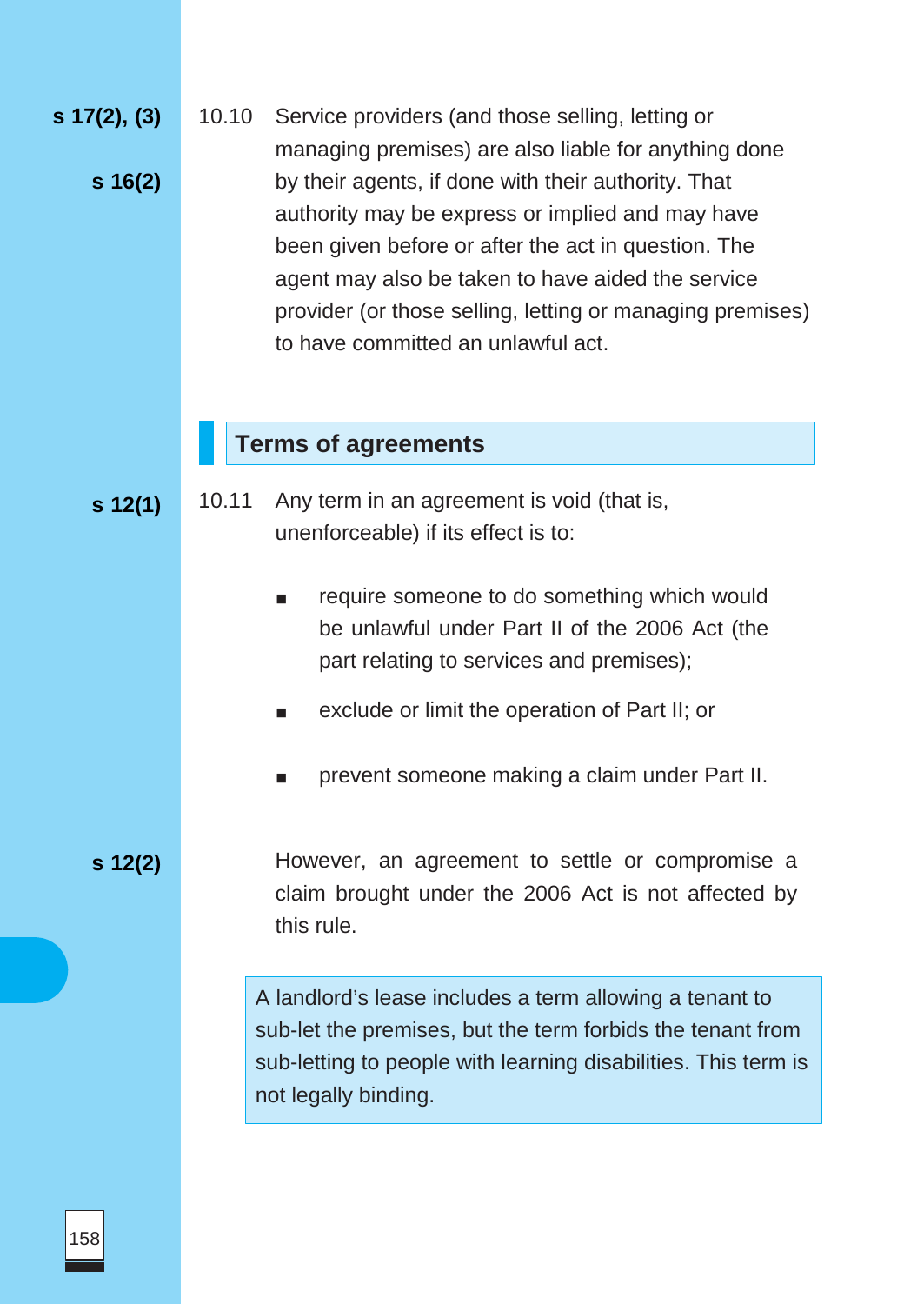**s 17(2), (3)**

**s 16(2)**

10.10 Service providers (and those selling, letting or managing premises) are also liable for anything done by their agents, if done with their authority. That authority may be express or implied and may have been given before or after the act in question. The agent may also be taken to have aided the service provider (or those selling, letting or managing premises) to have committed an unlawful act.

## Terms of agreements

**s 12(1)**

10.11 Any term in an agreement is void (that is, unenforceable) if its effect is to:

- require someone to do something which would be unlawful under Part II of the 2006 Act (the part relating to services and premises);
- exclude or limit the operation of Part II; or
- prevent someone making a claim under Part II.

**s 12(2)**

However, an agreement to settle or compromise a claim brought under the 2006 Act is not affected by this rule.

> A landlord's lease includes a term allowing a tenant to sub-let the premises, but the term forbids the tenant from sub-letting to people with learning disabilities. This term is not legally binding.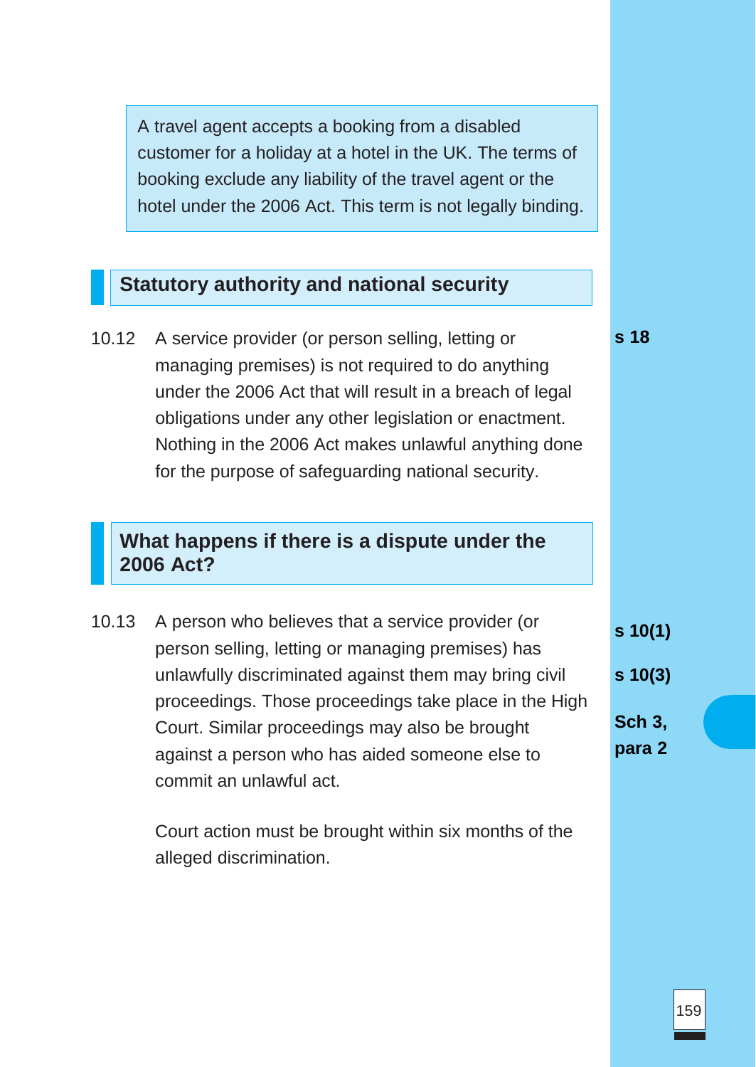> A travel agent accepts a booking from a disabled customer for a holiday at a hotel in the UK. The terms of booking exclude any liability of the travel agent or the hotel under the 2006 Act. This term is not legally binding.

## Statutory authority and national security

**s 18**

10.12 A service provider (or person selling, letting or managing premises) is not required to do anything under the 2006 Act that will result in a breach of legal obligations under any other legislation or enactment. Nothing in the 2006 Act makes unlawful anything done for the purpose of safeguarding national security.

## What happens if there is a dispute under the 2006 Act?

**s 10(1)**

**s 10(3)**

**Sch 3, para 2**

10.13 A person who believes that a service provider (or person selling, letting or managing premises) has unlawfully discriminated against them may bring civil proceedings. Those proceedings take place in the High Court. Similar proceedings may also be brought against a person who has aided someone else to commit an unlawful act.

Court action must be brought within six months of the alleged discrimination.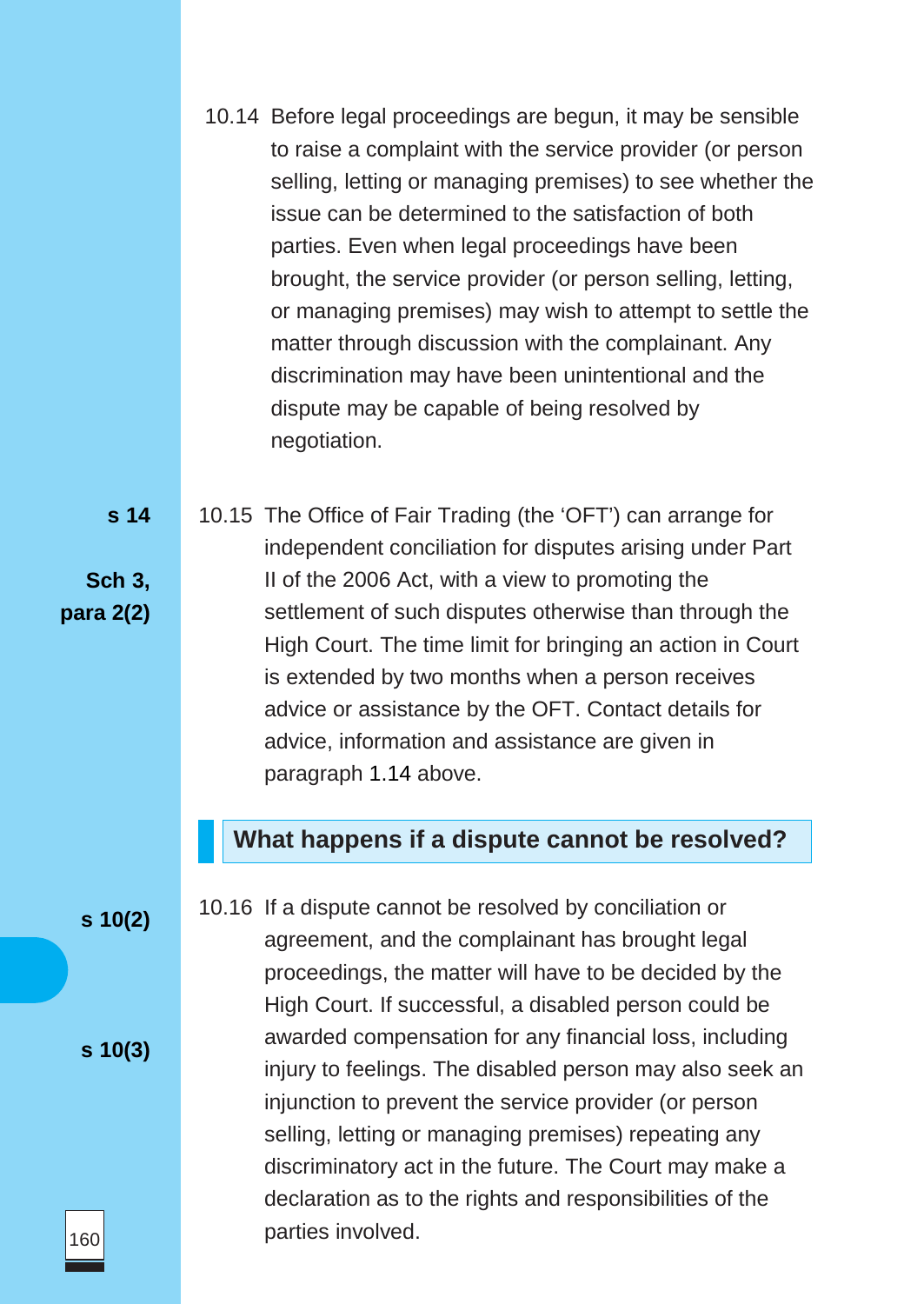10.14 Before legal proceedings are begun, it may be sensible to raise a complaint with the service provider (or person selling, letting or managing premises) to see whether the issue can be determined to the satisfaction of both parties. Even when legal proceedings have been brought, the service provider (or person selling, letting, or managing premises) may wish to attempt to settle the matter through discussion with the complainant. Any discrimination may have been unintentional and the dispute may be capable of being resolved by negotiation.

**s 14**

**Sch 3, para 2(2)**

10.15 The Office of Fair Trading (the 'OFT') can arrange for independent conciliation for disputes arising under Part II of the 2006 Act, with a view to promoting the settlement of such disputes otherwise than through the High Court. The time limit for bringing an action in Court is extended by two months when a person receives advice or assistance by the OFT. Contact details for advice, information and assistance are given in paragraph 1.14 above.

## What happens if a dispute cannot be resolved?

**s 10(2)**

**s 10(3)**

10.16 If a dispute cannot be resolved by conciliation or agreement, and the complainant has brought legal proceedings, the matter will have to be decided by the High Court. If successful, a disabled person could be awarded compensation for any financial loss, including injury to feelings. The disabled person may also seek an injunction to prevent the service provider (or person selling, letting or managing premises) repeating any discriminatory act in the future. The Court may make a declaration as to the rights and responsibilities of the parties involved.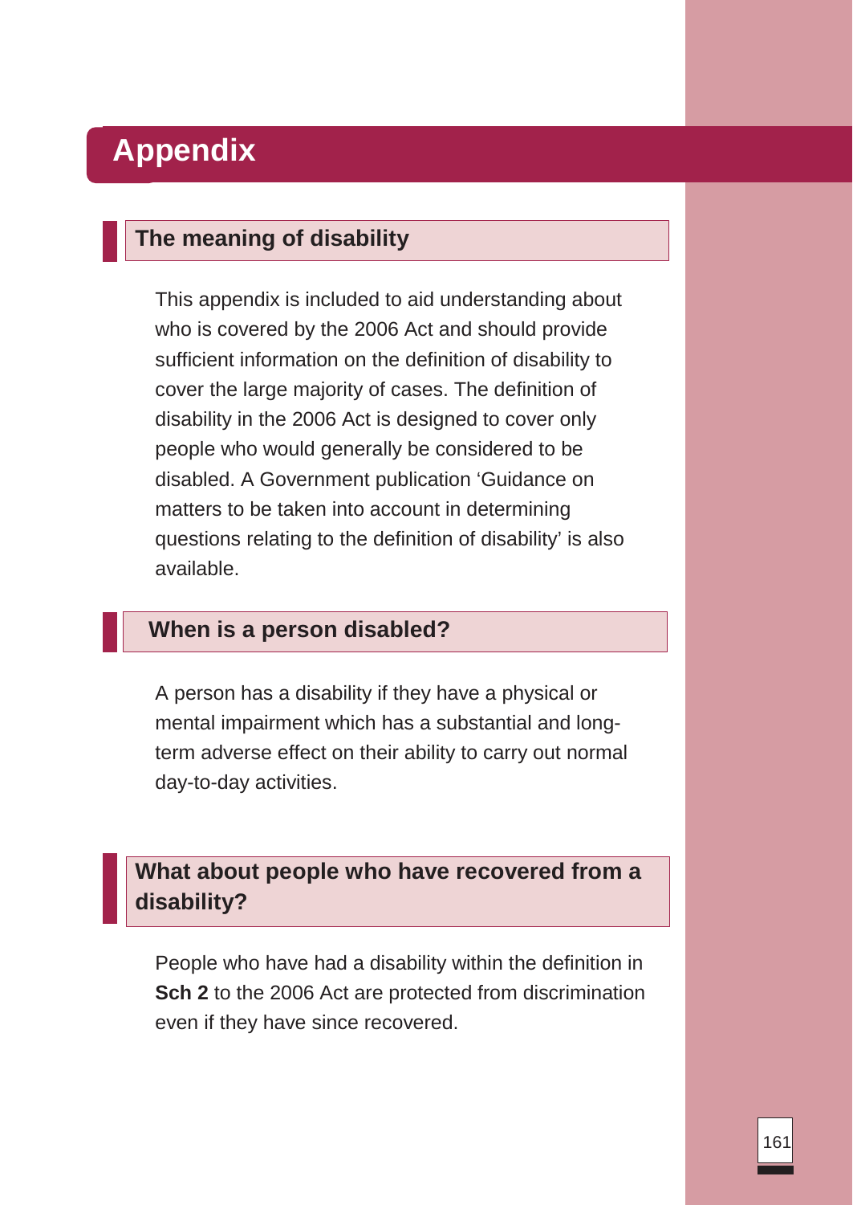# Appendix

## The meaning of disability

This appendix is included to aid understanding about who is covered by the 2006 Act and should provide sufficient information on the definition of disability to cover the large majority of cases. The definition of disability in the 2006 Act is designed to cover only people who would generally be considered to be disabled. A Government publication 'Guidance on matters to be taken into account in determining questions relating to the definition of disability' is also available.

## When is a person disabled?

A person has a disability if they have a physical or mental impairment which has a substantial and long-term adverse effect on their ability to carry out normal day-to-day activities.

## What about people who have recovered from a disability?

People who have had a disability within the definition in **Sch 2** to the 2006 Act are protected from discrimination even if they have since recovered.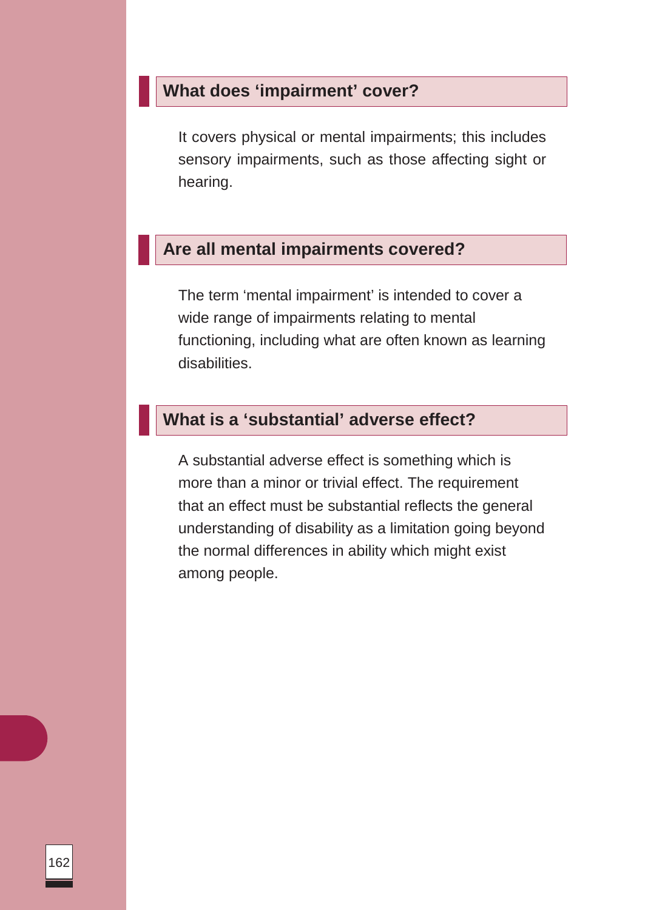## What does 'impairment' cover?

It covers physical or mental impairments; this includes sensory impairments, such as those affecting sight or hearing.

## Are all mental impairments covered?

The term 'mental impairment' is intended to cover a wide range of impairments relating to mental functioning, including what are often known as learning disabilities.

## What is a 'substantial' adverse effect?

A substantial adverse effect is something which is more than a minor or trivial effect. The requirement that an effect must be substantial reflects the general understanding of disability as a limitation going beyond the normal differences in ability which might exist among people.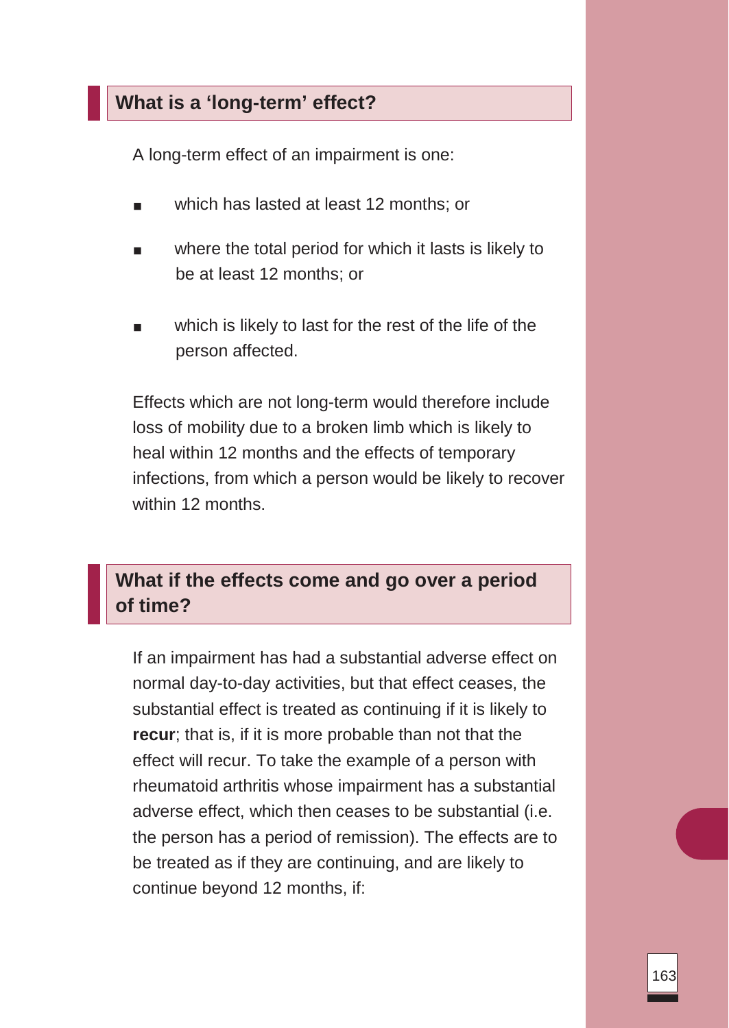## What is a 'long-term' effect?

A long-term effect of an impairment is one:

- which has lasted at least 12 months; or
- where the total period for which it lasts is likely to be at least 12 months; or
- which is likely to last for the rest of the life of the person affected.

Effects which are not long-term would therefore include loss of mobility due to a broken limb which is likely to heal within 12 months and the effects of temporary infections, from which a person would be likely to recover within 12 months.

## What if the effects come and go over a period of time?

If an impairment has had a substantial adverse effect on normal day-to-day activities, but that effect ceases, the substantial effect is treated as continuing if it is likely to **recur**; that is, if it is more probable than not that the effect will recur. To take the example of a person with rheumatoid arthritis whose impairment has a substantial adverse effect, which then ceases to be substantial (i.e. the person has a period of remission). The effects are to be treated as if they are continuing, and are likely to continue beyond 12 months, if: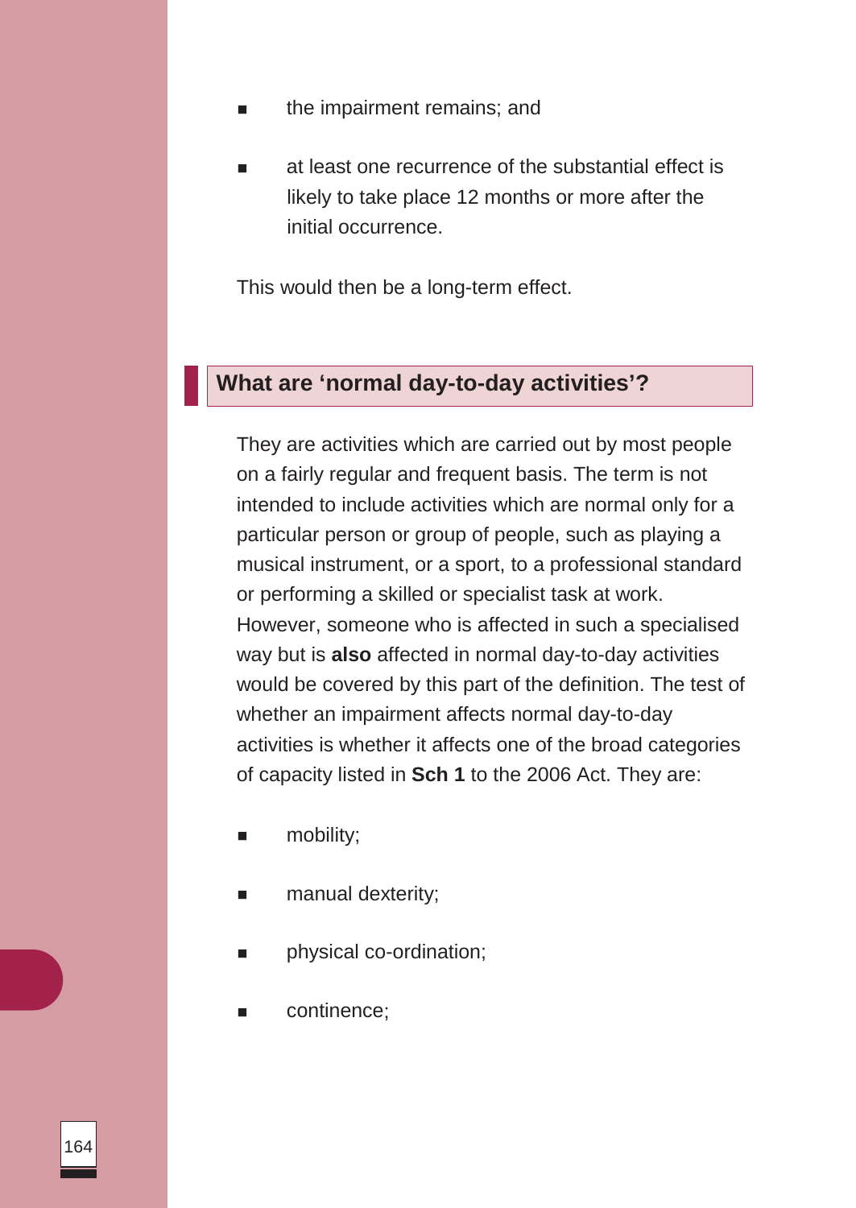- the impairment remains; and
- at least one recurrence of the substantial effect is likely to take place 12 months or more after the initial occurrence.

This would then be a long-term effect.

## What are 'normal day-to-day activities'?

They are activities which are carried out by most people on a fairly regular and frequent basis. The term is not intended to include activities which are normal only for a particular person or group of people, such as playing a musical instrument, or a sport, to a professional standard or performing a skilled or specialist task at work. However, someone who is affected in such a specialised way but is **also** affected in normal day-to-day activities would be covered by this part of the definition. The test of whether an impairment affects normal day-to-day activities is whether it affects one of the broad categories of capacity listed in **Sch 1** to the 2006 Act. They are:

- mobility;
- manual dexterity;
- physical co-ordination;
- continence;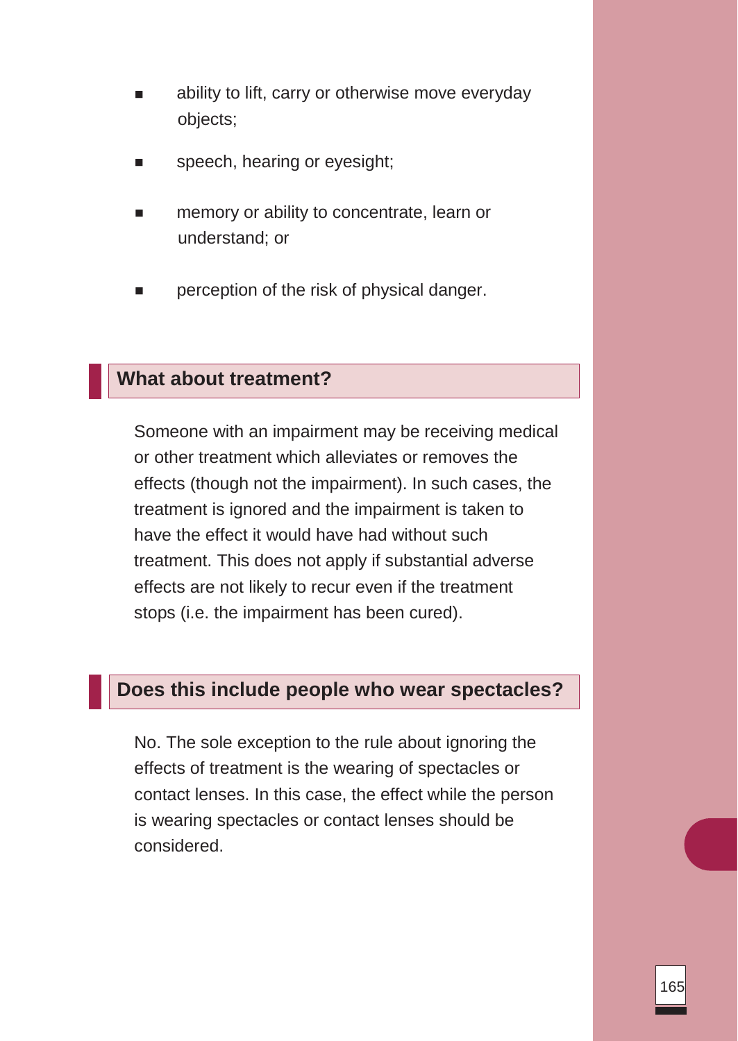- ability to lift, carry or otherwise move everyday objects;
- speech, hearing or eyesight;
- memory or ability to concentrate, learn or understand; or
- perception of the risk of physical danger.

## What about treatment?

Someone with an impairment may be receiving medical or other treatment which alleviates or removes the effects (though not the impairment). In such cases, the treatment is ignored and the impairment is taken to have the effect it would have had without such treatment. This does not apply if substantial adverse effects are not likely to recur even if the treatment stops (i.e. the impairment has been cured).

## Does this include people who wear spectacles?

No. The sole exception to the rule about ignoring the effects of treatment is the wearing of spectacles or contact lenses. In this case, the effect while the person is wearing spectacles or contact lenses should be considered.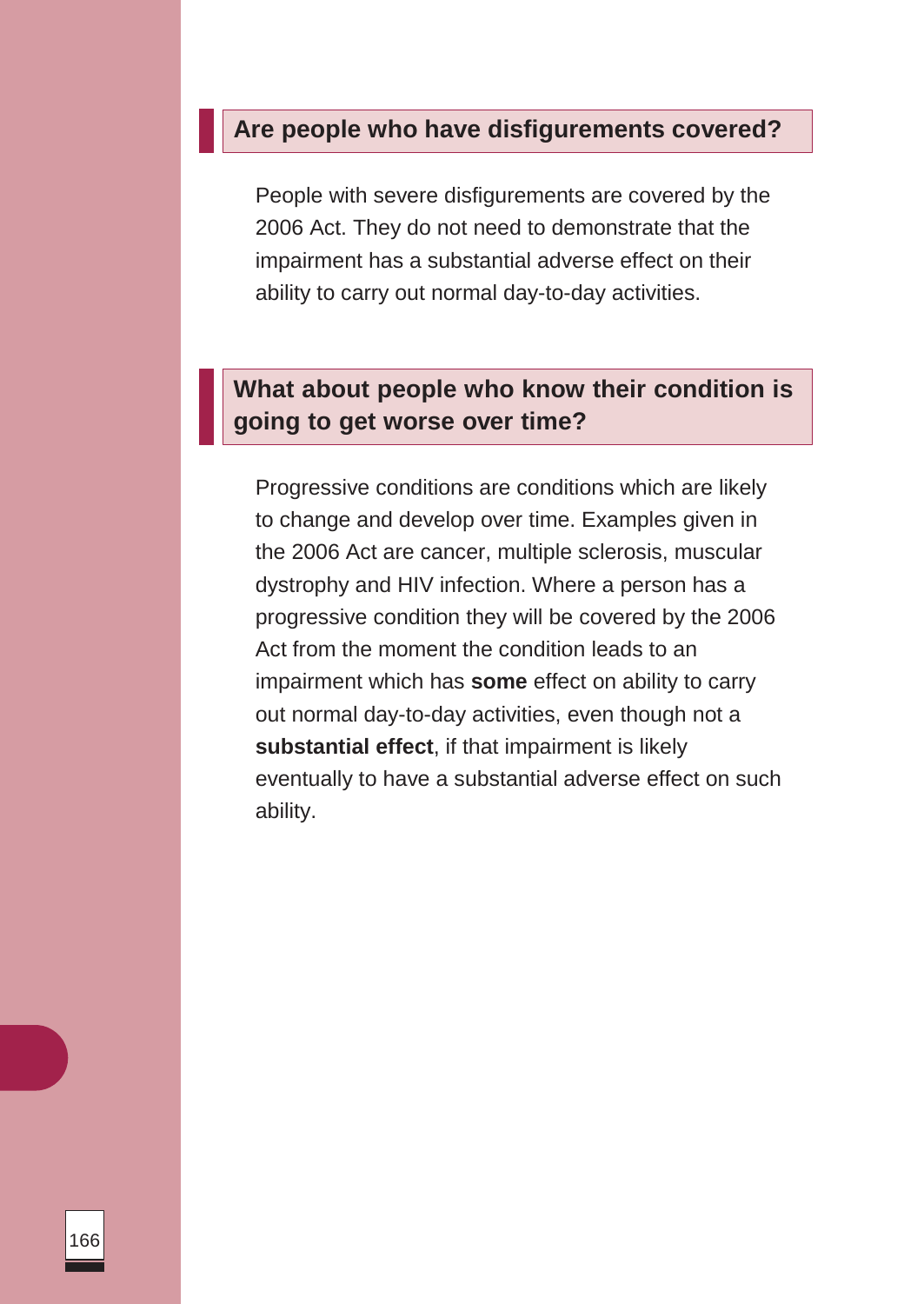## Are people who have disfigurements covered?

People with severe disfigurements are covered by the 2006 Act. They do not need to demonstrate that the impairment has a substantial adverse effect on their ability to carry out normal day-to-day activities.

## What about people who know their condition is going to get worse over time?

Progressive conditions are conditions which are likely to change and develop over time. Examples given in the 2006 Act are cancer, multiple sclerosis, muscular dystrophy and HIV infection. Where a person has a progressive condition they will be covered by the 2006 Act from the moment the condition leads to an impairment which has **some** effect on ability to carry out normal day-to-day activities, even though not a **substantial effect**, if that impairment is likely eventually to have a substantial adverse effect on such ability.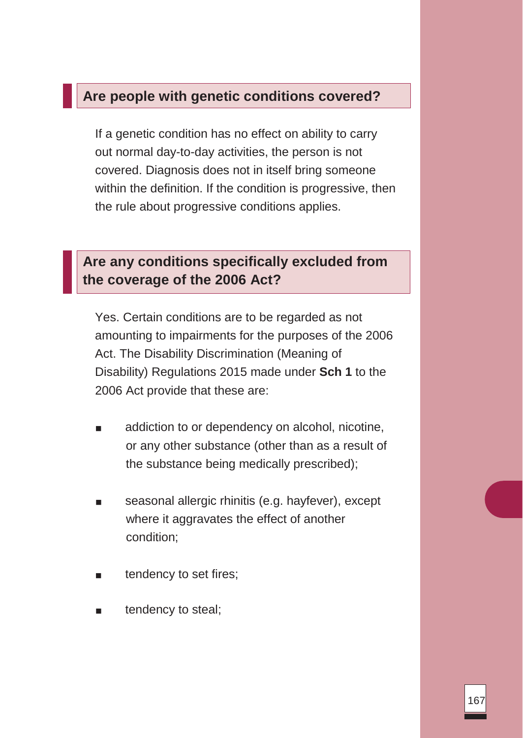## Are people with genetic conditions covered?

If a genetic condition has no effect on ability to carry out normal day-to-day activities, the person is not covered. Diagnosis does not in itself bring someone within the definition. If the condition is progressive, then the rule about progressive conditions applies.

## Are any conditions specifically excluded from the coverage of the 2006 Act?

Yes. Certain conditions are to be regarded as not amounting to impairments for the purposes of the 2006 Act. The Disability Discrimination (Meaning of Disability) Regulations 2015 made under **Sch 1** to the 2006 Act provide that these are:

- addiction to or dependency on alcohol, nicotine, or any other substance (other than as a result of the substance being medically prescribed);
- seasonal allergic rhinitis (e.g. hayfever), except where it aggravates the effect of another condition;
- tendency to set fires;
- tendency to steal;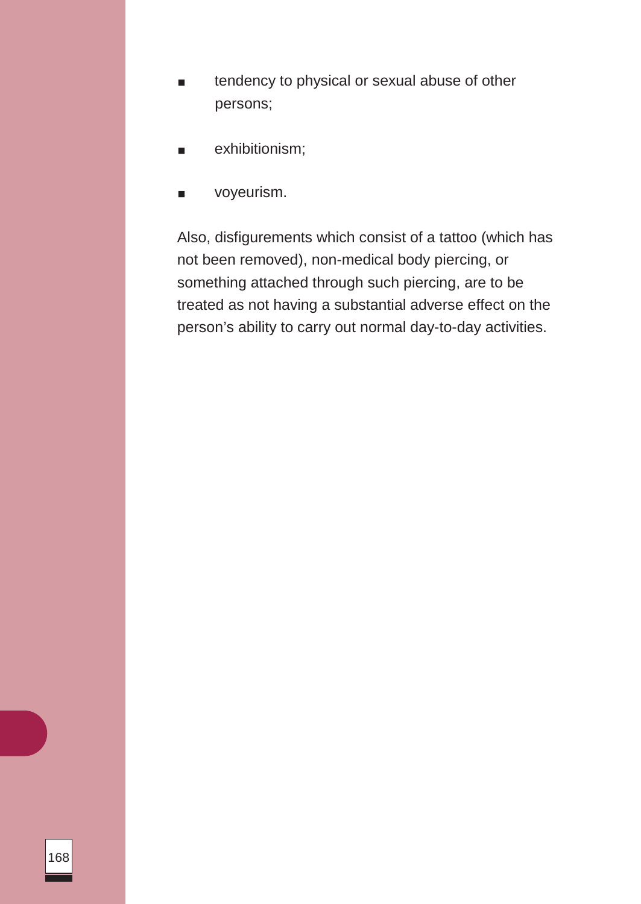- tendency to physical or sexual abuse of other persons;
- exhibitionism;
- voyeurism.

Also, disfigurements which consist of a tattoo (which has not been removed), non-medical body piercing, or something attached through such piercing, are to be treated as not having a substantial adverse effect on the person's ability to carry out normal day-to-day activities.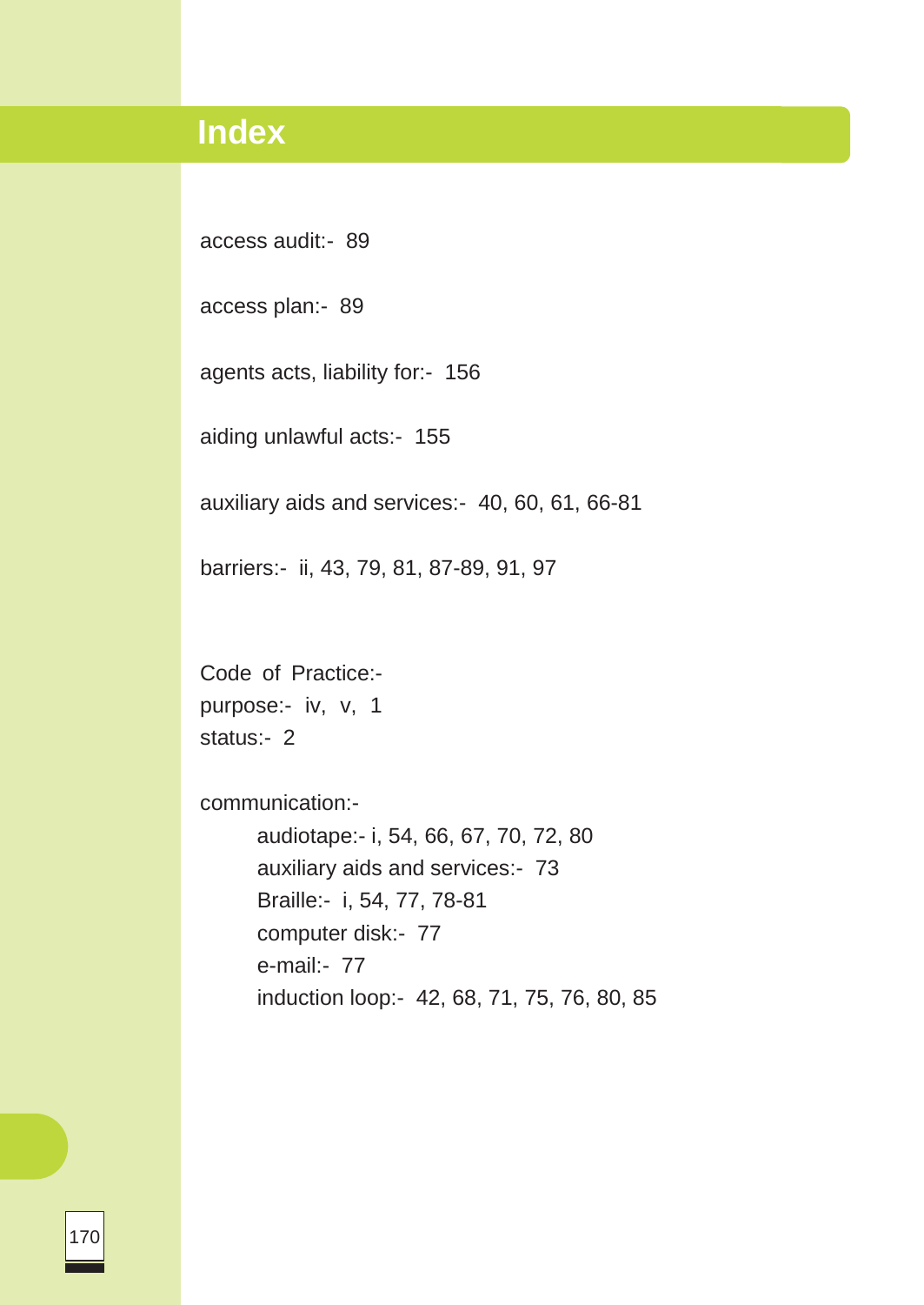# Index

access audit:- 89

access plan:- 89

agents acts, liability for:- 156

aiding unlawful acts:- 155

auxiliary aids and services:- 40, 60, 61, 66-81

barriers:- ii, 43, 79, 81, 87-89, 91, 97

Code of Practice:-
purpose:- iv, v, 1
status:- 2

communication:-
- audiotape:- i, 54, 66, 67, 70, 72, 80
- auxiliary aids and services:- 73
- Braille:- i, 54, 77, 78-81
- computer disk:- 77
- e-mail:- 77
- induction loop:- 42, 68, 71, 75, 76, 80, 85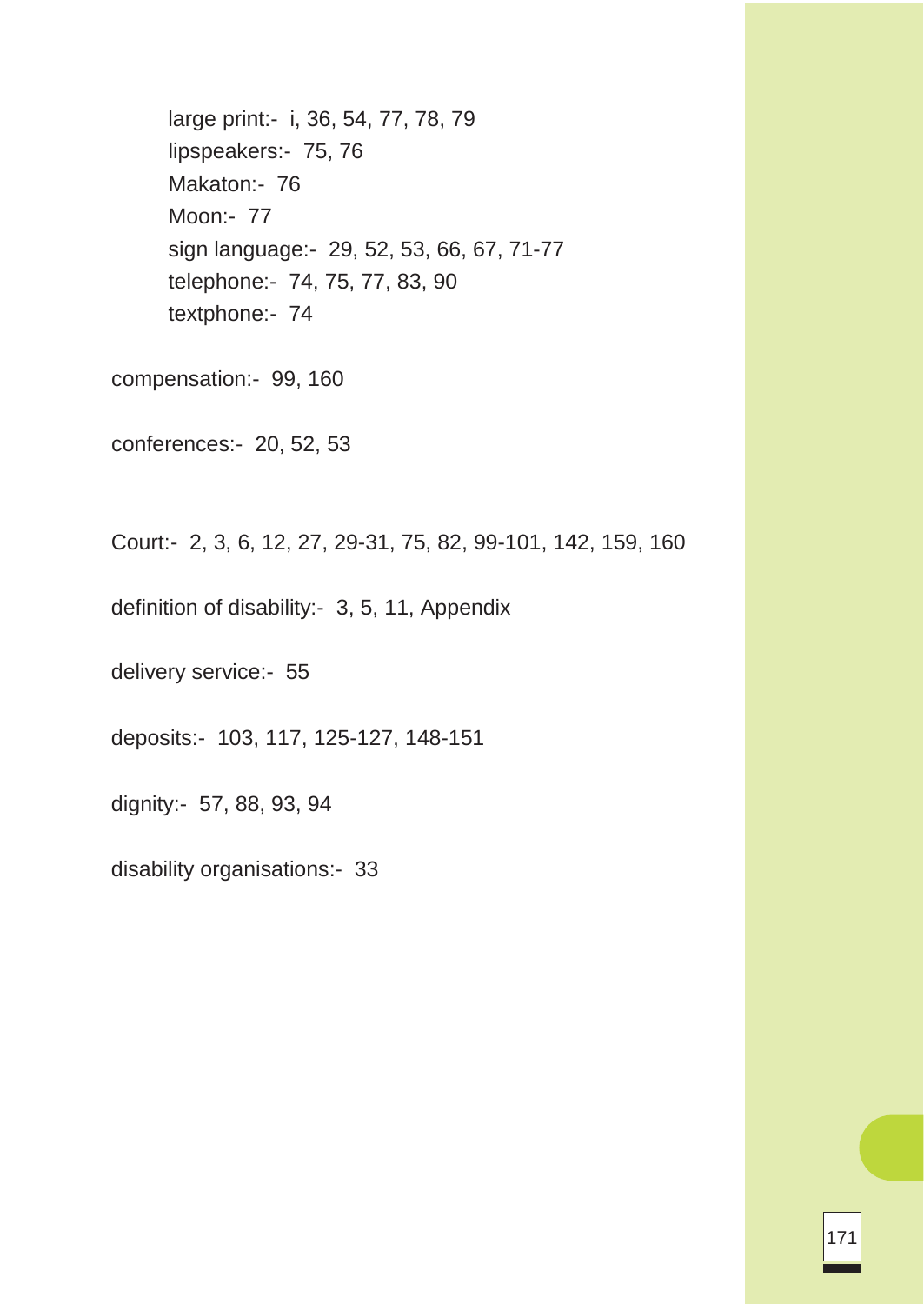large print:- i, 36, 54, 77, 78, 79
lipspeakers:- 75, 76
Makaton:- 76
Moon:- 77
sign language:- 29, 52, 53, 66, 67, 71-77
telephone:- 74, 75, 77, 83, 90
textphone:- 74

compensation:- 99, 160

conferences:- 20, 52, 53

Court:- 2, 3, 6, 12, 27, 29-31, 75, 82, 99-101, 142, 159, 160

definition of disability:- 3, 5, 11, Appendix

delivery service:- 55

deposits:- 103, 117, 125-127, 148-151

dignity:- 57, 88, 93, 94

disability organisations:- 33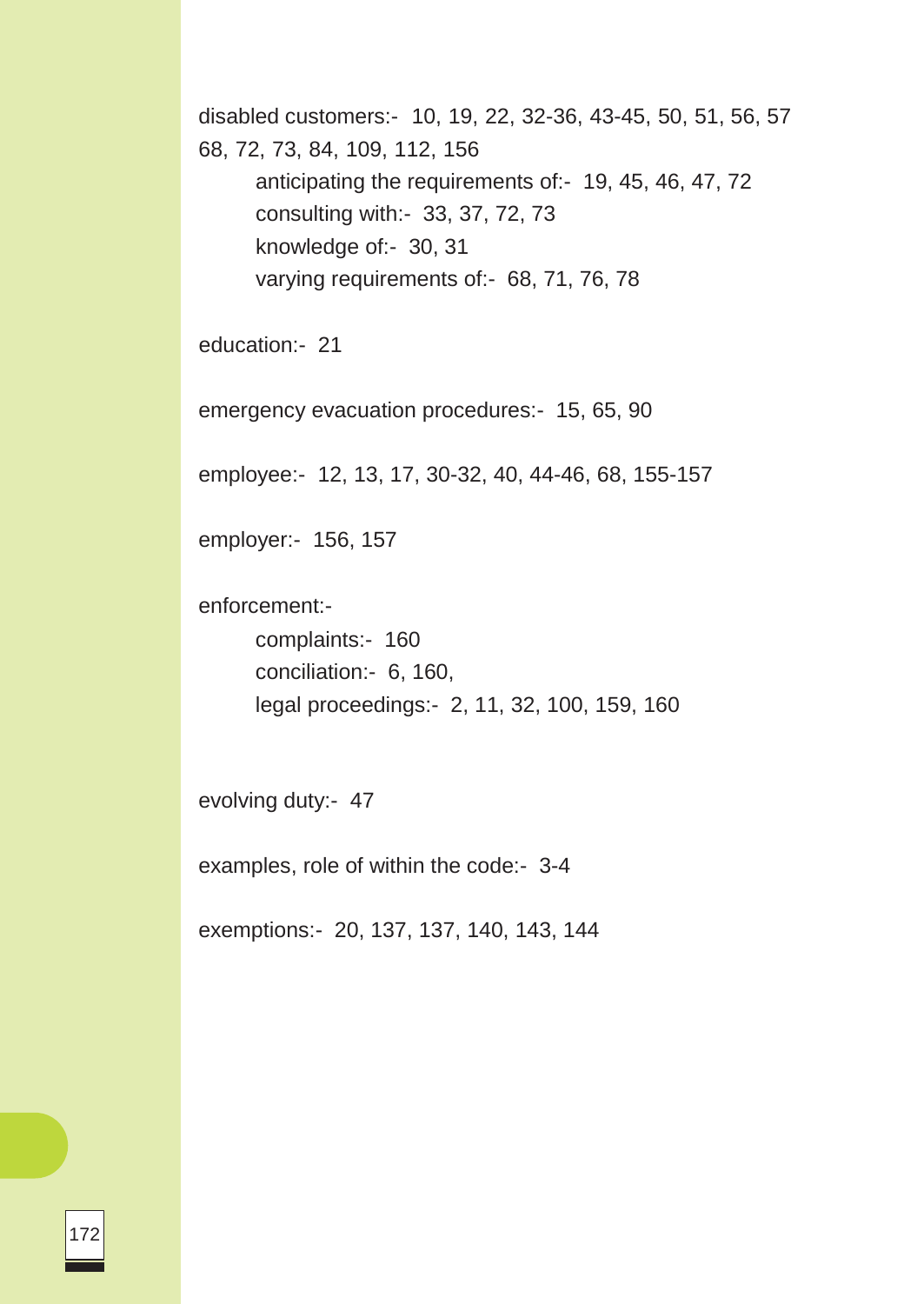disabled customers:- 10, 19, 22, 32-36, 43-45, 50, 51, 56, 57 68, 72, 73, 84, 109, 112, 156

- anticipating the requirements of:- 19, 45, 46, 47, 72
- consulting with:- 33, 37, 72, 73
- knowledge of:- 30, 31
- varying requirements of:- 68, 71, 76, 78

education:- 21

emergency evacuation procedures:- 15, 65, 90

employee:- 12, 13, 17, 30-32, 40, 44-46, 68, 155-157

employer:- 156, 157

enforcement:-

- complaints:- 160
- conciliation:- 6, 160,
- legal proceedings:- 2, 11, 32, 100, 159, 160

evolving duty:- 47

examples, role of within the code:- 3-4

exemptions:- 20, 137, 137, 140, 143, 144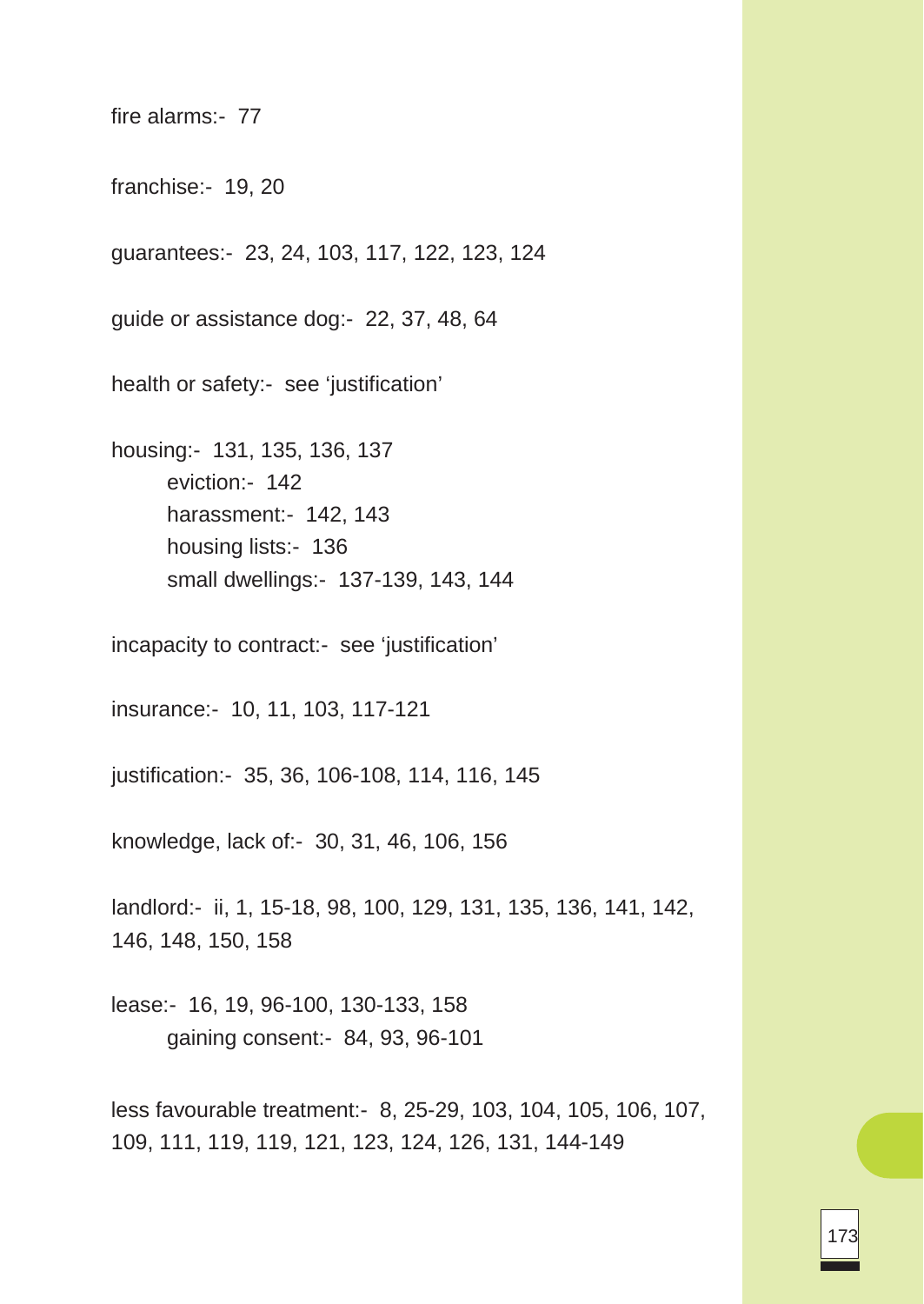fire alarms:- 77

franchise:- 19, 20

guarantees:- 23, 24, 103, 117, 122, 123, 124

guide or assistance dog:- 22, 37, 48, 64

health or safety:- see 'justification'

housing:- 131, 135, 136, 137
  - eviction:- 142
  - harassment:- 142, 143
  - housing lists:- 136
  - small dwellings:- 137-139, 143, 144

incapacity to contract:- see 'justification'

insurance:- 10, 11, 103, 117-121

justification:- 35, 36, 106-108, 114, 116, 145

knowledge, lack of:- 30, 31, 46, 106, 156

landlord:- ii, 1, 15-18, 98, 100, 129, 131, 135, 136, 141, 142, 146, 148, 150, 158

lease:- 16, 19, 96-100, 130-133, 158
  - gaining consent:- 84, 93, 96-101

less favourable treatment:- 8, 25-29, 103, 104, 105, 106, 107, 109, 111, 119, 119, 121, 123, 124, 126, 131, 144-149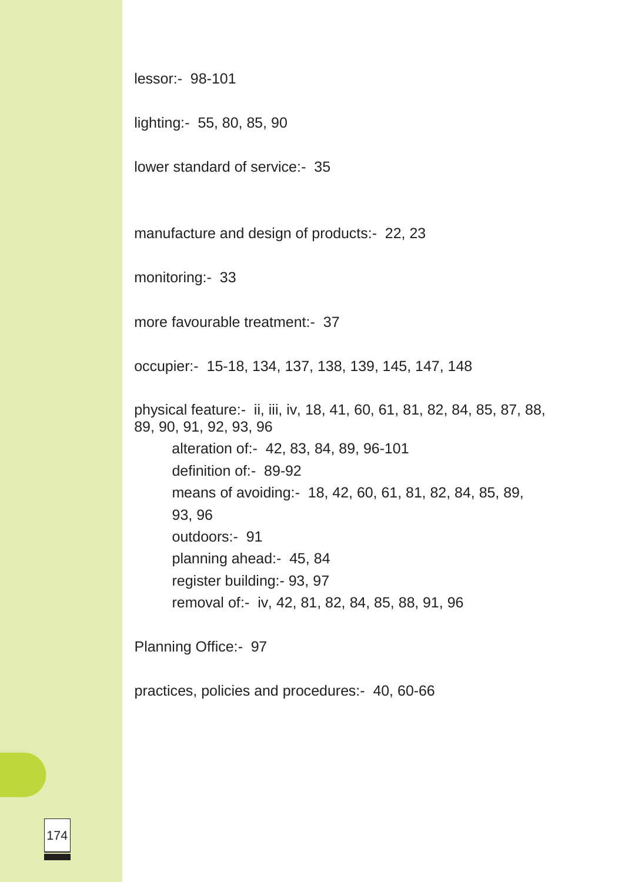lessor:- 98-101

lighting:- 55, 80, 85, 90

lower standard of service:- 35

manufacture and design of products:- 22, 23

monitoring:- 33

more favourable treatment:- 37

occupier:- 15-18, 134, 137, 138, 139, 145, 147, 148

physical feature:- ii, iii, iv, 18, 41, 60, 61, 81, 82, 84, 85, 87, 88, 89, 90, 91, 92, 93, 96

    alteration of:- 42, 83, 84, 89, 96-101
    definition of:- 89-92
    means of avoiding:- 18, 42, 60, 61, 81, 82, 84, 85, 89, 93, 96
    outdoors:- 91
    planning ahead:- 45, 84
    register building:- 93, 97
    removal of:- iv, 42, 81, 82, 84, 85, 88, 91, 96

Planning Office:- 97

practices, policies and procedures:- 40, 60-66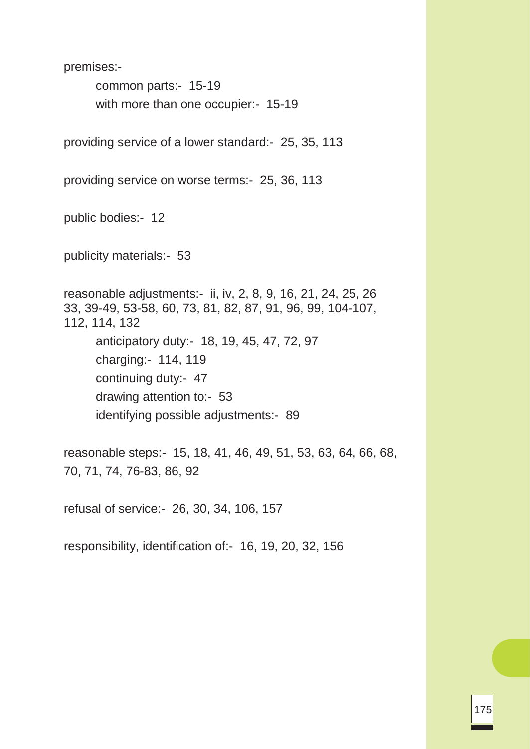premises:-

- common parts:- 15-19
- with more than one occupier:- 15-19

providing service of a lower standard:- 25, 35, 113

providing service on worse terms:- 25, 36, 113

public bodies:- 12

publicity materials:- 53

reasonable adjustments:- ii, iv, 2, 8, 9, 16, 21, 24, 25, 26 33, 39-49, 53-58, 60, 73, 81, 82, 87, 91, 96, 99, 104-107, 112, 114, 132

- anticipatory duty:- 18, 19, 45, 47, 72, 97
- charging:- 114, 119
- continuing duty:- 47
- drawing attention to:- 53
- identifying possible adjustments:- 89

reasonable steps:- 15, 18, 41, 46, 49, 51, 53, 63, 64, 66, 68, 70, 71, 74, 76-83, 86, 92

refusal of service:- 26, 30, 34, 106, 157

responsibility, identification of:- 16, 19, 20, 32, 156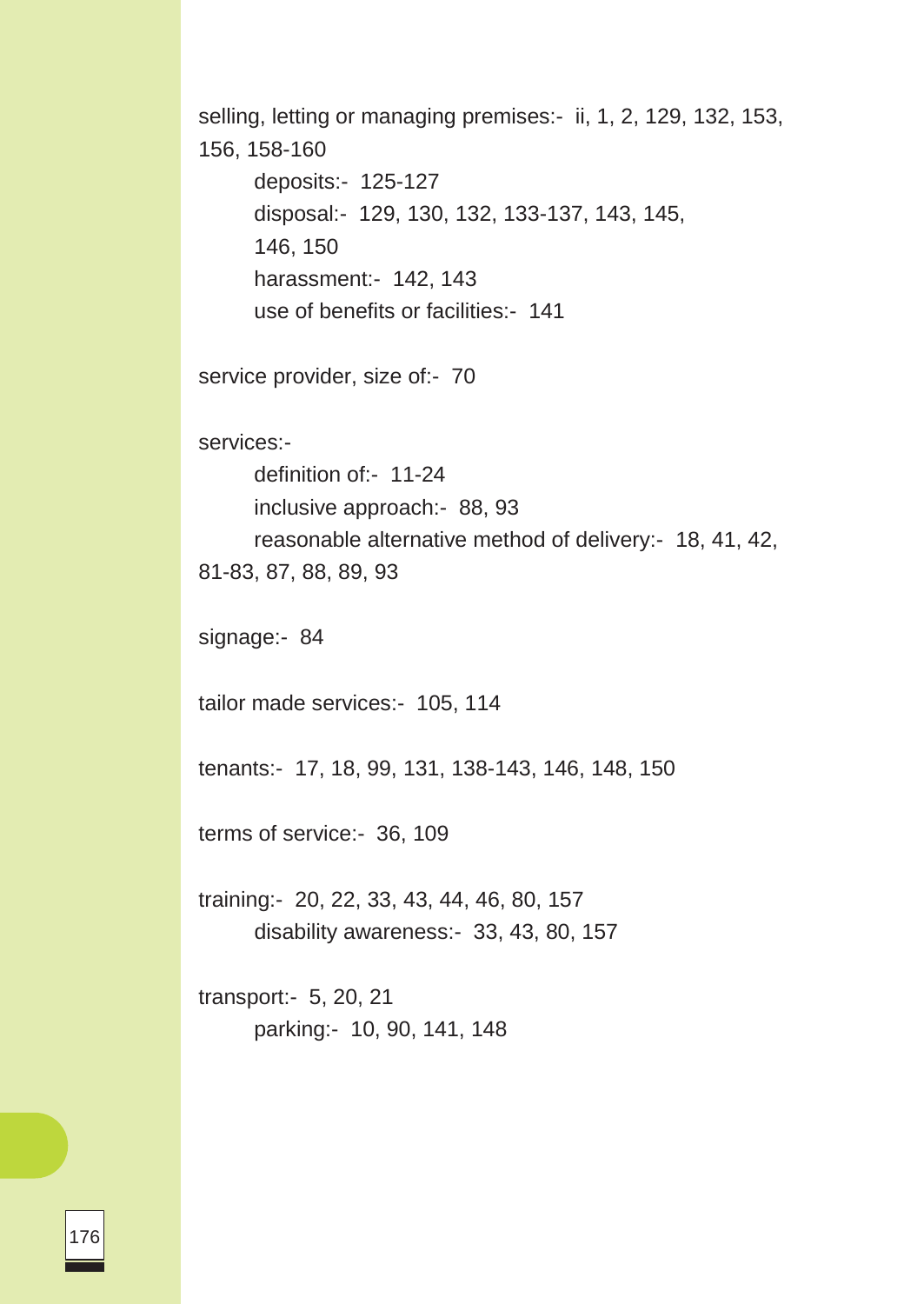selling, letting or managing premises:- ii, 1, 2, 129, 132, 153, 156, 158-160

- deposits:- 125-127
- disposal:- 129, 130, 132, 133-137, 143, 145, 146, 150
- harassment:- 142, 143
- use of benefits or facilities:- 141

service provider, size of:- 70

services:-

- definition of:- 11-24
- inclusive approach:- 88, 93
- reasonable alternative method of delivery:- 18, 41, 42, 81-83, 87, 88, 89, 93

signage:- 84

tailor made services:- 105, 114

tenants:- 17, 18, 99, 131, 138-143, 146, 148, 150

terms of service:- 36, 109

training:- 20, 22, 33, 43, 44, 46, 80, 157

- disability awareness:- 33, 43, 80, 157

transport:- 5, 20, 21

- parking:- 10, 90, 141, 148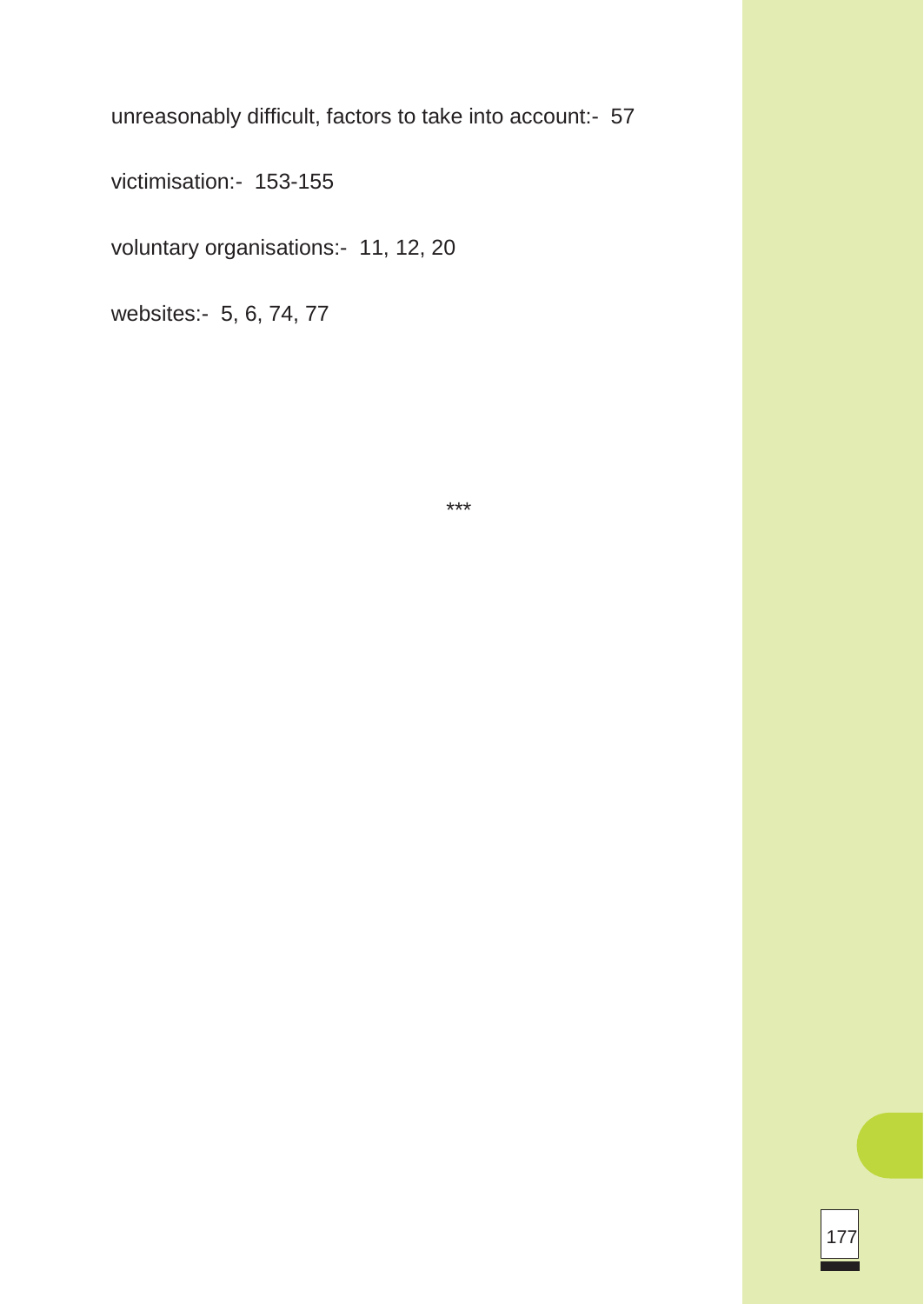unreasonably difficult, factors to take into account:-  57

victimisation:-  153-155

voluntary organisations:-  11, 12, 20

websites:-  5, 6, 74, 77

***